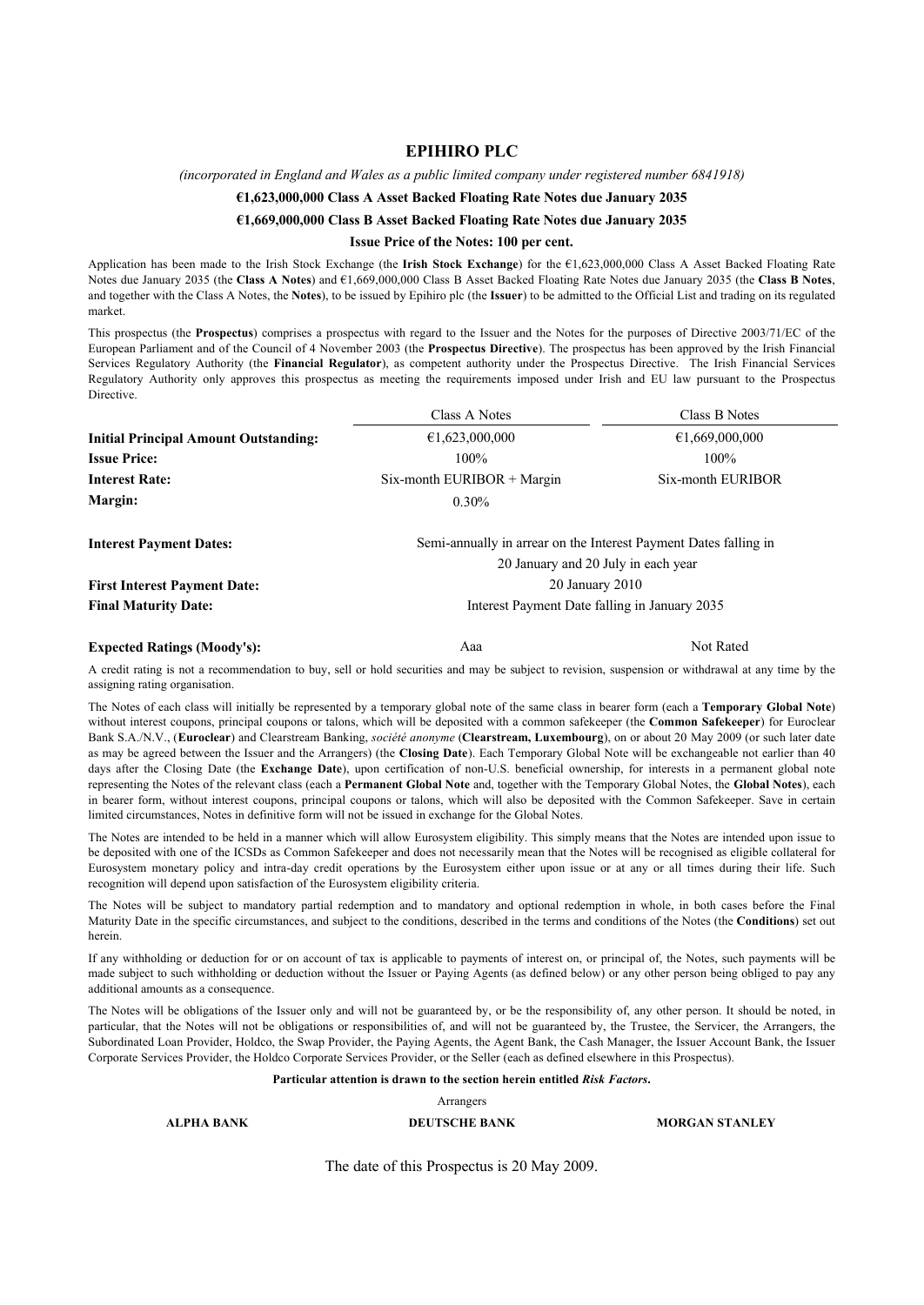# EPIHIRO PLC

*(incorporated in England and Wales as a public limited company under registered number 6841918)*

**€1,623,000,000 Class A Asset Backed Floating Rate Notes due January 2035**

**€1,669,000,000 Class B Asset Backed Floating Rate Notes due January 2035**

**Issue Price of the Notes: 100 per cent.**

Application has been made to the Irish Stock Exchange (the **Irish Stock Exchange**) for the €1,623,000,000 Class A Asset Backed Floating Rate Notes due January 2035 (the **Class A Notes**) and €1,669,000,000 Class B Asset Backed Floating Rate Notes due January 2035 (the **Class B Notes**, and together with the Class A Notes, the **Notes**), to be issued by Epihiro plc (the **Issuer**) to be admitted to the Official List and trading on its regulated market.

This prospectus (the **Prospectus**) comprises a prospectus with regard to the Issuer and the Notes for the purposes of Directive 2003/71/EC of the European Parliament and of the Council of 4 November 2003 (the **Prospectus Directive**). The prospectus has been approved by the Irish Financial Services Regulatory Authority (the **Financial Regulator**), as competent authority under the Prospectus Directive. The Irish Financial Services Regulatory Authority only approves this prospectus as meeting the requirements imposed under Irish and EU law pursuant to the Prospectus Directive.

| | Class A Notes | Class B Notes |
|---|---|---|
| **Initial Principal Amount Outstanding:** | €1,623,000,000 | €1,669,000,000 |
| **Issue Price:** | 100% | 100% |
| **Interest Rate:** | Six-month EURIBOR + Margin | Six-month EURIBOR |
| **Margin:** | 0.30% | |
| **Interest Payment Dates:** | Semi-annually in arrear on the Interest Payment Dates falling in 20 January and 20 July in each year | |
| **First Interest Payment Date:** | 20 January 2010 | |
| **Final Maturity Date:** | Interest Payment Date falling in January 2035 | |
| **Expected Ratings (Moody's):** | Aaa | Not Rated |

A credit rating is not a recommendation to buy, sell or hold securities and may be subject to revision, suspension or withdrawal at any time by the assigning rating organisation.

The Notes of each class will initially be represented by a temporary global note of the same class in bearer form (each a **Temporary Global Note**) without interest coupons, principal coupons or talons, which will be deposited with a common safekeeper (the **Common Safekeeper**) for Euroclear Bank S.A./N.V., (**Euroclear**) and Clearstream Banking, *société anonyme* (**Clearstream, Luxembourg**), on or about 20 May 2009 (or such later date as may be agreed between the Issuer and the Arrangers) (the **Closing Date**). Each Temporary Global Note will be exchangeable not earlier than 40 days after the Closing Date (the **Exchange Date**), upon certification of non-U.S. beneficial ownership, for interests in a permanent global note representing the Notes of the relevant class (each a **Permanent Global Note** and, together with the Temporary Global Notes, the **Global Notes**), each in bearer form, without interest coupons, principal coupons or talons, which will also be deposited with the Common Safekeeper. Save in certain limited circumstances, Notes in definitive form will not be issued in exchange for the Global Notes.

The Notes are intended to be held in a manner which will allow Eurosystem eligibility. This simply means that the Notes are intended upon issue to be deposited with one of the ICSDs as Common Safekeeper and does not necessarily mean that the Notes will be recognised as eligible collateral for Eurosystem monetary policy and intra-day credit operations by the Eurosystem either upon issue or at any or all times during their life. Such recognition will depend upon satisfaction of the Eurosystem eligibility criteria.

The Notes will be subject to mandatory partial redemption and to mandatory and optional redemption in whole, in both cases before the Final Maturity Date in the specific circumstances, and subject to the conditions, described in the terms and conditions of the Notes (the **Conditions**) set out herein.

If any withholding or deduction for or on account of tax is applicable to payments of interest on, or principal of, the Notes, such payments will be made subject to such withholding or deduction without the Issuer or Paying Agents (as defined below) or any other person being obliged to pay any additional amounts as a consequence.

The Notes will be obligations of the Issuer only and will not be guaranteed by, or be the responsibility of, any other person. It should be noted, in particular, that the Notes will not be obligations or responsibilities of, and will not be guaranteed by, the Trustee, the Servicer, the Arrangers, the Subordinated Loan Provider, Holdco, the Swap Provider, the Paying Agents, the Agent Bank, the Cash Manager, the Issuer Account Bank, the Issuer Corporate Services Provider, the Holdco Corporate Services Provider, or the Seller (each as defined elsewhere in this Prospectus).

**Particular attention is drawn to the section herein entitled *Risk Factors*.**

Arrangers

**ALPHA BANK** | **DEUTSCHE BANK** | **MORGAN STANLEY**

The date of this Prospectus is 20 May 2009.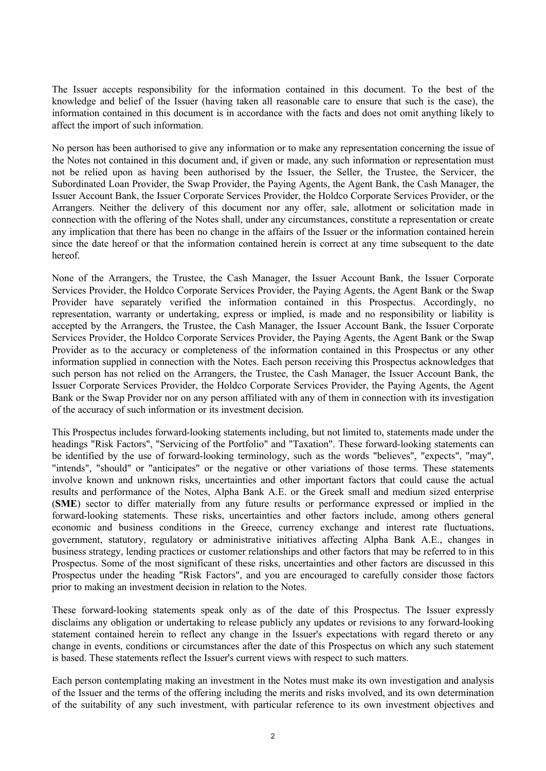The Issuer accepts responsibility for the information contained in this document. To the best of the knowledge and belief of the Issuer (having taken all reasonable care to ensure that such is the case), the information contained in this document is in accordance with the facts and does not omit anything likely to affect the import of such information.

No person has been authorised to give any information or to make any representation concerning the issue of the Notes not contained in this document and, if given or made, any such information or representation must not be relied upon as having been authorised by the Issuer, the Seller, the Trustee, the Servicer, the Subordinated Loan Provider, the Swap Provider, the Paying Agents, the Agent Bank, the Cash Manager, the Issuer Account Bank, the Issuer Corporate Services Provider, the Holdco Corporate Services Provider, or the Arrangers. Neither the delivery of this document nor any offer, sale, allotment or solicitation made in connection with the offering of the Notes shall, under any circumstances, constitute a representation or create any implication that there has been no change in the affairs of the Issuer or the information contained herein since the date hereof or that the information contained herein is correct at any time subsequent to the date hereof.

None of the Arrangers, the Trustee, the Cash Manager, the Issuer Account Bank, the Issuer Corporate Services Provider, the Holdco Corporate Services Provider, the Paying Agents, the Agent Bank or the Swap Provider have separately verified the information contained in this Prospectus. Accordingly, no representation, warranty or undertaking, express or implied, is made and no responsibility or liability is accepted by the Arrangers, the Trustee, the Cash Manager, the Issuer Account Bank, the Issuer Corporate Services Provider, the Holdco Corporate Services Provider, the Paying Agents, the Agent Bank or the Swap Provider as to the accuracy or completeness of the information contained in this Prospectus or any other information supplied in connection with the Notes. Each person receiving this Prospectus acknowledges that such person has not relied on the Arrangers, the Trustee, the Cash Manager, the Issuer Account Bank, the Issuer Corporate Services Provider, the Holdco Corporate Services Provider, the Paying Agents, the Agent Bank or the Swap Provider nor on any person affiliated with any of them in connection with its investigation of the accuracy of such information or its investment decision.

This Prospectus includes forward-looking statements including, but not limited to, statements made under the headings "Risk Factors", "Servicing of the Portfolio" and "Taxation". These forward-looking statements can be identified by the use of forward-looking terminology, such as the words "believes", "expects", "may", "intends", "should" or "anticipates" or the negative or other variations of those terms. These statements involve known and unknown risks, uncertainties and other important factors that could cause the actual results and performance of the Notes, Alpha Bank A.E. or the Greek small and medium sized enterprise (**SME**) sector to differ materially from any future results or performance expressed or implied in the forward-looking statements. These risks, uncertainties and other factors include, among others general economic and business conditions in the Greece, currency exchange and interest rate fluctuations, government, statutory, regulatory or administrative initiatives affecting Alpha Bank A.E., changes in business strategy, lending practices or customer relationships and other factors that may be referred to in this Prospectus. Some of the most significant of these risks, uncertainties and other factors are discussed in this Prospectus under the heading "Risk Factors", and you are encouraged to carefully consider those factors prior to making an investment decision in relation to the Notes.

These forward-looking statements speak only as of the date of this Prospectus. The Issuer expressly disclaims any obligation or undertaking to release publicly any updates or revisions to any forward-looking statement contained herein to reflect any change in the Issuer's expectations with regard thereto or any change in events, conditions or circumstances after the date of this Prospectus on which any such statement is based. These statements reflect the Issuer's current views with respect to such matters.

Each person contemplating making an investment in the Notes must make its own investigation and analysis of the Issuer and the terms of the offering including the merits and risks involved, and its own determination of the suitability of any such investment, with particular reference to its own investment objectives and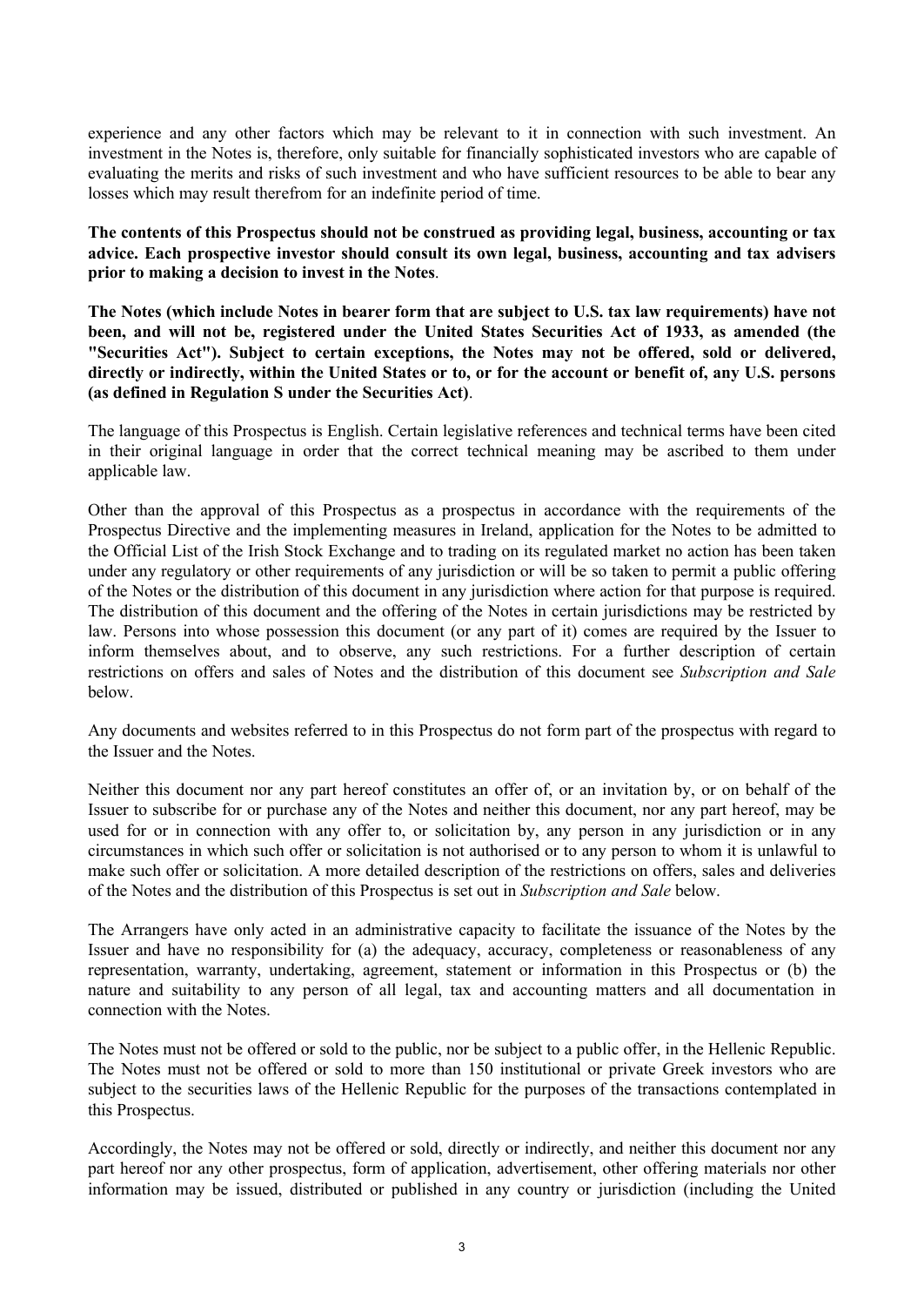experience and any other factors which may be relevant to it in connection with such investment. An investment in the Notes is, therefore, only suitable for financially sophisticated investors who are capable of evaluating the merits and risks of such investment and who have sufficient resources to be able to bear any losses which may result therefrom for an indefinite period of time.

**The contents of this Prospectus should not be construed as providing legal, business, accounting or tax advice. Each prospective investor should consult its own legal, business, accounting and tax advisers prior to making a decision to invest in the Notes**.

**The Notes (which include Notes in bearer form that are subject to U.S. tax law requirements) have not been, and will not be, registered under the United States Securities Act of 1933, as amended (the "Securities Act"). Subject to certain exceptions, the Notes may not be offered, sold or delivered, directly or indirectly, within the United States or to, or for the account or benefit of, any U.S. persons (as defined in Regulation S under the Securities Act)**.

The language of this Prospectus is English. Certain legislative references and technical terms have been cited in their original language in order that the correct technical meaning may be ascribed to them under applicable law.

Other than the approval of this Prospectus as a prospectus in accordance with the requirements of the Prospectus Directive and the implementing measures in Ireland, application for the Notes to be admitted to the Official List of the Irish Stock Exchange and to trading on its regulated market no action has been taken under any regulatory or other requirements of any jurisdiction or will be so taken to permit a public offering of the Notes or the distribution of this document in any jurisdiction where action for that purpose is required. The distribution of this document and the offering of the Notes in certain jurisdictions may be restricted by law. Persons into whose possession this document (or any part of it) comes are required by the Issuer to inform themselves about, and to observe, any such restrictions. For a further description of certain restrictions on offers and sales of Notes and the distribution of this document see *Subscription and Sale* below.

Any documents and websites referred to in this Prospectus do not form part of the prospectus with regard to the Issuer and the Notes.

Neither this document nor any part hereof constitutes an offer of, or an invitation by, or on behalf of the Issuer to subscribe for or purchase any of the Notes and neither this document, nor any part hereof, may be used for or in connection with any offer to, or solicitation by, any person in any jurisdiction or in any circumstances in which such offer or solicitation is not authorised or to any person to whom it is unlawful to make such offer or solicitation. A more detailed description of the restrictions on offers, sales and deliveries of the Notes and the distribution of this Prospectus is set out in *Subscription and Sale* below.

The Arrangers have only acted in an administrative capacity to facilitate the issuance of the Notes by the Issuer and have no responsibility for (a) the adequacy, accuracy, completeness or reasonableness of any representation, warranty, undertaking, agreement, statement or information in this Prospectus or (b) the nature and suitability to any person of all legal, tax and accounting matters and all documentation in connection with the Notes.

The Notes must not be offered or sold to the public, nor be subject to a public offer, in the Hellenic Republic. The Notes must not be offered or sold to more than 150 institutional or private Greek investors who are subject to the securities laws of the Hellenic Republic for the purposes of the transactions contemplated in this Prospectus.

Accordingly, the Notes may not be offered or sold, directly or indirectly, and neither this document nor any part hereof nor any other prospectus, form of application, advertisement, other offering materials nor other information may be issued, distributed or published in any country or jurisdiction (including the United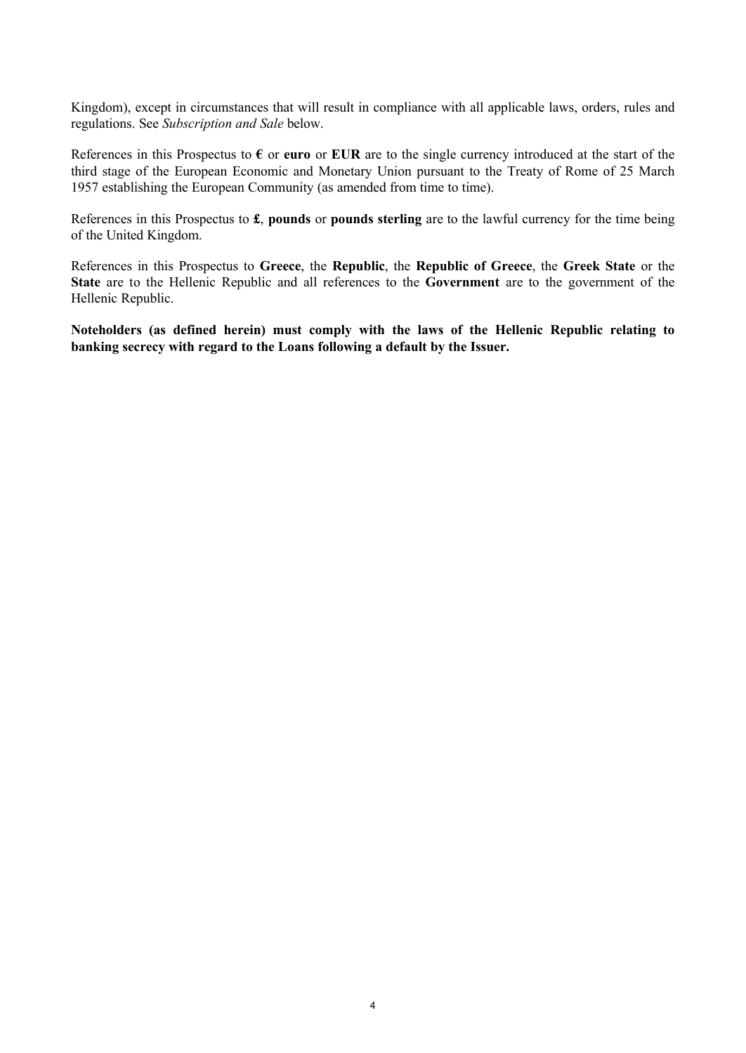Kingdom), except in circumstances that will result in compliance with all applicable laws, orders, rules and regulations. See *Subscription and Sale* below.

References in this Prospectus to **€** or **euro** or **EUR** are to the single currency introduced at the start of the third stage of the European Economic and Monetary Union pursuant to the Treaty of Rome of 25 March 1957 establishing the European Community (as amended from time to time).

References in this Prospectus to **£**, **pounds** or **pounds sterling** are to the lawful currency for the time being of the United Kingdom.

References in this Prospectus to **Greece**, the **Republic**, the **Republic of Greece**, the **Greek State** or the **State** are to the Hellenic Republic and all references to the **Government** are to the government of the Hellenic Republic.

**Noteholders (as defined herein) must comply with the laws of the Hellenic Republic relating to banking secrecy with regard to the Loans following a default by the Issuer.**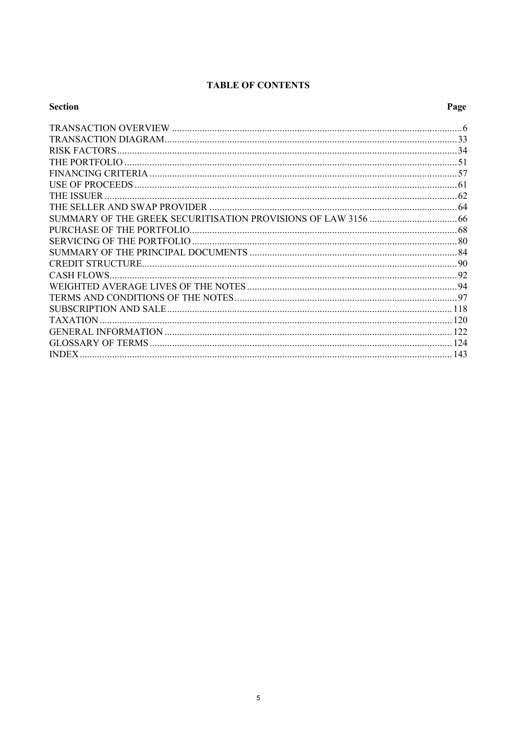# TABLE OF CONTENTS

| Section | Page |
|---|---|
| TRANSACTION OVERVIEW | 6 |
| TRANSACTION DIAGRAM | 33 |
| RISK FACTORS | 34 |
| THE PORTFOLIO | 51 |
| FINANCING CRITERIA | 57 |
| USE OF PROCEEDS | 61 |
| THE ISSUER | 62 |
| THE SELLER AND SWAP PROVIDER | 64 |
| SUMMARY OF THE GREEK SECURITISATION PROVISIONS OF LAW 3156 | 66 |
| PURCHASE OF THE PORTFOLIO | 68 |
| SERVICING OF THE PORTFOLIO | 80 |
| SUMMARY OF THE PRINCIPAL DOCUMENTS | 84 |
| CREDIT STRUCTURE | 90 |
| CASH FLOWS | 92 |
| WEIGHTED AVERAGE LIVES OF THE NOTES | 94 |
| TERMS AND CONDITIONS OF THE NOTES | 97 |
| SUBSCRIPTION AND SALE | 118 |
| TAXATION | 120 |
| GENERAL INFORMATION | 122 |
| GLOSSARY OF TERMS | 124 |
| INDEX | 143 |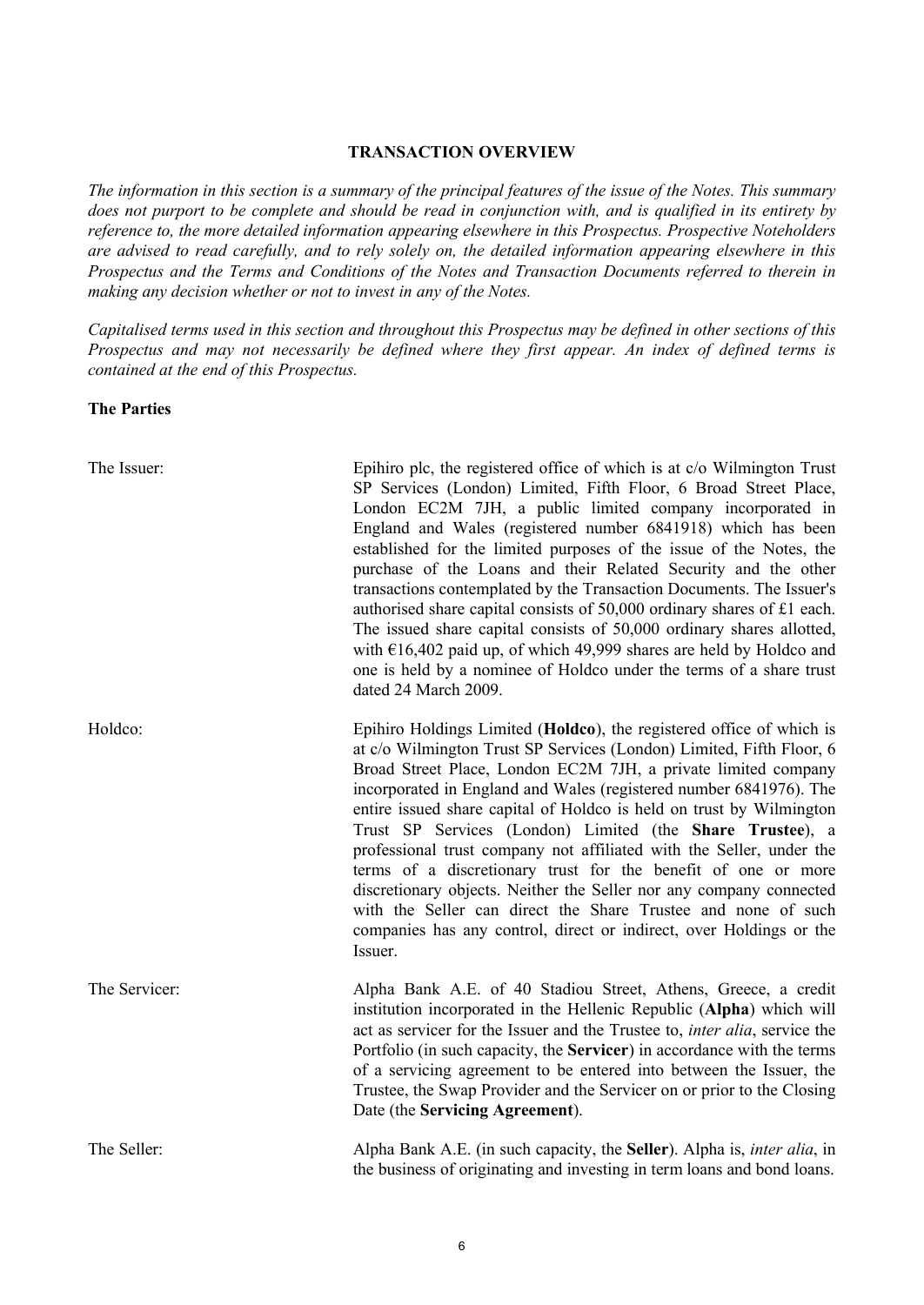## TRANSACTION OVERVIEW

*The information in this section is a summary of the principal features of the issue of the Notes. This summary does not purport to be complete and should be read in conjunction with, and is qualified in its entirety by reference to, the more detailed information appearing elsewhere in this Prospectus. Prospective Noteholders are advised to read carefully, and to rely solely on, the detailed information appearing elsewhere in this Prospectus and the Terms and Conditions of the Notes and Transaction Documents referred to therein in making any decision whether or not to invest in any of the Notes.*

*Capitalised terms used in this section and throughout this Prospectus may be defined in other sections of this Prospectus and may not necessarily be defined where they first appear. An index of defined terms is contained at the end of this Prospectus.*

### The Parties

| | |
|---|---|
| The Issuer: | Epihiro plc, the registered office of which is at c/o Wilmington Trust SP Services (London) Limited, Fifth Floor, 6 Broad Street Place, London EC2M 7JH, a public limited company incorporated in England and Wales (registered number 6841918) which has been established for the limited purposes of the issue of the Notes, the purchase of the Loans and their Related Security and the other transactions contemplated by the Transaction Documents. The Issuer's authorised share capital consists of 50,000 ordinary shares of £1 each. The issued share capital consists of 50,000 ordinary shares allotted, with €16,402 paid up, of which 49,999 shares are held by Holdco and one is held by a nominee of Holdco under the terms of a share trust dated 24 March 2009. |
| Holdco: | Epihiro Holdings Limited (**Holdco**), the registered office of which is at c/o Wilmington Trust SP Services (London) Limited, Fifth Floor, 6 Broad Street Place, London EC2M 7JH, a private limited company incorporated in England and Wales (registered number 6841976). The entire issued share capital of Holdco is held on trust by Wilmington Trust SP Services (London) Limited (the **Share Trustee**), a professional trust company not affiliated with the Seller, under the terms of a discretionary trust for the benefit of one or more discretionary objects. Neither the Seller nor any company connected with the Seller can direct the Share Trustee and none of such companies has any control, direct or indirect, over Holdings or the Issuer. |
| The Servicer: | Alpha Bank A.E. of 40 Stadiou Street, Athens, Greece, a credit institution incorporated in the Hellenic Republic (**Alpha**) which will act as servicer for the Issuer and the Trustee to, *inter alia*, service the Portfolio (in such capacity, the **Servicer**) in accordance with the terms of a servicing agreement to be entered into between the Issuer, the Trustee, the Swap Provider and the Servicer on or prior to the Closing Date (the **Servicing Agreement**). |
| The Seller: | Alpha Bank A.E. (in such capacity, the **Seller**). Alpha is, *inter alia*, in the business of originating and investing in term loans and bond loans. |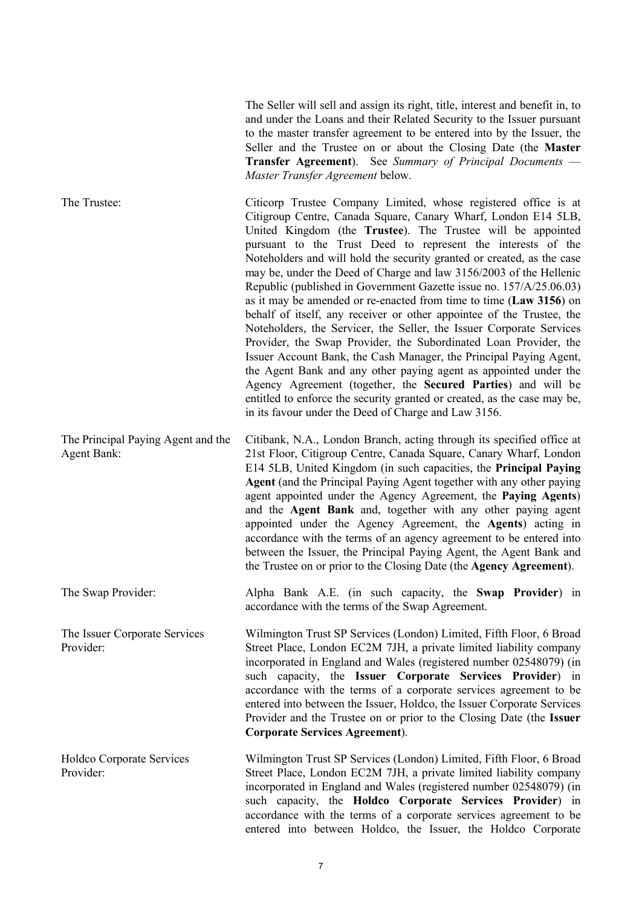The Seller will sell and assign its right, title, interest and benefit in, to and under the Loans and their Related Security to the Issuer pursuant to the master transfer agreement to be entered into by the Issuer, the Seller and the Trustee on or about the Closing Date (the **Master Transfer Agreement**). See *Summary of Principal Documents — Master Transfer Agreement* below.

| | |
|---|---|
| The Trustee: | Citicorp Trustee Company Limited, whose registered office is at Citigroup Centre, Canada Square, Canary Wharf, London E14 5LB, United Kingdom (the **Trustee**). The Trustee will be appointed pursuant to the Trust Deed to represent the interests of the Noteholders and will hold the security granted or created, as the case may be, under the Deed of Charge and law 3156/2003 of the Hellenic Republic (published in Government Gazette issue no. 157/A/25.06.03) as it may be amended or re-enacted from time to time (**Law 3156**) on behalf of itself, any receiver or other appointee of the Trustee, the Noteholders, the Servicer, the Seller, the Issuer Corporate Services Provider, the Swap Provider, the Subordinated Loan Provider, the Issuer Account Bank, the Cash Manager, the Principal Paying Agent, the Agent Bank and any other paying agent as appointed under the Agency Agreement (together, the **Secured Parties**) and will be entitled to enforce the security granted or created, as the case may be, in its favour under the Deed of Charge and Law 3156. |
| The Principal Paying Agent and the Agent Bank: | Citibank, N.A., London Branch, acting through its specified office at 21st Floor, Citigroup Centre, Canada Square, Canary Wharf, London E14 5LB, United Kingdom (in such capacities, the **Principal Paying Agent** (and the Principal Paying Agent together with any other paying agent appointed under the Agency Agreement, the **Paying Agents**) and the **Agent Bank** and, together with any other paying agent appointed under the Agency Agreement, the **Agents**) acting in accordance with the terms of an agency agreement to be entered into between the Issuer, the Principal Paying Agent, the Agent Bank and the Trustee on or prior to the Closing Date (the **Agency Agreement**). |
| The Swap Provider: | Alpha Bank A.E. (in such capacity, the **Swap Provider**) in accordance with the terms of the Swap Agreement. |
| The Issuer Corporate Services Provider: | Wilmington Trust SP Services (London) Limited, Fifth Floor, 6 Broad Street Place, London EC2M 7JH, a private limited liability company incorporated in England and Wales (registered number 02548079) (in such capacity, the **Issuer Corporate Services Provider**) in accordance with the terms of a corporate services agreement to be entered into between the Issuer, Holdco, the Issuer Corporate Services Provider and the Trustee on or prior to the Closing Date (the **Issuer Corporate Services Agreement**). |
| Holdco Corporate Services Provider: | Wilmington Trust SP Services (London) Limited, Fifth Floor, 6 Broad Street Place, London EC2M 7JH, a private limited liability company incorporated in England and Wales (registered number 02548079) (in such capacity, the **Holdco Corporate Services Provider**) in accordance with the terms of a corporate services agreement to be entered into between Holdco, the Issuer, the Holdco Corporate |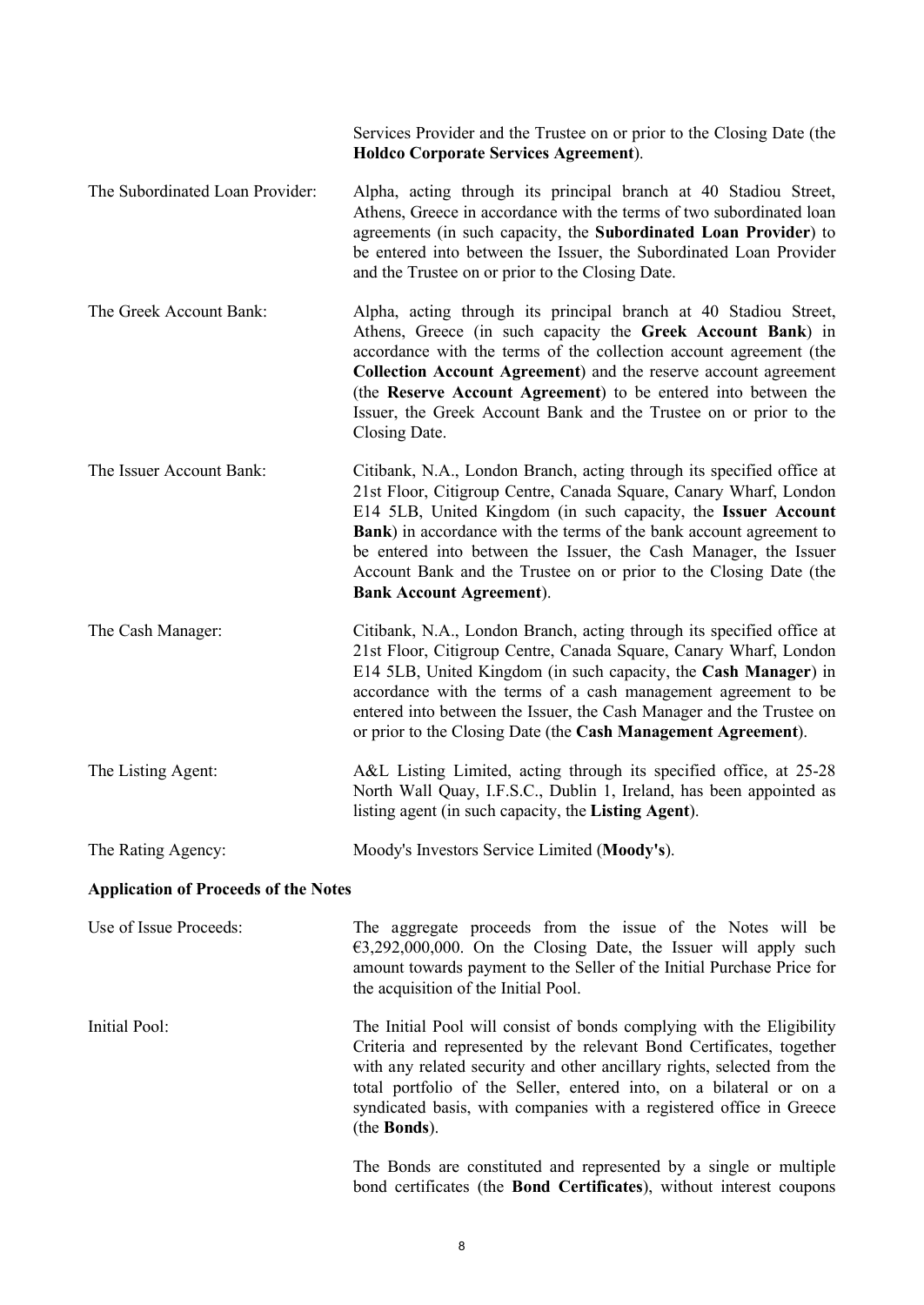| | |
|---|---|
| | Services Provider and the Trustee on or prior to the Closing Date (the **Holdco Corporate Services Agreement**). |
| The Subordinated Loan Provider: | Alpha, acting through its principal branch at 40 Stadiou Street, Athens, Greece in accordance with the terms of two subordinated loan agreements (in such capacity, the **Subordinated Loan Provider**) to be entered into between the Issuer, the Subordinated Loan Provider and the Trustee on or prior to the Closing Date. |
| The Greek Account Bank: | Alpha, acting through its principal branch at 40 Stadiou Street, Athens, Greece (in such capacity the **Greek Account Bank**) in accordance with the terms of the collection account agreement (the **Collection Account Agreement**) and the reserve account agreement (the **Reserve Account Agreement**) to be entered into between the Issuer, the Greek Account Bank and the Trustee on or prior to the Closing Date. |
| The Issuer Account Bank: | Citibank, N.A., London Branch, acting through its specified office at 21st Floor, Citigroup Centre, Canada Square, Canary Wharf, London E14 5LB, United Kingdom (in such capacity, the **Issuer Account Bank**) in accordance with the terms of the bank account agreement to be entered into between the Issuer, the Cash Manager, the Issuer Account Bank and the Trustee on or prior to the Closing Date (the **Bank Account Agreement**). |
| The Cash Manager: | Citibank, N.A., London Branch, acting through its specified office at 21st Floor, Citigroup Centre, Canada Square, Canary Wharf, London E14 5LB, United Kingdom (in such capacity, the **Cash Manager**) in accordance with the terms of a cash management agreement to be entered into between the Issuer, the Cash Manager and the Trustee on or prior to the Closing Date (the **Cash Management Agreement**). |
| The Listing Agent: | A&L Listing Limited, acting through its specified office, at 25-28 North Wall Quay, I.F.S.C., Dublin 1, Ireland, has been appointed as listing agent (in such capacity, the **Listing Agent**). |
| The Rating Agency: | Moody's Investors Service Limited (**Moody's**). |

**Application of Proceeds of the Notes**

| | |
|---|---|
| Use of Issue Proceeds: | The aggregate proceeds from the issue of the Notes will be €3,292,000,000. On the Closing Date, the Issuer will apply such amount towards payment to the Seller of the Initial Purchase Price for the acquisition of the Initial Pool. |
| Initial Pool: | The Initial Pool will consist of bonds complying with the Eligibility Criteria and represented by the relevant Bond Certificates, together with any related security and other ancillary rights, selected from the total portfolio of the Seller, entered into, on a bilateral or on a syndicated basis, with companies with a registered office in Greece (the **Bonds**).<br><br>The Bonds are constituted and represented by a single or multiple bond certificates (the **Bond Certificates**), without interest coupons |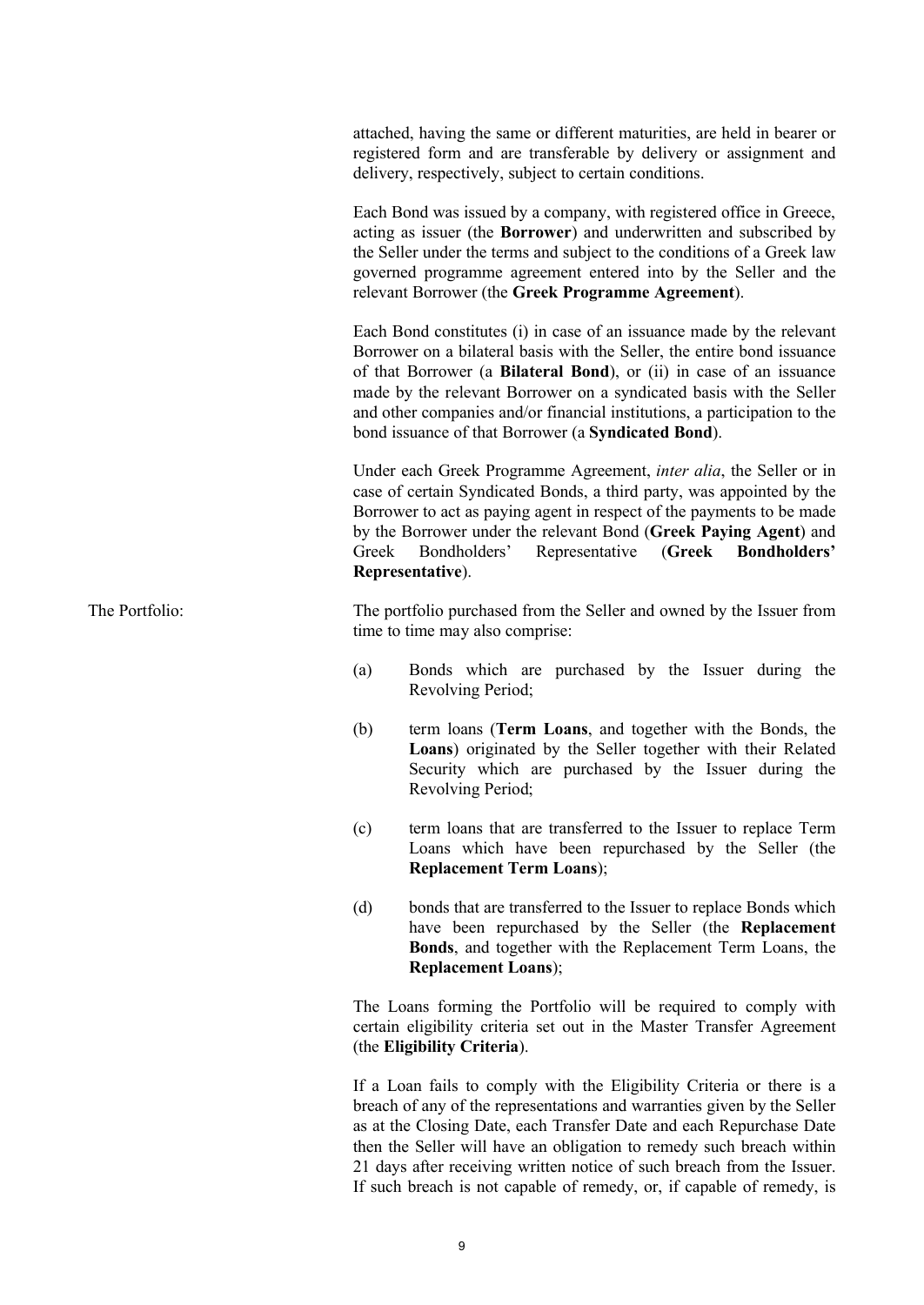attached, having the same or different maturities, are held in bearer or registered form and are transferable by delivery or assignment and delivery, respectively, subject to certain conditions.

Each Bond was issued by a company, with registered office in Greece, acting as issuer (the **Borrower**) and underwritten and subscribed by the Seller under the terms and subject to the conditions of a Greek law governed programme agreement entered into by the Seller and the relevant Borrower (the **Greek Programme Agreement**).

Each Bond constitutes (i) in case of an issuance made by the relevant Borrower on a bilateral basis with the Seller, the entire bond issuance of that Borrower (a **Bilateral Bond**), or (ii) in case of an issuance made by the relevant Borrower on a syndicated basis with the Seller and other companies and/or financial institutions, a participation to the bond issuance of that Borrower (a **Syndicated Bond**).

Under each Greek Programme Agreement, *inter alia*, the Seller or in case of certain Syndicated Bonds, a third party, was appointed by the Borrower to act as paying agent in respect of the payments to be made by the Borrower under the relevant Bond (**Greek Paying Agent**) and Greek Bondholders' Representative (**Greek Bondholders' Representative**).

The Portfolio:

The portfolio purchased from the Seller and owned by the Issuer from time to time may also comprise:

(a) Bonds which are purchased by the Issuer during the Revolving Period;

(b) term loans (**Term Loans**, and together with the Bonds, the **Loans**) originated by the Seller together with their Related Security which are purchased by the Issuer during the Revolving Period;

(c) term loans that are transferred to the Issuer to replace Term Loans which have been repurchased by the Seller (the **Replacement Term Loans**);

(d) bonds that are transferred to the Issuer to replace Bonds which have been repurchased by the Seller (the **Replacement Bonds**, and together with the Replacement Term Loans, the **Replacement Loans**);

The Loans forming the Portfolio will be required to comply with certain eligibility criteria set out in the Master Transfer Agreement (the **Eligibility Criteria**).

If a Loan fails to comply with the Eligibility Criteria or there is a breach of any of the representations and warranties given by the Seller as at the Closing Date, each Transfer Date and each Repurchase Date then the Seller will have an obligation to remedy such breach within 21 days after receiving written notice of such breach from the Issuer. If such breach is not capable of remedy, or, if capable of remedy, is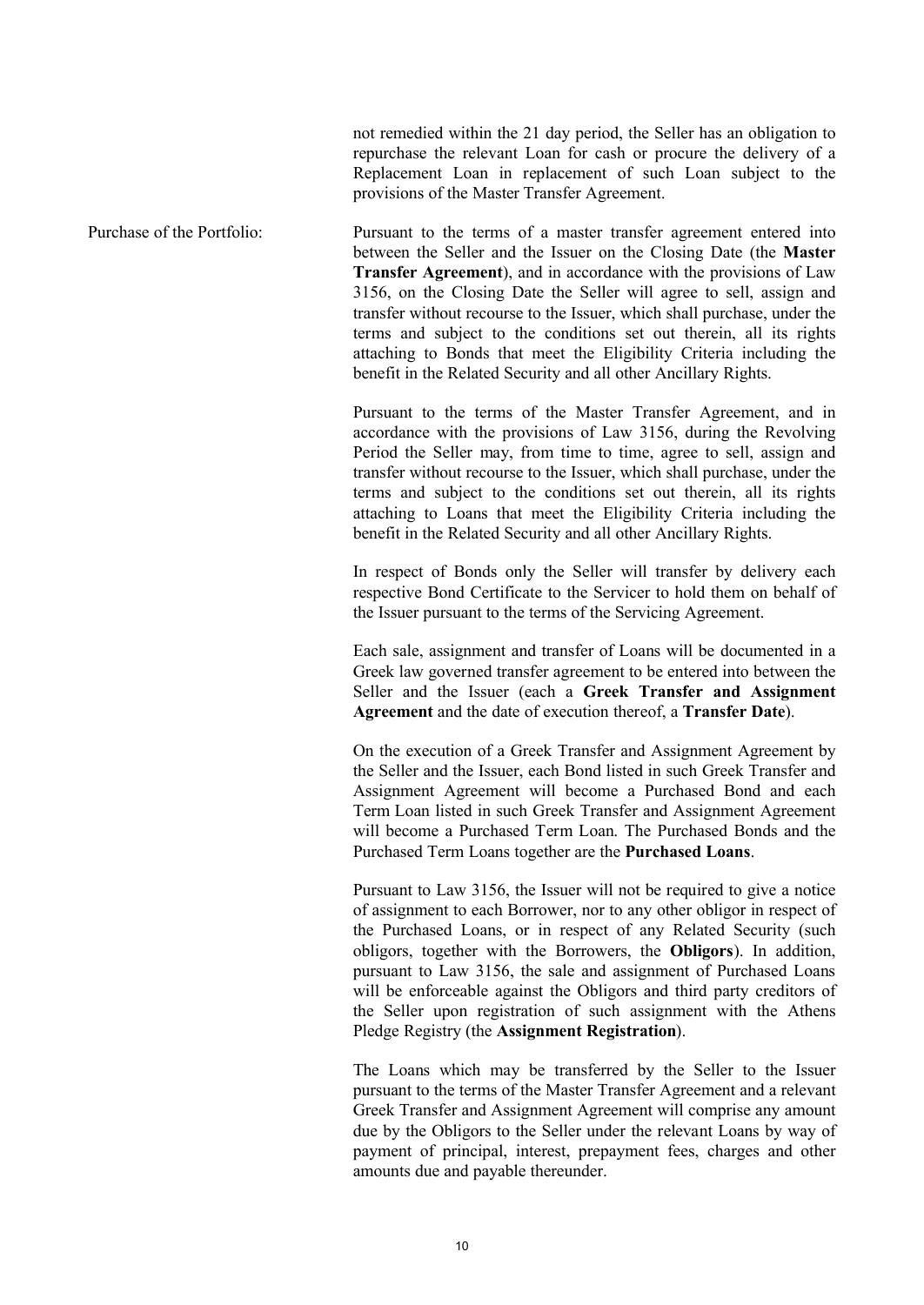not remedied within the 21 day period, the Seller has an obligation to repurchase the relevant Loan for cash or procure the delivery of a Replacement Loan in replacement of such Loan subject to the provisions of the Master Transfer Agreement.

Purchase of the Portfolio:

Pursuant to the terms of a master transfer agreement entered into between the Seller and the Issuer on the Closing Date (the **Master Transfer Agreement**), and in accordance with the provisions of Law 3156, on the Closing Date the Seller will agree to sell, assign and transfer without recourse to the Issuer, which shall purchase, under the terms and subject to the conditions set out therein, all its rights attaching to Bonds that meet the Eligibility Criteria including the benefit in the Related Security and all other Ancillary Rights.

Pursuant to the terms of the Master Transfer Agreement, and in accordance with the provisions of Law 3156, during the Revolving Period the Seller may, from time to time, agree to sell, assign and transfer without recourse to the Issuer, which shall purchase, under the terms and subject to the conditions set out therein, all its rights attaching to Loans that meet the Eligibility Criteria including the benefit in the Related Security and all other Ancillary Rights.

In respect of Bonds only the Seller will transfer by delivery each respective Bond Certificate to the Servicer to hold them on behalf of the Issuer pursuant to the terms of the Servicing Agreement.

Each sale, assignment and transfer of Loans will be documented in a Greek law governed transfer agreement to be entered into between the Seller and the Issuer (each a **Greek Transfer and Assignment Agreement** and the date of execution thereof, a **Transfer Date**).

On the execution of a Greek Transfer and Assignment Agreement by the Seller and the Issuer, each Bond listed in such Greek Transfer and Assignment Agreement will become a Purchased Bond and each Term Loan listed in such Greek Transfer and Assignment Agreement will become a Purchased Term Loan. The Purchased Bonds and the Purchased Term Loans together are the **Purchased Loans**.

Pursuant to Law 3156, the Issuer will not be required to give a notice of assignment to each Borrower, nor to any other obligor in respect of the Purchased Loans, or in respect of any Related Security (such obligors, together with the Borrowers, the **Obligors**). In addition, pursuant to Law 3156, the sale and assignment of Purchased Loans will be enforceable against the Obligors and third party creditors of the Seller upon registration of such assignment with the Athens Pledge Registry (the **Assignment Registration**).

The Loans which may be transferred by the Seller to the Issuer pursuant to the terms of the Master Transfer Agreement and a relevant Greek Transfer and Assignment Agreement will comprise any amount due by the Obligors to the Seller under the relevant Loans by way of payment of principal, interest, prepayment fees, charges and other amounts due and payable thereunder.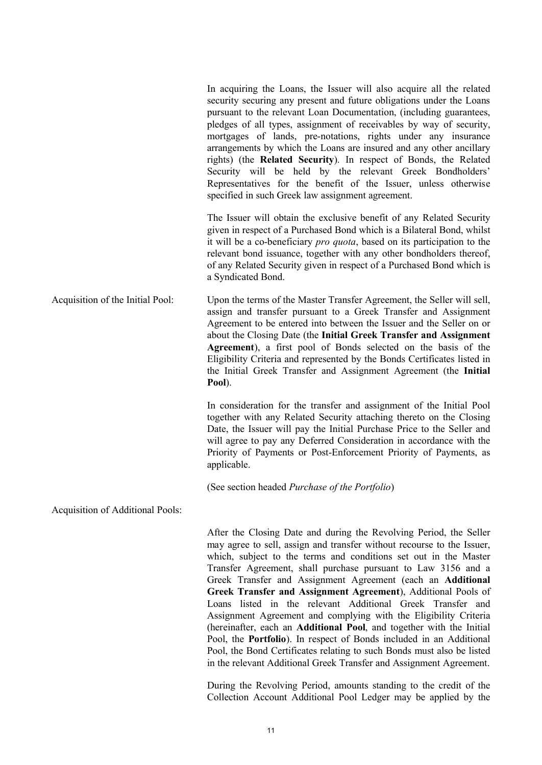In acquiring the Loans, the Issuer will also acquire all the related security securing any present and future obligations under the Loans pursuant to the relevant Loan Documentation, (including guarantees, pledges of all types, assignment of receivables by way of security, mortgages of lands, pre-notations, rights under any insurance arrangements by which the Loans are insured and any other ancillary rights) (the **Related Security**). In respect of Bonds, the Related Security will be held by the relevant Greek Bondholders' Representatives for the benefit of the Issuer, unless otherwise specified in such Greek law assignment agreement.

The Issuer will obtain the exclusive benefit of any Related Security given in respect of a Purchased Bond which is a Bilateral Bond, whilst it will be a co-beneficiary *pro quota*, based on its participation to the relevant bond issuance, together with any other bondholders thereof, of any Related Security given in respect of a Purchased Bond which is a Syndicated Bond.

Acquisition of the Initial Pool: Upon the terms of the Master Transfer Agreement, the Seller will sell, assign and transfer pursuant to a Greek Transfer and Assignment Agreement to be entered into between the Issuer and the Seller on or about the Closing Date (the **Initial Greek Transfer and Assignment Agreement**), a first pool of Bonds selected on the basis of the Eligibility Criteria and represented by the Bonds Certificates listed in the Initial Greek Transfer and Assignment Agreement (the **Initial Pool**).

In consideration for the transfer and assignment of the Initial Pool together with any Related Security attaching thereto on the Closing Date, the Issuer will pay the Initial Purchase Price to the Seller and will agree to pay any Deferred Consideration in accordance with the Priority of Payments or Post-Enforcement Priority of Payments, as applicable.

(See section headed *Purchase of the Portfolio*)

Acquisition of Additional Pools:

After the Closing Date and during the Revolving Period, the Seller may agree to sell, assign and transfer without recourse to the Issuer, which, subject to the terms and conditions set out in the Master Transfer Agreement, shall purchase pursuant to Law 3156 and a Greek Transfer and Assignment Agreement (each an **Additional Greek Transfer and Assignment Agreement**), Additional Pools of Loans listed in the relevant Additional Greek Transfer and Assignment Agreement and complying with the Eligibility Criteria (hereinafter, each an **Additional Pool**, and together with the Initial Pool, the **Portfolio**). In respect of Bonds included in an Additional Pool, the Bond Certificates relating to such Bonds must also be listed in the relevant Additional Greek Transfer and Assignment Agreement.

During the Revolving Period, amounts standing to the credit of the Collection Account Additional Pool Ledger may be applied by the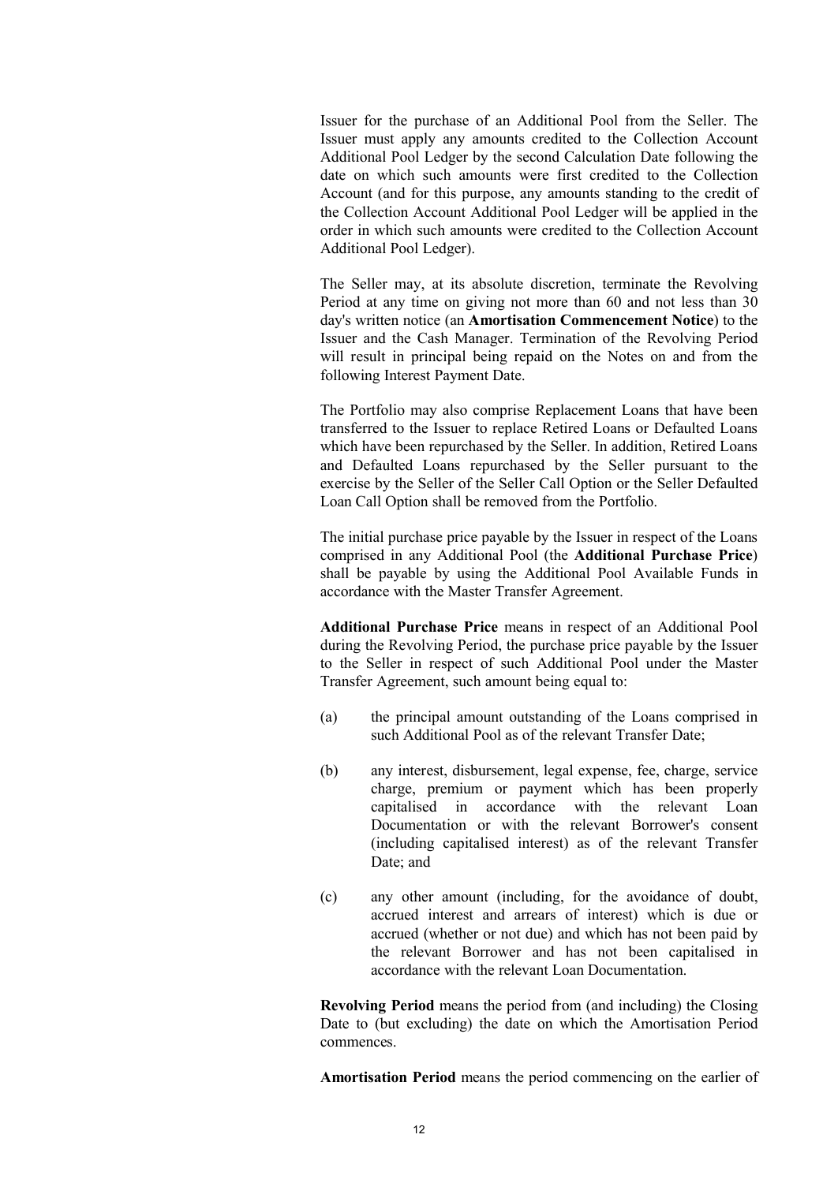Issuer for the purchase of an Additional Pool from the Seller. The Issuer must apply any amounts credited to the Collection Account Additional Pool Ledger by the second Calculation Date following the date on which such amounts were first credited to the Collection Account (and for this purpose, any amounts standing to the credit of the Collection Account Additional Pool Ledger will be applied in the order in which such amounts were credited to the Collection Account Additional Pool Ledger).

The Seller may, at its absolute discretion, terminate the Revolving Period at any time on giving not more than 60 and not less than 30 day's written notice (an **Amortisation Commencement Notice**) to the Issuer and the Cash Manager. Termination of the Revolving Period will result in principal being repaid on the Notes on and from the following Interest Payment Date.

The Portfolio may also comprise Replacement Loans that have been transferred to the Issuer to replace Retired Loans or Defaulted Loans which have been repurchased by the Seller. In addition, Retired Loans and Defaulted Loans repurchased by the Seller pursuant to the exercise by the Seller of the Seller Call Option or the Seller Defaulted Loan Call Option shall be removed from the Portfolio.

The initial purchase price payable by the Issuer in respect of the Loans comprised in any Additional Pool (the **Additional Purchase Price**) shall be payable by using the Additional Pool Available Funds in accordance with the Master Transfer Agreement.

**Additional Purchase Price** means in respect of an Additional Pool during the Revolving Period, the purchase price payable by the Issuer to the Seller in respect of such Additional Pool under the Master Transfer Agreement, such amount being equal to:

(a) the principal amount outstanding of the Loans comprised in such Additional Pool as of the relevant Transfer Date;

(b) any interest, disbursement, legal expense, fee, charge, service charge, premium or payment which has been properly capitalised in accordance with the relevant Loan Documentation or with the relevant Borrower's consent (including capitalised interest) as of the relevant Transfer Date; and

(c) any other amount (including, for the avoidance of doubt, accrued interest and arrears of interest) which is due or accrued (whether or not due) and which has not been paid by the relevant Borrower and has not been capitalised in accordance with the relevant Loan Documentation.

**Revolving Period** means the period from (and including) the Closing Date to (but excluding) the date on which the Amortisation Period commences.

**Amortisation Period** means the period commencing on the earlier of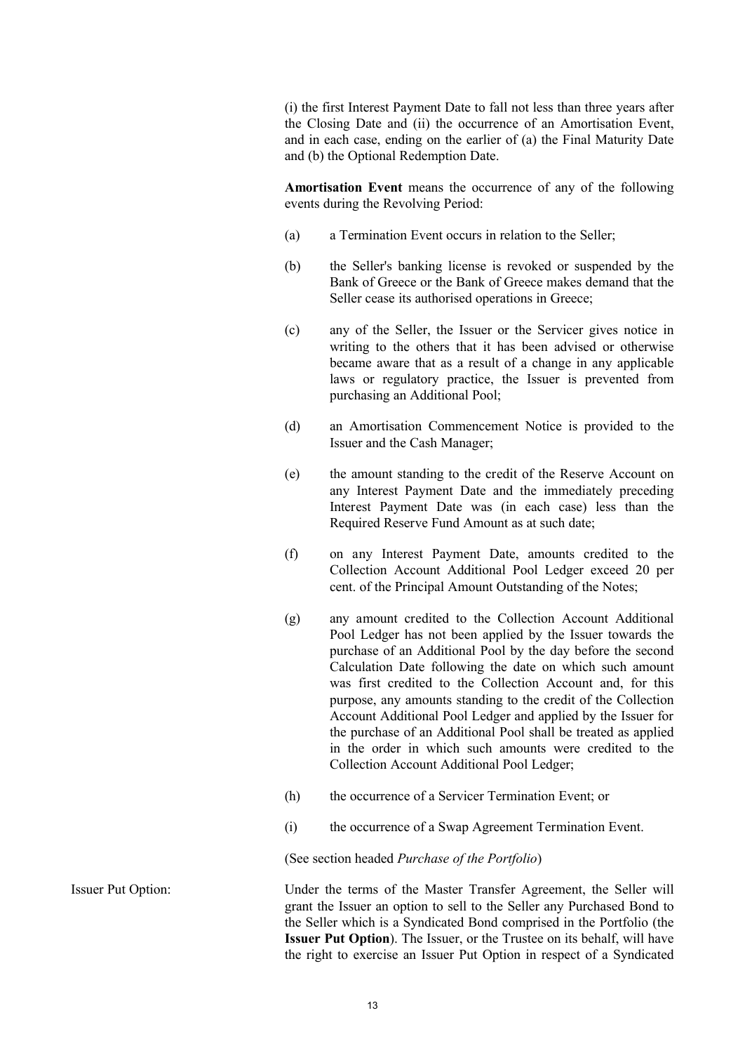(i) the first Interest Payment Date to fall not less than three years after the Closing Date and (ii) the occurrence of an Amortisation Event, and in each case, ending on the earlier of (a) the Final Maturity Date and (b) the Optional Redemption Date.

**Amortisation Event** means the occurrence of any of the following events during the Revolving Period:

(a) a Termination Event occurs in relation to the Seller;

(b) the Seller's banking license is revoked or suspended by the Bank of Greece or the Bank of Greece makes demand that the Seller cease its authorised operations in Greece;

(c) any of the Seller, the Issuer or the Servicer gives notice in writing to the others that it has been advised or otherwise became aware that as a result of a change in any applicable laws or regulatory practice, the Issuer is prevented from purchasing an Additional Pool;

(d) an Amortisation Commencement Notice is provided to the Issuer and the Cash Manager;

(e) the amount standing to the credit of the Reserve Account on any Interest Payment Date and the immediately preceding Interest Payment Date was (in each case) less than the Required Reserve Fund Amount as at such date;

(f) on any Interest Payment Date, amounts credited to the Collection Account Additional Pool Ledger exceed 20 per cent. of the Principal Amount Outstanding of the Notes;

(g) any amount credited to the Collection Account Additional Pool Ledger has not been applied by the Issuer towards the purchase of an Additional Pool by the day before the second Calculation Date following the date on which such amount was first credited to the Collection Account and, for this purpose, any amounts standing to the credit of the Collection Account Additional Pool Ledger and applied by the Issuer for the purchase of an Additional Pool shall be treated as applied in the order in which such amounts were credited to the Collection Account Additional Pool Ledger;

(h) the occurrence of a Servicer Termination Event; or

(i) the occurrence of a Swap Agreement Termination Event.

(See section headed *Purchase of the Portfolio*)

Issuer Put Option: Under the terms of the Master Transfer Agreement, the Seller will grant the Issuer an option to sell to the Seller any Purchased Bond to the Seller which is a Syndicated Bond comprised in the Portfolio (the **Issuer Put Option**). The Issuer, or the Trustee on its behalf, will have the right to exercise an Issuer Put Option in respect of a Syndicated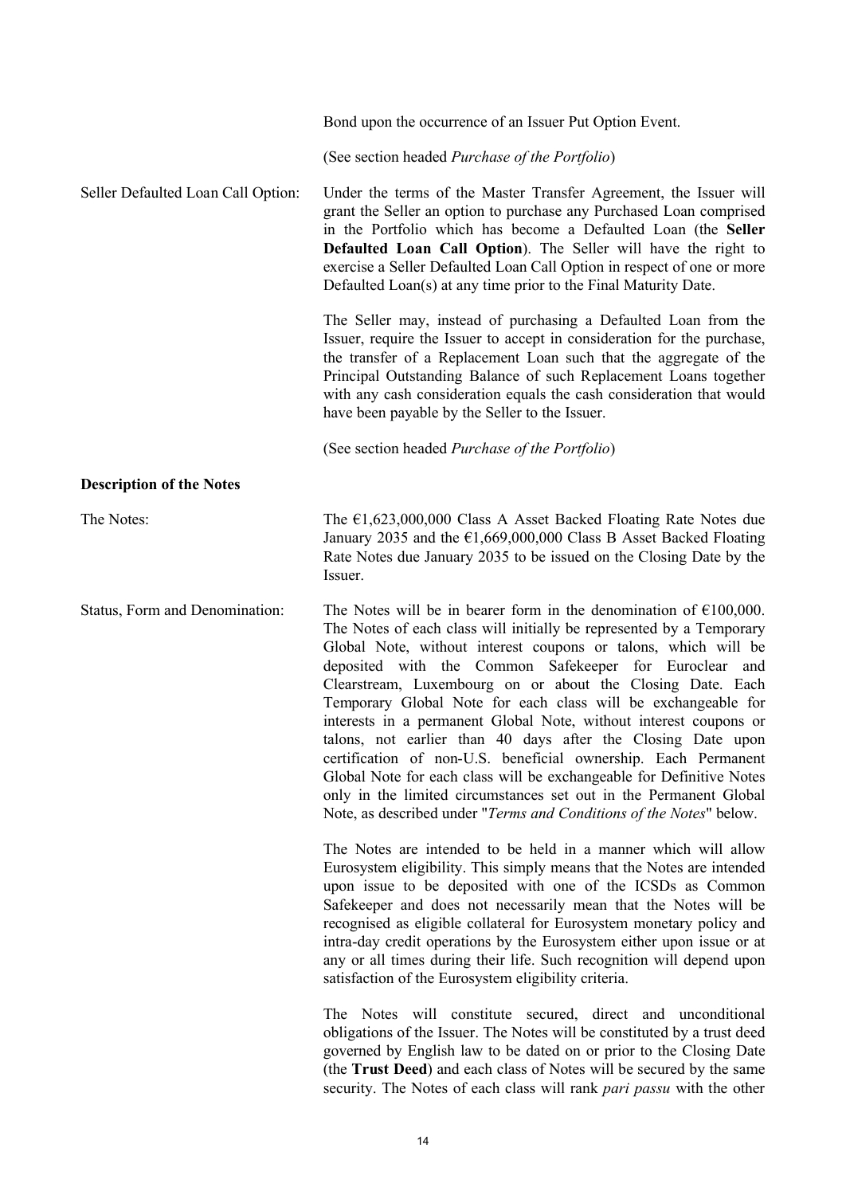Bond upon the occurrence of an Issuer Put Option Event.

(See section headed *Purchase of the Portfolio*)

Seller Defaulted Loan Call Option: Under the terms of the Master Transfer Agreement, the Issuer will grant the Seller an option to purchase any Purchased Loan comprised in the Portfolio which has become a Defaulted Loan (the **Seller Defaulted Loan Call Option**). The Seller will have the right to exercise a Seller Defaulted Loan Call Option in respect of one or more Defaulted Loan(s) at any time prior to the Final Maturity Date.

The Seller may, instead of purchasing a Defaulted Loan from the Issuer, require the Issuer to accept in consideration for the purchase, the transfer of a Replacement Loan such that the aggregate of the Principal Outstanding Balance of such Replacement Loans together with any cash consideration equals the cash consideration that would have been payable by the Seller to the Issuer.

(See section headed *Purchase of the Portfolio*)

**Description of the Notes**

The Notes: The €1,623,000,000 Class A Asset Backed Floating Rate Notes due January 2035 and the €1,669,000,000 Class B Asset Backed Floating Rate Notes due January 2035 to be issued on the Closing Date by the Issuer.

Status, Form and Denomination: The Notes will be in bearer form in the denomination of €100,000. The Notes of each class will initially be represented by a Temporary Global Note, without interest coupons or talons, which will be deposited with the Common Safekeeper for Euroclear and Clearstream, Luxembourg on or about the Closing Date. Each Temporary Global Note for each class will be exchangeable for interests in a permanent Global Note, without interest coupons or talons, not earlier than 40 days after the Closing Date upon certification of non-U.S. beneficial ownership. Each Permanent Global Note for each class will be exchangeable for Definitive Notes only in the limited circumstances set out in the Permanent Global Note, as described under "*Terms and Conditions of the Notes*" below.

The Notes are intended to be held in a manner which will allow Eurosystem eligibility. This simply means that the Notes are intended upon issue to be deposited with one of the ICSDs as Common Safekeeper and does not necessarily mean that the Notes will be recognised as eligible collateral for Eurosystem monetary policy and intra-day credit operations by the Eurosystem either upon issue or at any or all times during their life. Such recognition will depend upon satisfaction of the Eurosystem eligibility criteria.

The Notes will constitute secured, direct and unconditional obligations of the Issuer. The Notes will be constituted by a trust deed governed by English law to be dated on or prior to the Closing Date (the **Trust Deed**) and each class of Notes will be secured by the same security. The Notes of each class will rank *pari passu* with the other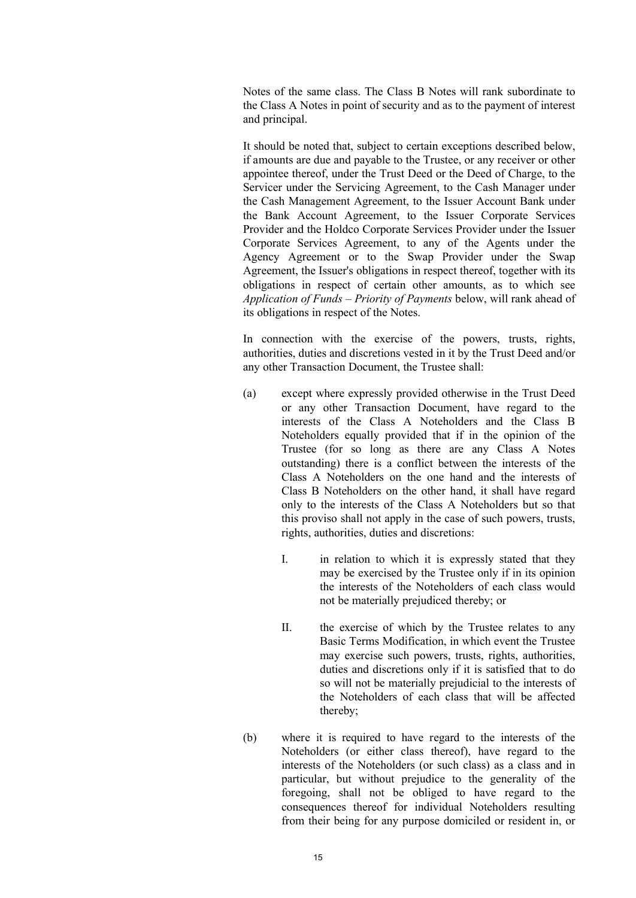Notes of the same class. The Class B Notes will rank subordinate to the Class A Notes in point of security and as to the payment of interest and principal.

It should be noted that, subject to certain exceptions described below, if amounts are due and payable to the Trustee, or any receiver or other appointee thereof, under the Trust Deed or the Deed of Charge, to the Servicer under the Servicing Agreement, to the Cash Manager under the Cash Management Agreement, to the Issuer Account Bank under the Bank Account Agreement, to the Issuer Corporate Services Provider and the Holdco Corporate Services Provider under the Issuer Corporate Services Agreement, to any of the Agents under the Agency Agreement or to the Swap Provider under the Swap Agreement, the Issuer's obligations in respect thereof, together with its obligations in respect of certain other amounts, as to which see *Application of Funds – Priority of Payments* below, will rank ahead of its obligations in respect of the Notes.

In connection with the exercise of the powers, trusts, rights, authorities, duties and discretions vested in it by the Trust Deed and/or any other Transaction Document, the Trustee shall:

(a) except where expressly provided otherwise in the Trust Deed or any other Transaction Document, have regard to the interests of the Class A Noteholders and the Class B Noteholders equally provided that if in the opinion of the Trustee (for so long as there are any Class A Notes outstanding) there is a conflict between the interests of the Class A Noteholders on the one hand and the interests of Class B Noteholders on the other hand, it shall have regard only to the interests of the Class A Noteholders but so that this proviso shall not apply in the case of such powers, trusts, rights, authorities, duties and discretions:

   I. in relation to which it is expressly stated that they may be exercised by the Trustee only if in its opinion the interests of the Noteholders of each class would not be materially prejudiced thereby; or

   II. the exercise of which by the Trustee relates to any Basic Terms Modification, in which event the Trustee may exercise such powers, trusts, rights, authorities, duties and discretions only if it is satisfied that to do so will not be materially prejudicial to the interests of the Noteholders of each class that will be affected thereby;

(b) where it is required to have regard to the interests of the Noteholders (or either class thereof), have regard to the interests of the Noteholders (or such class) as a class and in particular, but without prejudice to the generality of the foregoing, shall not be obliged to have regard to the consequences thereof for individual Noteholders resulting from their being for any purpose domiciled or resident in, or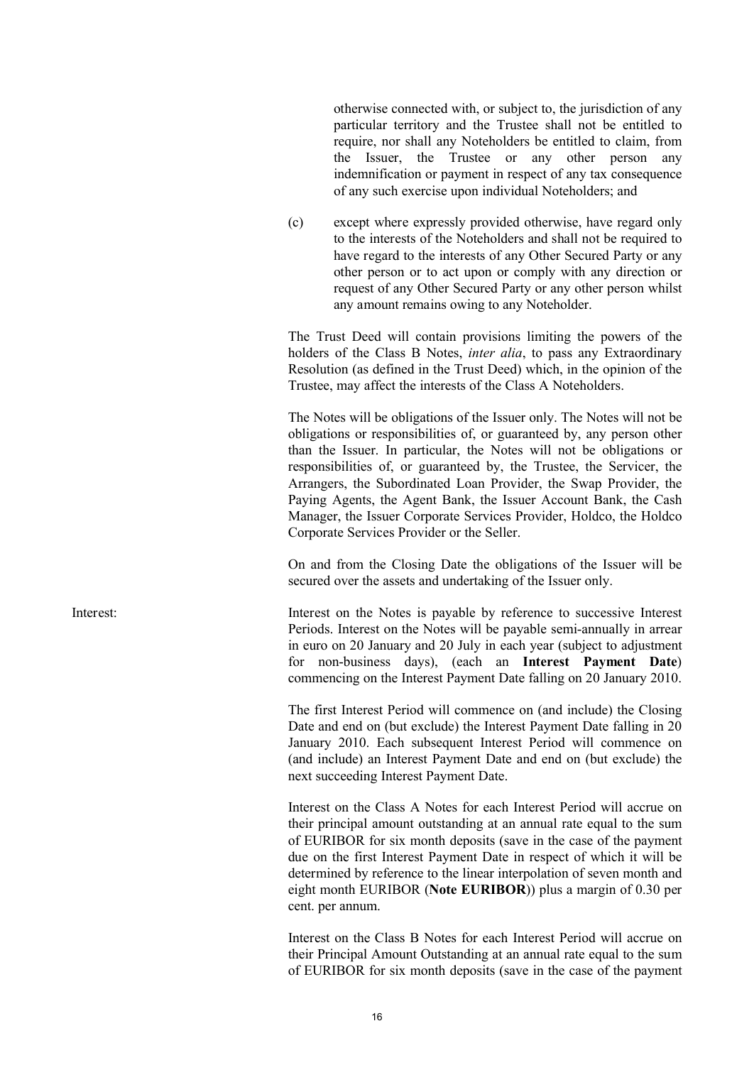otherwise connected with, or subject to, the jurisdiction of any particular territory and the Trustee shall not be entitled to require, nor shall any Noteholders be entitled to claim, from the Issuer, the Trustee or any other person any indemnification or payment in respect of any tax consequence of any such exercise upon individual Noteholders; and

(c) except where expressly provided otherwise, have regard only to the interests of the Noteholders and shall not be required to have regard to the interests of any Other Secured Party or any other person or to act upon or comply with any direction or request of any Other Secured Party or any other person whilst any amount remains owing to any Noteholder.

The Trust Deed will contain provisions limiting the powers of the holders of the Class B Notes, *inter alia*, to pass any Extraordinary Resolution (as defined in the Trust Deed) which, in the opinion of the Trustee, may affect the interests of the Class A Noteholders.

The Notes will be obligations of the Issuer only. The Notes will not be obligations or responsibilities of, or guaranteed by, any person other than the Issuer. In particular, the Notes will not be obligations or responsibilities of, or guaranteed by, the Trustee, the Servicer, the Arrangers, the Subordinated Loan Provider, the Swap Provider, the Paying Agents, the Agent Bank, the Issuer Account Bank, the Cash Manager, the Issuer Corporate Services Provider, Holdco, the Holdco Corporate Services Provider or the Seller.

On and from the Closing Date the obligations of the Issuer will be secured over the assets and undertaking of the Issuer only.

Interest: Interest on the Notes is payable by reference to successive Interest Periods. Interest on the Notes will be payable semi-annually in arrear in euro on 20 January and 20 July in each year (subject to adjustment for non-business days), (each an **Interest Payment Date**) commencing on the Interest Payment Date falling on 20 January 2010.

The first Interest Period will commence on (and include) the Closing Date and end on (but exclude) the Interest Payment Date falling in 20 January 2010. Each subsequent Interest Period will commence on (and include) an Interest Payment Date and end on (but exclude) the next succeeding Interest Payment Date.

Interest on the Class A Notes for each Interest Period will accrue on their principal amount outstanding at an annual rate equal to the sum of EURIBOR for six month deposits (save in the case of the payment due on the first Interest Payment Date in respect of which it will be determined by reference to the linear interpolation of seven month and eight month EURIBOR (**Note EURIBOR**)) plus a margin of 0.30 per cent. per annum.

Interest on the Class B Notes for each Interest Period will accrue on their Principal Amount Outstanding at an annual rate equal to the sum of EURIBOR for six month deposits (save in the case of the payment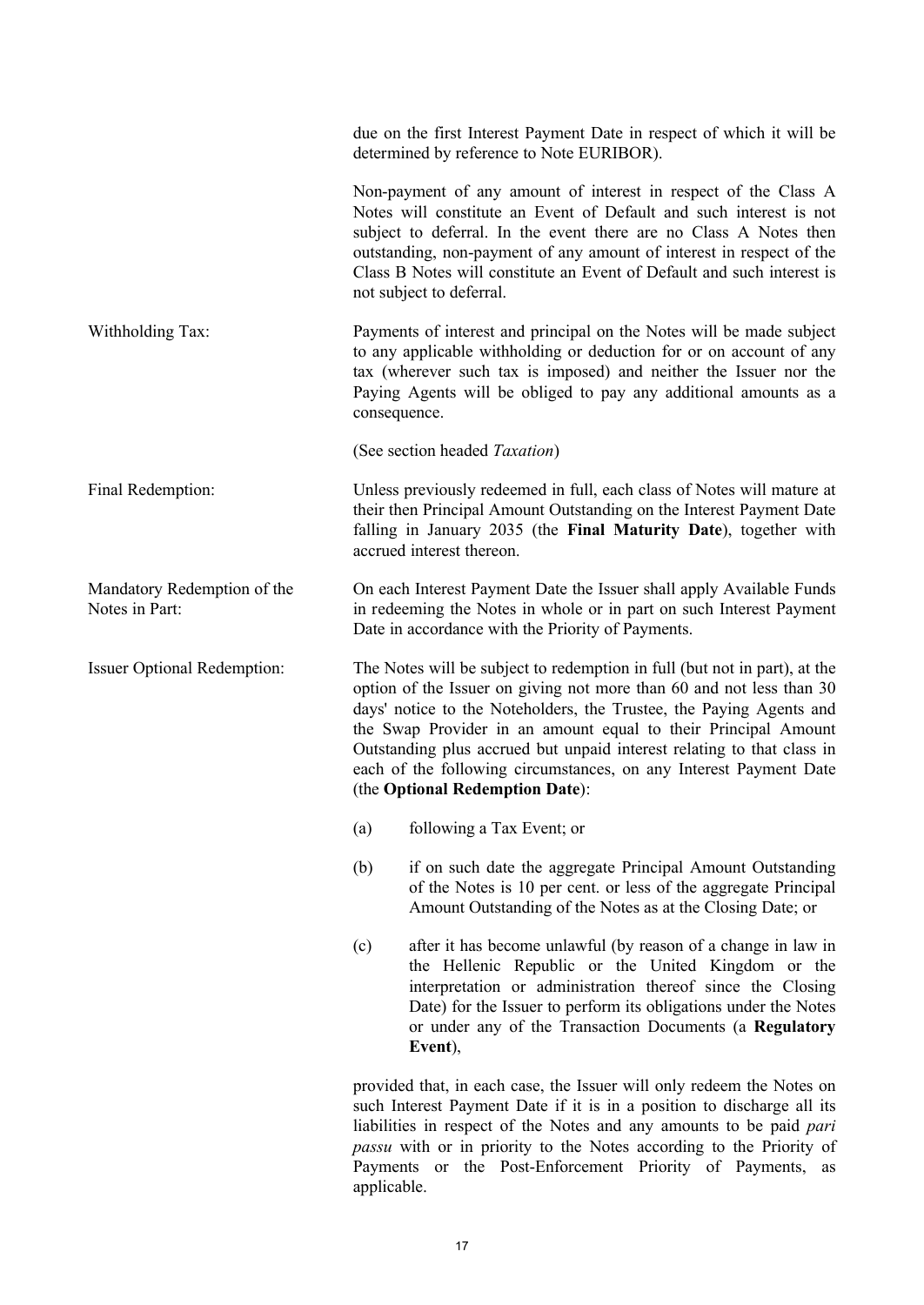due on the first Interest Payment Date in respect of which it will be determined by reference to Note EURIBOR).

Non-payment of any amount of interest in respect of the Class A Notes will constitute an Event of Default and such interest is not subject to deferral. In the event there are no Class A Notes then outstanding, non-payment of any amount of interest in respect of the Class B Notes will constitute an Event of Default and such interest is not subject to deferral.

Withholding Tax: Payments of interest and principal on the Notes will be made subject to any applicable withholding or deduction for or on account of any tax (wherever such tax is imposed) and neither the Issuer nor the Paying Agents will be obliged to pay any additional amounts as a consequence.

(See section headed *Taxation*)

Final Redemption: Unless previously redeemed in full, each class of Notes will mature at their then Principal Amount Outstanding on the Interest Payment Date falling in January 2035 (the **Final Maturity Date**), together with accrued interest thereon.

Mandatory Redemption of the Notes in Part: On each Interest Payment Date the Issuer shall apply Available Funds in redeeming the Notes in whole or in part on such Interest Payment Date in accordance with the Priority of Payments.

Issuer Optional Redemption: The Notes will be subject to redemption in full (but not in part), at the option of the Issuer on giving not more than 60 and not less than 30 days' notice to the Noteholders, the Trustee, the Paying Agents and the Swap Provider in an amount equal to their Principal Amount Outstanding plus accrued but unpaid interest relating to that class in each of the following circumstances, on any Interest Payment Date (the **Optional Redemption Date**):

(a) following a Tax Event; or

(b) if on such date the aggregate Principal Amount Outstanding of the Notes is 10 per cent. or less of the aggregate Principal Amount Outstanding of the Notes as at the Closing Date; or

(c) after it has become unlawful (by reason of a change in law in the Hellenic Republic or the United Kingdom or the interpretation or administration thereof since the Closing Date) for the Issuer to perform its obligations under the Notes or under any of the Transaction Documents (a **Regulatory Event**),

provided that, in each case, the Issuer will only redeem the Notes on such Interest Payment Date if it is in a position to discharge all its liabilities in respect of the Notes and any amounts to be paid *pari passu* with or in priority to the Notes according to the Priority of Payments or the Post-Enforcement Priority of Payments, as applicable.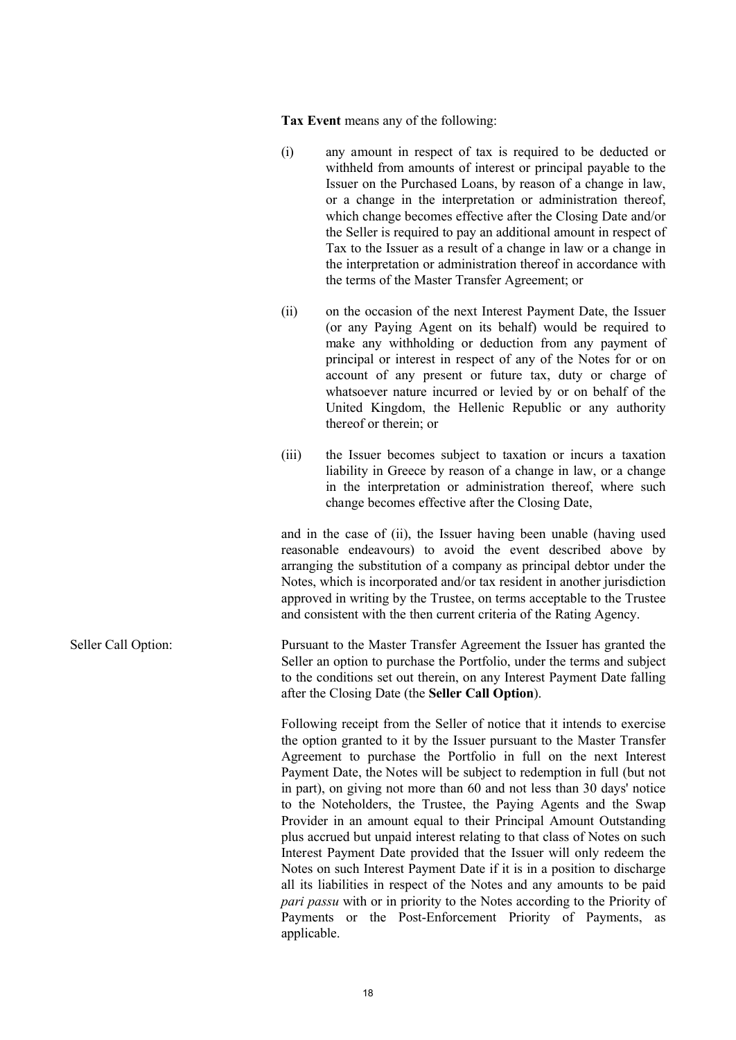**Tax Event** means any of the following:

(i) any amount in respect of tax is required to be deducted or withheld from amounts of interest or principal payable to the Issuer on the Purchased Loans, by reason of a change in law, or a change in the interpretation or administration thereof, which change becomes effective after the Closing Date and/or the Seller is required to pay an additional amount in respect of Tax to the Issuer as a result of a change in law or a change in the interpretation or administration thereof in accordance with the terms of the Master Transfer Agreement; or

(ii) on the occasion of the next Interest Payment Date, the Issuer (or any Paying Agent on its behalf) would be required to make any withholding or deduction from any payment of principal or interest in respect of any of the Notes for or on account of any present or future tax, duty or charge of whatsoever nature incurred or levied by or on behalf of the United Kingdom, the Hellenic Republic or any authority thereof or therein; or

(iii) the Issuer becomes subject to taxation or incurs a taxation liability in Greece by reason of a change in law, or a change in the interpretation or administration thereof, where such change becomes effective after the Closing Date,

and in the case of (ii), the Issuer having been unable (having used reasonable endeavours) to avoid the event described above by arranging the substitution of a company as principal debtor under the Notes, which is incorporated and/or tax resident in another jurisdiction approved in writing by the Trustee, on terms acceptable to the Trustee and consistent with the then current criteria of the Rating Agency.

Seller Call Option:

Pursuant to the Master Transfer Agreement the Issuer has granted the Seller an option to purchase the Portfolio, under the terms and subject to the conditions set out therein, on any Interest Payment Date falling after the Closing Date (the **Seller Call Option**).

Following receipt from the Seller of notice that it intends to exercise the option granted to it by the Issuer pursuant to the Master Transfer Agreement to purchase the Portfolio in full on the next Interest Payment Date, the Notes will be subject to redemption in full (but not in part), on giving not more than 60 and not less than 30 days' notice to the Noteholders, the Trustee, the Paying Agents and the Swap Provider in an amount equal to their Principal Amount Outstanding plus accrued but unpaid interest relating to that class of Notes on such Interest Payment Date provided that the Issuer will only redeem the Notes on such Interest Payment Date if it is in a position to discharge all its liabilities in respect of the Notes and any amounts to be paid *pari passu* with or in priority to the Notes according to the Priority of Payments or the Post-Enforcement Priority of Payments, as applicable.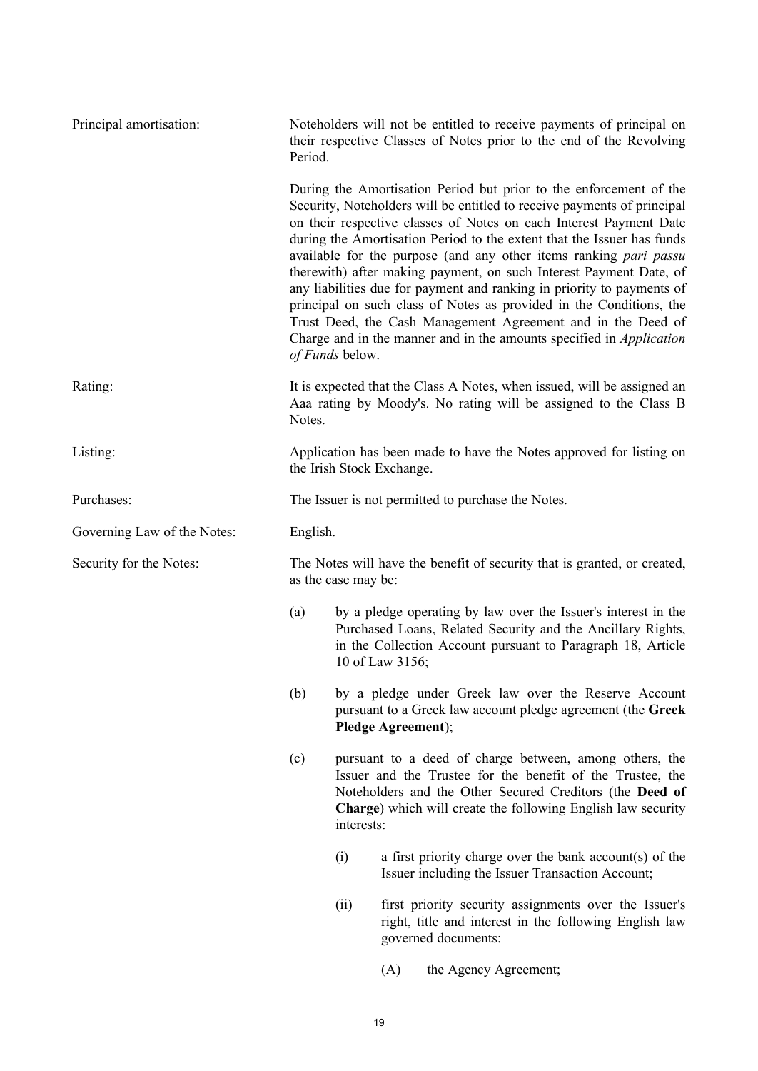**Principal amortisation:** Noteholders will not be entitled to receive payments of principal on their respective Classes of Notes prior to the end of the Revolving Period.

During the Amortisation Period but prior to the enforcement of the Security, Noteholders will be entitled to receive payments of principal on their respective classes of Notes on each Interest Payment Date during the Amortisation Period to the extent that the Issuer has funds available for the purpose (and any other items ranking *pari passu* therewith) after making payment, on such Interest Payment Date, of any liabilities due for payment and ranking in priority to payments of principal on such class of Notes as provided in the Conditions, the Trust Deed, the Cash Management Agreement and in the Deed of Charge and in the manner and in the amounts specified in *Application of Funds* below.

**Rating:** It is expected that the Class A Notes, when issued, will be assigned an Aaa rating by Moody's. No rating will be assigned to the Class B Notes.

**Listing:** Application has been made to have the Notes approved for listing on the Irish Stock Exchange.

**Purchases:** The Issuer is not permitted to purchase the Notes.

**Governing Law of the Notes:** English.

**Security for the Notes:** The Notes will have the benefit of security that is granted, or created, as the case may be:

(a) by a pledge operating by law over the Issuer's interest in the Purchased Loans, Related Security and the Ancillary Rights, in the Collection Account pursuant to Paragraph 18, Article 10 of Law 3156;

(b) by a pledge under Greek law over the Reserve Account pursuant to a Greek law account pledge agreement (the **Greek Pledge Agreement**);

(c) pursuant to a deed of charge between, among others, the Issuer and the Trustee for the benefit of the Trustee, the Noteholders and the Other Secured Creditors (the **Deed of Charge**) which will create the following English law security interests:

  (i) a first priority charge over the bank account(s) of the Issuer including the Issuer Transaction Account;

  (ii) first priority security assignments over the Issuer's right, title and interest in the following English law governed documents:

    (A) the Agency Agreement;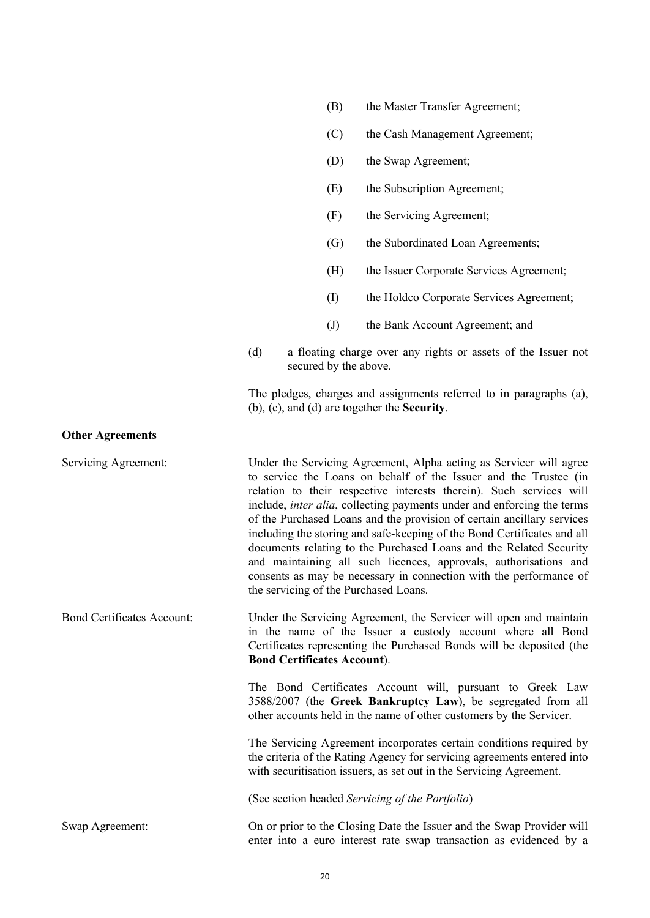- (B) the Master Transfer Agreement;
- (C) the Cash Management Agreement;
- (D) the Swap Agreement;
- (E) the Subscription Agreement;
- (F) the Servicing Agreement;
- (G) the Subordinated Loan Agreements;
- (H) the Issuer Corporate Services Agreement;
- (I) the Holdco Corporate Services Agreement;
- (J) the Bank Account Agreement; and

(d) a floating charge over any rights or assets of the Issuer not secured by the above.

The pledges, charges and assignments referred to in paragraphs (a), (b), (c), and (d) are together the **Security**.

**Other Agreements**

Servicing Agreement: Under the Servicing Agreement, Alpha acting as Servicer will agree to service the Loans on behalf of the Issuer and the Trustee (in relation to their respective interests therein). Such services will include, *inter alia*, collecting payments under and enforcing the terms of the Purchased Loans and the provision of certain ancillary services including the storing and safe-keeping of the Bond Certificates and all documents relating to the Purchased Loans and the Related Security and maintaining all such licences, approvals, authorisations and consents as may be necessary in connection with the performance of the servicing of the Purchased Loans.

Bond Certificates Account: Under the Servicing Agreement, the Servicer will open and maintain in the name of the Issuer a custody account where all Bond Certificates representing the Purchased Bonds will be deposited (the **Bond Certificates Account**).

The Bond Certificates Account will, pursuant to Greek Law 3588/2007 (the **Greek Bankruptcy Law**), be segregated from all other accounts held in the name of other customers by the Servicer.

The Servicing Agreement incorporates certain conditions required by the criteria of the Rating Agency for servicing agreements entered into with securitisation issuers, as set out in the Servicing Agreement.

(See section headed *Servicing of the Portfolio*)

Swap Agreement: On or prior to the Closing Date the Issuer and the Swap Provider will enter into a euro interest rate swap transaction as evidenced by a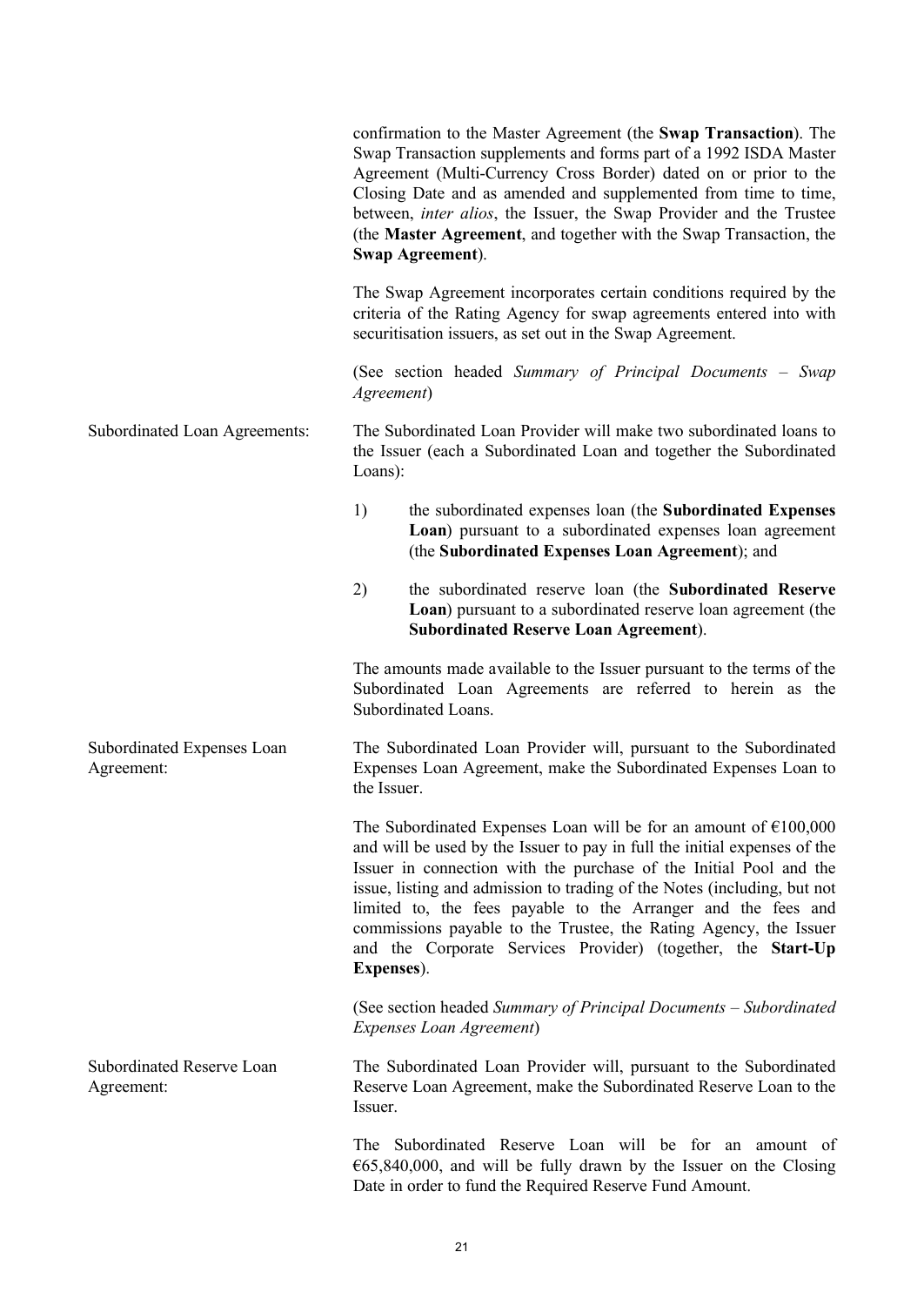confirmation to the Master Agreement (the **Swap Transaction**). The Swap Transaction supplements and forms part of a 1992 ISDA Master Agreement (Multi-Currency Cross Border) dated on or prior to the Closing Date and as amended and supplemented from time to time, between, *inter alios*, the Issuer, the Swap Provider and the Trustee (the **Master Agreement**, and together with the Swap Transaction, the **Swap Agreement**).

The Swap Agreement incorporates certain conditions required by the criteria of the Rating Agency for swap agreements entered into with securitisation issuers, as set out in the Swap Agreement.

(See section headed *Summary of Principal Documents – Swap Agreement*)

Subordinated Loan Agreements:

The Subordinated Loan Provider will make two subordinated loans to the Issuer (each a Subordinated Loan and together the Subordinated Loans):

1) the subordinated expenses loan (the **Subordinated Expenses Loan**) pursuant to a subordinated expenses loan agreement (the **Subordinated Expenses Loan Agreement**); and

2) the subordinated reserve loan (the **Subordinated Reserve Loan**) pursuant to a subordinated reserve loan agreement (the **Subordinated Reserve Loan Agreement**).

The amounts made available to the Issuer pursuant to the terms of the Subordinated Loan Agreements are referred to herein as the Subordinated Loans.

Subordinated Expenses Loan Agreement:

The Subordinated Loan Provider will, pursuant to the Subordinated Expenses Loan Agreement, make the Subordinated Expenses Loan to the Issuer.

The Subordinated Expenses Loan will be for an amount of €100,000 and will be used by the Issuer to pay in full the initial expenses of the Issuer in connection with the purchase of the Initial Pool and the issue, listing and admission to trading of the Notes (including, but not limited to, the fees payable to the Arranger and the fees and commissions payable to the Trustee, the Rating Agency, the Issuer and the Corporate Services Provider) (together, the **Start-Up Expenses**).

(See section headed *Summary of Principal Documents – Subordinated Expenses Loan Agreement*)

Subordinated Reserve Loan Agreement:

The Subordinated Loan Provider will, pursuant to the Subordinated Reserve Loan Agreement, make the Subordinated Reserve Loan to the Issuer.

The Subordinated Reserve Loan will be for an amount of €65,840,000, and will be fully drawn by the Issuer on the Closing Date in order to fund the Required Reserve Fund Amount.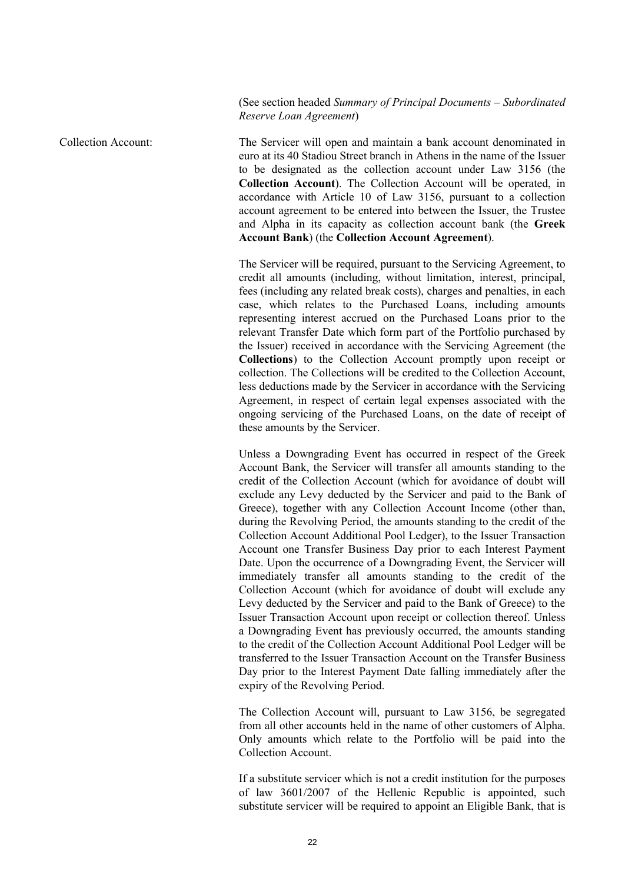(See section headed *Summary of Principal Documents – Subordinated Reserve Loan Agreement*)

Collection Account: The Servicer will open and maintain a bank account denominated in euro at its 40 Stadiou Street branch in Athens in the name of the Issuer to be designated as the collection account under Law 3156 (the **Collection Account**). The Collection Account will be operated, in accordance with Article 10 of Law 3156, pursuant to a collection account agreement to be entered into between the Issuer, the Trustee and Alpha in its capacity as collection account bank (the **Greek Account Bank**) (the **Collection Account Agreement**).

The Servicer will be required, pursuant to the Servicing Agreement, to credit all amounts (including, without limitation, interest, principal, fees (including any related break costs), charges and penalties, in each case, which relates to the Purchased Loans, including amounts representing interest accrued on the Purchased Loans prior to the relevant Transfer Date which form part of the Portfolio purchased by the Issuer) received in accordance with the Servicing Agreement (the **Collections**) to the Collection Account promptly upon receipt or collection. The Collections will be credited to the Collection Account, less deductions made by the Servicer in accordance with the Servicing Agreement, in respect of certain legal expenses associated with the ongoing servicing of the Purchased Loans, on the date of receipt of these amounts by the Servicer.

Unless a Downgrading Event has occurred in respect of the Greek Account Bank, the Servicer will transfer all amounts standing to the credit of the Collection Account (which for avoidance of doubt will exclude any Levy deducted by the Servicer and paid to the Bank of Greece), together with any Collection Account Income (other than, during the Revolving Period, the amounts standing to the credit of the Collection Account Additional Pool Ledger), to the Issuer Transaction Account one Transfer Business Day prior to each Interest Payment Date. Upon the occurrence of a Downgrading Event, the Servicer will immediately transfer all amounts standing to the credit of the Collection Account (which for avoidance of doubt will exclude any Levy deducted by the Servicer and paid to the Bank of Greece) to the Issuer Transaction Account upon receipt or collection thereof. Unless a Downgrading Event has previously occurred, the amounts standing to the credit of the Collection Account Additional Pool Ledger will be transferred to the Issuer Transaction Account on the Transfer Business Day prior to the Interest Payment Date falling immediately after the expiry of the Revolving Period.

The Collection Account will, pursuant to Law 3156, be segregated from all other accounts held in the name of other customers of Alpha. Only amounts which relate to the Portfolio will be paid into the Collection Account.

If a substitute servicer which is not a credit institution for the purposes of law 3601/2007 of the Hellenic Republic is appointed, such substitute servicer will be required to appoint an Eligible Bank, that is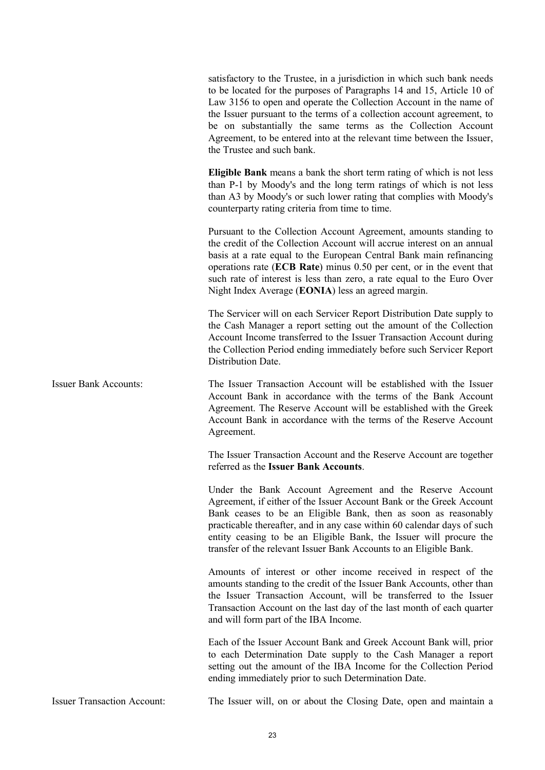satisfactory to the Trustee, in a jurisdiction in which such bank needs to be located for the purposes of Paragraphs 14 and 15, Article 10 of Law 3156 to open and operate the Collection Account in the name of the Issuer pursuant to the terms of a collection account agreement, to be on substantially the same terms as the Collection Account Agreement, to be entered into at the relevant time between the Issuer, the Trustee and such bank.

**Eligible Bank** means a bank the short term rating of which is not less than P-1 by Moody's and the long term ratings of which is not less than A3 by Moody's or such lower rating that complies with Moody's counterparty rating criteria from time to time.

Pursuant to the Collection Account Agreement, amounts standing to the credit of the Collection Account will accrue interest on an annual basis at a rate equal to the European Central Bank main refinancing operations rate (**ECB Rate**) minus 0.50 per cent, or in the event that such rate of interest is less than zero, a rate equal to the Euro Over Night Index Average (**EONIA**) less an agreed margin.

The Servicer will on each Servicer Report Distribution Date supply to the Cash Manager a report setting out the amount of the Collection Account Income transferred to the Issuer Transaction Account during the Collection Period ending immediately before such Servicer Report Distribution Date.

Issuer Bank Accounts:

The Issuer Transaction Account will be established with the Issuer Account Bank in accordance with the terms of the Bank Account Agreement. The Reserve Account will be established with the Greek Account Bank in accordance with the terms of the Reserve Account Agreement.

The Issuer Transaction Account and the Reserve Account are together referred as the **Issuer Bank Accounts**.

Under the Bank Account Agreement and the Reserve Account Agreement, if either of the Issuer Account Bank or the Greek Account Bank ceases to be an Eligible Bank, then as soon as reasonably practicable thereafter, and in any case within 60 calendar days of such entity ceasing to be an Eligible Bank, the Issuer will procure the transfer of the relevant Issuer Bank Accounts to an Eligible Bank.

Amounts of interest or other income received in respect of the amounts standing to the credit of the Issuer Bank Accounts, other than the Issuer Transaction Account, will be transferred to the Issuer Transaction Account on the last day of the last month of each quarter and will form part of the IBA Income.

Each of the Issuer Account Bank and Greek Account Bank will, prior to each Determination Date supply to the Cash Manager a report setting out the amount of the IBA Income for the Collection Period ending immediately prior to such Determination Date.

Issuer Transaction Account:

The Issuer will, on or about the Closing Date, open and maintain a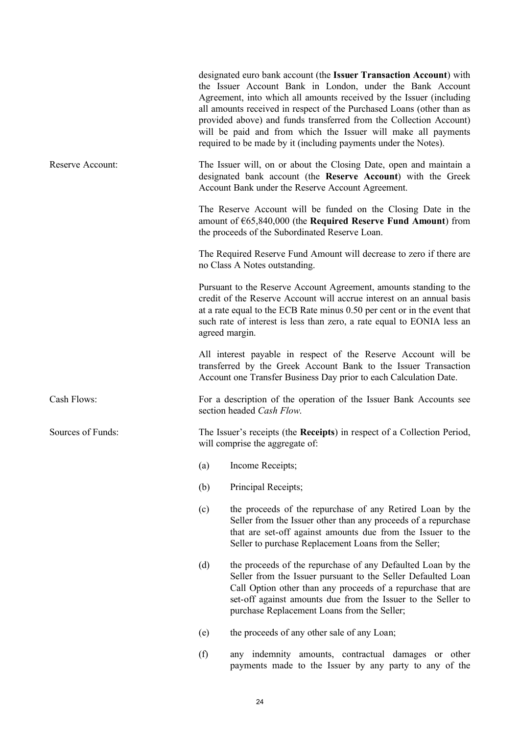designated euro bank account (the **Issuer Transaction Account**) with the Issuer Account Bank in London, under the Bank Account Agreement, into which all amounts received by the Issuer (including all amounts received in respect of the Purchased Loans (other than as provided above) and funds transferred from the Collection Account) will be paid and from which the Issuer will make all payments required to be made by it (including payments under the Notes).

Reserve Account:

The Issuer will, on or about the Closing Date, open and maintain a designated bank account (the **Reserve Account**) with the Greek Account Bank under the Reserve Account Agreement.

The Reserve Account will be funded on the Closing Date in the amount of €65,840,000 (the **Required Reserve Fund Amount**) from the proceeds of the Subordinated Reserve Loan.

The Required Reserve Fund Amount will decrease to zero if there are no Class A Notes outstanding.

Pursuant to the Reserve Account Agreement, amounts standing to the credit of the Reserve Account will accrue interest on an annual basis at a rate equal to the ECB Rate minus 0.50 per cent or in the event that such rate of interest is less than zero, a rate equal to EONIA less an agreed margin.

All interest payable in respect of the Reserve Account will be transferred by the Greek Account Bank to the Issuer Transaction Account one Transfer Business Day prior to each Calculation Date.

Cash Flows:

For a description of the operation of the Issuer Bank Accounts see section headed *Cash Flow*.

Sources of Funds:

The Issuer's receipts (the **Receipts**) in respect of a Collection Period, will comprise the aggregate of:

(a) Income Receipts;

(b) Principal Receipts;

(c) the proceeds of the repurchase of any Retired Loan by the Seller from the Issuer other than any proceeds of a repurchase that are set-off against amounts due from the Issuer to the Seller to purchase Replacement Loans from the Seller;

(d) the proceeds of the repurchase of any Defaulted Loan by the Seller from the Issuer pursuant to the Seller Defaulted Loan Call Option other than any proceeds of a repurchase that are set-off against amounts due from the Issuer to the Seller to purchase Replacement Loans from the Seller;

(e) the proceeds of any other sale of any Loan;

(f) any indemnity amounts, contractual damages or other payments made to the Issuer by any party to any of the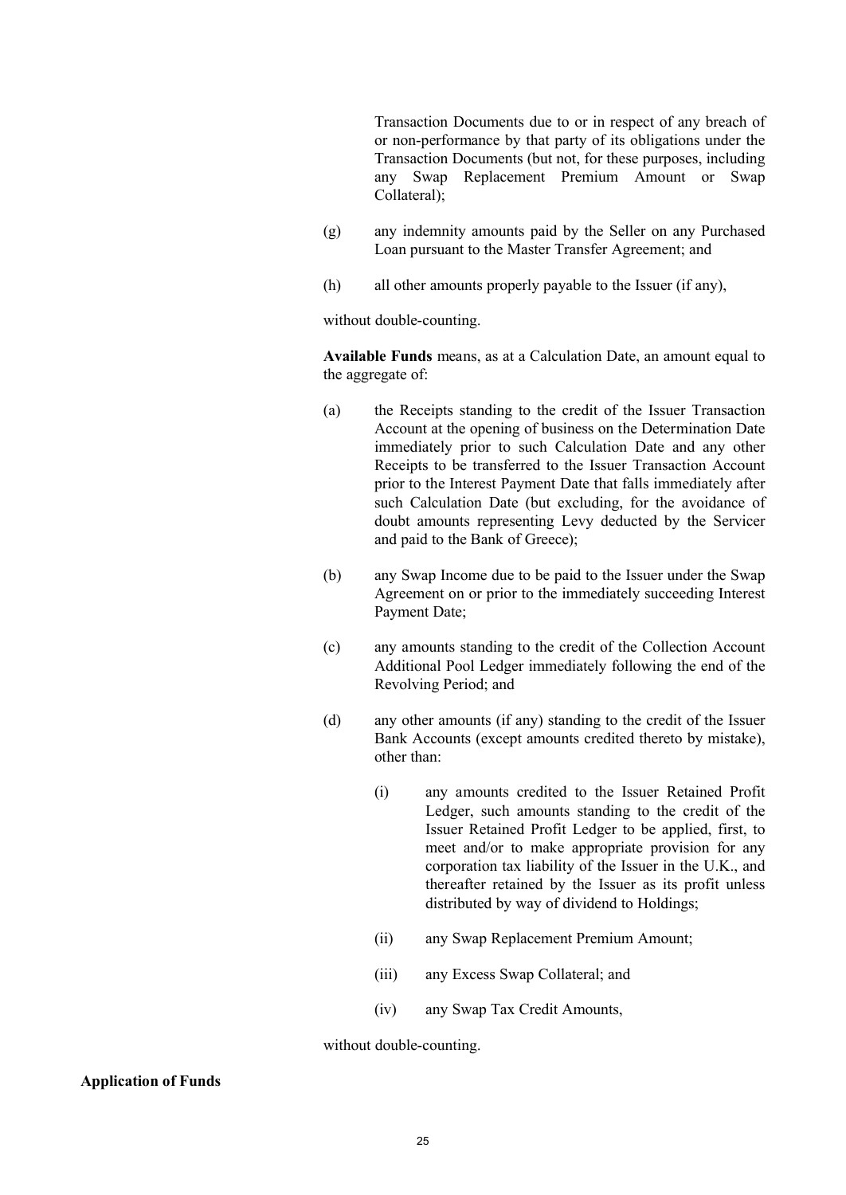Transaction Documents due to or in respect of any breach of or non-performance by that party of its obligations under the Transaction Documents (but not, for these purposes, including any Swap Replacement Premium Amount or Swap Collateral);

(g) any indemnity amounts paid by the Seller on any Purchased Loan pursuant to the Master Transfer Agreement; and

(h) all other amounts properly payable to the Issuer (if any),

without double-counting.

**Available Funds** means, as at a Calculation Date, an amount equal to the aggregate of:

(a) the Receipts standing to the credit of the Issuer Transaction Account at the opening of business on the Determination Date immediately prior to such Calculation Date and any other Receipts to be transferred to the Issuer Transaction Account prior to the Interest Payment Date that falls immediately after such Calculation Date (but excluding, for the avoidance of doubt amounts representing Levy deducted by the Servicer and paid to the Bank of Greece);

(b) any Swap Income due to be paid to the Issuer under the Swap Agreement on or prior to the immediately succeeding Interest Payment Date;

(c) any amounts standing to the credit of the Collection Account Additional Pool Ledger immediately following the end of the Revolving Period; and

(d) any other amounts (if any) standing to the credit of the Issuer Bank Accounts (except amounts credited thereto by mistake), other than:

   (i) any amounts credited to the Issuer Retained Profit Ledger, such amounts standing to the credit of the Issuer Retained Profit Ledger to be applied, first, to meet and/or to make appropriate provision for any corporation tax liability of the Issuer in the U.K., and thereafter retained by the Issuer as its profit unless distributed by way of dividend to Holdings;

   (ii) any Swap Replacement Premium Amount;

   (iii) any Excess Swap Collateral; and

   (iv) any Swap Tax Credit Amounts,

without double-counting.

**Application of Funds**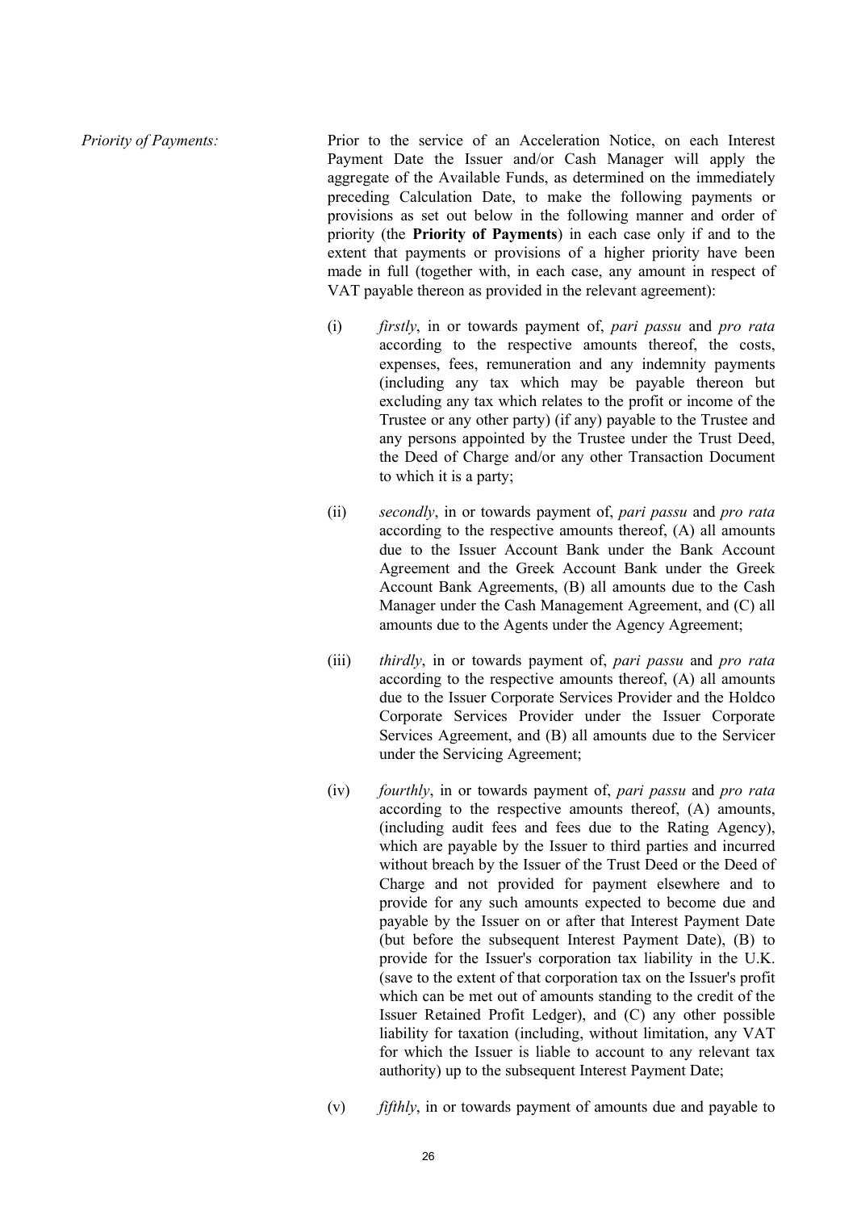*Priority of Payments:*

Prior to the service of an Acceleration Notice, on each Interest Payment Date the Issuer and/or Cash Manager will apply the aggregate of the Available Funds, as determined on the immediately preceding Calculation Date, to make the following payments or provisions as set out below in the following manner and order of priority (the **Priority of Payments**) in each case only if and to the extent that payments or provisions of a higher priority have been made in full (together with, in each case, any amount in respect of VAT payable thereon as provided in the relevant agreement):

(i) *firstly*, in or towards payment of, *pari passu* and *pro rata* according to the respective amounts thereof, the costs, expenses, fees, remuneration and any indemnity payments (including any tax which may be payable thereon but excluding any tax which relates to the profit or income of the Trustee or any other party) (if any) payable to the Trustee and any persons appointed by the Trustee under the Trust Deed, the Deed of Charge and/or any other Transaction Document to which it is a party;

(ii) *secondly*, in or towards payment of, *pari passu* and *pro rata* according to the respective amounts thereof, (A) all amounts due to the Issuer Account Bank under the Bank Account Agreement and the Greek Account Bank under the Greek Account Bank Agreements, (B) all amounts due to the Cash Manager under the Cash Management Agreement, and (C) all amounts due to the Agents under the Agency Agreement;

(iii) *thirdly*, in or towards payment of, *pari passu* and *pro rata* according to the respective amounts thereof, (A) all amounts due to the Issuer Corporate Services Provider and the Holdco Corporate Services Provider under the Issuer Corporate Services Agreement, and (B) all amounts due to the Servicer under the Servicing Agreement;

(iv) *fourthly*, in or towards payment of, *pari passu* and *pro rata* according to the respective amounts thereof, (A) amounts, (including audit fees and fees due to the Rating Agency), which are payable by the Issuer to third parties and incurred without breach by the Issuer of the Trust Deed or the Deed of Charge and not provided for payment elsewhere and to provide for any such amounts expected to become due and payable by the Issuer on or after that Interest Payment Date (but before the subsequent Interest Payment Date), (B) to provide for the Issuer's corporation tax liability in the U.K. (save to the extent of that corporation tax on the Issuer's profit which can be met out of amounts standing to the credit of the Issuer Retained Profit Ledger), and (C) any other possible liability for taxation (including, without limitation, any VAT for which the Issuer is liable to account to any relevant tax authority) up to the subsequent Interest Payment Date;

(v) *fifthly*, in or towards payment of amounts due and payable to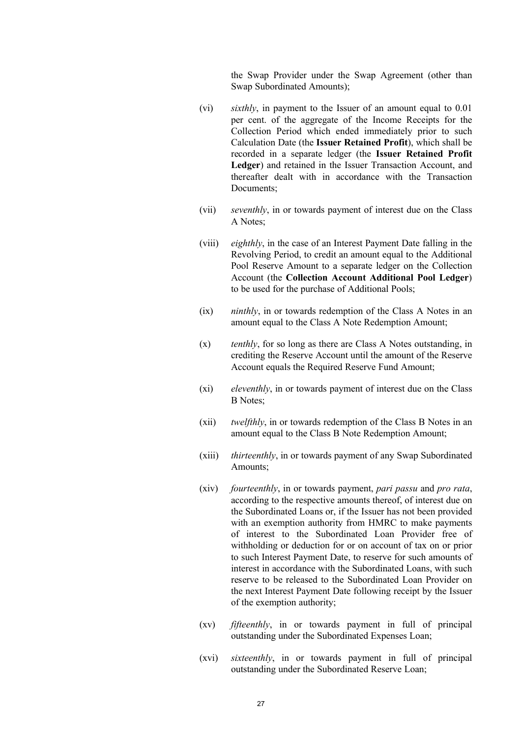the Swap Provider under the Swap Agreement (other than Swap Subordinated Amounts);

(vi) *sixthly*, in payment to the Issuer of an amount equal to 0.01 per cent. of the aggregate of the Income Receipts for the Collection Period which ended immediately prior to such Calculation Date (the **Issuer Retained Profit**), which shall be recorded in a separate ledger (the **Issuer Retained Profit Ledger**) and retained in the Issuer Transaction Account, and thereafter dealt with in accordance with the Transaction Documents;

(vii) *seventhly*, in or towards payment of interest due on the Class A Notes;

(viii) *eighthly*, in the case of an Interest Payment Date falling in the Revolving Period, to credit an amount equal to the Additional Pool Reserve Amount to a separate ledger on the Collection Account (the **Collection Account Additional Pool Ledger**) to be used for the purchase of Additional Pools;

(ix) *ninthly*, in or towards redemption of the Class A Notes in an amount equal to the Class A Note Redemption Amount;

(x) *tenthly*, for so long as there are Class A Notes outstanding, in crediting the Reserve Account until the amount of the Reserve Account equals the Required Reserve Fund Amount;

(xi) *eleventhly*, in or towards payment of interest due on the Class B Notes;

(xii) *twelfthly*, in or towards redemption of the Class B Notes in an amount equal to the Class B Note Redemption Amount;

(xiii) *thirteenthly*, in or towards payment of any Swap Subordinated Amounts;

(xiv) *fourteenthly*, in or towards payment, *pari passu* and *pro rata*, according to the respective amounts thereof, of interest due on the Subordinated Loans or, if the Issuer has not been provided with an exemption authority from HMRC to make payments of interest to the Subordinated Loan Provider free of withholding or deduction for or on account of tax on or prior to such Interest Payment Date, to reserve for such amounts of interest in accordance with the Subordinated Loans, with such reserve to be released to the Subordinated Loan Provider on the next Interest Payment Date following receipt by the Issuer of the exemption authority;

(xv) *fifteenthly*, in or towards payment in full of principal outstanding under the Subordinated Expenses Loan;

(xvi) *sixteenthly*, in or towards payment in full of principal outstanding under the Subordinated Reserve Loan;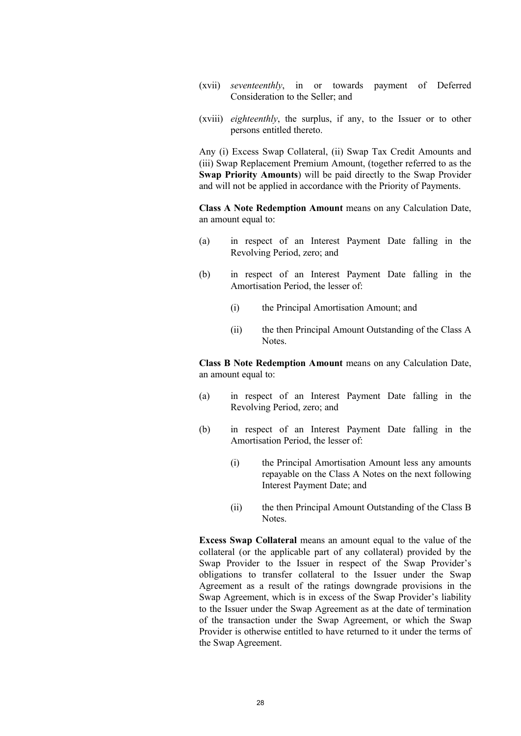(xvii) *seventeenthly*, in or towards payment of Deferred Consideration to the Seller; and

(xviii) *eighteenthly*, the surplus, if any, to the Issuer or to other persons entitled thereto.

Any (i) Excess Swap Collateral, (ii) Swap Tax Credit Amounts and (iii) Swap Replacement Premium Amount, (together referred to as the **Swap Priority Amounts**) will be paid directly to the Swap Provider and will not be applied in accordance with the Priority of Payments.

**Class A Note Redemption Amount** means on any Calculation Date, an amount equal to:

(a) in respect of an Interest Payment Date falling in the Revolving Period, zero; and

(b) in respect of an Interest Payment Date falling in the Amortisation Period, the lesser of:

   (i) the Principal Amortisation Amount; and

   (ii) the then Principal Amount Outstanding of the Class A Notes.

**Class B Note Redemption Amount** means on any Calculation Date, an amount equal to:

(a) in respect of an Interest Payment Date falling in the Revolving Period, zero; and

(b) in respect of an Interest Payment Date falling in the Amortisation Period, the lesser of:

   (i) the Principal Amortisation Amount less any amounts repayable on the Class A Notes on the next following Interest Payment Date; and

   (ii) the then Principal Amount Outstanding of the Class B Notes.

**Excess Swap Collateral** means an amount equal to the value of the collateral (or the applicable part of any collateral) provided by the Swap Provider to the Issuer in respect of the Swap Provider's obligations to transfer collateral to the Issuer under the Swap Agreement as a result of the ratings downgrade provisions in the Swap Agreement, which is in excess of the Swap Provider's liability to the Issuer under the Swap Agreement as at the date of termination of the transaction under the Swap Agreement, or which the Swap Provider is otherwise entitled to have returned to it under the terms of the Swap Agreement.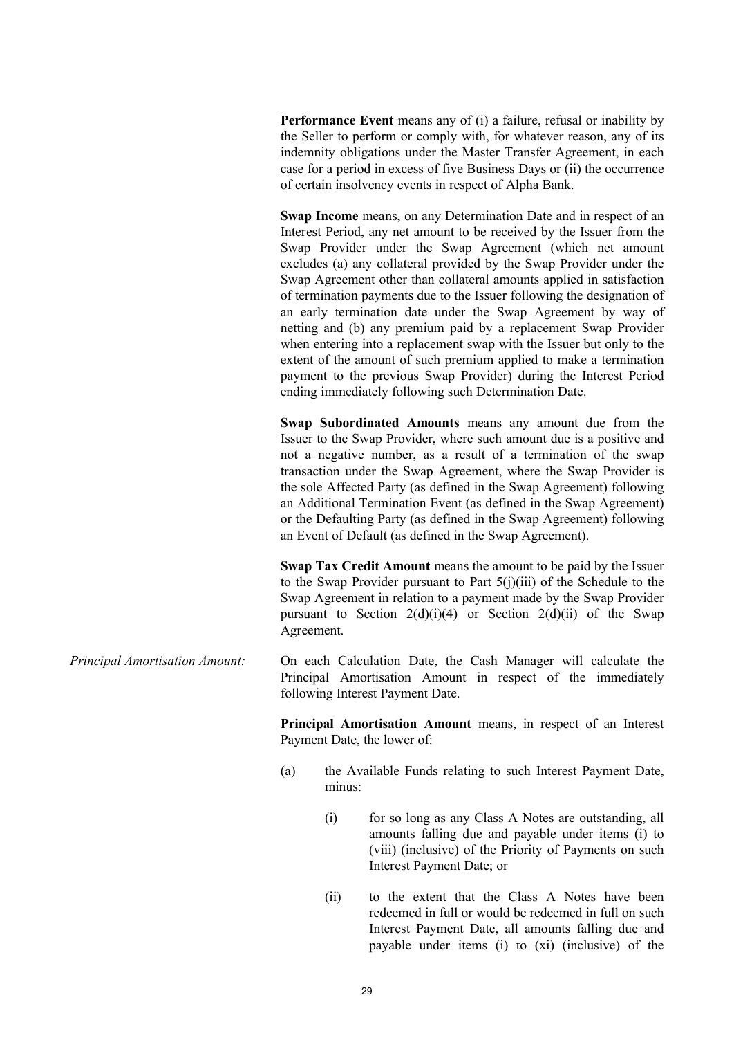**Performance Event** means any of (i) a failure, refusal or inability by the Seller to perform or comply with, for whatever reason, any of its indemnity obligations under the Master Transfer Agreement, in each case for a period in excess of five Business Days or (ii) the occurrence of certain insolvency events in respect of Alpha Bank.

**Swap Income** means, on any Determination Date and in respect of an Interest Period, any net amount to be received by the Issuer from the Swap Provider under the Swap Agreement (which net amount excludes (a) any collateral provided by the Swap Provider under the Swap Agreement other than collateral amounts applied in satisfaction of termination payments due to the Issuer following the designation of an early termination date under the Swap Agreement by way of netting and (b) any premium paid by a replacement Swap Provider when entering into a replacement swap with the Issuer but only to the extent of the amount of such premium applied to make a termination payment to the previous Swap Provider) during the Interest Period ending immediately following such Determination Date.

**Swap Subordinated Amounts** means any amount due from the Issuer to the Swap Provider, where such amount due is a positive and not a negative number, as a result of a termination of the swap transaction under the Swap Agreement, where the Swap Provider is the sole Affected Party (as defined in the Swap Agreement) following an Additional Termination Event (as defined in the Swap Agreement) or the Defaulting Party (as defined in the Swap Agreement) following an Event of Default (as defined in the Swap Agreement).

**Swap Tax Credit Amount** means the amount to be paid by the Issuer to the Swap Provider pursuant to Part 5(j)(iii) of the Schedule to the Swap Agreement in relation to a payment made by the Swap Provider pursuant to Section 2(d)(i)(4) or Section 2(d)(ii) of the Swap Agreement.

*Principal Amortisation Amount:*

On each Calculation Date, the Cash Manager will calculate the Principal Amortisation Amount in respect of the immediately following Interest Payment Date.

**Principal Amortisation Amount** means, in respect of an Interest Payment Date, the lower of:

(a) the Available Funds relating to such Interest Payment Date, minus:

  (i) for so long as any Class A Notes are outstanding, all amounts falling due and payable under items (i) to (viii) (inclusive) of the Priority of Payments on such Interest Payment Date; or

  (ii) to the extent that the Class A Notes have been redeemed in full or would be redeemed in full on such Interest Payment Date, all amounts falling due and payable under items (i) to (xi) (inclusive) of the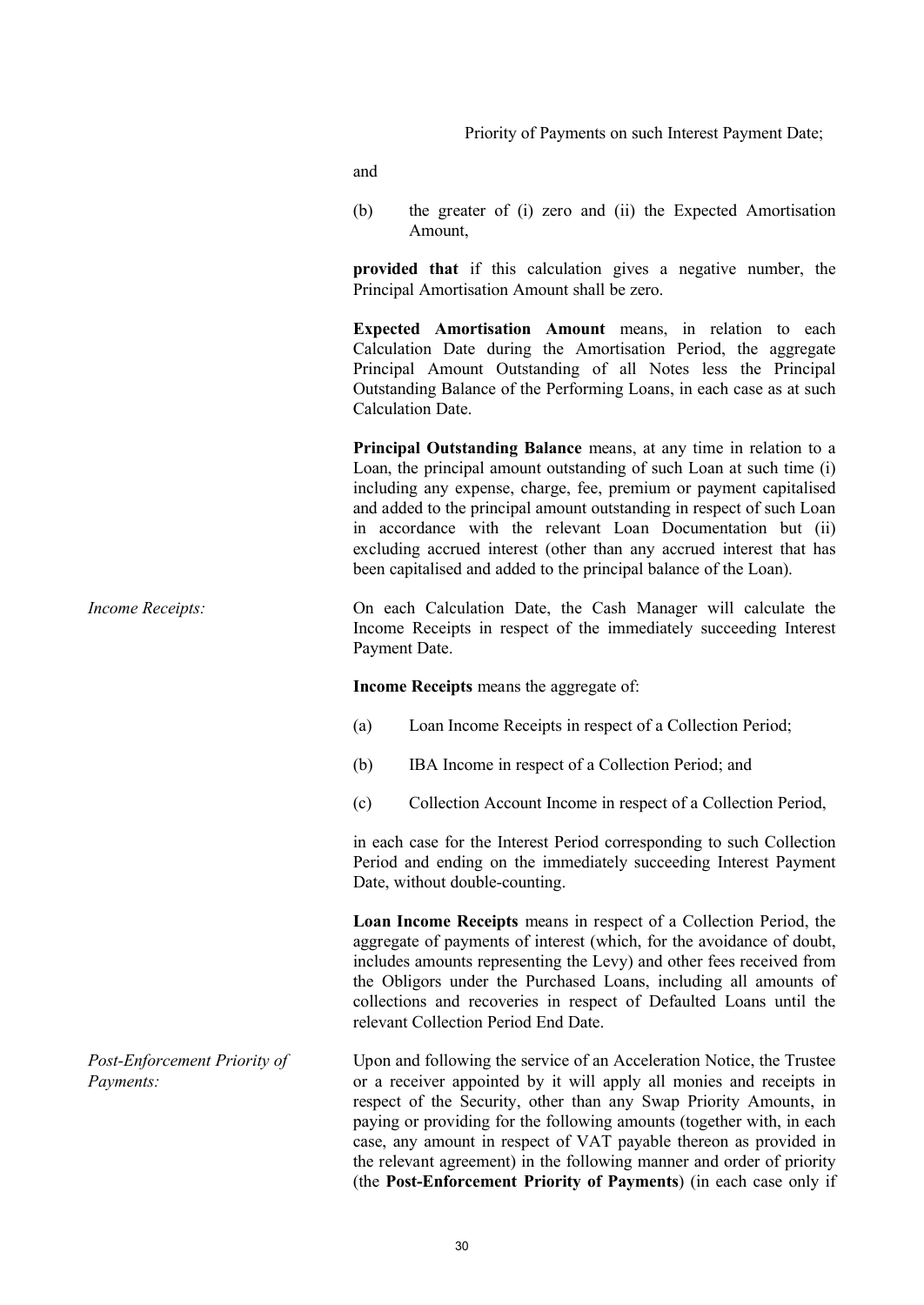Priority of Payments on such Interest Payment Date;

and

(b) the greater of (i) zero and (ii) the Expected Amortisation Amount,

**provided that** if this calculation gives a negative number, the Principal Amortisation Amount shall be zero.

**Expected Amortisation Amount** means, in relation to each Calculation Date during the Amortisation Period, the aggregate Principal Amount Outstanding of all Notes less the Principal Outstanding Balance of the Performing Loans, in each case as at such Calculation Date.

**Principal Outstanding Balance** means, at any time in relation to a Loan, the principal amount outstanding of such Loan at such time (i) including any expense, charge, fee, premium or payment capitalised and added to the principal amount outstanding in respect of such Loan in accordance with the relevant Loan Documentation but (ii) excluding accrued interest (other than any accrued interest that has been capitalised and added to the principal balance of the Loan).

*Income Receipts:*

On each Calculation Date, the Cash Manager will calculate the Income Receipts in respect of the immediately succeeding Interest Payment Date.

**Income Receipts** means the aggregate of:

(a) Loan Income Receipts in respect of a Collection Period;

(b) IBA Income in respect of a Collection Period; and

(c) Collection Account Income in respect of a Collection Period,

in each case for the Interest Period corresponding to such Collection Period and ending on the immediately succeeding Interest Payment Date, without double-counting.

**Loan Income Receipts** means in respect of a Collection Period, the aggregate of payments of interest (which, for the avoidance of doubt, includes amounts representing the Levy) and other fees received from the Obligors under the Purchased Loans, including all amounts of collections and recoveries in respect of Defaulted Loans until the relevant Collection Period End Date.

*Post-Enforcement Priority of Payments:*

Upon and following the service of an Acceleration Notice, the Trustee or a receiver appointed by it will apply all monies and receipts in respect of the Security, other than any Swap Priority Amounts, in paying or providing for the following amounts (together with, in each case, any amount in respect of VAT payable thereon as provided in the relevant agreement) in the following manner and order of priority (the **Post-Enforcement Priority of Payments**) (in each case only if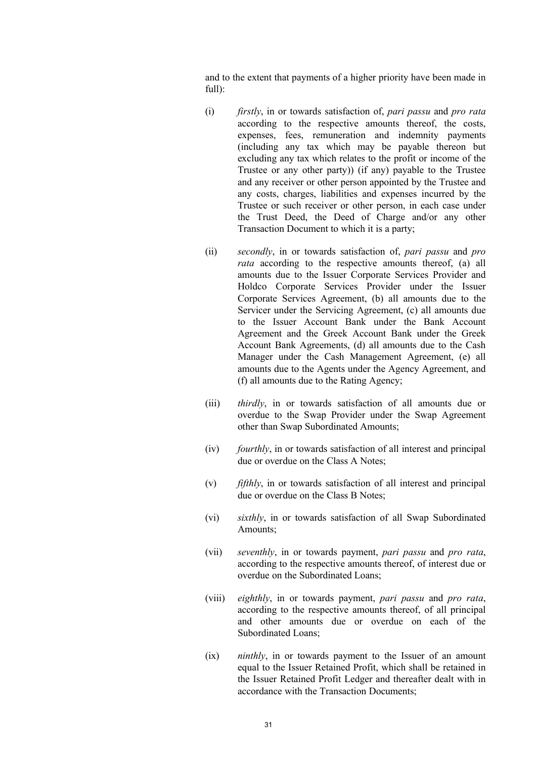and to the extent that payments of a higher priority have been made in full):

(i) *firstly*, in or towards satisfaction of, *pari passu* and *pro rata* according to the respective amounts thereof, the costs, expenses, fees, remuneration and indemnity payments (including any tax which may be payable thereon but excluding any tax which relates to the profit or income of the Trustee or any other party)) (if any) payable to the Trustee and any receiver or other person appointed by the Trustee and any costs, charges, liabilities and expenses incurred by the Trustee or such receiver or other person, in each case under the Trust Deed, the Deed of Charge and/or any other Transaction Document to which it is a party;

(ii) *secondly*, in or towards satisfaction of, *pari passu* and *pro rata* according to the respective amounts thereof, (a) all amounts due to the Issuer Corporate Services Provider and Holdco Corporate Services Provider under the Issuer Corporate Services Agreement, (b) all amounts due to the Servicer under the Servicing Agreement, (c) all amounts due to the Issuer Account Bank under the Bank Account Agreement and the Greek Account Bank under the Greek Account Bank Agreements, (d) all amounts due to the Cash Manager under the Cash Management Agreement, (e) all amounts due to the Agents under the Agency Agreement, and (f) all amounts due to the Rating Agency;

(iii) *thirdly*, in or towards satisfaction of all amounts due or overdue to the Swap Provider under the Swap Agreement other than Swap Subordinated Amounts;

(iv) *fourthly*, in or towards satisfaction of all interest and principal due or overdue on the Class A Notes;

(v) *fifthly*, in or towards satisfaction of all interest and principal due or overdue on the Class B Notes;

(vi) *sixthly*, in or towards satisfaction of all Swap Subordinated Amounts;

(vii) *seventhly*, in or towards payment, *pari passu* and *pro rata*, according to the respective amounts thereof, of interest due or overdue on the Subordinated Loans;

(viii) *eighthly*, in or towards payment, *pari passu* and *pro rata*, according to the respective amounts thereof, of all principal and other amounts due or overdue on each of the Subordinated Loans;

(ix) *ninthly*, in or towards payment to the Issuer of an amount equal to the Issuer Retained Profit, which shall be retained in the Issuer Retained Profit Ledger and thereafter dealt with in accordance with the Transaction Documents;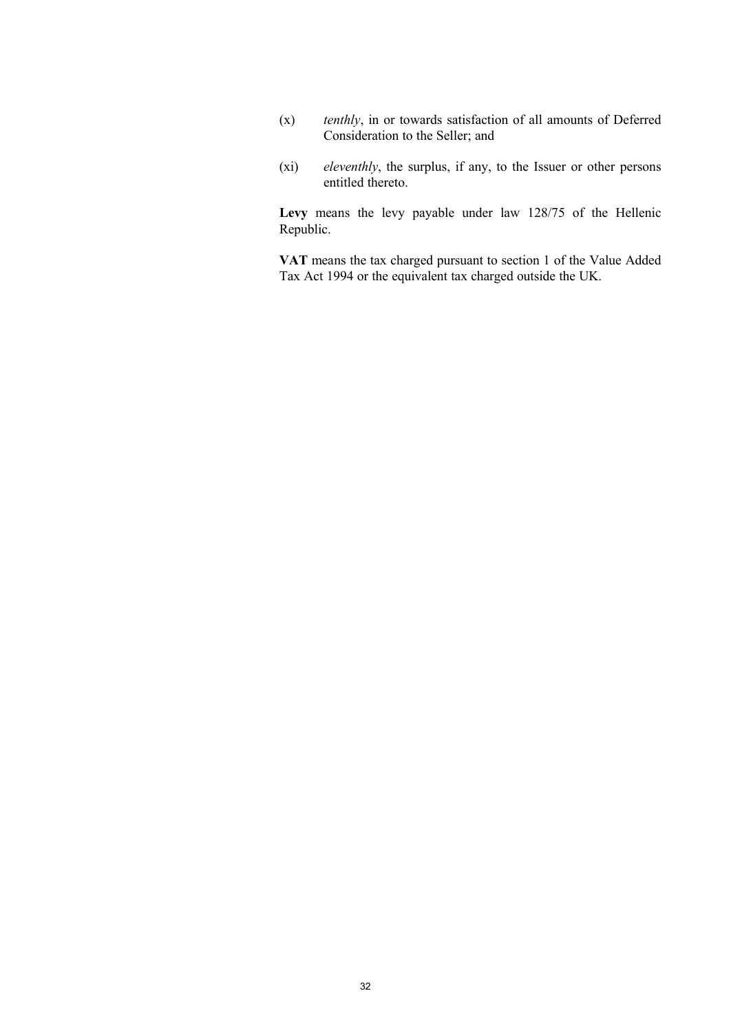(x) *tenthly*, in or towards satisfaction of all amounts of Deferred Consideration to the Seller; and

(xi) *eleventhly*, the surplus, if any, to the Issuer or other persons entitled thereto.

**Levy** means the levy payable under law 128/75 of the Hellenic Republic.

**VAT** means the tax charged pursuant to section 1 of the Value Added Tax Act 1994 or the equivalent tax charged outside the UK.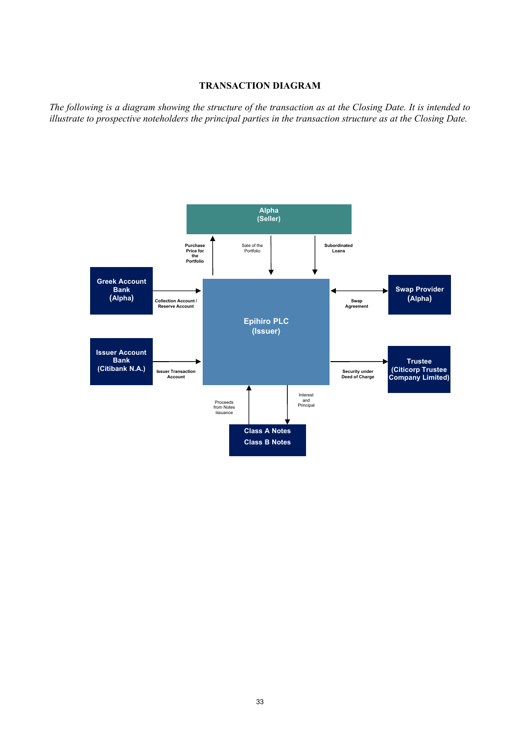# TRANSACTION DIAGRAM

*The following is a diagram showing the structure of the transaction as at the Closing Date. It is intended to illustrate to prospective noteholders the principal parties in the transaction structure as at the Closing Date.*

Alpha (Seller)

Purchase Price for the Portfolio

Sale of the Portfolio

Subordinated Loans

Greek Account Bank (Alpha)

Collection Account / Reserve Account

Epihiro PLC (Issuer)

Swap Agreement

Swap Provider (Alpha)

Issuer Account Bank (Citibank N.A.)

Issuer Transaction Account

Security under Deed of Charge

Trustee (Citicorp Trustee Company Limited)

Proceeds from Notes Issuance

Interest and Principal

Class A Notes

Class B Notes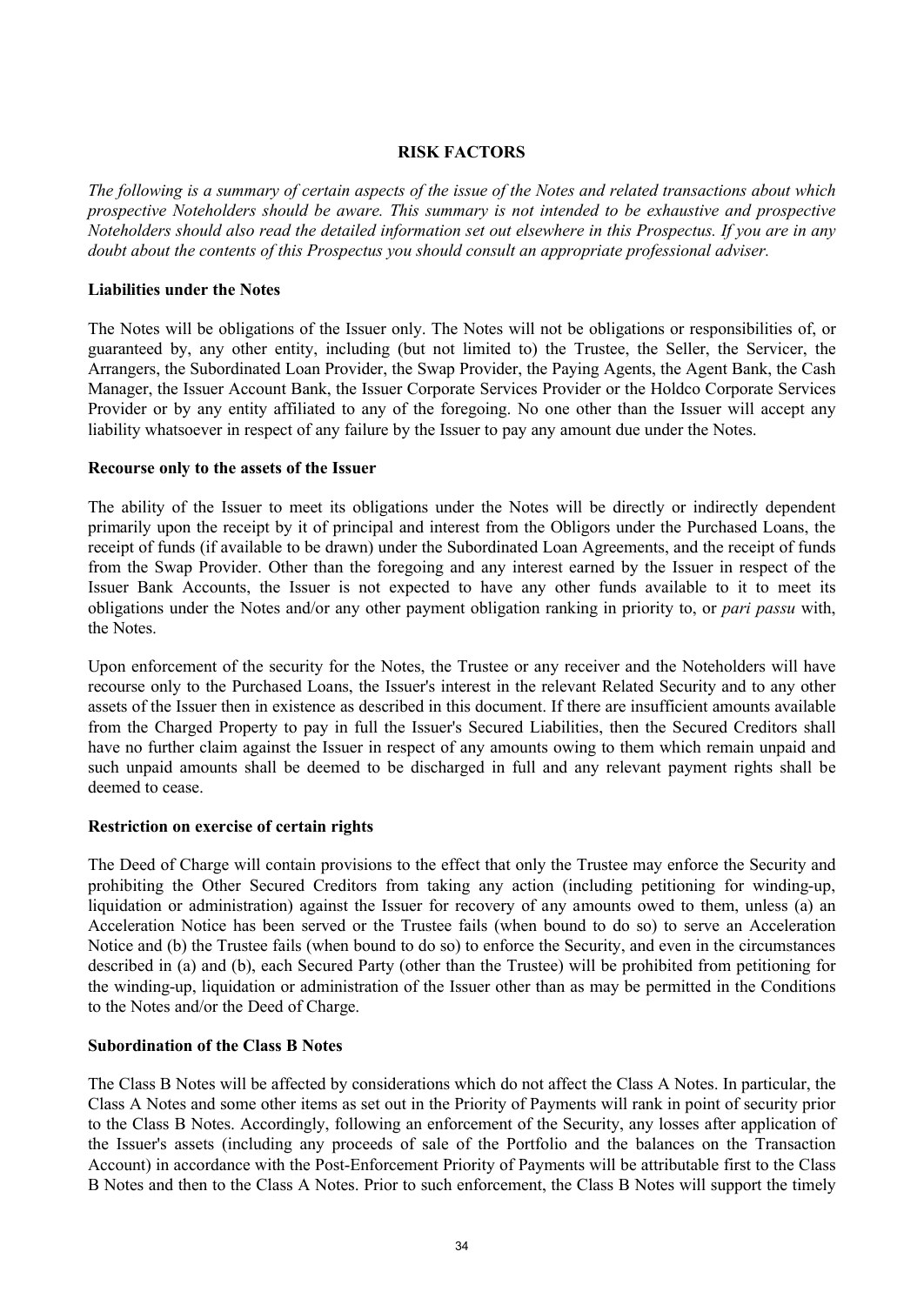# RISK FACTORS

*The following is a summary of certain aspects of the issue of the Notes and related transactions about which prospective Noteholders should be aware. This summary is not intended to be exhaustive and prospective Noteholders should also read the detailed information set out elsewhere in this Prospectus. If you are in any doubt about the contents of this Prospectus you should consult an appropriate professional adviser.*

**Liabilities under the Notes**

The Notes will be obligations of the Issuer only. The Notes will not be obligations or responsibilities of, or guaranteed by, any other entity, including (but not limited to) the Trustee, the Seller, the Servicer, the Arrangers, the Subordinated Loan Provider, the Swap Provider, the Paying Agents, the Agent Bank, the Cash Manager, the Issuer Account Bank, the Issuer Corporate Services Provider or the Holdco Corporate Services Provider or by any entity affiliated to any of the foregoing. No one other than the Issuer will accept any liability whatsoever in respect of any failure by the Issuer to pay any amount due under the Notes.

**Recourse only to the assets of the Issuer**

The ability of the Issuer to meet its obligations under the Notes will be directly or indirectly dependent primarily upon the receipt by it of principal and interest from the Obligors under the Purchased Loans, the receipt of funds (if available to be drawn) under the Subordinated Loan Agreements, and the receipt of funds from the Swap Provider. Other than the foregoing and any interest earned by the Issuer in respect of the Issuer Bank Accounts, the Issuer is not expected to have any other funds available to it to meet its obligations under the Notes and/or any other payment obligation ranking in priority to, or *pari passu* with, the Notes.

Upon enforcement of the security for the Notes, the Trustee or any receiver and the Noteholders will have recourse only to the Purchased Loans, the Issuer's interest in the relevant Related Security and to any other assets of the Issuer then in existence as described in this document. If there are insufficient amounts available from the Charged Property to pay in full the Issuer's Secured Liabilities, then the Secured Creditors shall have no further claim against the Issuer in respect of any amounts owing to them which remain unpaid and such unpaid amounts shall be deemed to be discharged in full and any relevant payment rights shall be deemed to cease.

**Restriction on exercise of certain rights**

The Deed of Charge will contain provisions to the effect that only the Trustee may enforce the Security and prohibiting the Other Secured Creditors from taking any action (including petitioning for winding-up, liquidation or administration) against the Issuer for recovery of any amounts owed to them, unless (a) an Acceleration Notice has been served or the Trustee fails (when bound to do so) to serve an Acceleration Notice and (b) the Trustee fails (when bound to do so) to enforce the Security, and even in the circumstances described in (a) and (b), each Secured Party (other than the Trustee) will be prohibited from petitioning for the winding-up, liquidation or administration of the Issuer other than as may be permitted in the Conditions to the Notes and/or the Deed of Charge.

**Subordination of the Class B Notes**

The Class B Notes will be affected by considerations which do not affect the Class A Notes. In particular, the Class A Notes and some other items as set out in the Priority of Payments will rank in point of security prior to the Class B Notes. Accordingly, following an enforcement of the Security, any losses after application of the Issuer's assets (including any proceeds of sale of the Portfolio and the balances on the Transaction Account) in accordance with the Post-Enforcement Priority of Payments will be attributable first to the Class B Notes and then to the Class A Notes. Prior to such enforcement, the Class B Notes will support the timely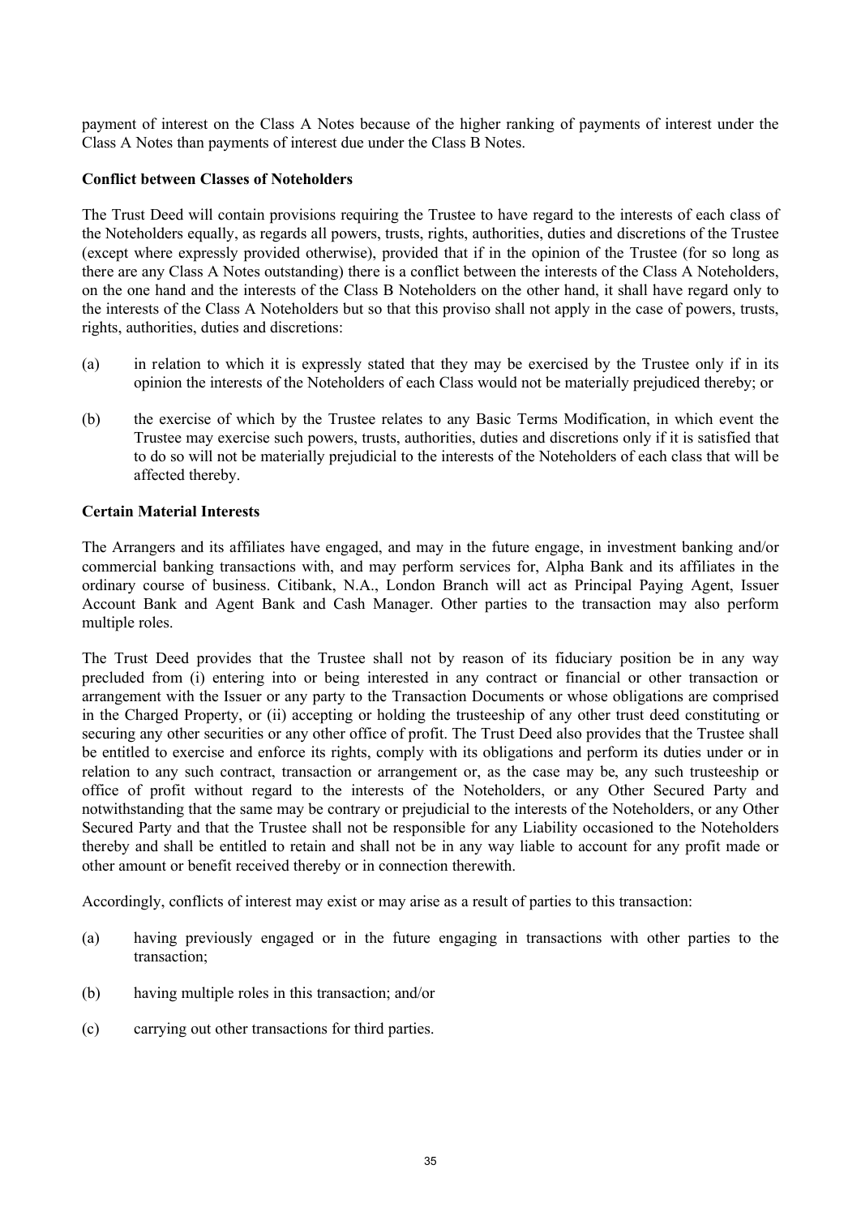payment of interest on the Class A Notes because of the higher ranking of payments of interest under the Class A Notes than payments of interest due under the Class B Notes.

**Conflict between Classes of Noteholders**

The Trust Deed will contain provisions requiring the Trustee to have regard to the interests of each class of the Noteholders equally, as regards all powers, trusts, rights, authorities, duties and discretions of the Trustee (except where expressly provided otherwise), provided that if in the opinion of the Trustee (for so long as there are any Class A Notes outstanding) there is a conflict between the interests of the Class A Noteholders, on the one hand and the interests of the Class B Noteholders on the other hand, it shall have regard only to the interests of the Class A Noteholders but so that this proviso shall not apply in the case of powers, trusts, rights, authorities, duties and discretions:

(a) in relation to which it is expressly stated that they may be exercised by the Trustee only if in its opinion the interests of the Noteholders of each Class would not be materially prejudiced thereby; or

(b) the exercise of which by the Trustee relates to any Basic Terms Modification, in which event the Trustee may exercise such powers, trusts, authorities, duties and discretions only if it is satisfied that to do so will not be materially prejudicial to the interests of the Noteholders of each class that will be affected thereby.

**Certain Material Interests**

The Arrangers and its affiliates have engaged, and may in the future engage, in investment banking and/or commercial banking transactions with, and may perform services for, Alpha Bank and its affiliates in the ordinary course of business. Citibank, N.A., London Branch will act as Principal Paying Agent, Issuer Account Bank and Agent Bank and Cash Manager. Other parties to the transaction may also perform multiple roles.

The Trust Deed provides that the Trustee shall not by reason of its fiduciary position be in any way precluded from (i) entering into or being interested in any contract or financial or other transaction or arrangement with the Issuer or any party to the Transaction Documents or whose obligations are comprised in the Charged Property, or (ii) accepting or holding the trusteeship of any other trust deed constituting or securing any other securities or any other office of profit. The Trust Deed also provides that the Trustee shall be entitled to exercise and enforce its rights, comply with its obligations and perform its duties under or in relation to any such contract, transaction or arrangement or, as the case may be, any such trusteeship or office of profit without regard to the interests of the Noteholders, or any Other Secured Party and notwithstanding that the same may be contrary or prejudicial to the interests of the Noteholders, or any Other Secured Party and that the Trustee shall not be responsible for any Liability occasioned to the Noteholders thereby and shall be entitled to retain and shall not be in any way liable to account for any profit made or other amount or benefit received thereby or in connection therewith.

Accordingly, conflicts of interest may exist or may arise as a result of parties to this transaction:

(a) having previously engaged or in the future engaging in transactions with other parties to the transaction;

(b) having multiple roles in this transaction; and/or

(c) carrying out other transactions for third parties.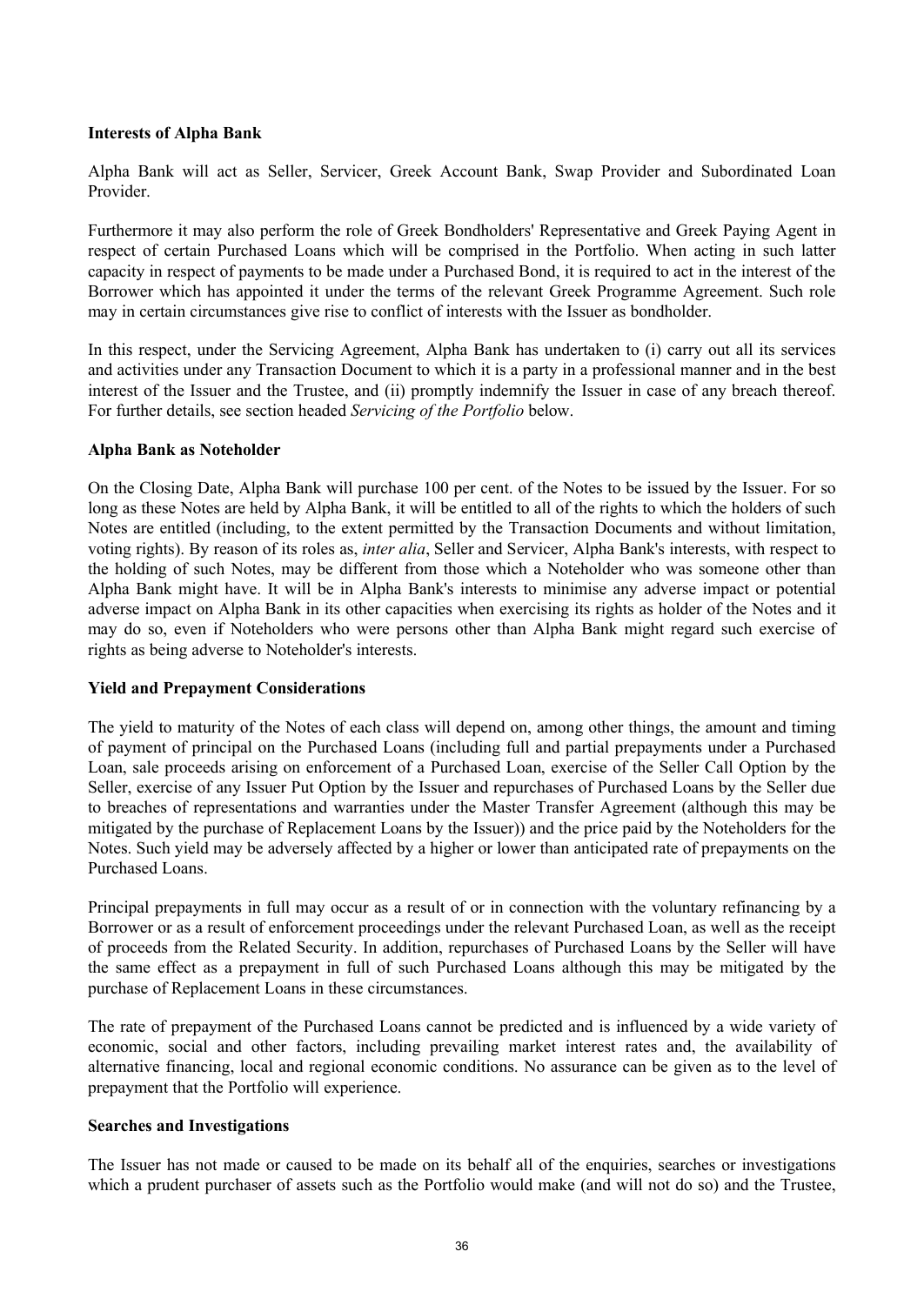**Interests of Alpha Bank**

Alpha Bank will act as Seller, Servicer, Greek Account Bank, Swap Provider and Subordinated Loan Provider.

Furthermore it may also perform the role of Greek Bondholders' Representative and Greek Paying Agent in respect of certain Purchased Loans which will be comprised in the Portfolio. When acting in such latter capacity in respect of payments to be made under a Purchased Bond, it is required to act in the interest of the Borrower which has appointed it under the terms of the relevant Greek Programme Agreement. Such role may in certain circumstances give rise to conflict of interests with the Issuer as bondholder.

In this respect, under the Servicing Agreement, Alpha Bank has undertaken to (i) carry out all its services and activities under any Transaction Document to which it is a party in a professional manner and in the best interest of the Issuer and the Trustee, and (ii) promptly indemnify the Issuer in case of any breach thereof. For further details, see section headed *Servicing of the Portfolio* below.

**Alpha Bank as Noteholder**

On the Closing Date, Alpha Bank will purchase 100 per cent. of the Notes to be issued by the Issuer. For so long as these Notes are held by Alpha Bank, it will be entitled to all of the rights to which the holders of such Notes are entitled (including, to the extent permitted by the Transaction Documents and without limitation, voting rights). By reason of its roles as, *inter alia*, Seller and Servicer, Alpha Bank's interests, with respect to the holding of such Notes, may be different from those which a Noteholder who was someone other than Alpha Bank might have. It will be in Alpha Bank's interests to minimise any adverse impact or potential adverse impact on Alpha Bank in its other capacities when exercising its rights as holder of the Notes and it may do so, even if Noteholders who were persons other than Alpha Bank might regard such exercise of rights as being adverse to Noteholder's interests.

**Yield and Prepayment Considerations**

The yield to maturity of the Notes of each class will depend on, among other things, the amount and timing of payment of principal on the Purchased Loans (including full and partial prepayments under a Purchased Loan, sale proceeds arising on enforcement of a Purchased Loan, exercise of the Seller Call Option by the Seller, exercise of any Issuer Put Option by the Issuer and repurchases of Purchased Loans by the Seller due to breaches of representations and warranties under the Master Transfer Agreement (although this may be mitigated by the purchase of Replacement Loans by the Issuer)) and the price paid by the Noteholders for the Notes. Such yield may be adversely affected by a higher or lower than anticipated rate of prepayments on the Purchased Loans.

Principal prepayments in full may occur as a result of or in connection with the voluntary refinancing by a Borrower or as a result of enforcement proceedings under the relevant Purchased Loan, as well as the receipt of proceeds from the Related Security. In addition, repurchases of Purchased Loans by the Seller will have the same effect as a prepayment in full of such Purchased Loans although this may be mitigated by the purchase of Replacement Loans in these circumstances.

The rate of prepayment of the Purchased Loans cannot be predicted and is influenced by a wide variety of economic, social and other factors, including prevailing market interest rates and, the availability of alternative financing, local and regional economic conditions. No assurance can be given as to the level of prepayment that the Portfolio will experience.

**Searches and Investigations**

The Issuer has not made or caused to be made on its behalf all of the enquiries, searches or investigations which a prudent purchaser of assets such as the Portfolio would make (and will not do so) and the Trustee,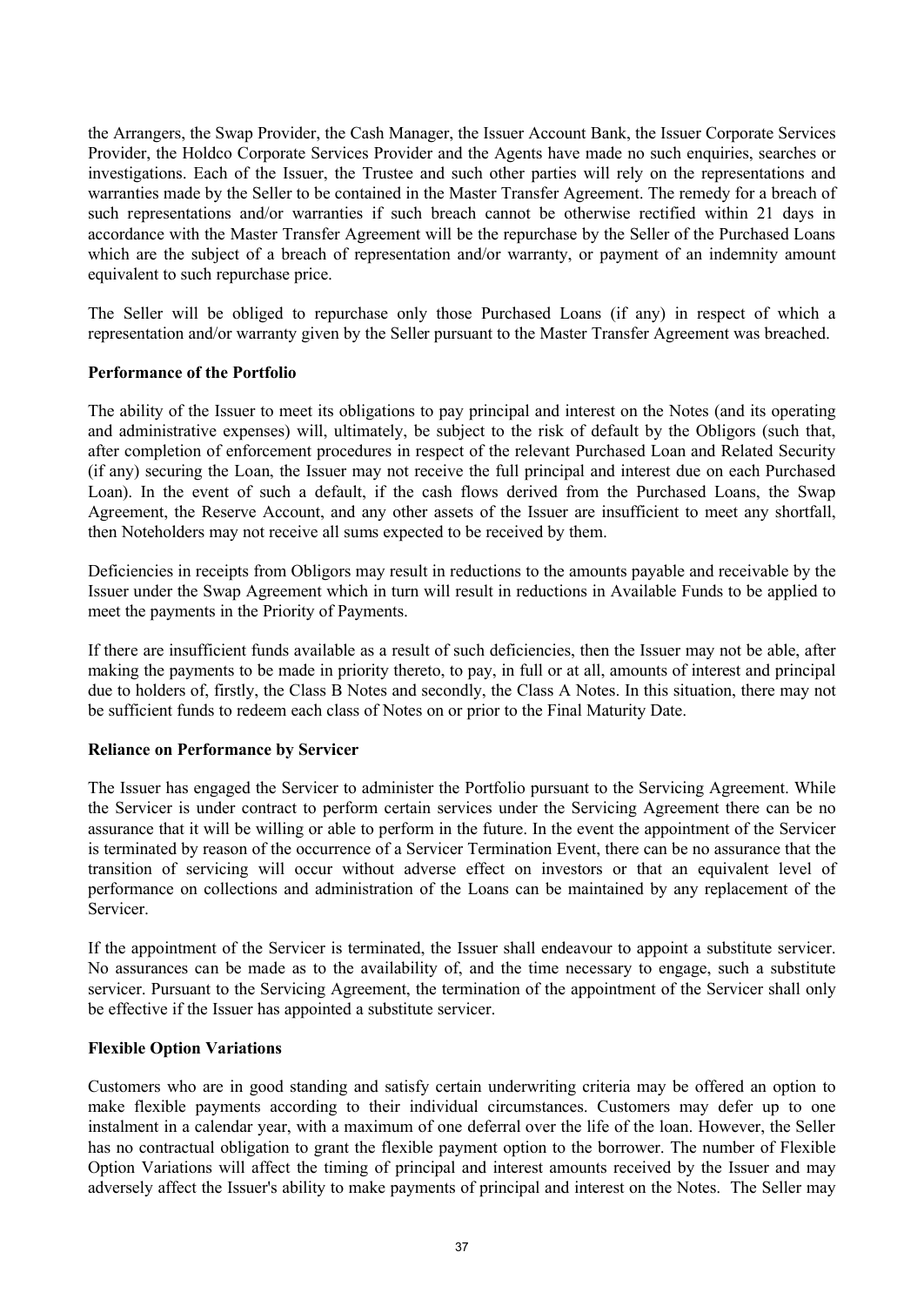the Arrangers, the Swap Provider, the Cash Manager, the Issuer Account Bank, the Issuer Corporate Services Provider, the Holdco Corporate Services Provider and the Agents have made no such enquiries, searches or investigations. Each of the Issuer, the Trustee and such other parties will rely on the representations and warranties made by the Seller to be contained in the Master Transfer Agreement. The remedy for a breach of such representations and/or warranties if such breach cannot be otherwise rectified within 21 days in accordance with the Master Transfer Agreement will be the repurchase by the Seller of the Purchased Loans which are the subject of a breach of representation and/or warranty, or payment of an indemnity amount equivalent to such repurchase price.

The Seller will be obliged to repurchase only those Purchased Loans (if any) in respect of which a representation and/or warranty given by the Seller pursuant to the Master Transfer Agreement was breached.

**Performance of the Portfolio**

The ability of the Issuer to meet its obligations to pay principal and interest on the Notes (and its operating and administrative expenses) will, ultimately, be subject to the risk of default by the Obligors (such that, after completion of enforcement procedures in respect of the relevant Purchased Loan and Related Security (if any) securing the Loan, the Issuer may not receive the full principal and interest due on each Purchased Loan). In the event of such a default, if the cash flows derived from the Purchased Loans, the Swap Agreement, the Reserve Account, and any other assets of the Issuer are insufficient to meet any shortfall, then Noteholders may not receive all sums expected to be received by them.

Deficiencies in receipts from Obligors may result in reductions to the amounts payable and receivable by the Issuer under the Swap Agreement which in turn will result in reductions in Available Funds to be applied to meet the payments in the Priority of Payments.

If there are insufficient funds available as a result of such deficiencies, then the Issuer may not be able, after making the payments to be made in priority thereto, to pay, in full or at all, amounts of interest and principal due to holders of, firstly, the Class B Notes and secondly, the Class A Notes. In this situation, there may not be sufficient funds to redeem each class of Notes on or prior to the Final Maturity Date.

**Reliance on Performance by Servicer**

The Issuer has engaged the Servicer to administer the Portfolio pursuant to the Servicing Agreement. While the Servicer is under contract to perform certain services under the Servicing Agreement there can be no assurance that it will be willing or able to perform in the future. In the event the appointment of the Servicer is terminated by reason of the occurrence of a Servicer Termination Event, there can be no assurance that the transition of servicing will occur without adverse effect on investors or that an equivalent level of performance on collections and administration of the Loans can be maintained by any replacement of the Servicer.

If the appointment of the Servicer is terminated, the Issuer shall endeavour to appoint a substitute servicer. No assurances can be made as to the availability of, and the time necessary to engage, such a substitute servicer. Pursuant to the Servicing Agreement, the termination of the appointment of the Servicer shall only be effective if the Issuer has appointed a substitute servicer.

**Flexible Option Variations**

Customers who are in good standing and satisfy certain underwriting criteria may be offered an option to make flexible payments according to their individual circumstances. Customers may defer up to one instalment in a calendar year, with a maximum of one deferral over the life of the loan. However, the Seller has no contractual obligation to grant the flexible payment option to the borrower. The number of Flexible Option Variations will affect the timing of principal and interest amounts received by the Issuer and may adversely affect the Issuer's ability to make payments of principal and interest on the Notes. The Seller may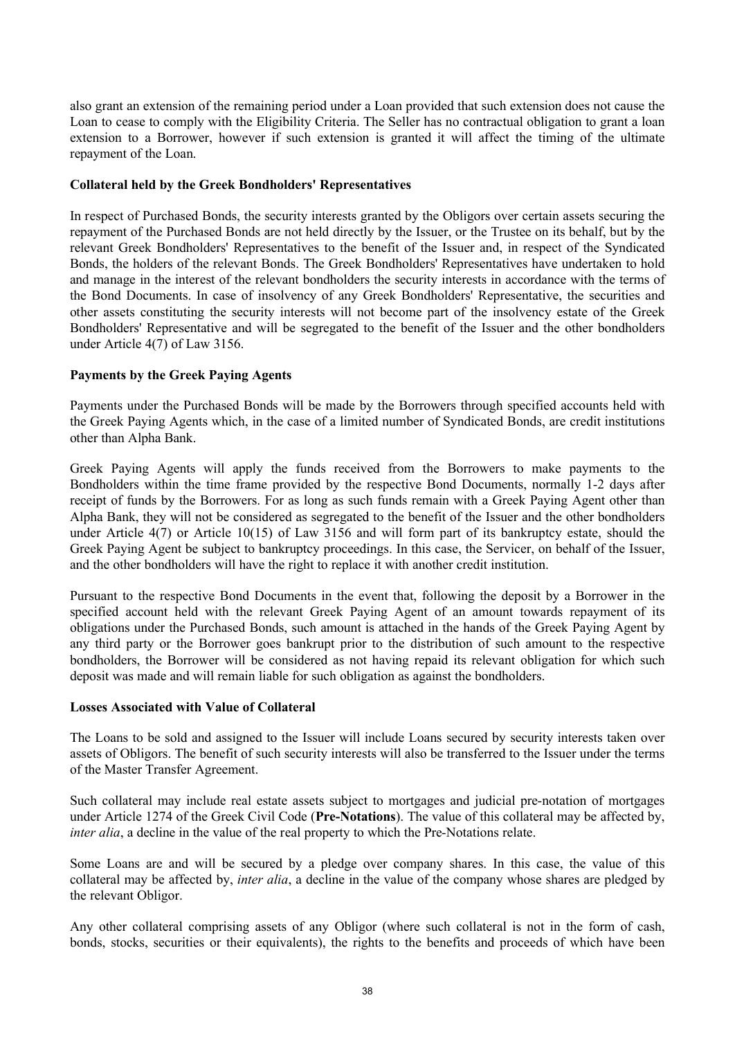also grant an extension of the remaining period under a Loan provided that such extension does not cause the Loan to cease to comply with the Eligibility Criteria. The Seller has no contractual obligation to grant a loan extension to a Borrower, however if such extension is granted it will affect the timing of the ultimate repayment of the Loan.

**Collateral held by the Greek Bondholders' Representatives**

In respect of Purchased Bonds, the security interests granted by the Obligors over certain assets securing the repayment of the Purchased Bonds are not held directly by the Issuer, or the Trustee on its behalf, but by the relevant Greek Bondholders' Representatives to the benefit of the Issuer and, in respect of the Syndicated Bonds, the holders of the relevant Bonds. The Greek Bondholders' Representatives have undertaken to hold and manage in the interest of the relevant bondholders the security interests in accordance with the terms of the Bond Documents. In case of insolvency of any Greek Bondholders' Representative, the securities and other assets constituting the security interests will not become part of the insolvency estate of the Greek Bondholders' Representative and will be segregated to the benefit of the Issuer and the other bondholders under Article 4(7) of Law 3156.

**Payments by the Greek Paying Agents**

Payments under the Purchased Bonds will be made by the Borrowers through specified accounts held with the Greek Paying Agents which, in the case of a limited number of Syndicated Bonds, are credit institutions other than Alpha Bank.

Greek Paying Agents will apply the funds received from the Borrowers to make payments to the Bondholders within the time frame provided by the respective Bond Documents, normally 1-2 days after receipt of funds by the Borrowers. For as long as such funds remain with a Greek Paying Agent other than Alpha Bank, they will not be considered as segregated to the benefit of the Issuer and the other bondholders under Article 4(7) or Article 10(15) of Law 3156 and will form part of its bankruptcy estate, should the Greek Paying Agent be subject to bankruptcy proceedings. In this case, the Servicer, on behalf of the Issuer, and the other bondholders will have the right to replace it with another credit institution.

Pursuant to the respective Bond Documents in the event that, following the deposit by a Borrower in the specified account held with the relevant Greek Paying Agent of an amount towards repayment of its obligations under the Purchased Bonds, such amount is attached in the hands of the Greek Paying Agent by any third party or the Borrower goes bankrupt prior to the distribution of such amount to the respective bondholders, the Borrower will be considered as not having repaid its relevant obligation for which such deposit was made and will remain liable for such obligation as against the bondholders.

**Losses Associated with Value of Collateral**

The Loans to be sold and assigned to the Issuer will include Loans secured by security interests taken over assets of Obligors. The benefit of such security interests will also be transferred to the Issuer under the terms of the Master Transfer Agreement.

Such collateral may include real estate assets subject to mortgages and judicial pre-notation of mortgages under Article 1274 of the Greek Civil Code (**Pre-Notations**). The value of this collateral may be affected by, *inter alia*, a decline in the value of the real property to which the Pre-Notations relate.

Some Loans are and will be secured by a pledge over company shares. In this case, the value of this collateral may be affected by, *inter alia*, a decline in the value of the company whose shares are pledged by the relevant Obligor.

Any other collateral comprising assets of any Obligor (where such collateral is not in the form of cash, bonds, stocks, securities or their equivalents), the rights to the benefits and proceeds of which have been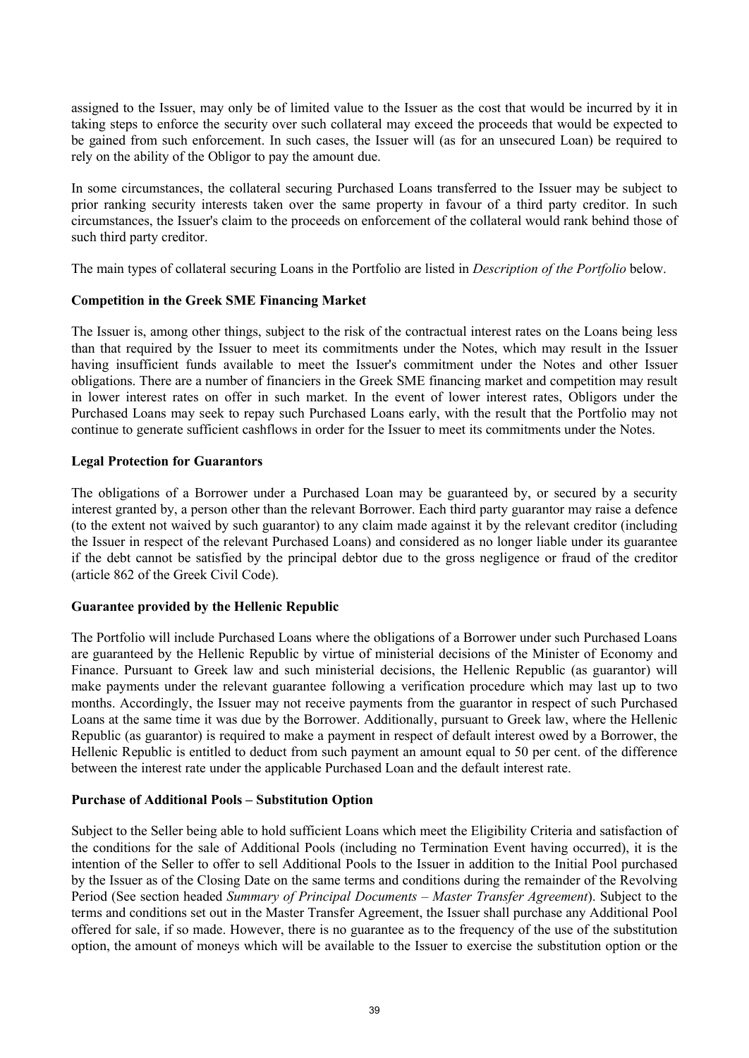assigned to the Issuer, may only be of limited value to the Issuer as the cost that would be incurred by it in taking steps to enforce the security over such collateral may exceed the proceeds that would be expected to be gained from such enforcement. In such cases, the Issuer will (as for an unsecured Loan) be required to rely on the ability of the Obligor to pay the amount due.

In some circumstances, the collateral securing Purchased Loans transferred to the Issuer may be subject to prior ranking security interests taken over the same property in favour of a third party creditor. In such circumstances, the Issuer's claim to the proceeds on enforcement of the collateral would rank behind those of such third party creditor.

The main types of collateral securing Loans in the Portfolio are listed in *Description of the Portfolio* below.

**Competition in the Greek SME Financing Market**

The Issuer is, among other things, subject to the risk of the contractual interest rates on the Loans being less than that required by the Issuer to meet its commitments under the Notes, which may result in the Issuer having insufficient funds available to meet the Issuer's commitment under the Notes and other Issuer obligations. There are a number of financiers in the Greek SME financing market and competition may result in lower interest rates on offer in such market. In the event of lower interest rates, Obligors under the Purchased Loans may seek to repay such Purchased Loans early, with the result that the Portfolio may not continue to generate sufficient cashflows in order for the Issuer to meet its commitments under the Notes.

**Legal Protection for Guarantors**

The obligations of a Borrower under a Purchased Loan may be guaranteed by, or secured by a security interest granted by, a person other than the relevant Borrower. Each third party guarantor may raise a defence (to the extent not waived by such guarantor) to any claim made against it by the relevant creditor (including the Issuer in respect of the relevant Purchased Loans) and considered as no longer liable under its guarantee if the debt cannot be satisfied by the principal debtor due to the gross negligence or fraud of the creditor (article 862 of the Greek Civil Code).

**Guarantee provided by the Hellenic Republic**

The Portfolio will include Purchased Loans where the obligations of a Borrower under such Purchased Loans are guaranteed by the Hellenic Republic by virtue of ministerial decisions of the Minister of Economy and Finance. Pursuant to Greek law and such ministerial decisions, the Hellenic Republic (as guarantor) will make payments under the relevant guarantee following a verification procedure which may last up to two months. Accordingly, the Issuer may not receive payments from the guarantor in respect of such Purchased Loans at the same time it was due by the Borrower. Additionally, pursuant to Greek law, where the Hellenic Republic (as guarantor) is required to make a payment in respect of default interest owed by a Borrower, the Hellenic Republic is entitled to deduct from such payment an amount equal to 50 per cent. of the difference between the interest rate under the applicable Purchased Loan and the default interest rate.

**Purchase of Additional Pools – Substitution Option**

Subject to the Seller being able to hold sufficient Loans which meet the Eligibility Criteria and satisfaction of the conditions for the sale of Additional Pools (including no Termination Event having occurred), it is the intention of the Seller to offer to sell Additional Pools to the Issuer in addition to the Initial Pool purchased by the Issuer as of the Closing Date on the same terms and conditions during the remainder of the Revolving Period (See section headed *Summary of Principal Documents – Master Transfer Agreement*). Subject to the terms and conditions set out in the Master Transfer Agreement, the Issuer shall purchase any Additional Pool offered for sale, if so made. However, there is no guarantee as to the frequency of the use of the substitution option, the amount of moneys which will be available to the Issuer to exercise the substitution option or the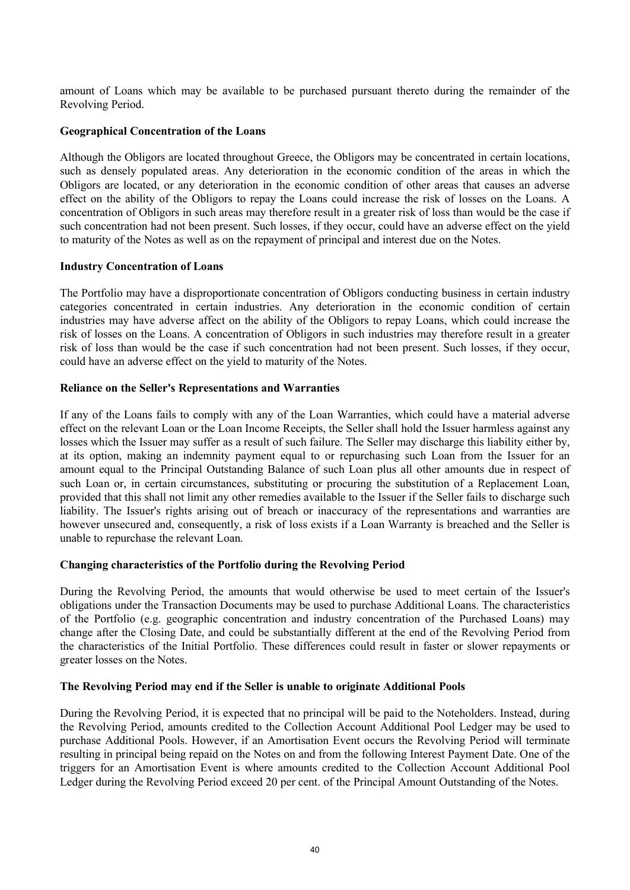amount of Loans which may be available to be purchased pursuant thereto during the remainder of the Revolving Period.

**Geographical Concentration of the Loans**

Although the Obligors are located throughout Greece, the Obligors may be concentrated in certain locations, such as densely populated areas. Any deterioration in the economic condition of the areas in which the Obligors are located, or any deterioration in the economic condition of other areas that causes an adverse effect on the ability of the Obligors to repay the Loans could increase the risk of losses on the Loans. A concentration of Obligors in such areas may therefore result in a greater risk of loss than would be the case if such concentration had not been present. Such losses, if they occur, could have an adverse effect on the yield to maturity of the Notes as well as on the repayment of principal and interest due on the Notes.

**Industry Concentration of Loans**

The Portfolio may have a disproportionate concentration of Obligors conducting business in certain industry categories concentrated in certain industries. Any deterioration in the economic condition of certain industries may have adverse affect on the ability of the Obligors to repay Loans, which could increase the risk of losses on the Loans. A concentration of Obligors in such industries may therefore result in a greater risk of loss than would be the case if such concentration had not been present. Such losses, if they occur, could have an adverse effect on the yield to maturity of the Notes.

**Reliance on the Seller's Representations and Warranties**

If any of the Loans fails to comply with any of the Loan Warranties, which could have a material adverse effect on the relevant Loan or the Loan Income Receipts, the Seller shall hold the Issuer harmless against any losses which the Issuer may suffer as a result of such failure. The Seller may discharge this liability either by, at its option, making an indemnity payment equal to or repurchasing such Loan from the Issuer for an amount equal to the Principal Outstanding Balance of such Loan plus all other amounts due in respect of such Loan or, in certain circumstances, substituting or procuring the substitution of a Replacement Loan, provided that this shall not limit any other remedies available to the Issuer if the Seller fails to discharge such liability. The Issuer's rights arising out of breach or inaccuracy of the representations and warranties are however unsecured and, consequently, a risk of loss exists if a Loan Warranty is breached and the Seller is unable to repurchase the relevant Loan.

**Changing characteristics of the Portfolio during the Revolving Period**

During the Revolving Period, the amounts that would otherwise be used to meet certain of the Issuer's obligations under the Transaction Documents may be used to purchase Additional Loans. The characteristics of the Portfolio (e.g. geographic concentration and industry concentration of the Purchased Loans) may change after the Closing Date, and could be substantially different at the end of the Revolving Period from the characteristics of the Initial Portfolio. These differences could result in faster or slower repayments or greater losses on the Notes.

**The Revolving Period may end if the Seller is unable to originate Additional Pools**

During the Revolving Period, it is expected that no principal will be paid to the Noteholders. Instead, during the Revolving Period, amounts credited to the Collection Account Additional Pool Ledger may be used to purchase Additional Pools. However, if an Amortisation Event occurs the Revolving Period will terminate resulting in principal being repaid on the Notes on and from the following Interest Payment Date. One of the triggers for an Amortisation Event is where amounts credited to the Collection Account Additional Pool Ledger during the Revolving Period exceed 20 per cent. of the Principal Amount Outstanding of the Notes.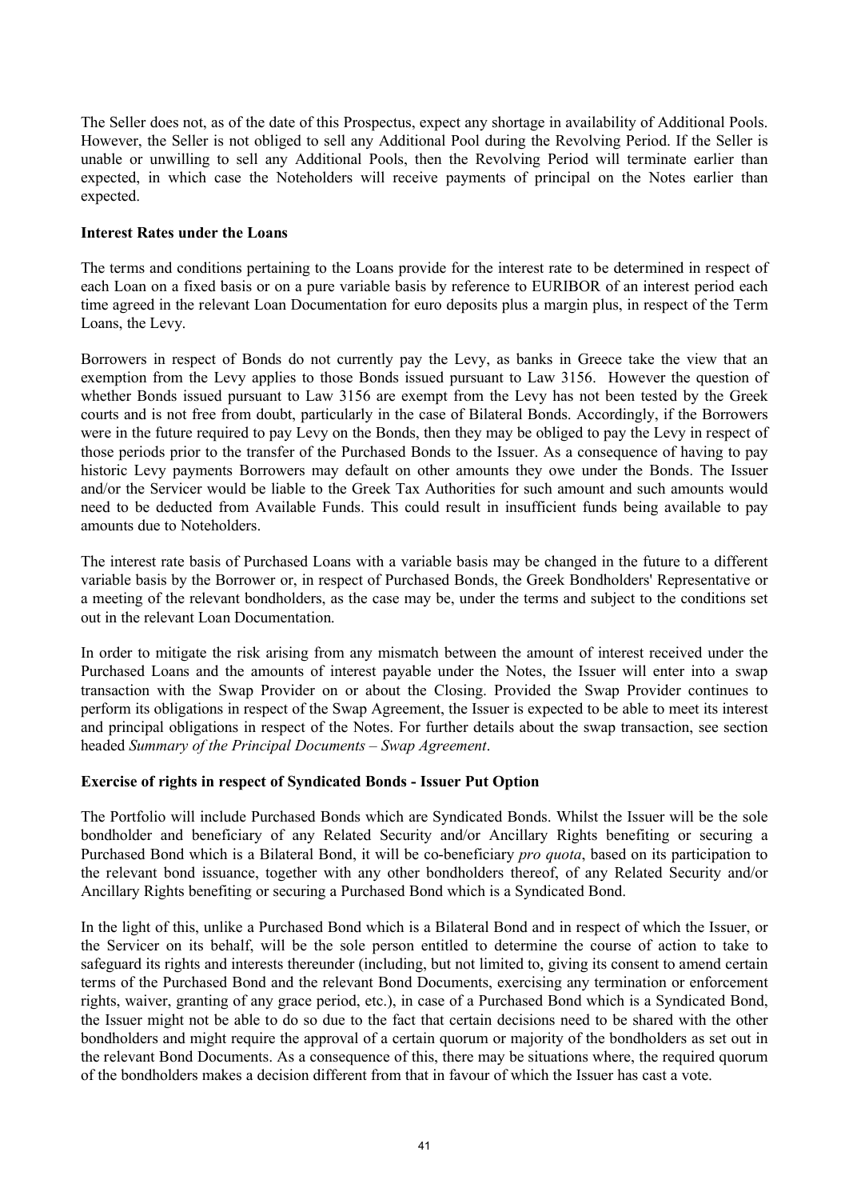The Seller does not, as of the date of this Prospectus, expect any shortage in availability of Additional Pools. However, the Seller is not obliged to sell any Additional Pool during the Revolving Period. If the Seller is unable or unwilling to sell any Additional Pools, then the Revolving Period will terminate earlier than expected, in which case the Noteholders will receive payments of principal on the Notes earlier than expected.

**Interest Rates under the Loans**

The terms and conditions pertaining to the Loans provide for the interest rate to be determined in respect of each Loan on a fixed basis or on a pure variable basis by reference to EURIBOR of an interest period each time agreed in the relevant Loan Documentation for euro deposits plus a margin plus, in respect of the Term Loans, the Levy.

Borrowers in respect of Bonds do not currently pay the Levy, as banks in Greece take the view that an exemption from the Levy applies to those Bonds issued pursuant to Law 3156. However the question of whether Bonds issued pursuant to Law 3156 are exempt from the Levy has not been tested by the Greek courts and is not free from doubt, particularly in the case of Bilateral Bonds. Accordingly, if the Borrowers were in the future required to pay Levy on the Bonds, then they may be obliged to pay the Levy in respect of those periods prior to the transfer of the Purchased Bonds to the Issuer. As a consequence of having to pay historic Levy payments Borrowers may default on other amounts they owe under the Bonds. The Issuer and/or the Servicer would be liable to the Greek Tax Authorities for such amount and such amounts would need to be deducted from Available Funds. This could result in insufficient funds being available to pay amounts due to Noteholders.

The interest rate basis of Purchased Loans with a variable basis may be changed in the future to a different variable basis by the Borrower or, in respect of Purchased Bonds, the Greek Bondholders' Representative or a meeting of the relevant bondholders, as the case may be, under the terms and subject to the conditions set out in the relevant Loan Documentation.

In order to mitigate the risk arising from any mismatch between the amount of interest received under the Purchased Loans and the amounts of interest payable under the Notes, the Issuer will enter into a swap transaction with the Swap Provider on or about the Closing. Provided the Swap Provider continues to perform its obligations in respect of the Swap Agreement, the Issuer is expected to be able to meet its interest and principal obligations in respect of the Notes. For further details about the swap transaction, see section headed *Summary of the Principal Documents – Swap Agreement*.

**Exercise of rights in respect of Syndicated Bonds - Issuer Put Option**

The Portfolio will include Purchased Bonds which are Syndicated Bonds. Whilst the Issuer will be the sole bondholder and beneficiary of any Related Security and/or Ancillary Rights benefiting or securing a Purchased Bond which is a Bilateral Bond, it will be co-beneficiary *pro quota*, based on its participation to the relevant bond issuance, together with any other bondholders thereof, of any Related Security and/or Ancillary Rights benefiting or securing a Purchased Bond which is a Syndicated Bond.

In the light of this, unlike a Purchased Bond which is a Bilateral Bond and in respect of which the Issuer, or the Servicer on its behalf, will be the sole person entitled to determine the course of action to take to safeguard its rights and interests thereunder (including, but not limited to, giving its consent to amend certain terms of the Purchased Bond and the relevant Bond Documents, exercising any termination or enforcement rights, waiver, granting of any grace period, etc.), in case of a Purchased Bond which is a Syndicated Bond, the Issuer might not be able to do so due to the fact that certain decisions need to be shared with the other bondholders and might require the approval of a certain quorum or majority of the bondholders as set out in the relevant Bond Documents. As a consequence of this, there may be situations where, the required quorum of the bondholders makes a decision different from that in favour of which the Issuer has cast a vote.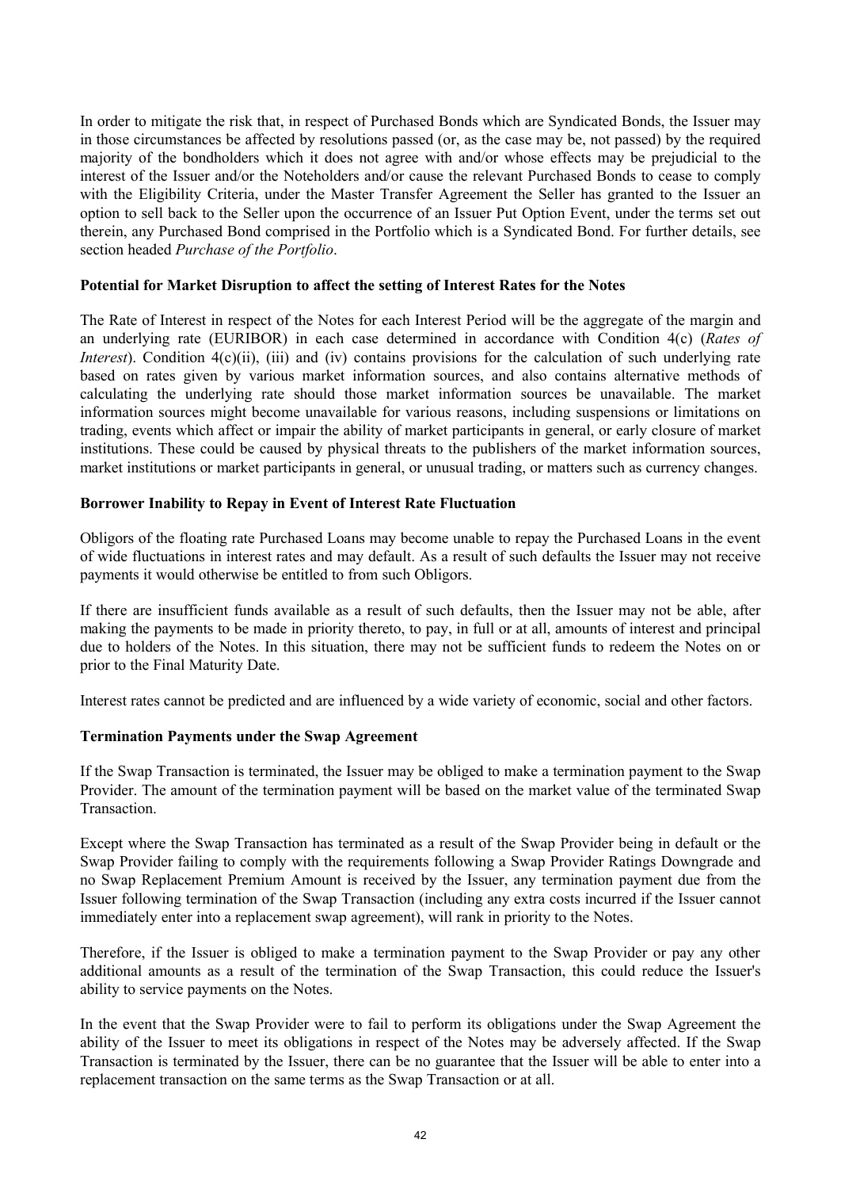In order to mitigate the risk that, in respect of Purchased Bonds which are Syndicated Bonds, the Issuer may in those circumstances be affected by resolutions passed (or, as the case may be, not passed) by the required majority of the bondholders which it does not agree with and/or whose effects may be prejudicial to the interest of the Issuer and/or the Noteholders and/or cause the relevant Purchased Bonds to cease to comply with the Eligibility Criteria, under the Master Transfer Agreement the Seller has granted to the Issuer an option to sell back to the Seller upon the occurrence of an Issuer Put Option Event, under the terms set out therein, any Purchased Bond comprised in the Portfolio which is a Syndicated Bond. For further details, see section headed *Purchase of the Portfolio*.

**Potential for Market Disruption to affect the setting of Interest Rates for the Notes**

The Rate of Interest in respect of the Notes for each Interest Period will be the aggregate of the margin and an underlying rate (EURIBOR) in each case determined in accordance with Condition 4(c) (*Rates of Interest*). Condition 4(c)(ii), (iii) and (iv) contains provisions for the calculation of such underlying rate based on rates given by various market information sources, and also contains alternative methods of calculating the underlying rate should those market information sources be unavailable. The market information sources might become unavailable for various reasons, including suspensions or limitations on trading, events which affect or impair the ability of market participants in general, or early closure of market institutions. These could be caused by physical threats to the publishers of the market information sources, market institutions or market participants in general, or unusual trading, or matters such as currency changes.

**Borrower Inability to Repay in Event of Interest Rate Fluctuation**

Obligors of the floating rate Purchased Loans may become unable to repay the Purchased Loans in the event of wide fluctuations in interest rates and may default. As a result of such defaults the Issuer may not receive payments it would otherwise be entitled to from such Obligors.

If there are insufficient funds available as a result of such defaults, then the Issuer may not be able, after making the payments to be made in priority thereto, to pay, in full or at all, amounts of interest and principal due to holders of the Notes. In this situation, there may not be sufficient funds to redeem the Notes on or prior to the Final Maturity Date.

Interest rates cannot be predicted and are influenced by a wide variety of economic, social and other factors.

**Termination Payments under the Swap Agreement**

If the Swap Transaction is terminated, the Issuer may be obliged to make a termination payment to the Swap Provider. The amount of the termination payment will be based on the market value of the terminated Swap Transaction.

Except where the Swap Transaction has terminated as a result of the Swap Provider being in default or the Swap Provider failing to comply with the requirements following a Swap Provider Ratings Downgrade and no Swap Replacement Premium Amount is received by the Issuer, any termination payment due from the Issuer following termination of the Swap Transaction (including any extra costs incurred if the Issuer cannot immediately enter into a replacement swap agreement), will rank in priority to the Notes.

Therefore, if the Issuer is obliged to make a termination payment to the Swap Provider or pay any other additional amounts as a result of the termination of the Swap Transaction, this could reduce the Issuer's ability to service payments on the Notes.

In the event that the Swap Provider were to fail to perform its obligations under the Swap Agreement the ability of the Issuer to meet its obligations in respect of the Notes may be adversely affected. If the Swap Transaction is terminated by the Issuer, there can be no guarantee that the Issuer will be able to enter into a replacement transaction on the same terms as the Swap Transaction or at all.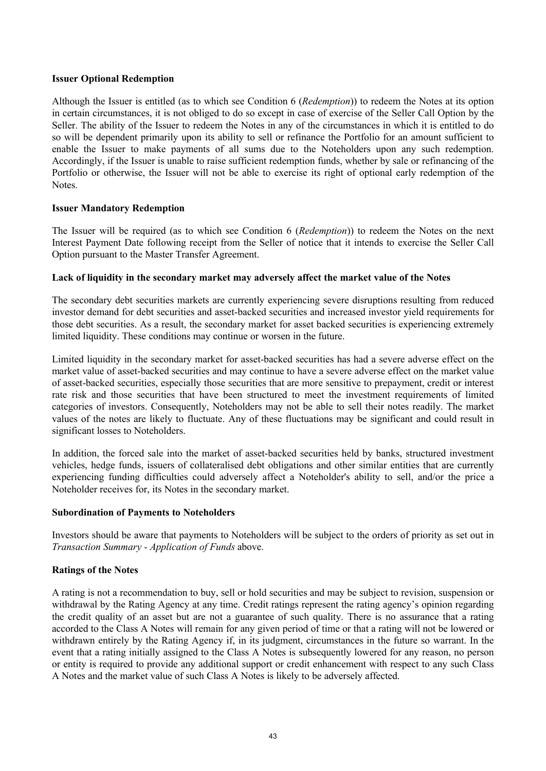**Issuer Optional Redemption**

Although the Issuer is entitled (as to which see Condition 6 (*Redemption*)) to redeem the Notes at its option in certain circumstances, it is not obliged to do so except in case of exercise of the Seller Call Option by the Seller. The ability of the Issuer to redeem the Notes in any of the circumstances in which it is entitled to do so will be dependent primarily upon its ability to sell or refinance the Portfolio for an amount sufficient to enable the Issuer to make payments of all sums due to the Noteholders upon any such redemption. Accordingly, if the Issuer is unable to raise sufficient redemption funds, whether by sale or refinancing of the Portfolio or otherwise, the Issuer will not be able to exercise its right of optional early redemption of the Notes.

**Issuer Mandatory Redemption**

The Issuer will be required (as to which see Condition 6 (*Redemption*)) to redeem the Notes on the next Interest Payment Date following receipt from the Seller of notice that it intends to exercise the Seller Call Option pursuant to the Master Transfer Agreement.

**Lack of liquidity in the secondary market may adversely affect the market value of the Notes**

The secondary debt securities markets are currently experiencing severe disruptions resulting from reduced investor demand for debt securities and asset-backed securities and increased investor yield requirements for those debt securities. As a result, the secondary market for asset backed securities is experiencing extremely limited liquidity. These conditions may continue or worsen in the future.

Limited liquidity in the secondary market for asset-backed securities has had a severe adverse effect on the market value of asset-backed securities and may continue to have a severe adverse effect on the market value of asset-backed securities, especially those securities that are more sensitive to prepayment, credit or interest rate risk and those securities that have been structured to meet the investment requirements of limited categories of investors. Consequently, Noteholders may not be able to sell their notes readily. The market values of the notes are likely to fluctuate. Any of these fluctuations may be significant and could result in significant losses to Noteholders.

In addition, the forced sale into the market of asset-backed securities held by banks, structured investment vehicles, hedge funds, issuers of collateralised debt obligations and other similar entities that are currently experiencing funding difficulties could adversely affect a Noteholder's ability to sell, and/or the price a Noteholder receives for, its Notes in the secondary market.

**Subordination of Payments to Noteholders**

Investors should be aware that payments to Noteholders will be subject to the orders of priority as set out in *Transaction Summary - Application of Funds* above.

**Ratings of the Notes**

A rating is not a recommendation to buy, sell or hold securities and may be subject to revision, suspension or withdrawal by the Rating Agency at any time. Credit ratings represent the rating agency's opinion regarding the credit quality of an asset but are not a guarantee of such quality. There is no assurance that a rating accorded to the Class A Notes will remain for any given period of time or that a rating will not be lowered or withdrawn entirely by the Rating Agency if, in its judgment, circumstances in the future so warrant. In the event that a rating initially assigned to the Class A Notes is subsequently lowered for any reason, no person or entity is required to provide any additional support or credit enhancement with respect to any such Class A Notes and the market value of such Class A Notes is likely to be adversely affected.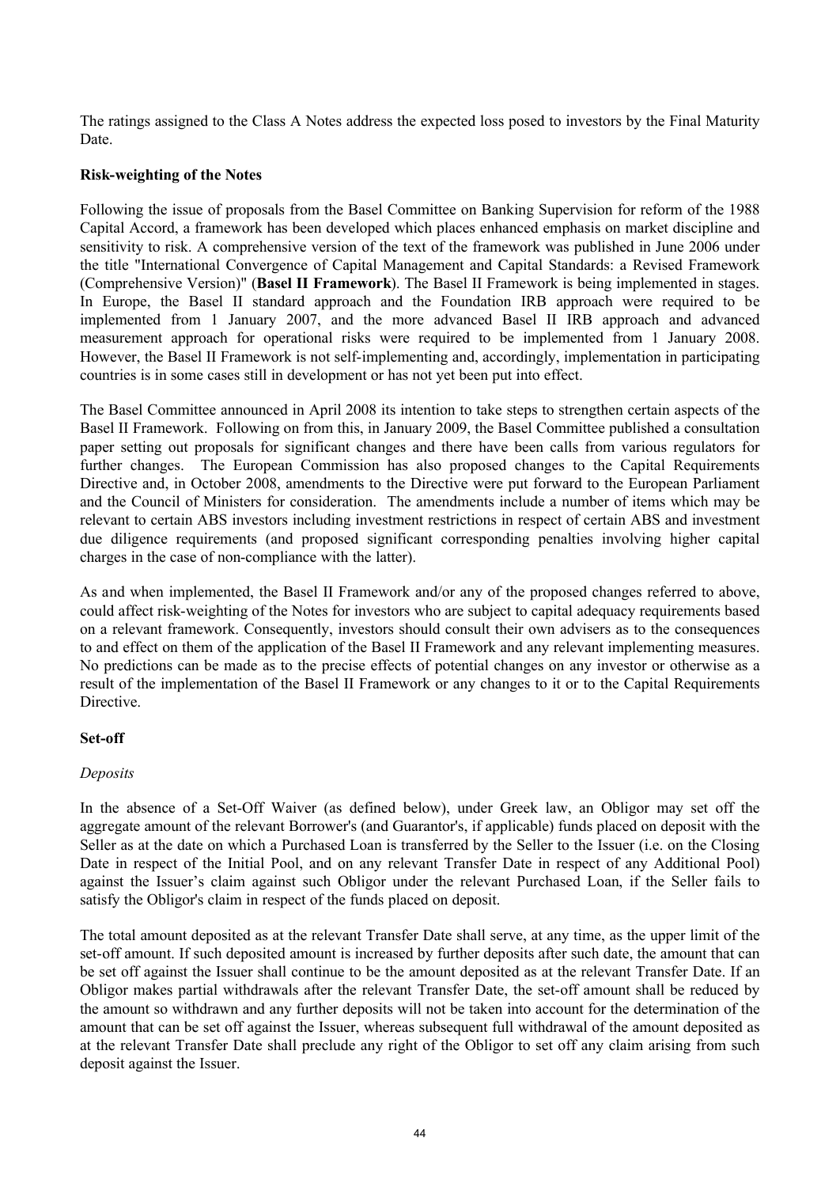The ratings assigned to the Class A Notes address the expected loss posed to investors by the Final Maturity Date.

**Risk-weighting of the Notes**

Following the issue of proposals from the Basel Committee on Banking Supervision for reform of the 1988 Capital Accord, a framework has been developed which places enhanced emphasis on market discipline and sensitivity to risk. A comprehensive version of the text of the framework was published in June 2006 under the title "International Convergence of Capital Management and Capital Standards: a Revised Framework (Comprehensive Version)" (**Basel II Framework**). The Basel II Framework is being implemented in stages. In Europe, the Basel II standard approach and the Foundation IRB approach were required to be implemented from 1 January 2007, and the more advanced Basel II IRB approach and advanced measurement approach for operational risks were required to be implemented from 1 January 2008. However, the Basel II Framework is not self-implementing and, accordingly, implementation in participating countries is in some cases still in development or has not yet been put into effect.

The Basel Committee announced in April 2008 its intention to take steps to strengthen certain aspects of the Basel II Framework. Following on from this, in January 2009, the Basel Committee published a consultation paper setting out proposals for significant changes and there have been calls from various regulators for further changes. The European Commission has also proposed changes to the Capital Requirements Directive and, in October 2008, amendments to the Directive were put forward to the European Parliament and the Council of Ministers for consideration. The amendments include a number of items which may be relevant to certain ABS investors including investment restrictions in respect of certain ABS and investment due diligence requirements (and proposed significant corresponding penalties involving higher capital charges in the case of non-compliance with the latter).

As and when implemented, the Basel II Framework and/or any of the proposed changes referred to above, could affect risk-weighting of the Notes for investors who are subject to capital adequacy requirements based on a relevant framework. Consequently, investors should consult their own advisers as to the consequences to and effect on them of the application of the Basel II Framework and any relevant implementing measures. No predictions can be made as to the precise effects of potential changes on any investor or otherwise as a result of the implementation of the Basel II Framework or any changes to it or to the Capital Requirements Directive.

**Set-off**

*Deposits*

In the absence of a Set-Off Waiver (as defined below), under Greek law, an Obligor may set off the aggregate amount of the relevant Borrower's (and Guarantor's, if applicable) funds placed on deposit with the Seller as at the date on which a Purchased Loan is transferred by the Seller to the Issuer (i.e. on the Closing Date in respect of the Initial Pool, and on any relevant Transfer Date in respect of any Additional Pool) against the Issuer’s claim against such Obligor under the relevant Purchased Loan, if the Seller fails to satisfy the Obligor's claim in respect of the funds placed on deposit.

The total amount deposited as at the relevant Transfer Date shall serve, at any time, as the upper limit of the set-off amount. If such deposited amount is increased by further deposits after such date, the amount that can be set off against the Issuer shall continue to be the amount deposited as at the relevant Transfer Date. If an Obligor makes partial withdrawals after the relevant Transfer Date, the set-off amount shall be reduced by the amount so withdrawn and any further deposits will not be taken into account for the determination of the amount that can be set off against the Issuer, whereas subsequent full withdrawal of the amount deposited as at the relevant Transfer Date shall preclude any right of the Obligor to set off any claim arising from such deposit against the Issuer.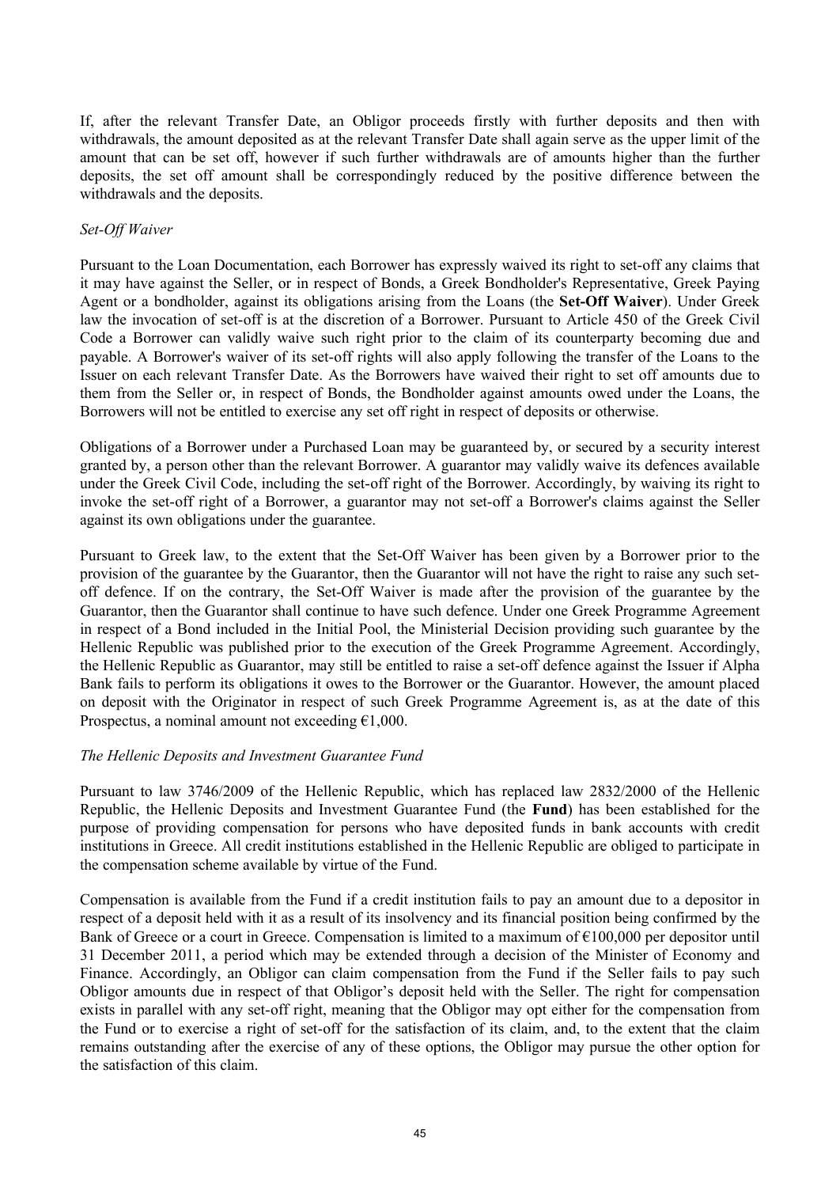If, after the relevant Transfer Date, an Obligor proceeds firstly with further deposits and then with withdrawals, the amount deposited as at the relevant Transfer Date shall again serve as the upper limit of the amount that can be set off, however if such further withdrawals are of amounts higher than the further deposits, the set off amount shall be correspondingly reduced by the positive difference between the withdrawals and the deposits.

*Set-Off Waiver*

Pursuant to the Loan Documentation, each Borrower has expressly waived its right to set-off any claims that it may have against the Seller, or in respect of Bonds, a Greek Bondholder's Representative, Greek Paying Agent or a bondholder, against its obligations arising from the Loans (the **Set-Off Waiver**). Under Greek law the invocation of set-off is at the discretion of a Borrower. Pursuant to Article 450 of the Greek Civil Code a Borrower can validly waive such right prior to the claim of its counterparty becoming due and payable. A Borrower's waiver of its set-off rights will also apply following the transfer of the Loans to the Issuer on each relevant Transfer Date. As the Borrowers have waived their right to set off amounts due to them from the Seller or, in respect of Bonds, the Bondholder against amounts owed under the Loans, the Borrowers will not be entitled to exercise any set off right in respect of deposits or otherwise.

Obligations of a Borrower under a Purchased Loan may be guaranteed by, or secured by a security interest granted by, a person other than the relevant Borrower. A guarantor may validly waive its defences available under the Greek Civil Code, including the set-off right of the Borrower. Accordingly, by waiving its right to invoke the set-off right of a Borrower, a guarantor may not set-off a Borrower's claims against the Seller against its own obligations under the guarantee.

Pursuant to Greek law, to the extent that the Set-Off Waiver has been given by a Borrower prior to the provision of the guarantee by the Guarantor, then the Guarantor will not have the right to raise any such set-off defence. If on the contrary, the Set-Off Waiver is made after the provision of the guarantee by the Guarantor, then the Guarantor shall continue to have such defence. Under one Greek Programme Agreement in respect of a Bond included in the Initial Pool, the Ministerial Decision providing such guarantee by the Hellenic Republic was published prior to the execution of the Greek Programme Agreement. Accordingly, the Hellenic Republic as Guarantor, may still be entitled to raise a set-off defence against the Issuer if Alpha Bank fails to perform its obligations it owes to the Borrower or the Guarantor. However, the amount placed on deposit with the Originator in respect of such Greek Programme Agreement is, as at the date of this Prospectus, a nominal amount not exceeding €1,000.

*The Hellenic Deposits and Investment Guarantee Fund*

Pursuant to law 3746/2009 of the Hellenic Republic, which has replaced law 2832/2000 of the Hellenic Republic, the Hellenic Deposits and Investment Guarantee Fund (the **Fund**) has been established for the purpose of providing compensation for persons who have deposited funds in bank accounts with credit institutions in Greece. All credit institutions established in the Hellenic Republic are obliged to participate in the compensation scheme available by virtue of the Fund.

Compensation is available from the Fund if a credit institution fails to pay an amount due to a depositor in respect of a deposit held with it as a result of its insolvency and its financial position being confirmed by the Bank of Greece or a court in Greece. Compensation is limited to a maximum of €100,000 per depositor until 31 December 2011, a period which may be extended through a decision of the Minister of Economy and Finance. Accordingly, an Obligor can claim compensation from the Fund if the Seller fails to pay such Obligor amounts due in respect of that Obligor's deposit held with the Seller. The right for compensation exists in parallel with any set-off right, meaning that the Obligor may opt either for the compensation from the Fund or to exercise a right of set-off for the satisfaction of its claim, and, to the extent that the claim remains outstanding after the exercise of any of these options, the Obligor may pursue the other option for the satisfaction of this claim.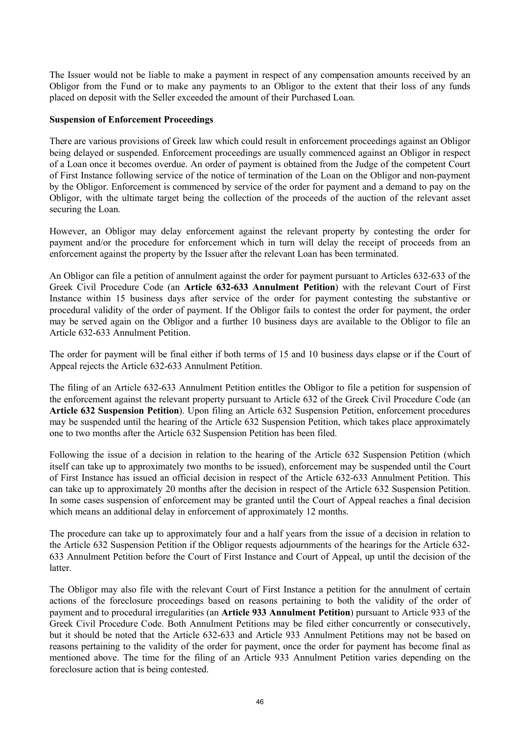The Issuer would not be liable to make a payment in respect of any compensation amounts received by an Obligor from the Fund or to make any payments to an Obligor to the extent that their loss of any funds placed on deposit with the Seller exceeded the amount of their Purchased Loan.

**Suspension of Enforcement Proceedings**

There are various provisions of Greek law which could result in enforcement proceedings against an Obligor being delayed or suspended. Enforcement proceedings are usually commenced against an Obligor in respect of a Loan once it becomes overdue. An order of payment is obtained from the Judge of the competent Court of First Instance following service of the notice of termination of the Loan on the Obligor and non-payment by the Obligor. Enforcement is commenced by service of the order for payment and a demand to pay on the Obligor, with the ultimate target being the collection of the proceeds of the auction of the relevant asset securing the Loan.

However, an Obligor may delay enforcement against the relevant property by contesting the order for payment and/or the procedure for enforcement which in turn will delay the receipt of proceeds from an enforcement against the property by the Issuer after the relevant Loan has been terminated.

An Obligor can file a petition of annulment against the order for payment pursuant to Articles 632-633 of the Greek Civil Procedure Code (an **Article 632-633 Annulment Petition**) with the relevant Court of First Instance within 15 business days after service of the order for payment contesting the substantive or procedural validity of the order of payment. If the Obligor fails to contest the order for payment, the order may be served again on the Obligor and a further 10 business days are available to the Obligor to file an Article 632-633 Annulment Petition.

The order for payment will be final either if both terms of 15 and 10 business days elapse or if the Court of Appeal rejects the Article 632-633 Annulment Petition.

The filing of an Article 632-633 Annulment Petition entitles the Obligor to file a petition for suspension of the enforcement against the relevant property pursuant to Article 632 of the Greek Civil Procedure Code (an **Article 632 Suspension Petition**). Upon filing an Article 632 Suspension Petition, enforcement procedures may be suspended until the hearing of the Article 632 Suspension Petition, which takes place approximately one to two months after the Article 632 Suspension Petition has been filed.

Following the issue of a decision in relation to the hearing of the Article 632 Suspension Petition (which itself can take up to approximately two months to be issued), enforcement may be suspended until the Court of First Instance has issued an official decision in respect of the Article 632-633 Annulment Petition. This can take up to approximately 20 months after the decision in respect of the Article 632 Suspension Petition. In some cases suspension of enforcement may be granted until the Court of Appeal reaches a final decision which means an additional delay in enforcement of approximately 12 months.

The procedure can take up to approximately four and a half years from the issue of a decision in relation to the Article 632 Suspension Petition if the Obligor requests adjournments of the hearings for the Article 632-633 Annulment Petition before the Court of First Instance and Court of Appeal, up until the decision of the latter.

The Obligor may also file with the relevant Court of First Instance a petition for the annulment of certain actions of the foreclosure proceedings based on reasons pertaining to both the validity of the order of payment and to procedural irregularities (an **Article 933 Annulment Petition**) pursuant to Article 933 of the Greek Civil Procedure Code. Both Annulment Petitions may be filed either concurrently or consecutively, but it should be noted that the Article 632-633 and Article 933 Annulment Petitions may not be based on reasons pertaining to the validity of the order for payment, once the order for payment has become final as mentioned above. The time for the filing of an Article 933 Annulment Petition varies depending on the foreclosure action that is being contested.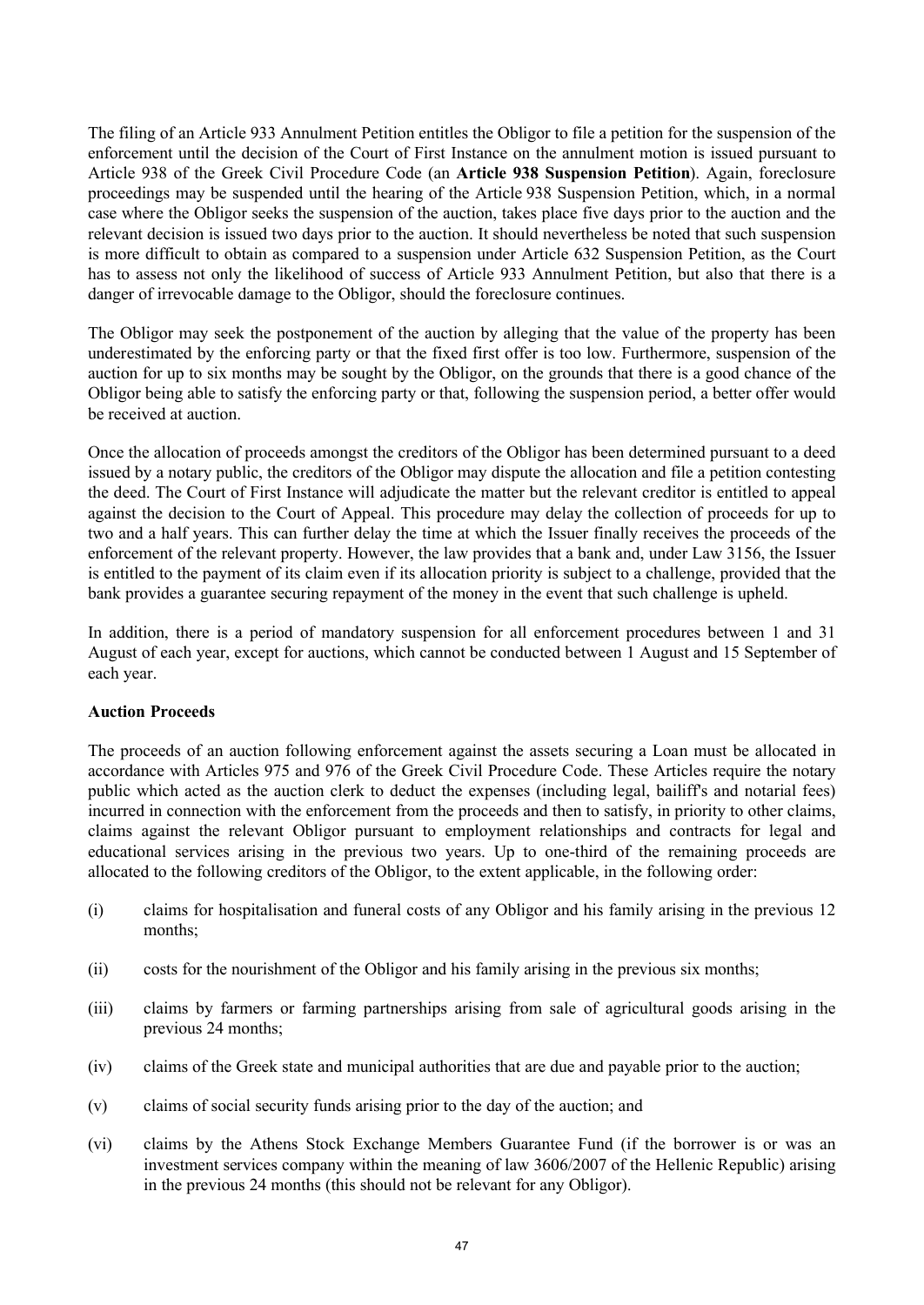The filing of an Article 933 Annulment Petition entitles the Obligor to file a petition for the suspension of the enforcement until the decision of the Court of First Instance on the annulment motion is issued pursuant to Article 938 of the Greek Civil Procedure Code (an **Article 938 Suspension Petition**). Again, foreclosure proceedings may be suspended until the hearing of the Article 938 Suspension Petition, which, in a normal case where the Obligor seeks the suspension of the auction, takes place five days prior to the auction and the relevant decision is issued two days prior to the auction. It should nevertheless be noted that such suspension is more difficult to obtain as compared to a suspension under Article 632 Suspension Petition, as the Court has to assess not only the likelihood of success of Article 933 Annulment Petition, but also that there is a danger of irrevocable damage to the Obligor, should the foreclosure continues.

The Obligor may seek the postponement of the auction by alleging that the value of the property has been underestimated by the enforcing party or that the fixed first offer is too low. Furthermore, suspension of the auction for up to six months may be sought by the Obligor, on the grounds that there is a good chance of the Obligor being able to satisfy the enforcing party or that, following the suspension period, a better offer would be received at auction.

Once the allocation of proceeds amongst the creditors of the Obligor has been determined pursuant to a deed issued by a notary public, the creditors of the Obligor may dispute the allocation and file a petition contesting the deed. The Court of First Instance will adjudicate the matter but the relevant creditor is entitled to appeal against the decision to the Court of Appeal. This procedure may delay the collection of proceeds for up to two and a half years. This can further delay the time at which the Issuer finally receives the proceeds of the enforcement of the relevant property. However, the law provides that a bank and, under Law 3156, the Issuer is entitled to the payment of its claim even if its allocation priority is subject to a challenge, provided that the bank provides a guarantee securing repayment of the money in the event that such challenge is upheld.

In addition, there is a period of mandatory suspension for all enforcement procedures between 1 and 31 August of each year, except for auctions, which cannot be conducted between 1 August and 15 September of each year.

**Auction Proceeds**

The proceeds of an auction following enforcement against the assets securing a Loan must be allocated in accordance with Articles 975 and 976 of the Greek Civil Procedure Code. These Articles require the notary public which acted as the auction clerk to deduct the expenses (including legal, bailiff's and notarial fees) incurred in connection with the enforcement from the proceeds and then to satisfy, in priority to other claims, claims against the relevant Obligor pursuant to employment relationships and contracts for legal and educational services arising in the previous two years. Up to one-third of the remaining proceeds are allocated to the following creditors of the Obligor, to the extent applicable, in the following order:

(i) claims for hospitalisation and funeral costs of any Obligor and his family arising in the previous 12 months;

(ii) costs for the nourishment of the Obligor and his family arising in the previous six months;

(iii) claims by farmers or farming partnerships arising from sale of agricultural goods arising in the previous 24 months;

(iv) claims of the Greek state and municipal authorities that are due and payable prior to the auction;

(v) claims of social security funds arising prior to the day of the auction; and

(vi) claims by the Athens Stock Exchange Members Guarantee Fund (if the borrower is or was an investment services company within the meaning of law 3606/2007 of the Hellenic Republic) arising in the previous 24 months (this should not be relevant for any Obligor).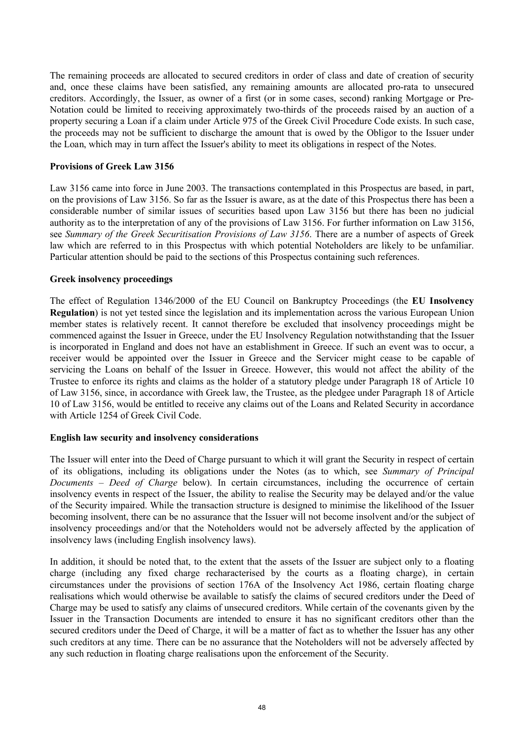The remaining proceeds are allocated to secured creditors in order of class and date of creation of security and, once these claims have been satisfied, any remaining amounts are allocated pro-rata to unsecured creditors. Accordingly, the Issuer, as owner of a first (or in some cases, second) ranking Mortgage or Pre-Notation could be limited to receiving approximately two-thirds of the proceeds raised by an auction of a property securing a Loan if a claim under Article 975 of the Greek Civil Procedure Code exists. In such case, the proceeds may not be sufficient to discharge the amount that is owed by the Obligor to the Issuer under the Loan, which may in turn affect the Issuer's ability to meet its obligations in respect of the Notes.

**Provisions of Greek Law 3156**

Law 3156 came into force in June 2003. The transactions contemplated in this Prospectus are based, in part, on the provisions of Law 3156. So far as the Issuer is aware, as at the date of this Prospectus there has been a considerable number of similar issues of securities based upon Law 3156 but there has been no judicial authority as to the interpretation of any of the provisions of Law 3156. For further information on Law 3156, see *Summary of the Greek Securitisation Provisions of Law 3156*. There are a number of aspects of Greek law which are referred to in this Prospectus with which potential Noteholders are likely to be unfamiliar. Particular attention should be paid to the sections of this Prospectus containing such references.

**Greek insolvency proceedings**

The effect of Regulation 1346/2000 of the EU Council on Bankruptcy Proceedings (the **EU Insolvency Regulation**) is not yet tested since the legislation and its implementation across the various European Union member states is relatively recent. It cannot therefore be excluded that insolvency proceedings might be commenced against the Issuer in Greece, under the EU Insolvency Regulation notwithstanding that the Issuer is incorporated in England and does not have an establishment in Greece. If such an event was to occur, a receiver would be appointed over the Issuer in Greece and the Servicer might cease to be capable of servicing the Loans on behalf of the Issuer in Greece. However, this would not affect the ability of the Trustee to enforce its rights and claims as the holder of a statutory pledge under Paragraph 18 of Article 10 of Law 3156, since, in accordance with Greek law, the Trustee, as the pledgee under Paragraph 18 of Article 10 of Law 3156, would be entitled to receive any claims out of the Loans and Related Security in accordance with Article 1254 of Greek Civil Code.

**English law security and insolvency considerations**

The Issuer will enter into the Deed of Charge pursuant to which it will grant the Security in respect of certain of its obligations, including its obligations under the Notes (as to which, see *Summary of Principal Documents – Deed of Charge* below). In certain circumstances, including the occurrence of certain insolvency events in respect of the Issuer, the ability to realise the Security may be delayed and/or the value of the Security impaired. While the transaction structure is designed to minimise the likelihood of the Issuer becoming insolvent, there can be no assurance that the Issuer will not become insolvent and/or the subject of insolvency proceedings and/or that the Noteholders would not be adversely affected by the application of insolvency laws (including English insolvency laws).

In addition, it should be noted that, to the extent that the assets of the Issuer are subject only to a floating charge (including any fixed charge recharacterised by the courts as a floating charge), in certain circumstances under the provisions of section 176A of the Insolvency Act 1986, certain floating charge realisations which would otherwise be available to satisfy the claims of secured creditors under the Deed of Charge may be used to satisfy any claims of unsecured creditors. While certain of the covenants given by the Issuer in the Transaction Documents are intended to ensure it has no significant creditors other than the secured creditors under the Deed of Charge, it will be a matter of fact as to whether the Issuer has any other such creditors at any time. There can be no assurance that the Noteholders will not be adversely affected by any such reduction in floating charge realisations upon the enforcement of the Security.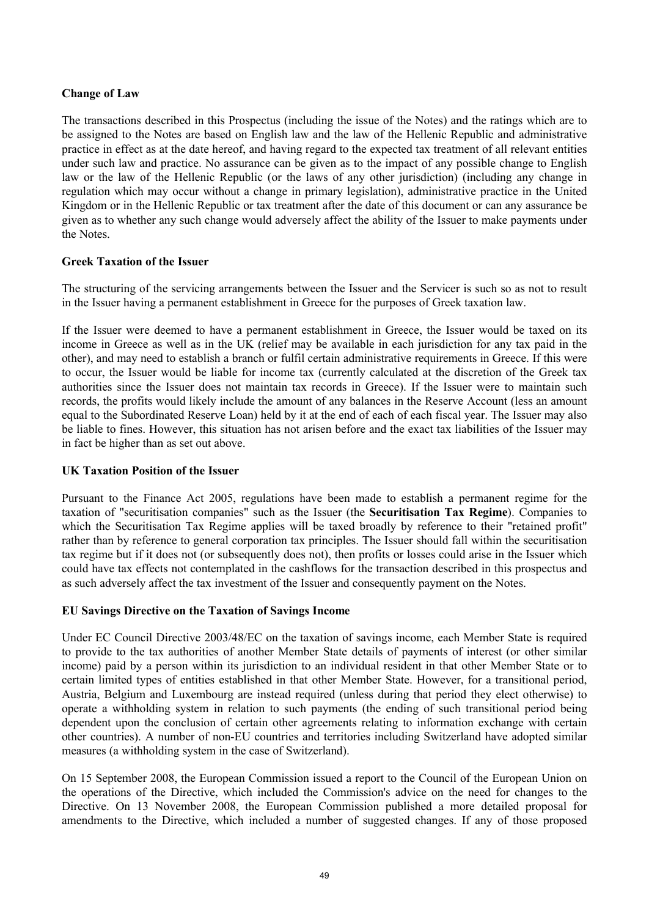**Change of Law**

The transactions described in this Prospectus (including the issue of the Notes) and the ratings which are to be assigned to the Notes are based on English law and the law of the Hellenic Republic and administrative practice in effect as at the date hereof, and having regard to the expected tax treatment of all relevant entities under such law and practice. No assurance can be given as to the impact of any possible change to English law or the law of the Hellenic Republic (or the laws of any other jurisdiction) (including any change in regulation which may occur without a change in primary legislation), administrative practice in the United Kingdom or in the Hellenic Republic or tax treatment after the date of this document or can any assurance be given as to whether any such change would adversely affect the ability of the Issuer to make payments under the Notes.

**Greek Taxation of the Issuer**

The structuring of the servicing arrangements between the Issuer and the Servicer is such so as not to result in the Issuer having a permanent establishment in Greece for the purposes of Greek taxation law.

If the Issuer were deemed to have a permanent establishment in Greece, the Issuer would be taxed on its income in Greece as well as in the UK (relief may be available in each jurisdiction for any tax paid in the other), and may need to establish a branch or fulfil certain administrative requirements in Greece. If this were to occur, the Issuer would be liable for income tax (currently calculated at the discretion of the Greek tax authorities since the Issuer does not maintain tax records in Greece). If the Issuer were to maintain such records, the profits would likely include the amount of any balances in the Reserve Account (less an amount equal to the Subordinated Reserve Loan) held by it at the end of each of each fiscal year. The Issuer may also be liable to fines. However, this situation has not arisen before and the exact tax liabilities of the Issuer may in fact be higher than as set out above.

**UK Taxation Position of the Issuer**

Pursuant to the Finance Act 2005, regulations have been made to establish a permanent regime for the taxation of "securitisation companies" such as the Issuer (the **Securitisation Tax Regime**). Companies to which the Securitisation Tax Regime applies will be taxed broadly by reference to their "retained profit" rather than by reference to general corporation tax principles. The Issuer should fall within the securitisation tax regime but if it does not (or subsequently does not), then profits or losses could arise in the Issuer which could have tax effects not contemplated in the cashflows for the transaction described in this prospectus and as such adversely affect the tax investment of the Issuer and consequently payment on the Notes.

**EU Savings Directive on the Taxation of Savings Income**

Under EC Council Directive 2003/48/EC on the taxation of savings income, each Member State is required to provide to the tax authorities of another Member State details of payments of interest (or other similar income) paid by a person within its jurisdiction to an individual resident in that other Member State or to certain limited types of entities established in that other Member State. However, for a transitional period, Austria, Belgium and Luxembourg are instead required (unless during that period they elect otherwise) to operate a withholding system in relation to such payments (the ending of such transitional period being dependent upon the conclusion of certain other agreements relating to information exchange with certain other countries). A number of non-EU countries and territories including Switzerland have adopted similar measures (a withholding system in the case of Switzerland).

On 15 September 2008, the European Commission issued a report to the Council of the European Union on the operations of the Directive, which included the Commission's advice on the need for changes to the Directive. On 13 November 2008, the European Commission published a more detailed proposal for amendments to the Directive, which included a number of suggested changes. If any of those proposed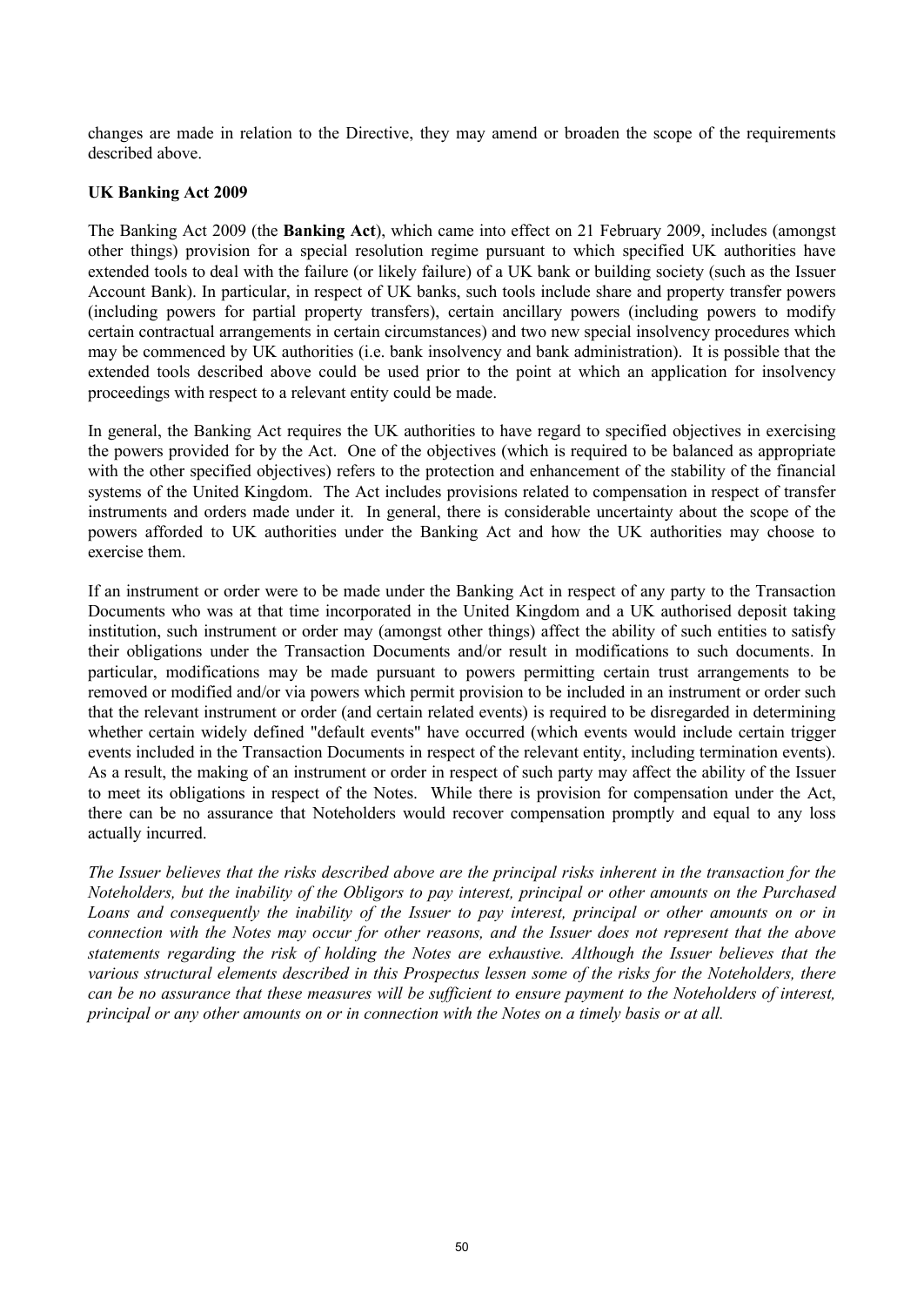changes are made in relation to the Directive, they may amend or broaden the scope of the requirements described above.

**UK Banking Act 2009**

The Banking Act 2009 (the **Banking Act**), which came into effect on 21 February 2009, includes (amongst other things) provision for a special resolution regime pursuant to which specified UK authorities have extended tools to deal with the failure (or likely failure) of a UK bank or building society (such as the Issuer Account Bank). In particular, in respect of UK banks, such tools include share and property transfer powers (including powers for partial property transfers), certain ancillary powers (including powers to modify certain contractual arrangements in certain circumstances) and two new special insolvency procedures which may be commenced by UK authorities (i.e. bank insolvency and bank administration). It is possible that the extended tools described above could be used prior to the point at which an application for insolvency proceedings with respect to a relevant entity could be made.

In general, the Banking Act requires the UK authorities to have regard to specified objectives in exercising the powers provided for by the Act. One of the objectives (which is required to be balanced as appropriate with the other specified objectives) refers to the protection and enhancement of the stability of the financial systems of the United Kingdom. The Act includes provisions related to compensation in respect of transfer instruments and orders made under it. In general, there is considerable uncertainty about the scope of the powers afforded to UK authorities under the Banking Act and how the UK authorities may choose to exercise them.

If an instrument or order were to be made under the Banking Act in respect of any party to the Transaction Documents who was at that time incorporated in the United Kingdom and a UK authorised deposit taking institution, such instrument or order may (amongst other things) affect the ability of such entities to satisfy their obligations under the Transaction Documents and/or result in modifications to such documents. In particular, modifications may be made pursuant to powers permitting certain trust arrangements to be removed or modified and/or via powers which permit provision to be included in an instrument or order such that the relevant instrument or order (and certain related events) is required to be disregarded in determining whether certain widely defined "default events" have occurred (which events would include certain trigger events included in the Transaction Documents in respect of the relevant entity, including termination events). As a result, the making of an instrument or order in respect of such party may affect the ability of the Issuer to meet its obligations in respect of the Notes. While there is provision for compensation under the Act, there can be no assurance that Noteholders would recover compensation promptly and equal to any loss actually incurred.

*The Issuer believes that the risks described above are the principal risks inherent in the transaction for the Noteholders, but the inability of the Obligors to pay interest, principal or other amounts on the Purchased Loans and consequently the inability of the Issuer to pay interest, principal or other amounts on or in connection with the Notes may occur for other reasons, and the Issuer does not represent that the above statements regarding the risk of holding the Notes are exhaustive. Although the Issuer believes that the various structural elements described in this Prospectus lessen some of the risks for the Noteholders, there can be no assurance that these measures will be sufficient to ensure payment to the Noteholders of interest, principal or any other amounts on or in connection with the Notes on a timely basis or at all.*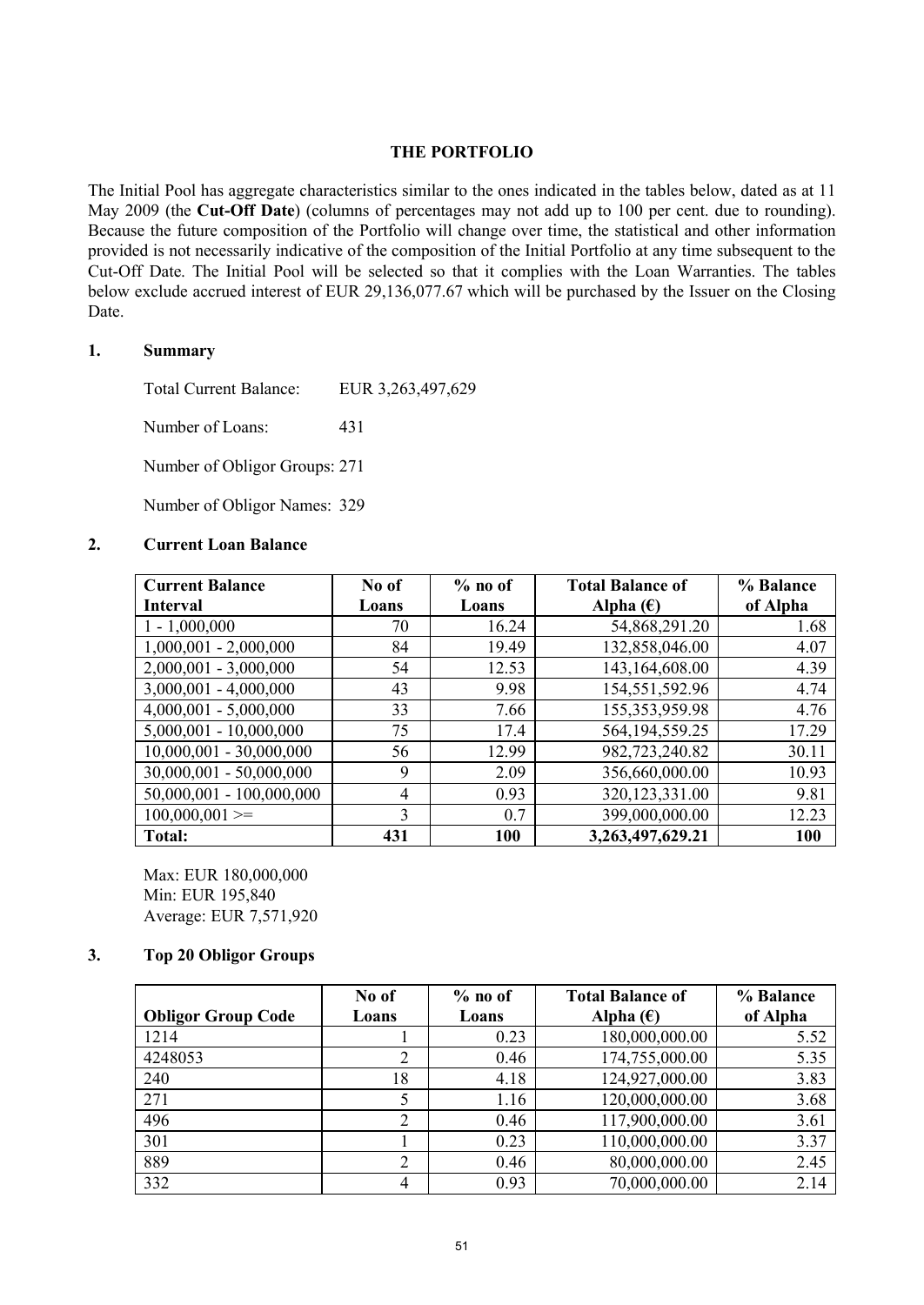## THE PORTFOLIO

The Initial Pool has aggregate characteristics similar to the ones indicated in the tables below, dated as at 11 May 2009 (the **Cut-Off Date**) (columns of percentages may not add up to 100 per cent. due to rounding). Because the future composition of the Portfolio will change over time, the statistical and other information provided is not necessarily indicative of the composition of the Initial Portfolio at any time subsequent to the Cut-Off Date. The Initial Pool will be selected so that it complies with the Loan Warranties. The tables below exclude accrued interest of EUR 29,136,077.67 which will be purchased by the Issuer on the Closing Date.

### 1. Summary

Total Current Balance: EUR 3,263,497,629

Number of Loans: 431

Number of Obligor Groups: 271

Number of Obligor Names: 329

### 2. Current Loan Balance

| Current Balance Interval | No of Loans | % no of Loans | Total Balance of Alpha (€) | % Balance of Alpha |
|---|---|---|---|---|
| 1 - 1,000,000 | 70 | 16.24 | 54,868,291.20 | 1.68 |
| 1,000,001 - 2,000,000 | 84 | 19.49 | 132,858,046.00 | 4.07 |
| 2,000,001 - 3,000,000 | 54 | 12.53 | 143,164,608.00 | 4.39 |
| 3,000,001 - 4,000,000 | 43 | 9.98 | 154,551,592.96 | 4.74 |
| 4,000,001 - 5,000,000 | 33 | 7.66 | 155,353,959.98 | 4.76 |
| 5,000,001 - 10,000,000 | 75 | 17.4 | 564,194,559.25 | 17.29 |
| 10,000,001 - 30,000,000 | 56 | 12.99 | 982,723,240.82 | 30.11 |
| 30,000,001 - 50,000,000 | 9 | 2.09 | 356,660,000.00 | 10.93 |
| 50,000,001 - 100,000,000 | 4 | 0.93 | 320,123,331.00 | 9.81 |
| 100,000,001 >= | 3 | 0.7 | 399,000,000.00 | 12.23 |
| **Total:** | **431** | **100** | **3,263,497,629.21** | **100** |

Max: EUR 180,000,000
Min: EUR 195,840
Average: EUR 7,571,920

### 3. Top 20 Obligor Groups

| Obligor Group Code | No of Loans | % no of Loans | Total Balance of Alpha (€) | % Balance of Alpha |
|---|---|---|---|---|
| 1214 | 1 | 0.23 | 180,000,000.00 | 5.52 |
| 4248053 | 2 | 0.46 | 174,755,000.00 | 5.35 |
| 240 | 18 | 4.18 | 124,927,000.00 | 3.83 |
| 271 | 5 | 1.16 | 120,000,000.00 | 3.68 |
| 496 | 2 | 0.46 | 117,900,000.00 | 3.61 |
| 301 | 1 | 0.23 | 110,000,000.00 | 3.37 |
| 889 | 2 | 0.46 | 80,000,000.00 | 2.45 |
| 332 | 4 | 0.93 | 70,000,000.00 | 2.14 |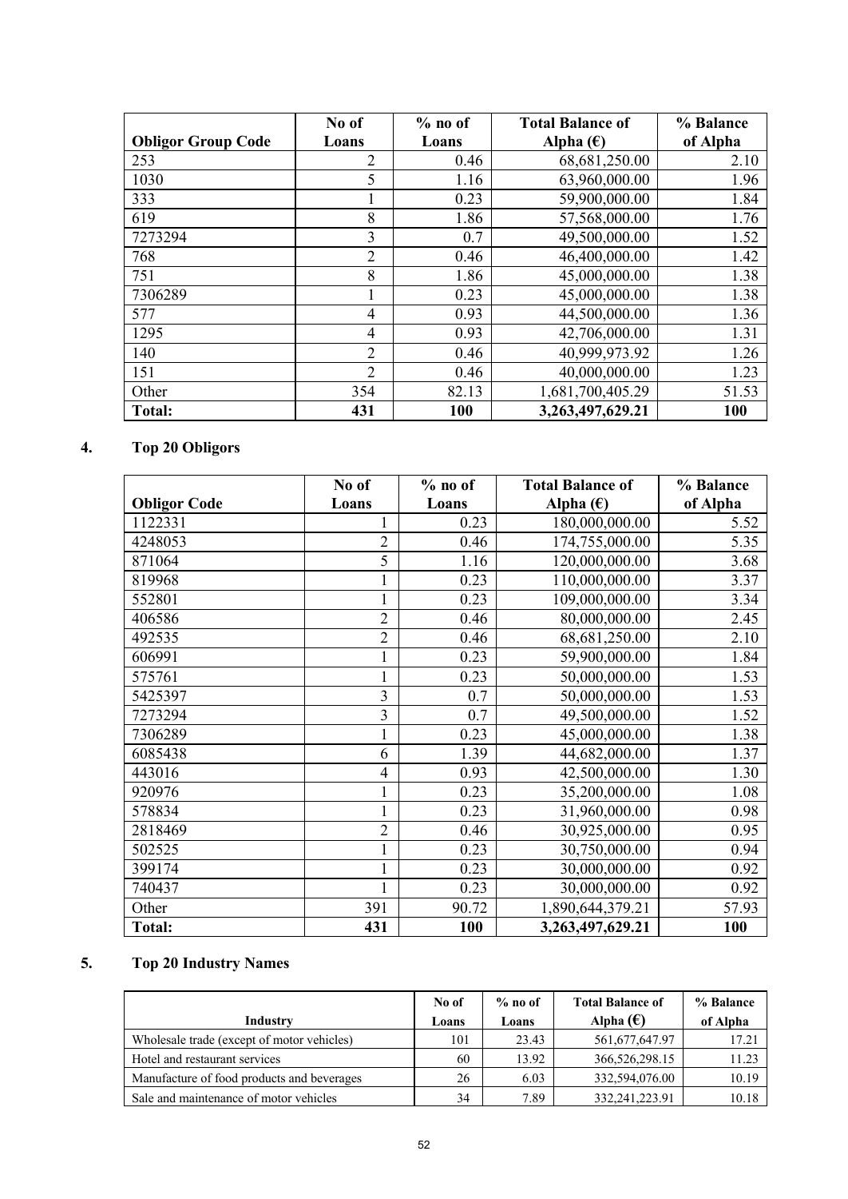| Obligor Group Code | No of Loans | % no of Loans | Total Balance of Alpha (€) | % Balance of Alpha |
|---|---|---|---|---|
| 253 | 2 | 0.46 | 68,681,250.00 | 2.10 |
| 1030 | 5 | 1.16 | 63,960,000.00 | 1.96 |
| 333 | 1 | 0.23 | 59,900,000.00 | 1.84 |
| 619 | 8 | 1.86 | 57,568,000.00 | 1.76 |
| 7273294 | 3 | 0.7 | 49,500,000.00 | 1.52 |
| 768 | 2 | 0.46 | 46,400,000.00 | 1.42 |
| 751 | 8 | 1.86 | 45,000,000.00 | 1.38 |
| 7306289 | 1 | 0.23 | 45,000,000.00 | 1.38 |
| 577 | 4 | 0.93 | 44,500,000.00 | 1.36 |
| 1295 | 4 | 0.93 | 42,706,000.00 | 1.31 |
| 140 | 2 | 0.46 | 40,999,973.92 | 1.26 |
| 151 | 2 | 0.46 | 40,000,000.00 | 1.23 |
| Other | 354 | 82.13 | 1,681,700,405.29 | 51.53 |
| **Total:** | **431** | **100** | **3,263,497,629.21** | **100** |

## 4. Top 20 Obligors

| Obligor Code | No of Loans | % no of Loans | Total Balance of Alpha (€) | % Balance of Alpha |
|---|---|---|---|---|
| 1122331 | 1 | 0.23 | 180,000,000.00 | 5.52 |
| 4248053 | 2 | 0.46 | 174,755,000.00 | 5.35 |
| 871064 | 5 | 1.16 | 120,000,000.00 | 3.68 |
| 819968 | 1 | 0.23 | 110,000,000.00 | 3.37 |
| 552801 | 1 | 0.23 | 109,000,000.00 | 3.34 |
| 406586 | 2 | 0.46 | 80,000,000.00 | 2.45 |
| 492535 | 2 | 0.46 | 68,681,250.00 | 2.10 |
| 606991 | 1 | 0.23 | 59,900,000.00 | 1.84 |
| 575761 | 1 | 0.23 | 50,000,000.00 | 1.53 |
| 5425397 | 3 | 0.7 | 50,000,000.00 | 1.53 |
| 7273294 | 3 | 0.7 | 49,500,000.00 | 1.52 |
| 7306289 | 1 | 0.23 | 45,000,000.00 | 1.38 |
| 6085438 | 6 | 1.39 | 44,682,000.00 | 1.37 |
| 443016 | 4 | 0.93 | 42,500,000.00 | 1.30 |
| 920976 | 1 | 0.23 | 35,200,000.00 | 1.08 |
| 578834 | 1 | 0.23 | 31,960,000.00 | 0.98 |
| 2818469 | 2 | 0.46 | 30,925,000.00 | 0.95 |
| 502525 | 1 | 0.23 | 30,750,000.00 | 0.94 |
| 399174 | 1 | 0.23 | 30,000,000.00 | 0.92 |
| 740437 | 1 | 0.23 | 30,000,000.00 | 0.92 |
| Other | 391 | 90.72 | 1,890,644,379.21 | 57.93 |
| **Total:** | **431** | **100** | **3,263,497,629.21** | **100** |

## 5. Top 20 Industry Names

| Industry | No of Loans | % no of Loans | Total Balance of Alpha (€) | % Balance of Alpha |
|---|---|---|---|---|
| Wholesale trade (except of motor vehicles) | 101 | 23.43 | 561,677,647.97 | 17.21 |
| Hotel and restaurant services | 60 | 13.92 | 366,526,298.15 | 11.23 |
| Manufacture of food products and beverages | 26 | 6.03 | 332,594,076.00 | 10.19 |
| Sale and maintenance of motor vehicles | 34 | 7.89 | 332,241,223.91 | 10.18 |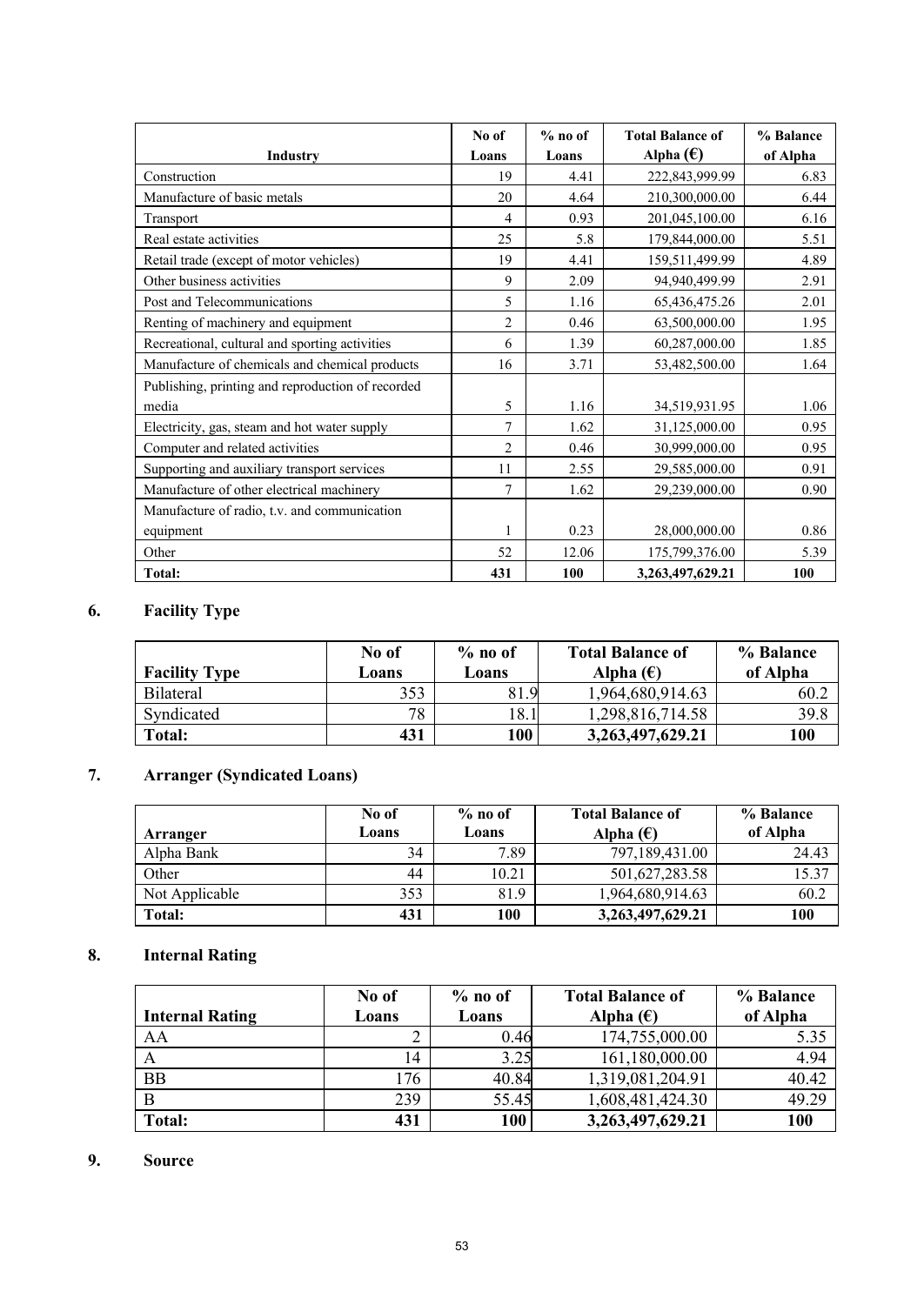| Industry | No of Loans | % no of Loans | Total Balance of Alpha (€) | % Balance of Alpha |
|---|---|---|---|---|
| Construction | 19 | 4.41 | 222,843,999.99 | 6.83 |
| Manufacture of basic metals | 20 | 4.64 | 210,300,000.00 | 6.44 |
| Transport | 4 | 0.93 | 201,045,100.00 | 6.16 |
| Real estate activities | 25 | 5.8 | 179,844,000.00 | 5.51 |
| Retail trade (except of motor vehicles) | 19 | 4.41 | 159,511,499.99 | 4.89 |
| Other business activities | 9 | 2.09 | 94,940,499.99 | 2.91 |
| Post and Telecommunications | 5 | 1.16 | 65,436,475.26 | 2.01 |
| Renting of machinery and equipment | 2 | 0.46 | 63,500,000.00 | 1.95 |
| Recreational, cultural and sporting activities | 6 | 1.39 | 60,287,000.00 | 1.85 |
| Manufacture of chemicals and chemical products | 16 | 3.71 | 53,482,500.00 | 1.64 |
| Publishing, printing and reproduction of recorded media | 5 | 1.16 | 34,519,931.95 | 1.06 |
| Electricity, gas, steam and hot water supply | 7 | 1.62 | 31,125,000.00 | 0.95 |
| Computer and related activities | 2 | 0.46 | 30,999,000.00 | 0.95 |
| Supporting and auxiliary transport services | 11 | 2.55 | 29,585,000.00 | 0.91 |
| Manufacture of other electrical machinery | 7 | 1.62 | 29,239,000.00 | 0.90 |
| Manufacture of radio, t.v. and communication equipment | 1 | 0.23 | 28,000,000.00 | 0.86 |
| Other | 52 | 12.06 | 175,799,376.00 | 5.39 |
| **Total:** | **431** | **100** | **3,263,497,629.21** | **100** |

## 6. Facility Type

| Facility Type | No of Loans | % no of Loans | Total Balance of Alpha (€) | % Balance of Alpha |
|---|---|---|---|---|
| Bilateral | 353 | 81.9 | 1,964,680,914.63 | 60.2 |
| Syndicated | 78 | 18.1 | 1,298,816,714.58 | 39.8 |
| **Total:** | **431** | **100** | **3,263,497,629.21** | **100** |

## 7. Arranger (Syndicated Loans)

| Arranger | No of Loans | % no of Loans | Total Balance of Alpha (€) | % Balance of Alpha |
|---|---|---|---|---|
| Alpha Bank | 34 | 7.89 | 797,189,431.00 | 24.43 |
| Other | 44 | 10.21 | 501,627,283.58 | 15.37 |
| Not Applicable | 353 | 81.9 | 1,964,680,914.63 | 60.2 |
| **Total:** | **431** | **100** | **3,263,497,629.21** | **100** |

## 8. Internal Rating

| Internal Rating | No of Loans | % no of Loans | Total Balance of Alpha (€) | % Balance of Alpha |
|---|---|---|---|---|
| AA | 2 | 0.46 | 174,755,000.00 | 5.35 |
| A | 14 | 3.25 | 161,180,000.00 | 4.94 |
| BB | 176 | 40.84 | 1,319,081,204.91 | 40.42 |
| B | 239 | 55.45 | 1,608,481,424.30 | 49.29 |
| **Total:** | **431** | **100** | **3,263,497,629.21** | **100** |

## 9. Source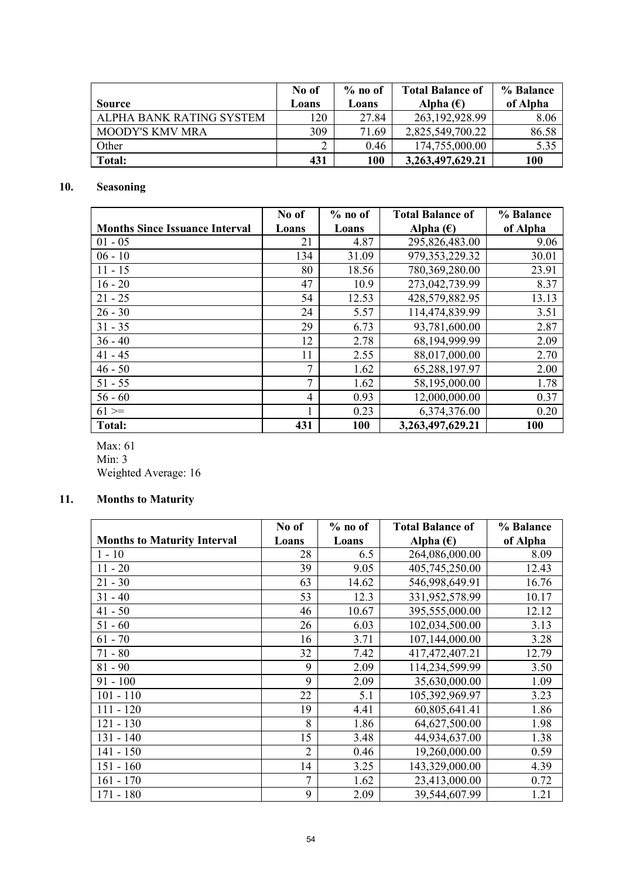| Source | No of Loans | % no of Loans | Total Balance of Alpha (€) | % Balance of Alpha |
|---|---|---|---|---|
| ALPHA BANK RATING SYSTEM | 120 | 27.84 | 263,192,928.99 | 8.06 |
| MOODY'S KMV MRA | 309 | 71.69 | 2,825,549,700.22 | 86.58 |
| Other | 2 | 0.46 | 174,755,000.00 | 5.35 |
| **Total:** | **431** | **100** | **3,263,497,629.21** | **100** |

## 10. Seasoning

| Months Since Issuance Interval | No of Loans | % no of Loans | Total Balance of Alpha (€) | % Balance of Alpha |
|---|---|---|---|---|
| 01 - 05 | 21 | 4.87 | 295,826,483.00 | 9.06 |
| 06 - 10 | 134 | 31.09 | 979,353,229.32 | 30.01 |
| 11 - 15 | 80 | 18.56 | 780,369,280.00 | 23.91 |
| 16 - 20 | 47 | 10.9 | 273,042,739.99 | 8.37 |
| 21 - 25 | 54 | 12.53 | 428,579,882.95 | 13.13 |
| 26 - 30 | 24 | 5.57 | 114,474,839.99 | 3.51 |
| 31 - 35 | 29 | 6.73 | 93,781,600.00 | 2.87 |
| 36 - 40 | 12 | 2.78 | 68,194,999.99 | 2.09 |
| 41 - 45 | 11 | 2.55 | 88,017,000.00 | 2.70 |
| 46 - 50 | 7 | 1.62 | 65,288,197.97 | 2.00 |
| 51 - 55 | 7 | 1.62 | 58,195,000.00 | 1.78 |
| 56 - 60 | 4 | 0.93 | 12,000,000.00 | 0.37 |
| 61 >= | 1 | 0.23 | 6,374,376.00 | 0.20 |
| **Total:** | **431** | **100** | **3,263,497,629.21** | **100** |

Max: 61
Min: 3
Weighted Average: 16

## 11. Months to Maturity

| Months to Maturity Interval | No of Loans | % no of Loans | Total Balance of Alpha (€) | % Balance of Alpha |
|---|---|---|---|---|
| 1 - 10 | 28 | 6.5 | 264,086,000.00 | 8.09 |
| 11 - 20 | 39 | 9.05 | 405,745,250.00 | 12.43 |
| 21 - 30 | 63 | 14.62 | 546,998,649.91 | 16.76 |
| 31 - 40 | 53 | 12.3 | 331,952,578.99 | 10.17 |
| 41 - 50 | 46 | 10.67 | 395,555,000.00 | 12.12 |
| 51 - 60 | 26 | 6.03 | 102,034,500.00 | 3.13 |
| 61 - 70 | 16 | 3.71 | 107,144,000.00 | 3.28 |
| 71 - 80 | 32 | 7.42 | 417,472,407.21 | 12.79 |
| 81 - 90 | 9 | 2.09 | 114,234,599.99 | 3.50 |
| 91 - 100 | 9 | 2.09 | 35,630,000.00 | 1.09 |
| 101 - 110 | 22 | 5.1 | 105,392,969.97 | 3.23 |
| 111 - 120 | 19 | 4.41 | 60,805,641.41 | 1.86 |
| 121 - 130 | 8 | 1.86 | 64,627,500.00 | 1.98 |
| 131 - 140 | 15 | 3.48 | 44,934,637.00 | 1.38 |
| 141 - 150 | 2 | 0.46 | 19,260,000.00 | 0.59 |
| 151 - 160 | 14 | 3.25 | 143,329,000.00 | 4.39 |
| 161 - 170 | 7 | 1.62 | 23,413,000.00 | 0.72 |
| 171 - 180 | 9 | 2.09 | 39,544,607.99 | 1.21 |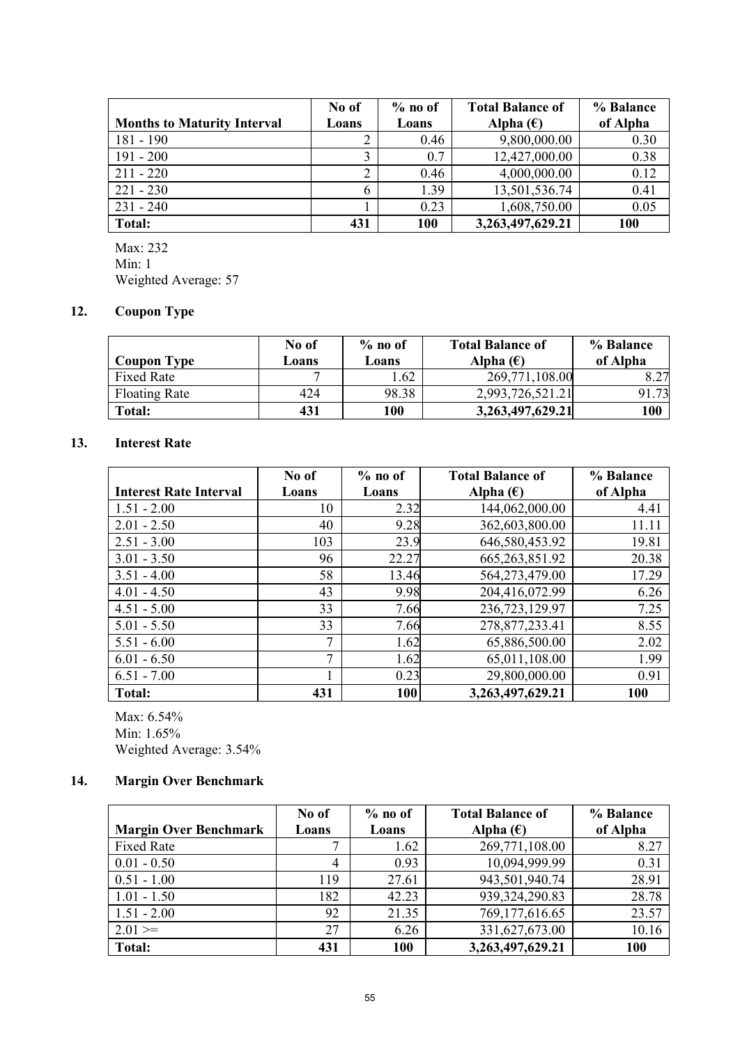| Months to Maturity Interval | No of Loans | % no of Loans | Total Balance of Alpha (€) | % Balance of Alpha |
|---|---|---|---|---|
| 181 - 190 | 2 | 0.46 | 9,800,000.00 | 0.30 |
| 191 - 200 | 3 | 0.7 | 12,427,000.00 | 0.38 |
| 211 - 220 | 2 | 0.46 | 4,000,000.00 | 0.12 |
| 221 - 230 | 6 | 1.39 | 13,501,536.74 | 0.41 |
| 231 - 240 | 1 | 0.23 | 1,608,750.00 | 0.05 |
| **Total:** | **431** | **100** | **3,263,497,629.21** | **100** |

Max: 232
Min: 1
Weighted Average: 57

## 12. Coupon Type

| Coupon Type | No of Loans | % no of Loans | Total Balance of Alpha (€) | % Balance of Alpha |
|---|---|---|---|---|
| Fixed Rate | 7 | 1.62 | 269,771,108.00 | 8.27 |
| Floating Rate | 424 | 98.38 | 2,993,726,521.21 | 91.73 |
| **Total:** | **431** | **100** | **3,263,497,629.21** | **100** |

## 13. Interest Rate

| Interest Rate Interval | No of Loans | % no of Loans | Total Balance of Alpha (€) | % Balance of Alpha |
|---|---|---|---|---|
| 1.51 - 2.00 | 10 | 2.32 | 144,062,000.00 | 4.41 |
| 2.01 - 2.50 | 40 | 9.28 | 362,603,800.00 | 11.11 |
| 2.51 - 3.00 | 103 | 23.9 | 646,580,453.92 | 19.81 |
| 3.01 - 3.50 | 96 | 22.27 | 665,263,851.92 | 20.38 |
| 3.51 - 4.00 | 58 | 13.46 | 564,273,479.00 | 17.29 |
| 4.01 - 4.50 | 43 | 9.98 | 204,416,072.99 | 6.26 |
| 4.51 - 5.00 | 33 | 7.66 | 236,723,129.97 | 7.25 |
| 5.01 - 5.50 | 33 | 7.66 | 278,877,233.41 | 8.55 |
| 5.51 - 6.00 | 7 | 1.62 | 65,886,500.00 | 2.02 |
| 6.01 - 6.50 | 7 | 1.62 | 65,011,108.00 | 1.99 |
| 6.51 - 7.00 | 1 | 0.23 | 29,800,000.00 | 0.91 |
| **Total:** | **431** | **100** | **3,263,497,629.21** | **100** |

Max: 6.54%
Min: 1.65%
Weighted Average: 3.54%

## 14. Margin Over Benchmark

| Margin Over Benchmark | No of Loans | % no of Loans | Total Balance of Alpha (€) | % Balance of Alpha |
|---|---|---|---|---|
| Fixed Rate | 7 | 1.62 | 269,771,108.00 | 8.27 |
| 0.01 - 0.50 | 4 | 0.93 | 10,094,999.99 | 0.31 |
| 0.51 - 1.00 | 119 | 27.61 | 943,501,940.74 | 28.91 |
| 1.01 - 1.50 | 182 | 42.23 | 939,324,290.83 | 28.78 |
| 1.51 - 2.00 | 92 | 21.35 | 769,177,616.65 | 23.57 |
| 2.01 >= | 27 | 6.26 | 331,627,673.00 | 10.16 |
| **Total:** | **431** | **100** | **3,263,497,629.21** | **100** |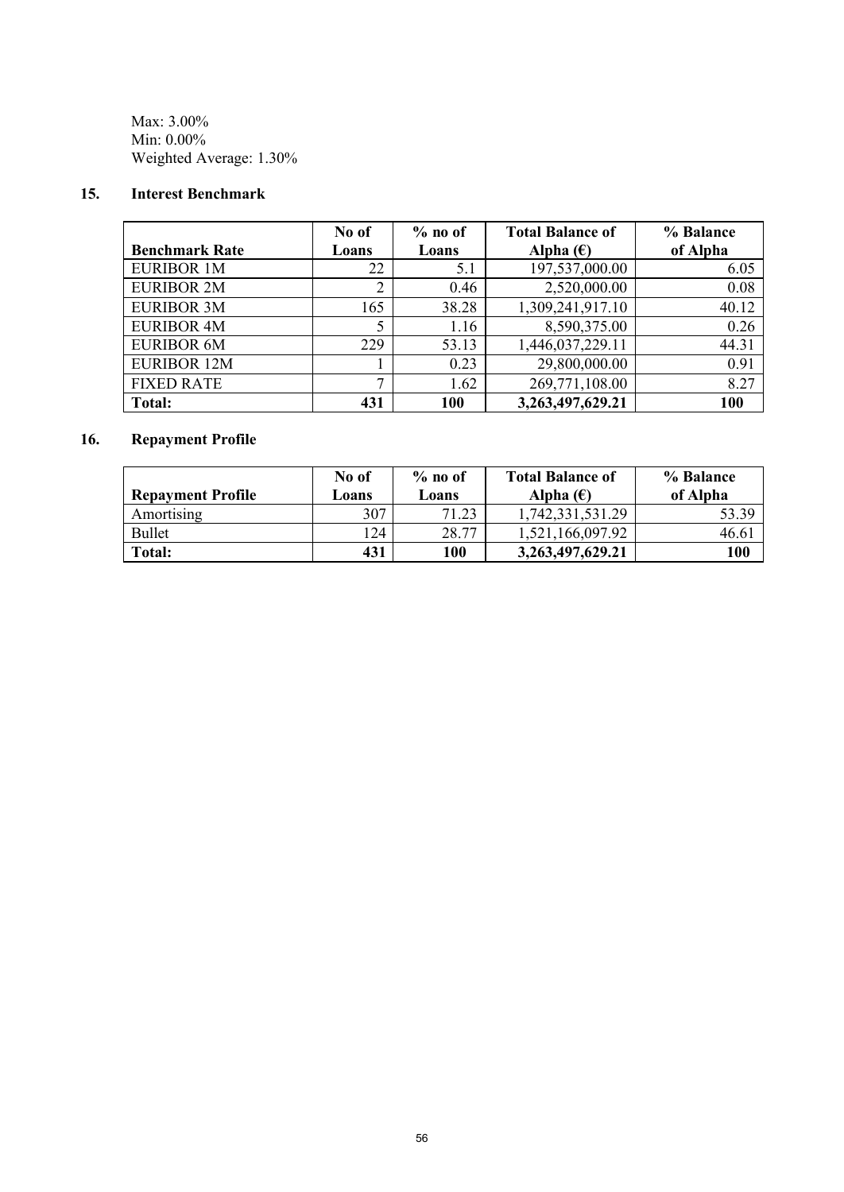Max: 3.00%
Min: 0.00%
Weighted Average: 1.30%

## 15. Interest Benchmark

| Benchmark Rate | No of Loans | % no of Loans | Total Balance of Alpha (€) | % Balance of Alpha |
|---|---|---|---|---|
| EURIBOR 1M | 22 | 5.1 | 197,537,000.00 | 6.05 |
| EURIBOR 2M | 2 | 0.46 | 2,520,000.00 | 0.08 |
| EURIBOR 3M | 165 | 38.28 | 1,309,241,917.10 | 40.12 |
| EURIBOR 4M | 5 | 1.16 | 8,590,375.00 | 0.26 |
| EURIBOR 6M | 229 | 53.13 | 1,446,037,229.11 | 44.31 |
| EURIBOR 12M | 1 | 0.23 | 29,800,000.00 | 0.91 |
| FIXED RATE | 7 | 1.62 | 269,771,108.00 | 8.27 |
| **Total:** | **431** | **100** | **3,263,497,629.21** | **100** |

## 16. Repayment Profile

| Repayment Profile | No of Loans | % no of Loans | Total Balance of Alpha (€) | % Balance of Alpha |
|---|---|---|---|---|
| Amortising | 307 | 71.23 | 1,742,331,531.29 | 53.39 |
| Bullet | 124 | 28.77 | 1,521,166,097.92 | 46.61 |
| **Total:** | **431** | **100** | **3,263,497,629.21** | **100** |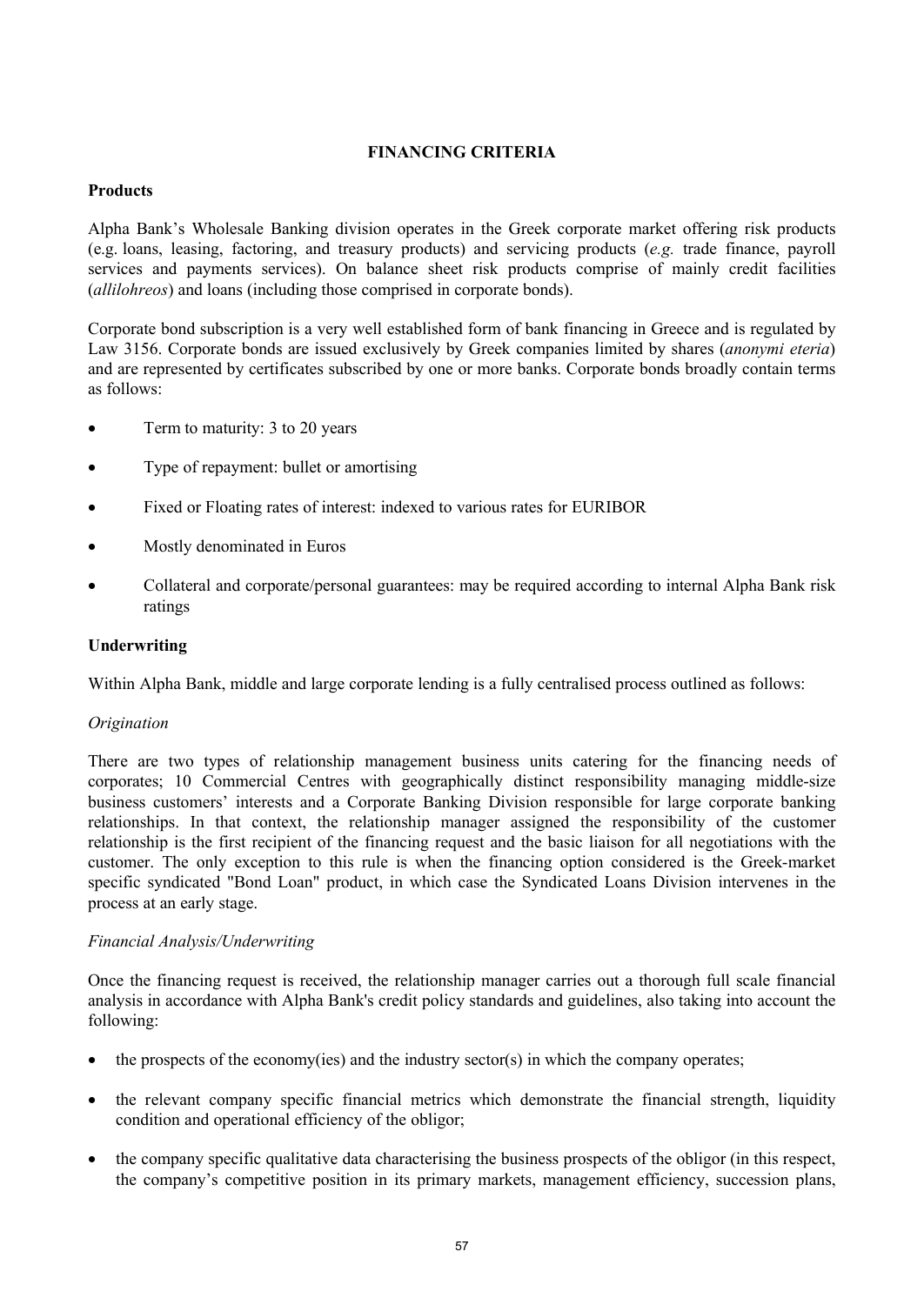# FINANCING CRITERIA

## Products

Alpha Bank's Wholesale Banking division operates in the Greek corporate market offering risk products (e.g. loans, leasing, factoring, and treasury products) and servicing products (*e.g.* trade finance, payroll services and payments services). On balance sheet risk products comprise of mainly credit facilities (*allilohreos*) and loans (including those comprised in corporate bonds).

Corporate bond subscription is a very well established form of bank financing in Greece and is regulated by Law 3156. Corporate bonds are issued exclusively by Greek companies limited by shares (*anonymi eteria*) and are represented by certificates subscribed by one or more banks. Corporate bonds broadly contain terms as follows:

- Term to maturity: 3 to 20 years
- Type of repayment: bullet or amortising
- Fixed or Floating rates of interest: indexed to various rates for EURIBOR
- Mostly denominated in Euros
- Collateral and corporate/personal guarantees: may be required according to internal Alpha Bank risk ratings

## Underwriting

Within Alpha Bank, middle and large corporate lending is a fully centralised process outlined as follows:

### *Origination*

There are two types of relationship management business units catering for the financing needs of corporates; 10 Commercial Centres with geographically distinct responsibility managing middle-size business customers' interests and a Corporate Banking Division responsible for large corporate banking relationships. In that context, the relationship manager assigned the responsibility of the customer relationship is the first recipient of the financing request and the basic liaison for all negotiations with the customer. The only exception to this rule is when the financing option considered is the Greek-market specific syndicated "Bond Loan" product, in which case the Syndicated Loans Division intervenes in the process at an early stage.

### *Financial Analysis/Underwriting*

Once the financing request is received, the relationship manager carries out a thorough full scale financial analysis in accordance with Alpha Bank's credit policy standards and guidelines, also taking into account the following:

- the prospects of the economy(ies) and the industry sector(s) in which the company operates;
- the relevant company specific financial metrics which demonstrate the financial strength, liquidity condition and operational efficiency of the obligor;
- the company specific qualitative data characterising the business prospects of the obligor (in this respect, the company's competitive position in its primary markets, management efficiency, succession plans,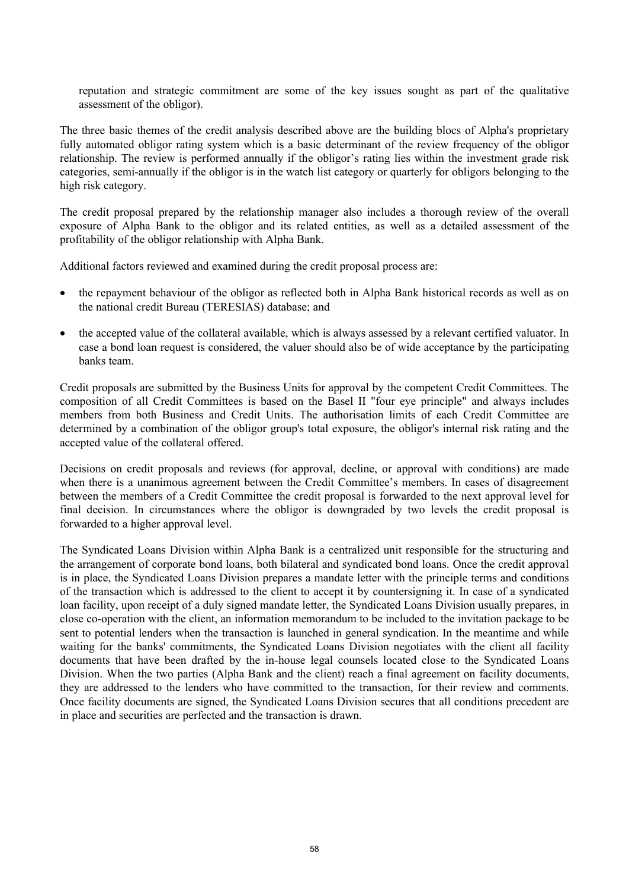reputation and strategic commitment are some of the key issues sought as part of the qualitative assessment of the obligor).

The three basic themes of the credit analysis described above are the building blocs of Alpha's proprietary fully automated obligor rating system which is a basic determinant of the review frequency of the obligor relationship. The review is performed annually if the obligor's rating lies within the investment grade risk categories, semi-annually if the obligor is in the watch list category or quarterly for obligors belonging to the high risk category.

The credit proposal prepared by the relationship manager also includes a thorough review of the overall exposure of Alpha Bank to the obligor and its related entities, as well as a detailed assessment of the profitability of the obligor relationship with Alpha Bank.

Additional factors reviewed and examined during the credit proposal process are:

- the repayment behaviour of the obligor as reflected both in Alpha Bank historical records as well as on the national credit Bureau (TERESIAS) database; and
- the accepted value of the collateral available, which is always assessed by a relevant certified valuator. In case a bond loan request is considered, the valuer should also be of wide acceptance by the participating banks team.

Credit proposals are submitted by the Business Units for approval by the competent Credit Committees. The composition of all Credit Committees is based on the Basel II "four eye principle" and always includes members from both Business and Credit Units. The authorisation limits of each Credit Committee are determined by a combination of the obligor group's total exposure, the obligor's internal risk rating and the accepted value of the collateral offered.

Decisions on credit proposals and reviews (for approval, decline, or approval with conditions) are made when there is a unanimous agreement between the Credit Committee's members. In cases of disagreement between the members of a Credit Committee the credit proposal is forwarded to the next approval level for final decision. In circumstances where the obligor is downgraded by two levels the credit proposal is forwarded to a higher approval level.

The Syndicated Loans Division within Alpha Bank is a centralized unit responsible for the structuring and the arrangement of corporate bond loans, both bilateral and syndicated bond loans. Once the credit approval is in place, the Syndicated Loans Division prepares a mandate letter with the principle terms and conditions of the transaction which is addressed to the client to accept it by countersigning it. In case of a syndicated loan facility, upon receipt of a duly signed mandate letter, the Syndicated Loans Division usually prepares, in close co-operation with the client, an information memorandum to be included to the invitation package to be sent to potential lenders when the transaction is launched in general syndication. In the meantime and while waiting for the banks' commitments, the Syndicated Loans Division negotiates with the client all facility documents that have been drafted by the in-house legal counsels located close to the Syndicated Loans Division. When the two parties (Alpha Bank and the client) reach a final agreement on facility documents, they are addressed to the lenders who have committed to the transaction, for their review and comments. Once facility documents are signed, the Syndicated Loans Division secures that all conditions precedent are in place and securities are perfected and the transaction is drawn.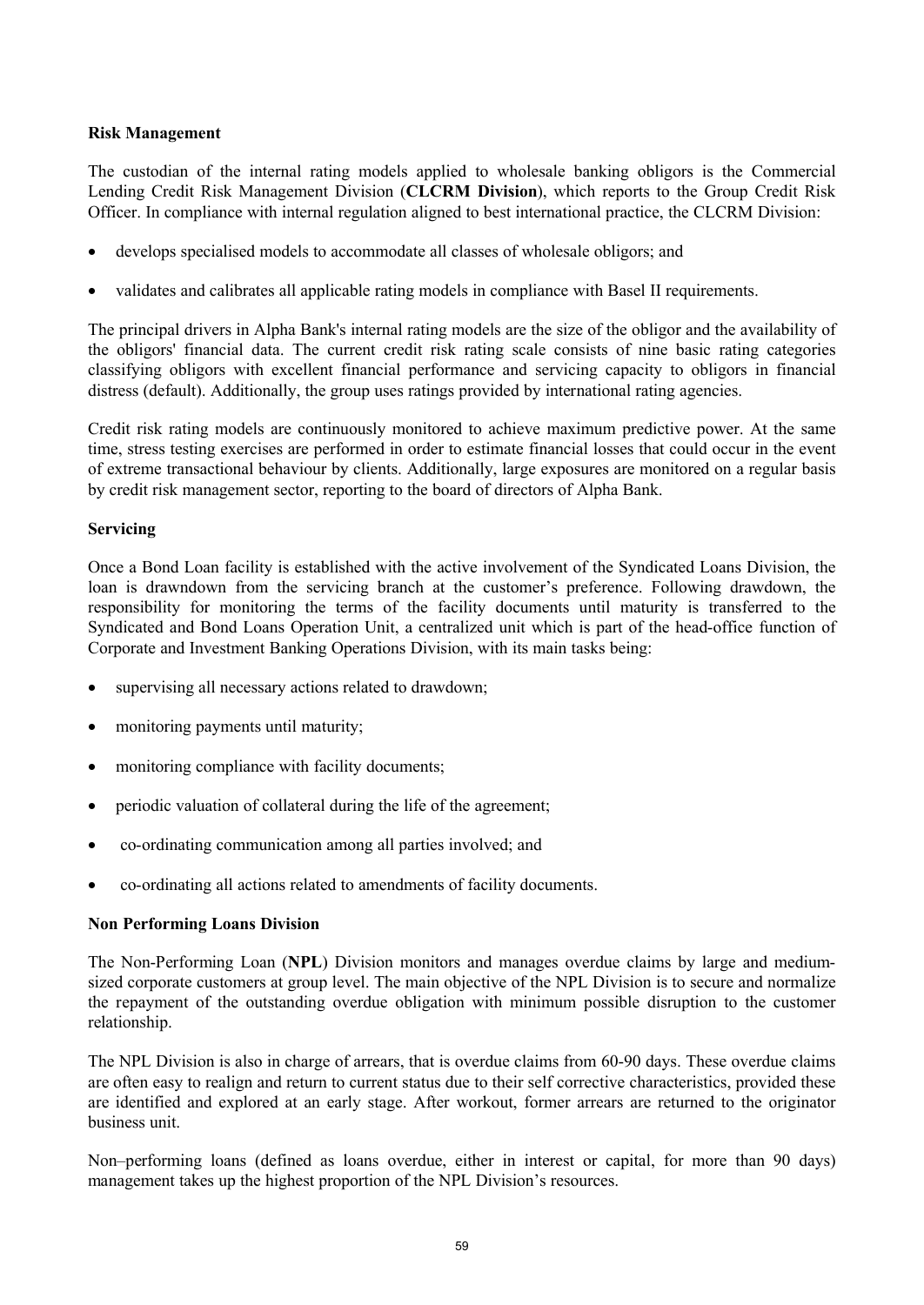**Risk Management**

The custodian of the internal rating models applied to wholesale banking obligors is the Commercial Lending Credit Risk Management Division (**CLCRM Division**), which reports to the Group Credit Risk Officer. In compliance with internal regulation aligned to best international practice, the CLCRM Division:

- develops specialised models to accommodate all classes of wholesale obligors; and
- validates and calibrates all applicable rating models in compliance with Basel II requirements.

The principal drivers in Alpha Bank's internal rating models are the size of the obligor and the availability of the obligors' financial data. The current credit risk rating scale consists of nine basic rating categories classifying obligors with excellent financial performance and servicing capacity to obligors in financial distress (default). Additionally, the group uses ratings provided by international rating agencies.

Credit risk rating models are continuously monitored to achieve maximum predictive power. At the same time, stress testing exercises are performed in order to estimate financial losses that could occur in the event of extreme transactional behaviour by clients. Additionally, large exposures are monitored on a regular basis by credit risk management sector, reporting to the board of directors of Alpha Bank.

**Servicing**

Once a Bond Loan facility is established with the active involvement of the Syndicated Loans Division, the loan is drawndown from the servicing branch at the customer's preference. Following drawdown, the responsibility for monitoring the terms of the facility documents until maturity is transferred to the Syndicated and Bond Loans Operation Unit, a centralized unit which is part of the head-office function of Corporate and Investment Banking Operations Division, with its main tasks being:

- supervising all necessary actions related to drawdown;
- monitoring payments until maturity;
- monitoring compliance with facility documents;
- periodic valuation of collateral during the life of the agreement;
- co-ordinating communication among all parties involved; and
- co-ordinating all actions related to amendments of facility documents.

**Non Performing Loans Division**

The Non-Performing Loan (**NPL**) Division monitors and manages overdue claims by large and medium-sized corporate customers at group level. The main objective of the NPL Division is to secure and normalize the repayment of the outstanding overdue obligation with minimum possible disruption to the customer relationship.

The NPL Division is also in charge of arrears, that is overdue claims from 60-90 days. These overdue claims are often easy to realign and return to current status due to their self corrective characteristics, provided these are identified and explored at an early stage. After workout, former arrears are returned to the originator business unit.

Non–performing loans (defined as loans overdue, either in interest or capital, for more than 90 days) management takes up the highest proportion of the NPL Division's resources.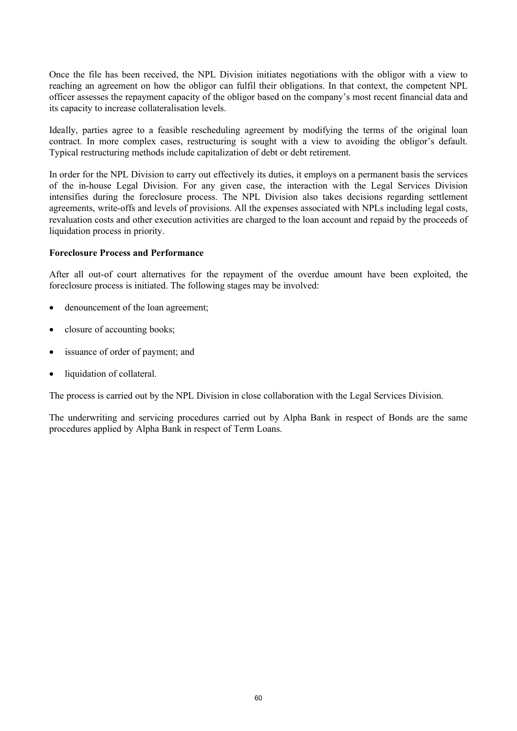Once the file has been received, the NPL Division initiates negotiations with the obligor with a view to reaching an agreement on how the obligor can fulfil their obligations. In that context, the competent NPL officer assesses the repayment capacity of the obligor based on the company's most recent financial data and its capacity to increase collateralisation levels.

Ideally, parties agree to a feasible rescheduling agreement by modifying the terms of the original loan contract. In more complex cases, restructuring is sought with a view to avoiding the obligor's default. Typical restructuring methods include capitalization of debt or debt retirement.

In order for the NPL Division to carry out effectively its duties, it employs on a permanent basis the services of the in-house Legal Division. For any given case, the interaction with the Legal Services Division intensifies during the foreclosure process. The NPL Division also takes decisions regarding settlement agreements, write-offs and levels of provisions. All the expenses associated with NPLs including legal costs, revaluation costs and other execution activities are charged to the loan account and repaid by the proceeds of liquidation process in priority.

**Foreclosure Process and Performance**

After all out-of court alternatives for the repayment of the overdue amount have been exploited, the foreclosure process is initiated. The following stages may be involved:

- denouncement of the loan agreement;
- closure of accounting books;
- issuance of order of payment; and
- liquidation of collateral.

The process is carried out by the NPL Division in close collaboration with the Legal Services Division.

The underwriting and servicing procedures carried out by Alpha Bank in respect of Bonds are the same procedures applied by Alpha Bank in respect of Term Loans.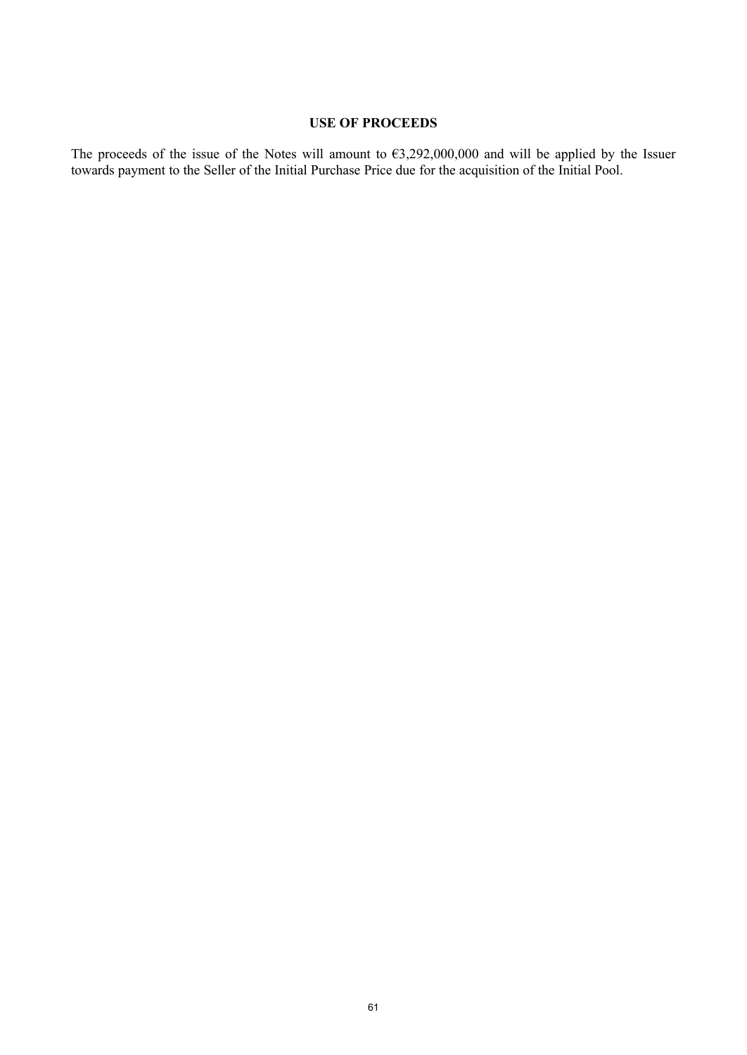## USE OF PROCEEDS

The proceeds of the issue of the Notes will amount to €3,292,000,000 and will be applied by the Issuer towards payment to the Seller of the Initial Purchase Price due for the acquisition of the Initial Pool.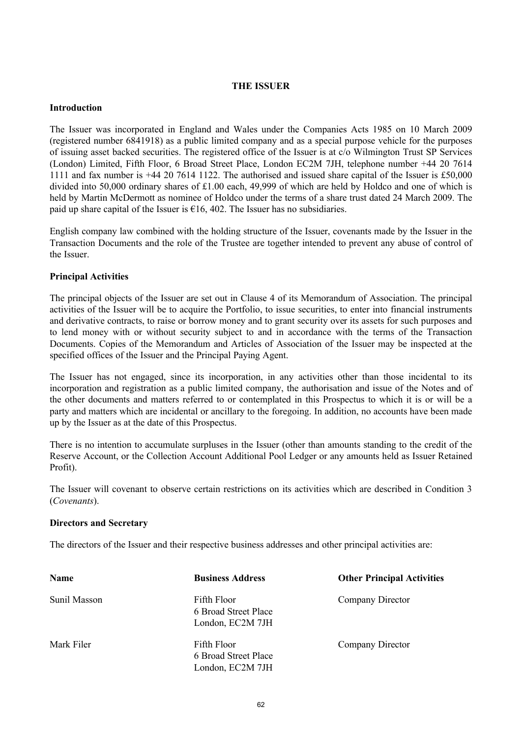# THE ISSUER

## Introduction

The Issuer was incorporated in England and Wales under the Companies Acts 1985 on 10 March 2009 (registered number 6841918) as a public limited company and as a special purpose vehicle for the purposes of issuing asset backed securities. The registered office of the Issuer is at c/o Wilmington Trust SP Services (London) Limited, Fifth Floor, 6 Broad Street Place, London EC2M 7JH, telephone number +44 20 7614 1111 and fax number is +44 20 7614 1122. The authorised and issued share capital of the Issuer is £50,000 divided into 50,000 ordinary shares of £1.00 each, 49,999 of which are held by Holdco and one of which is held by Martin McDermott as nominee of Holdco under the terms of a share trust dated 24 March 2009. The paid up share capital of the Issuer is €16, 402. The Issuer has no subsidiaries.

English company law combined with the holding structure of the Issuer, covenants made by the Issuer in the Transaction Documents and the role of the Trustee are together intended to prevent any abuse of control of the Issuer.

## Principal Activities

The principal objects of the Issuer are set out in Clause 4 of its Memorandum of Association. The principal activities of the Issuer will be to acquire the Portfolio, to issue securities, to enter into financial instruments and derivative contracts, to raise or borrow money and to grant security over its assets for such purposes and to lend money with or without security subject to and in accordance with the terms of the Transaction Documents. Copies of the Memorandum and Articles of Association of the Issuer may be inspected at the specified offices of the Issuer and the Principal Paying Agent.

The Issuer has not engaged, since its incorporation, in any activities other than those incidental to its incorporation and registration as a public limited company, the authorisation and issue of the Notes and of the other documents and matters referred to or contemplated in this Prospectus to which it is or will be a party and matters which are incidental or ancillary to the foregoing. In addition, no accounts have been made up by the Issuer as at the date of this Prospectus.

There is no intention to accumulate surpluses in the Issuer (other than amounts standing to the credit of the Reserve Account, or the Collection Account Additional Pool Ledger or any amounts held as Issuer Retained Profit).

The Issuer will covenant to observe certain restrictions on its activities which are described in Condition 3 (*Covenants*).

## Directors and Secretary

The directors of the Issuer and their respective business addresses and other principal activities are:

| Name | Business Address | Other Principal Activities |
|---|---|---|
| Sunil Masson | Fifth Floor<br>6 Broad Street Place<br>London, EC2M 7JH | Company Director |
| Mark Filer | Fifth Floor<br>6 Broad Street Place<br>London, EC2M 7JH | Company Director |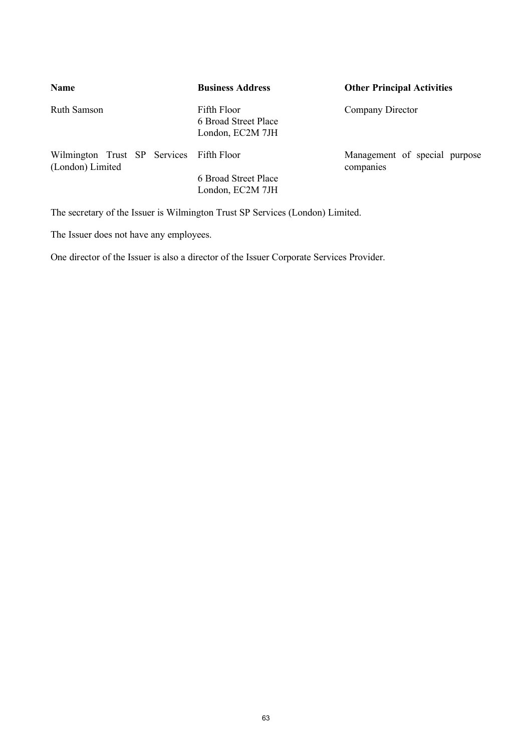| Name | Business Address | Other Principal Activities |
| --- | --- | --- |
| Ruth Samson | Fifth Floor<br>6 Broad Street Place<br>London, EC2M 7JH | Company Director |
| Wilmington Trust SP Services (London) Limited | Fifth Floor<br>6 Broad Street Place<br>London, EC2M 7JH | Management of special purpose companies |

The secretary of the Issuer is Wilmington Trust SP Services (London) Limited.

The Issuer does not have any employees.

One director of the Issuer is also a director of the Issuer Corporate Services Provider.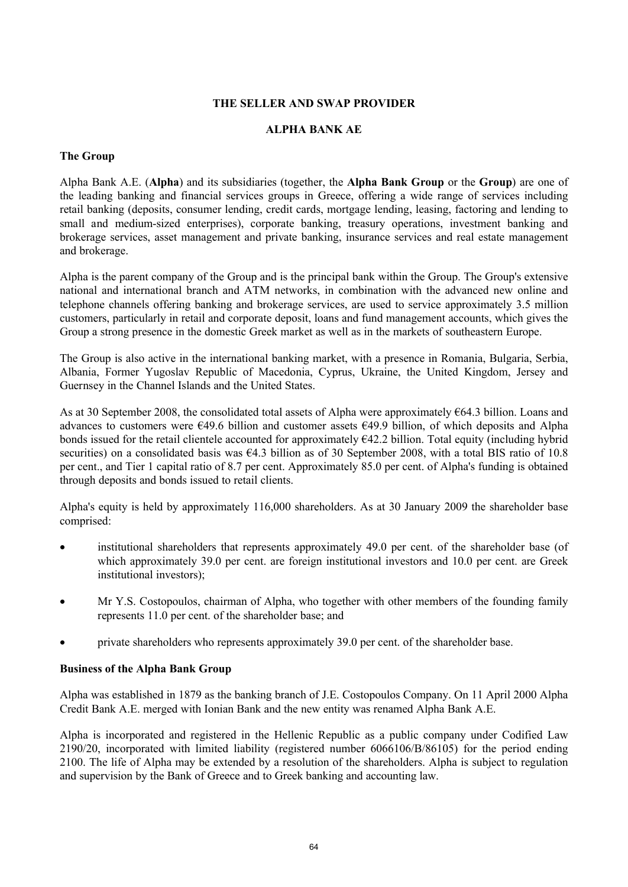## THE SELLER AND SWAP PROVIDER

## ALPHA BANK AE

### The Group

Alpha Bank A.E. (**Alpha**) and its subsidiaries (together, the **Alpha Bank Group** or the **Group**) are one of the leading banking and financial services groups in Greece, offering a wide range of services including retail banking (deposits, consumer lending, credit cards, mortgage lending, leasing, factoring and lending to small and medium-sized enterprises), corporate banking, treasury operations, investment banking and brokerage services, asset management and private banking, insurance services and real estate management and brokerage.

Alpha is the parent company of the Group and is the principal bank within the Group. The Group's extensive national and international branch and ATM networks, in combination with the advanced new online and telephone channels offering banking and brokerage services, are used to service approximately 3.5 million customers, particularly in retail and corporate deposit, loans and fund management accounts, which gives the Group a strong presence in the domestic Greek market as well as in the markets of southeastern Europe.

The Group is also active in the international banking market, with a presence in Romania, Bulgaria, Serbia, Albania, Former Yugoslav Republic of Macedonia, Cyprus, Ukraine, the United Kingdom, Jersey and Guernsey in the Channel Islands and the United States.

As at 30 September 2008, the consolidated total assets of Alpha were approximately €64.3 billion. Loans and advances to customers were €49.6 billion and customer assets €49.9 billion, of which deposits and Alpha bonds issued for the retail clientele accounted for approximately €42.2 billion. Total equity (including hybrid securities) on a consolidated basis was €4.3 billion as of 30 September 2008, with a total BIS ratio of 10.8 per cent., and Tier 1 capital ratio of 8.7 per cent. Approximately 85.0 per cent. of Alpha's funding is obtained through deposits and bonds issued to retail clients.

Alpha's equity is held by approximately 116,000 shareholders. As at 30 January 2009 the shareholder base comprised:

- institutional shareholders that represents approximately 49.0 per cent. of the shareholder base (of which approximately 39.0 per cent. are foreign institutional investors and 10.0 per cent. are Greek institutional investors);
- Mr Y.S. Costopoulos, chairman of Alpha, who together with other members of the founding family represents 11.0 per cent. of the shareholder base; and
- private shareholders who represents approximately 39.0 per cent. of the shareholder base.

### Business of the Alpha Bank Group

Alpha was established in 1879 as the banking branch of J.E. Costopoulos Company. On 11 April 2000 Alpha Credit Bank A.E. merged with Ionian Bank and the new entity was renamed Alpha Bank A.E.

Alpha is incorporated and registered in the Hellenic Republic as a public company under Codified Law 2190/20, incorporated with limited liability (registered number 6066106/B/86105) for the period ending 2100. The life of Alpha may be extended by a resolution of the shareholders. Alpha is subject to regulation and supervision by the Bank of Greece and to Greek banking and accounting law.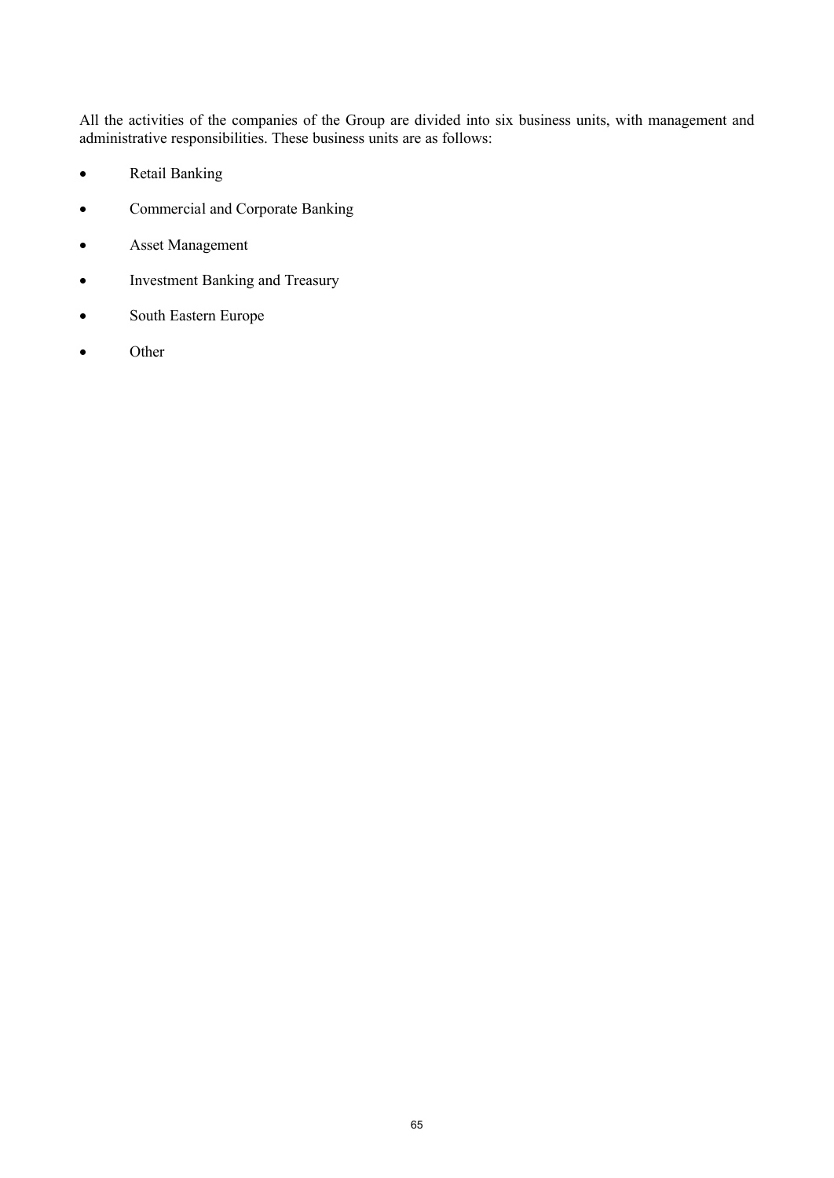All the activities of the companies of the Group are divided into six business units, with management and administrative responsibilities. These business units are as follows:

- Retail Banking
- Commercial and Corporate Banking
- Asset Management
- Investment Banking and Treasury
- South Eastern Europe
- Other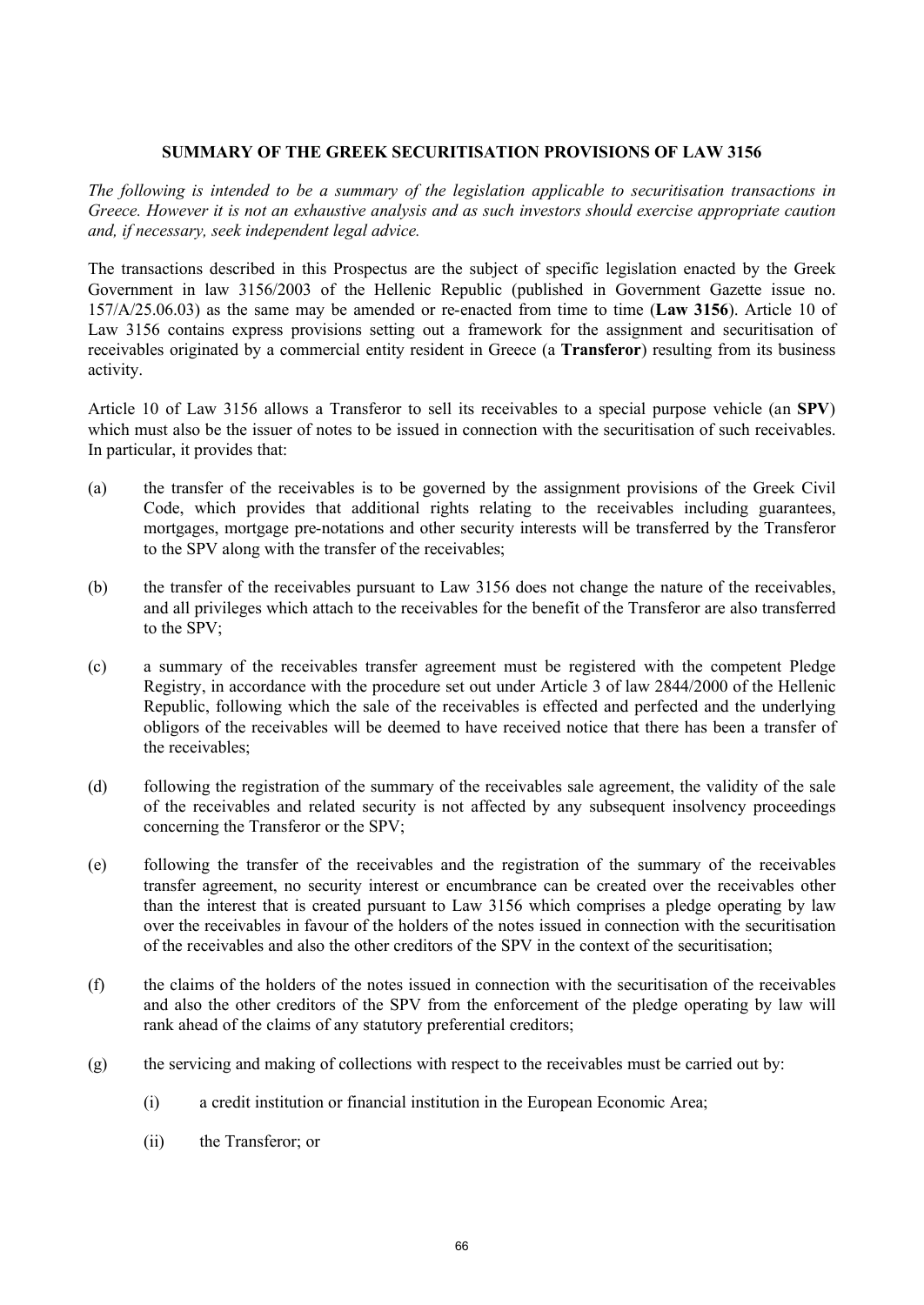## SUMMARY OF THE GREEK SECURITISATION PROVISIONS OF LAW 3156

*The following is intended to be a summary of the legislation applicable to securitisation transactions in Greece. However it is not an exhaustive analysis and as such investors should exercise appropriate caution and, if necessary, seek independent legal advice.*

The transactions described in this Prospectus are the subject of specific legislation enacted by the Greek Government in law 3156/2003 of the Hellenic Republic (published in Government Gazette issue no. 157/A/25.06.03) as the same may be amended or re-enacted from time to time (**Law 3156**). Article 10 of Law 3156 contains express provisions setting out a framework for the assignment and securitisation of receivables originated by a commercial entity resident in Greece (a **Transferor**) resulting from its business activity.

Article 10 of Law 3156 allows a Transferor to sell its receivables to a special purpose vehicle (an **SPV**) which must also be the issuer of notes to be issued in connection with the securitisation of such receivables. In particular, it provides that:

(a) the transfer of the receivables is to be governed by the assignment provisions of the Greek Civil Code, which provides that additional rights relating to the receivables including guarantees, mortgages, mortgage pre-notations and other security interests will be transferred by the Transferor to the SPV along with the transfer of the receivables;

(b) the transfer of the receivables pursuant to Law 3156 does not change the nature of the receivables, and all privileges which attach to the receivables for the benefit of the Transferor are also transferred to the SPV;

(c) a summary of the receivables transfer agreement must be registered with the competent Pledge Registry, in accordance with the procedure set out under Article 3 of law 2844/2000 of the Hellenic Republic, following which the sale of the receivables is effected and perfected and the underlying obligors of the receivables will be deemed to have received notice that there has been a transfer of the receivables;

(d) following the registration of the summary of the receivables sale agreement, the validity of the sale of the receivables and related security is not affected by any subsequent insolvency proceedings concerning the Transferor or the SPV;

(e) following the transfer of the receivables and the registration of the summary of the receivables transfer agreement, no security interest or encumbrance can be created over the receivables other than the interest that is created pursuant to Law 3156 which comprises a pledge operating by law over the receivables in favour of the holders of the notes issued in connection with the securitisation of the receivables and also the other creditors of the SPV in the context of the securitisation;

(f) the claims of the holders of the notes issued in connection with the securitisation of the receivables and also the other creditors of the SPV from the enforcement of the pledge operating by law will rank ahead of the claims of any statutory preferential creditors;

(g) the servicing and making of collections with respect to the receivables must be carried out by:

    (i) a credit institution or financial institution in the European Economic Area;

    (ii) the Transferor; or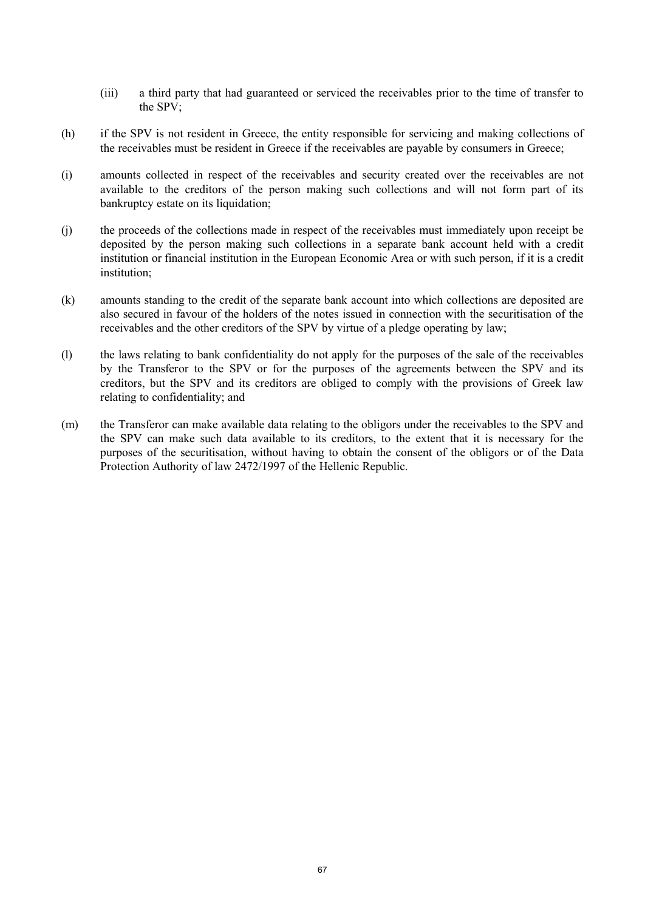(iii) a third party that had guaranteed or serviced the receivables prior to the time of transfer to the SPV;

(h) if the SPV is not resident in Greece, the entity responsible for servicing and making collections of the receivables must be resident in Greece if the receivables are payable by consumers in Greece;

(i) amounts collected in respect of the receivables and security created over the receivables are not available to the creditors of the person making such collections and will not form part of its bankruptcy estate on its liquidation;

(j) the proceeds of the collections made in respect of the receivables must immediately upon receipt be deposited by the person making such collections in a separate bank account held with a credit institution or financial institution in the European Economic Area or with such person, if it is a credit institution;

(k) amounts standing to the credit of the separate bank account into which collections are deposited are also secured in favour of the holders of the notes issued in connection with the securitisation of the receivables and the other creditors of the SPV by virtue of a pledge operating by law;

(l) the laws relating to bank confidentiality do not apply for the purposes of the sale of the receivables by the Transferor to the SPV or for the purposes of the agreements between the SPV and its creditors, but the SPV and its creditors are obliged to comply with the provisions of Greek law relating to confidentiality; and

(m) the Transferor can make available data relating to the obligors under the receivables to the SPV and the SPV can make such data available to its creditors, to the extent that it is necessary for the purposes of the securitisation, without having to obtain the consent of the obligors or of the Data Protection Authority of law 2472/1997 of the Hellenic Republic.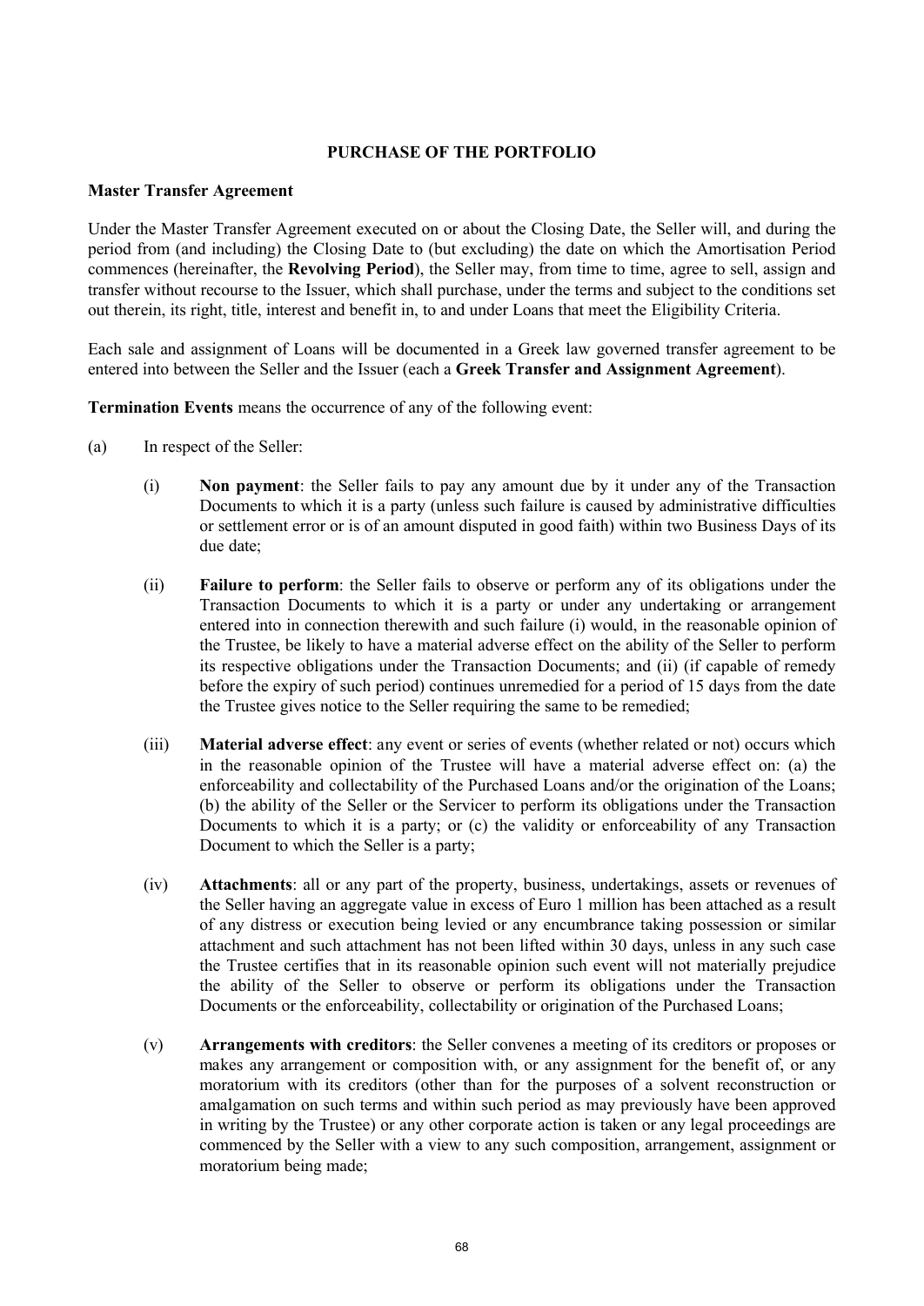## PURCHASE OF THE PORTFOLIO

**Master Transfer Agreement**

Under the Master Transfer Agreement executed on or about the Closing Date, the Seller will, and during the period from (and including) the Closing Date to (but excluding) the date on which the Amortisation Period commences (hereinafter, the **Revolving Period**), the Seller may, from time to time, agree to sell, assign and transfer without recourse to the Issuer, which shall purchase, under the terms and subject to the conditions set out therein, its right, title, interest and benefit in, to and under Loans that meet the Eligibility Criteria.

Each sale and assignment of Loans will be documented in a Greek law governed transfer agreement to be entered into between the Seller and the Issuer (each a **Greek Transfer and Assignment Agreement**).

**Termination Events** means the occurrence of any of the following event:

(a) In respect of the Seller:

   (i) **Non payment**: the Seller fails to pay any amount due by it under any of the Transaction Documents to which it is a party (unless such failure is caused by administrative difficulties or settlement error or is of an amount disputed in good faith) within two Business Days of its due date;

   (ii) **Failure to perform**: the Seller fails to observe or perform any of its obligations under the Transaction Documents to which it is a party or under any undertaking or arrangement entered into in connection therewith and such failure (i) would, in the reasonable opinion of the Trustee, be likely to have a material adverse effect on the ability of the Seller to perform its respective obligations under the Transaction Documents; and (ii) (if capable of remedy before the expiry of such period) continues unremedied for a period of 15 days from the date the Trustee gives notice to the Seller requiring the same to be remedied;

   (iii) **Material adverse effect**: any event or series of events (whether related or not) occurs which in the reasonable opinion of the Trustee will have a material adverse effect on: (a) the enforceability and collectability of the Purchased Loans and/or the origination of the Loans; (b) the ability of the Seller or the Servicer to perform its obligations under the Transaction Documents to which it is a party; or (c) the validity or enforceability of any Transaction Document to which the Seller is a party;

   (iv) **Attachments**: all or any part of the property, business, undertakings, assets or revenues of the Seller having an aggregate value in excess of Euro 1 million has been attached as a result of any distress or execution being levied or any encumbrance taking possession or similar attachment and such attachment has not been lifted within 30 days, unless in any such case the Trustee certifies that in its reasonable opinion such event will not materially prejudice the ability of the Seller to observe or perform its obligations under the Transaction Documents or the enforceability, collectability or origination of the Purchased Loans;

   (v) **Arrangements with creditors**: the Seller convenes a meeting of its creditors or proposes or makes any arrangement or composition with, or any assignment for the benefit of, or any moratorium with its creditors (other than for the purposes of a solvent reconstruction or amalgamation on such terms and within such period as may previously have been approved in writing by the Trustee) or any other corporate action is taken or any legal proceedings are commenced by the Seller with a view to any such composition, arrangement, assignment or moratorium being made;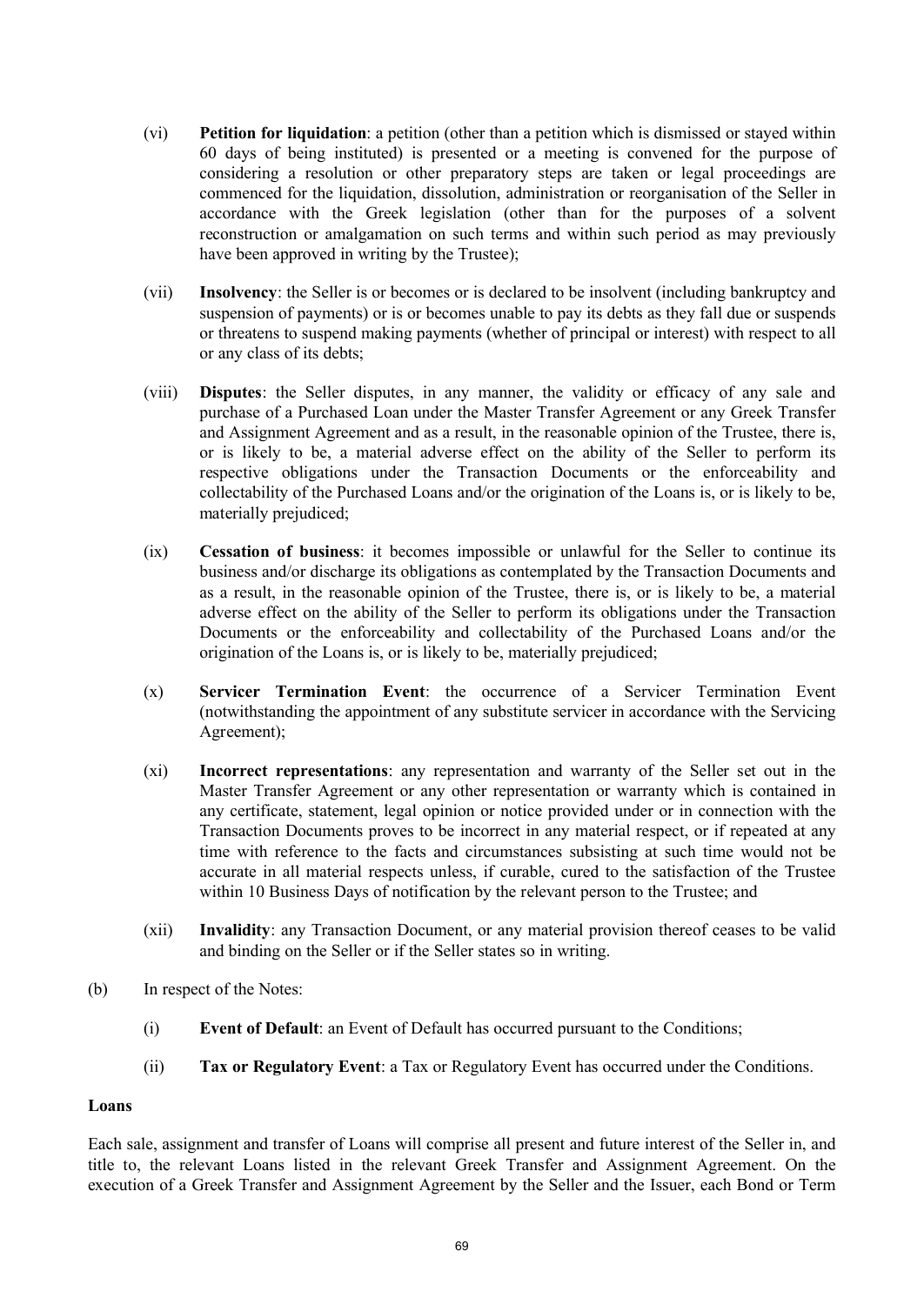(vi) **Petition for liquidation**: a petition (other than a petition which is dismissed or stayed within 60 days of being instituted) is presented or a meeting is convened for the purpose of considering a resolution or other preparatory steps are taken or legal proceedings are commenced for the liquidation, dissolution, administration or reorganisation of the Seller in accordance with the Greek legislation (other than for the purposes of a solvent reconstruction or amalgamation on such terms and within such period as may previously have been approved in writing by the Trustee);

(vii) **Insolvency**: the Seller is or becomes or is declared to be insolvent (including bankruptcy and suspension of payments) or is or becomes unable to pay its debts as they fall due or suspends or threatens to suspend making payments (whether of principal or interest) with respect to all or any class of its debts;

(viii) **Disputes**: the Seller disputes, in any manner, the validity or efficacy of any sale and purchase of a Purchased Loan under the Master Transfer Agreement or any Greek Transfer and Assignment Agreement and as a result, in the reasonable opinion of the Trustee, there is, or is likely to be, a material adverse effect on the ability of the Seller to perform its respective obligations under the Transaction Documents or the enforceability and collectability of the Purchased Loans and/or the origination of the Loans is, or is likely to be, materially prejudiced;

(ix) **Cessation of business**: it becomes impossible or unlawful for the Seller to continue its business and/or discharge its obligations as contemplated by the Transaction Documents and as a result, in the reasonable opinion of the Trustee, there is, or is likely to be, a material adverse effect on the ability of the Seller to perform its obligations under the Transaction Documents or the enforceability and collectability of the Purchased Loans and/or the origination of the Loans is, or is likely to be, materially prejudiced;

(x) **Servicer Termination Event**: the occurrence of a Servicer Termination Event (notwithstanding the appointment of any substitute servicer in accordance with the Servicing Agreement);

(xi) **Incorrect representations**: any representation and warranty of the Seller set out in the Master Transfer Agreement or any other representation or warranty which is contained in any certificate, statement, legal opinion or notice provided under or in connection with the Transaction Documents proves to be incorrect in any material respect, or if repeated at any time with reference to the facts and circumstances subsisting at such time would not be accurate in all material respects unless, if curable, cured to the satisfaction of the Trustee within 10 Business Days of notification by the relevant person to the Trustee; and

(xii) **Invalidity**: any Transaction Document, or any material provision thereof ceases to be valid and binding on the Seller or if the Seller states so in writing.

(b) In respect of the Notes:

(i) **Event of Default**: an Event of Default has occurred pursuant to the Conditions;

(ii) **Tax or Regulatory Event**: a Tax or Regulatory Event has occurred under the Conditions.

**Loans**

Each sale, assignment and transfer of Loans will comprise all present and future interest of the Seller in, and title to, the relevant Loans listed in the relevant Greek Transfer and Assignment Agreement. On the execution of a Greek Transfer and Assignment Agreement by the Seller and the Issuer, each Bond or Term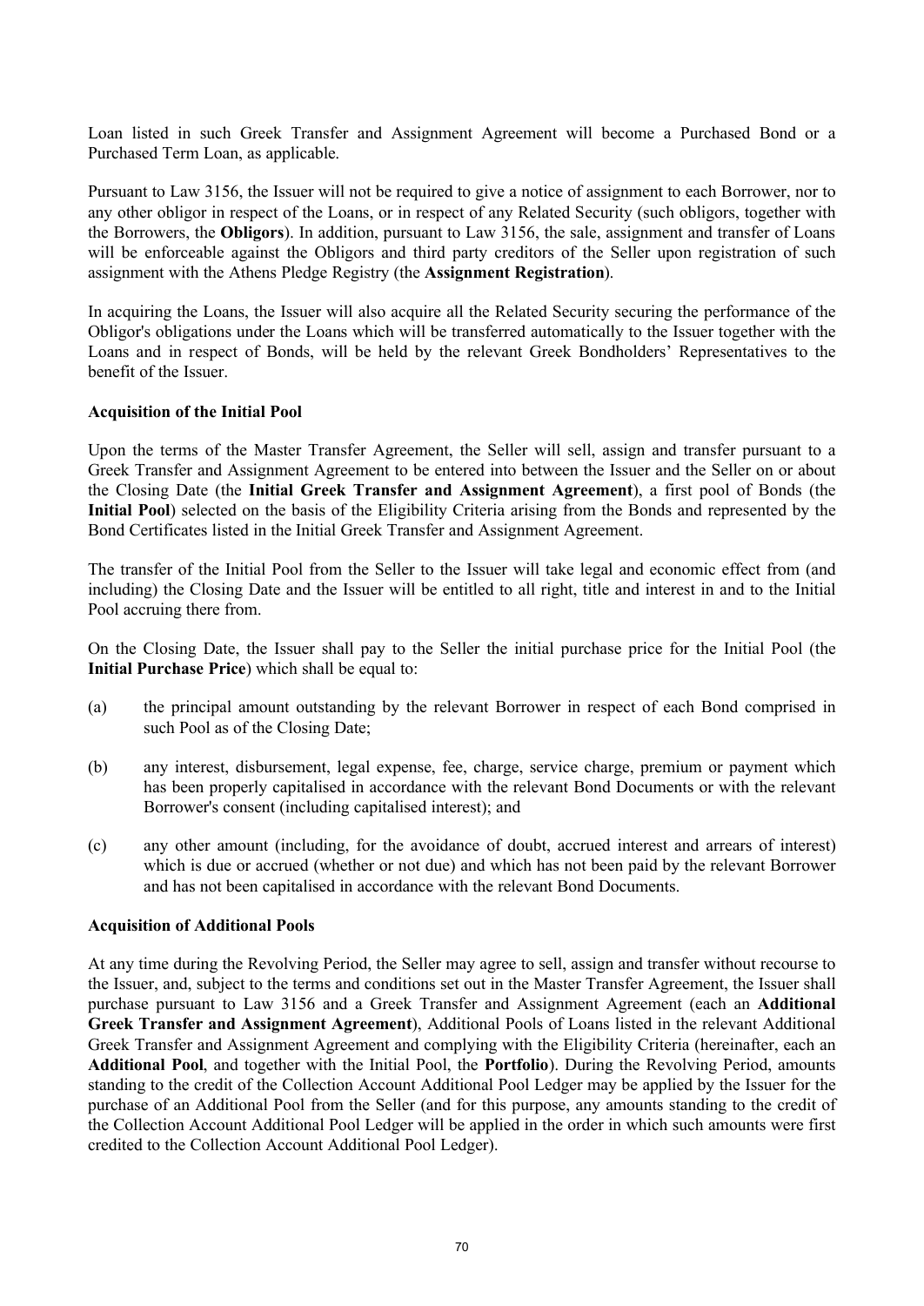Loan listed in such Greek Transfer and Assignment Agreement will become a Purchased Bond or a Purchased Term Loan, as applicable.

Pursuant to Law 3156, the Issuer will not be required to give a notice of assignment to each Borrower, nor to any other obligor in respect of the Loans, or in respect of any Related Security (such obligors, together with the Borrowers, the **Obligors**). In addition, pursuant to Law 3156, the sale, assignment and transfer of Loans will be enforceable against the Obligors and third party creditors of the Seller upon registration of such assignment with the Athens Pledge Registry (the **Assignment Registration**).

In acquiring the Loans, the Issuer will also acquire all the Related Security securing the performance of the Obligor's obligations under the Loans which will be transferred automatically to the Issuer together with the Loans and in respect of Bonds, will be held by the relevant Greek Bondholders' Representatives to the benefit of the Issuer.

**Acquisition of the Initial Pool**

Upon the terms of the Master Transfer Agreement, the Seller will sell, assign and transfer pursuant to a Greek Transfer and Assignment Agreement to be entered into between the Issuer and the Seller on or about the Closing Date (the **Initial Greek Transfer and Assignment Agreement**), a first pool of Bonds (the **Initial Pool**) selected on the basis of the Eligibility Criteria arising from the Bonds and represented by the Bond Certificates listed in the Initial Greek Transfer and Assignment Agreement.

The transfer of the Initial Pool from the Seller to the Issuer will take legal and economic effect from (and including) the Closing Date and the Issuer will be entitled to all right, title and interest in and to the Initial Pool accruing there from.

On the Closing Date, the Issuer shall pay to the Seller the initial purchase price for the Initial Pool (the **Initial Purchase Price**) which shall be equal to:

(a) the principal amount outstanding by the relevant Borrower in respect of each Bond comprised in such Pool as of the Closing Date;

(b) any interest, disbursement, legal expense, fee, charge, service charge, premium or payment which has been properly capitalised in accordance with the relevant Bond Documents or with the relevant Borrower's consent (including capitalised interest); and

(c) any other amount (including, for the avoidance of doubt, accrued interest and arrears of interest) which is due or accrued (whether or not due) and which has not been paid by the relevant Borrower and has not been capitalised in accordance with the relevant Bond Documents.

**Acquisition of Additional Pools**

At any time during the Revolving Period, the Seller may agree to sell, assign and transfer without recourse to the Issuer, and, subject to the terms and conditions set out in the Master Transfer Agreement, the Issuer shall purchase pursuant to Law 3156 and a Greek Transfer and Assignment Agreement (each an **Additional Greek Transfer and Assignment Agreement**), Additional Pools of Loans listed in the relevant Additional Greek Transfer and Assignment Agreement and complying with the Eligibility Criteria (hereinafter, each an **Additional Pool**, and together with the Initial Pool, the **Portfolio**). During the Revolving Period, amounts standing to the credit of the Collection Account Additional Pool Ledger may be applied by the Issuer for the purchase of an Additional Pool from the Seller (and for this purpose, any amounts standing to the credit of the Collection Account Additional Pool Ledger will be applied in the order in which such amounts were first credited to the Collection Account Additional Pool Ledger).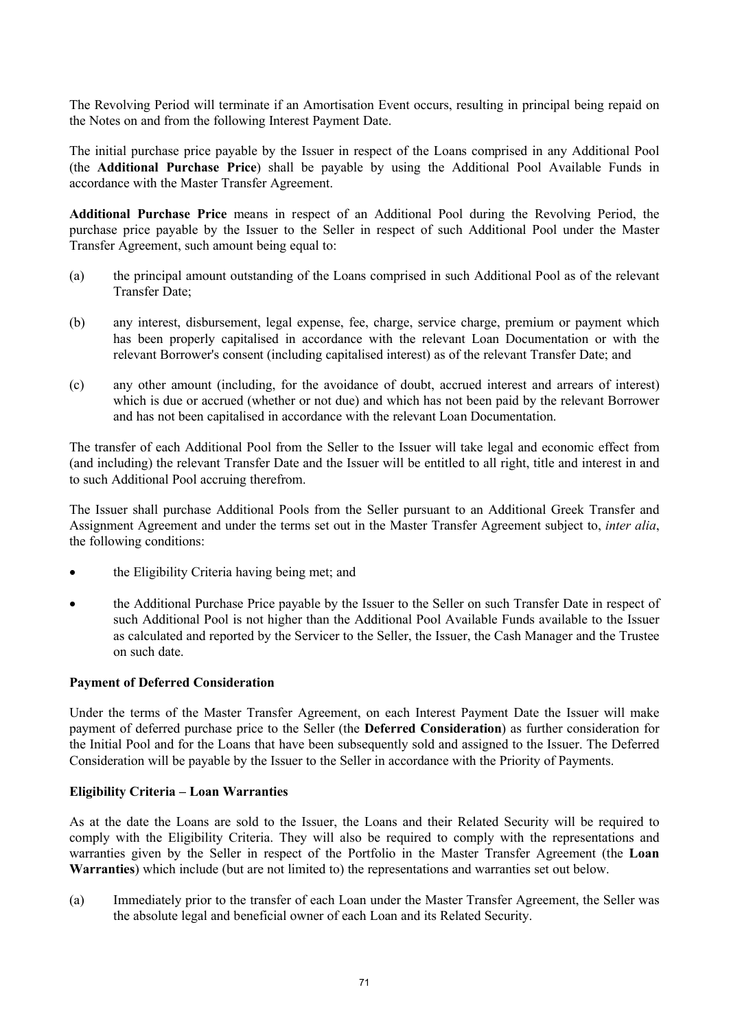The Revolving Period will terminate if an Amortisation Event occurs, resulting in principal being repaid on the Notes on and from the following Interest Payment Date.

The initial purchase price payable by the Issuer in respect of the Loans comprised in any Additional Pool (the **Additional Purchase Price**) shall be payable by using the Additional Pool Available Funds in accordance with the Master Transfer Agreement.

**Additional Purchase Price** means in respect of an Additional Pool during the Revolving Period, the purchase price payable by the Issuer to the Seller in respect of such Additional Pool under the Master Transfer Agreement, such amount being equal to:

(a) the principal amount outstanding of the Loans comprised in such Additional Pool as of the relevant Transfer Date;

(b) any interest, disbursement, legal expense, fee, charge, service charge, premium or payment which has been properly capitalised in accordance with the relevant Loan Documentation or with the relevant Borrower's consent (including capitalised interest) as of the relevant Transfer Date; and

(c) any other amount (including, for the avoidance of doubt, accrued interest and arrears of interest) which is due or accrued (whether or not due) and which has not been paid by the relevant Borrower and has not been capitalised in accordance with the relevant Loan Documentation.

The transfer of each Additional Pool from the Seller to the Issuer will take legal and economic effect from (and including) the relevant Transfer Date and the Issuer will be entitled to all right, title and interest in and to such Additional Pool accruing therefrom.

The Issuer shall purchase Additional Pools from the Seller pursuant to an Additional Greek Transfer and Assignment Agreement and under the terms set out in the Master Transfer Agreement subject to, *inter alia*, the following conditions:

- the Eligibility Criteria having being met; and
- the Additional Purchase Price payable by the Issuer to the Seller on such Transfer Date in respect of such Additional Pool is not higher than the Additional Pool Available Funds available to the Issuer as calculated and reported by the Servicer to the Seller, the Issuer, the Cash Manager and the Trustee on such date.

**Payment of Deferred Consideration**

Under the terms of the Master Transfer Agreement, on each Interest Payment Date the Issuer will make payment of deferred purchase price to the Seller (the **Deferred Consideration**) as further consideration for the Initial Pool and for the Loans that have been subsequently sold and assigned to the Issuer. The Deferred Consideration will be payable by the Issuer to the Seller in accordance with the Priority of Payments.

**Eligibility Criteria – Loan Warranties**

As at the date the Loans are sold to the Issuer, the Loans and their Related Security will be required to comply with the Eligibility Criteria. They will also be required to comply with the representations and warranties given by the Seller in respect of the Portfolio in the Master Transfer Agreement (the **Loan Warranties**) which include (but are not limited to) the representations and warranties set out below.

(a) Immediately prior to the transfer of each Loan under the Master Transfer Agreement, the Seller was the absolute legal and beneficial owner of each Loan and its Related Security.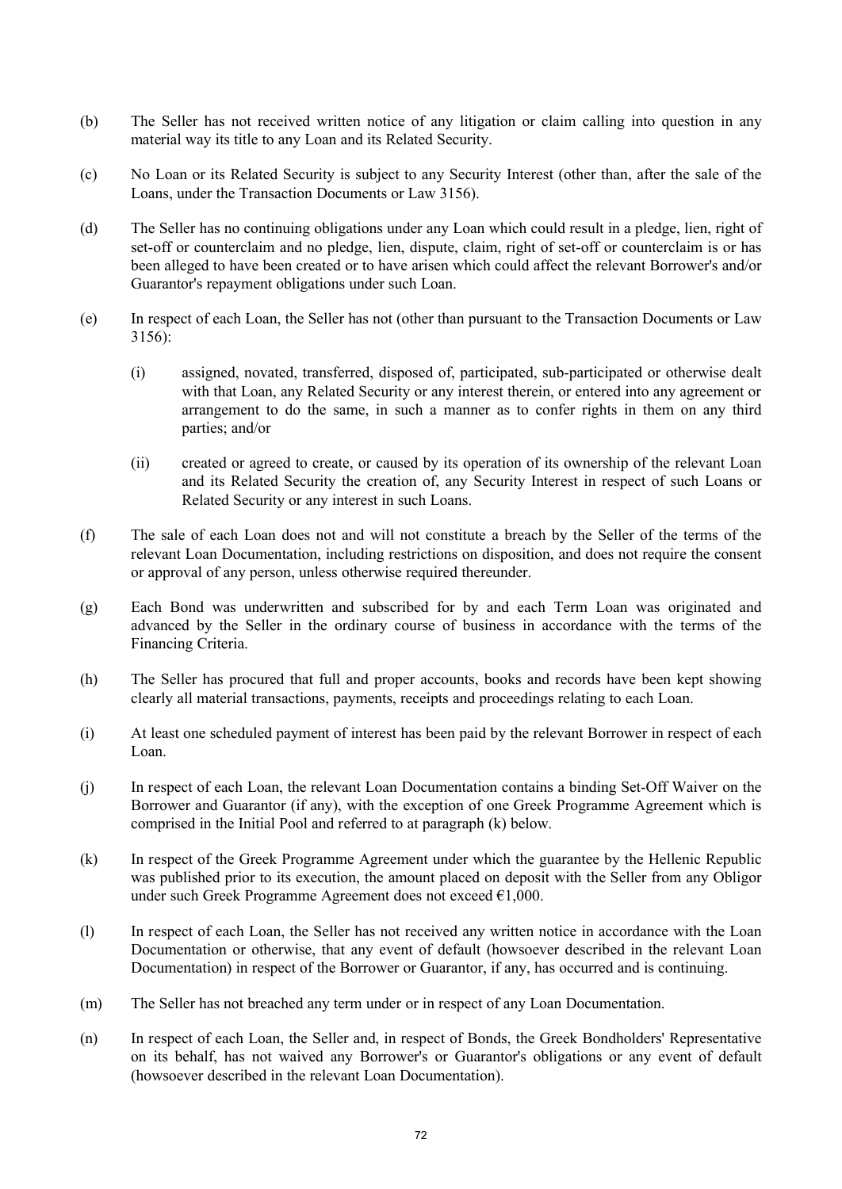(b) The Seller has not received written notice of any litigation or claim calling into question in any material way its title to any Loan and its Related Security.

(c) No Loan or its Related Security is subject to any Security Interest (other than, after the sale of the Loans, under the Transaction Documents or Law 3156).

(d) The Seller has no continuing obligations under any Loan which could result in a pledge, lien, right of set-off or counterclaim and no pledge, lien, dispute, claim, right of set-off or counterclaim is or has been alleged to have been created or to have arisen which could affect the relevant Borrower's and/or Guarantor's repayment obligations under such Loan.

(e) In respect of each Loan, the Seller has not (other than pursuant to the Transaction Documents or Law 3156):

   (i) assigned, novated, transferred, disposed of, participated, sub-participated or otherwise dealt with that Loan, any Related Security or any interest therein, or entered into any agreement or arrangement to do the same, in such a manner as to confer rights in them on any third parties; and/or

   (ii) created or agreed to create, or caused by its operation of its ownership of the relevant Loan and its Related Security the creation of, any Security Interest in respect of such Loans or Related Security or any interest in such Loans.

(f) The sale of each Loan does not and will not constitute a breach by the Seller of the terms of the relevant Loan Documentation, including restrictions on disposition, and does not require the consent or approval of any person, unless otherwise required thereunder.

(g) Each Bond was underwritten and subscribed for by and each Term Loan was originated and advanced by the Seller in the ordinary course of business in accordance with the terms of the Financing Criteria.

(h) The Seller has procured that full and proper accounts, books and records have been kept showing clearly all material transactions, payments, receipts and proceedings relating to each Loan.

(i) At least one scheduled payment of interest has been paid by the relevant Borrower in respect of each Loan.

(j) In respect of each Loan, the relevant Loan Documentation contains a binding Set-Off Waiver on the Borrower and Guarantor (if any), with the exception of one Greek Programme Agreement which is comprised in the Initial Pool and referred to at paragraph (k) below.

(k) In respect of the Greek Programme Agreement under which the guarantee by the Hellenic Republic was published prior to its execution, the amount placed on deposit with the Seller from any Obligor under such Greek Programme Agreement does not exceed €1,000.

(l) In respect of each Loan, the Seller has not received any written notice in accordance with the Loan Documentation or otherwise, that any event of default (howsoever described in the relevant Loan Documentation) in respect of the Borrower or Guarantor, if any, has occurred and is continuing.

(m) The Seller has not breached any term under or in respect of any Loan Documentation.

(n) In respect of each Loan, the Seller and, in respect of Bonds, the Greek Bondholders' Representative on its behalf, has not waived any Borrower's or Guarantor's obligations or any event of default (howsoever described in the relevant Loan Documentation).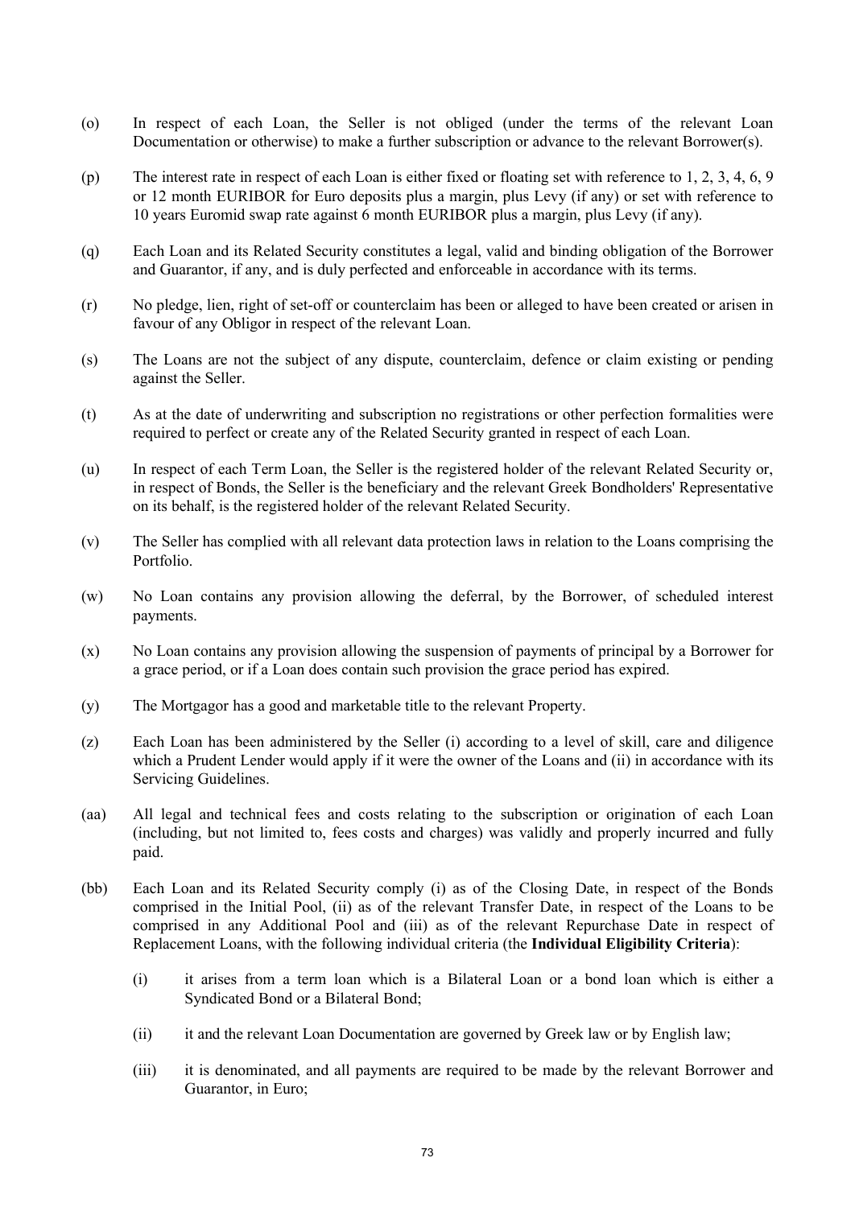(o) In respect of each Loan, the Seller is not obliged (under the terms of the relevant Loan Documentation or otherwise) to make a further subscription or advance to the relevant Borrower(s).

(p) The interest rate in respect of each Loan is either fixed or floating set with reference to 1, 2, 3, 4, 6, 9 or 12 month EURIBOR for Euro deposits plus a margin, plus Levy (if any) or set with reference to 10 years Euromid swap rate against 6 month EURIBOR plus a margin, plus Levy (if any).

(q) Each Loan and its Related Security constitutes a legal, valid and binding obligation of the Borrower and Guarantor, if any, and is duly perfected and enforceable in accordance with its terms.

(r) No pledge, lien, right of set-off or counterclaim has been or alleged to have been created or arisen in favour of any Obligor in respect of the relevant Loan.

(s) The Loans are not the subject of any dispute, counterclaim, defence or claim existing or pending against the Seller.

(t) As at the date of underwriting and subscription no registrations or other perfection formalities were required to perfect or create any of the Related Security granted in respect of each Loan.

(u) In respect of each Term Loan, the Seller is the registered holder of the relevant Related Security or, in respect of Bonds, the Seller is the beneficiary and the relevant Greek Bondholders' Representative on its behalf, is the registered holder of the relevant Related Security.

(v) The Seller has complied with all relevant data protection laws in relation to the Loans comprising the Portfolio.

(w) No Loan contains any provision allowing the deferral, by the Borrower, of scheduled interest payments.

(x) No Loan contains any provision allowing the suspension of payments of principal by a Borrower for a grace period, or if a Loan does contain such provision the grace period has expired.

(y) The Mortgagor has a good and marketable title to the relevant Property.

(z) Each Loan has been administered by the Seller (i) according to a level of skill, care and diligence which a Prudent Lender would apply if it were the owner of the Loans and (ii) in accordance with its Servicing Guidelines.

(aa) All legal and technical fees and costs relating to the subscription or origination of each Loan (including, but not limited to, fees costs and charges) was validly and properly incurred and fully paid.

(bb) Each Loan and its Related Security comply (i) as of the Closing Date, in respect of the Bonds comprised in the Initial Pool, (ii) as of the relevant Transfer Date, in respect of the Loans to be comprised in any Additional Pool and (iii) as of the relevant Repurchase Date in respect of Replacement Loans, with the following individual criteria (the **Individual Eligibility Criteria**):

 (i) it arises from a term loan which is a Bilateral Loan or a bond loan which is either a Syndicated Bond or a Bilateral Bond;

 (ii) it and the relevant Loan Documentation are governed by Greek law or by English law;

 (iii) it is denominated, and all payments are required to be made by the relevant Borrower and Guarantor, in Euro;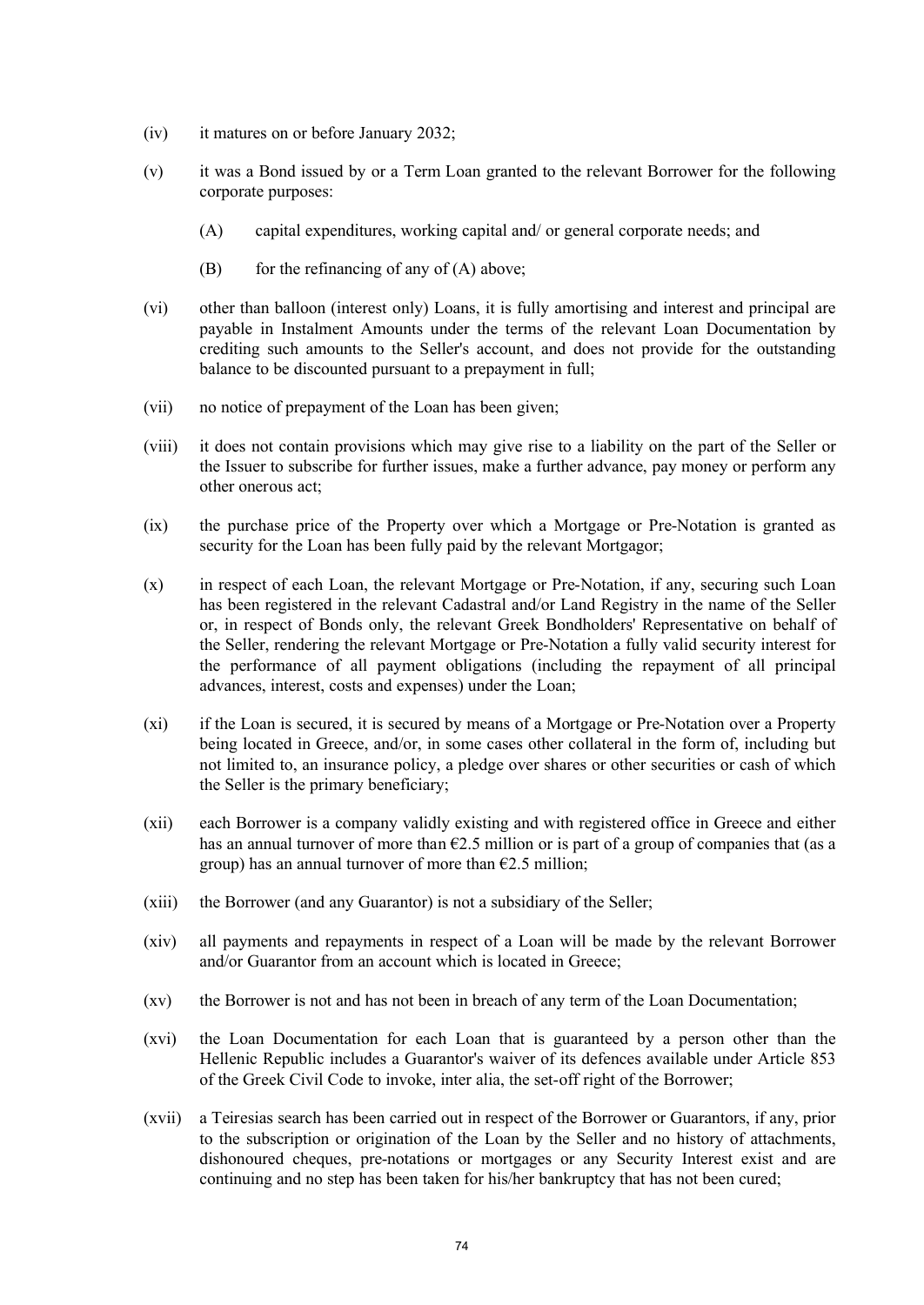(iv) it matures on or before January 2032;

(v) it was a Bond issued by or a Term Loan granted to the relevant Borrower for the following corporate purposes:

  (A) capital expenditures, working capital and/ or general corporate needs; and

  (B) for the refinancing of any of (A) above;

(vi) other than balloon (interest only) Loans, it is fully amortising and interest and principal are payable in Instalment Amounts under the terms of the relevant Loan Documentation by crediting such amounts to the Seller's account, and does not provide for the outstanding balance to be discounted pursuant to a prepayment in full;

(vii) no notice of prepayment of the Loan has been given;

(viii) it does not contain provisions which may give rise to a liability on the part of the Seller or the Issuer to subscribe for further issues, make a further advance, pay money or perform any other onerous act;

(ix) the purchase price of the Property over which a Mortgage or Pre-Notation is granted as security for the Loan has been fully paid by the relevant Mortgagor;

(x) in respect of each Loan, the relevant Mortgage or Pre-Notation, if any, securing such Loan has been registered in the relevant Cadastral and/or Land Registry in the name of the Seller or, in respect of Bonds only, the relevant Greek Bondholders' Representative on behalf of the Seller, rendering the relevant Mortgage or Pre-Notation a fully valid security interest for the performance of all payment obligations (including the repayment of all principal advances, interest, costs and expenses) under the Loan;

(xi) if the Loan is secured, it is secured by means of a Mortgage or Pre-Notation over a Property being located in Greece, and/or, in some cases other collateral in the form of, including but not limited to, an insurance policy, a pledge over shares or other securities or cash of which the Seller is the primary beneficiary;

(xii) each Borrower is a company validly existing and with registered office in Greece and either has an annual turnover of more than €2.5 million or is part of a group of companies that (as a group) has an annual turnover of more than €2.5 million;

(xiii) the Borrower (and any Guarantor) is not a subsidiary of the Seller;

(xiv) all payments and repayments in respect of a Loan will be made by the relevant Borrower and/or Guarantor from an account which is located in Greece;

(xv) the Borrower is not and has not been in breach of any term of the Loan Documentation;

(xvi) the Loan Documentation for each Loan that is guaranteed by a person other than the Hellenic Republic includes a Guarantor's waiver of its defences available under Article 853 of the Greek Civil Code to invoke, inter alia, the set-off right of the Borrower;

(xvii) a Teiresias search has been carried out in respect of the Borrower or Guarantors, if any, prior to the subscription or origination of the Loan by the Seller and no history of attachments, dishonoured cheques, pre-notations or mortgages or any Security Interest exist and are continuing and no step has been taken for his/her bankruptcy that has not been cured;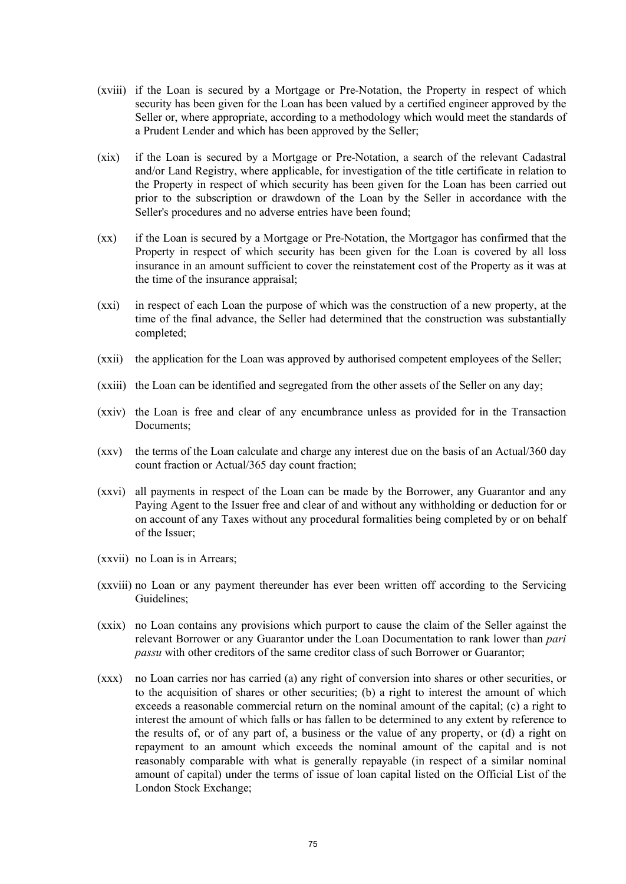(xviii) if the Loan is secured by a Mortgage or Pre-Notation, the Property in respect of which security has been given for the Loan has been valued by a certified engineer approved by the Seller or, where appropriate, according to a methodology which would meet the standards of a Prudent Lender and which has been approved by the Seller;

(xix) if the Loan is secured by a Mortgage or Pre-Notation, a search of the relevant Cadastral and/or Land Registry, where applicable, for investigation of the title certificate in relation to the Property in respect of which security has been given for the Loan has been carried out prior to the subscription or drawdown of the Loan by the Seller in accordance with the Seller's procedures and no adverse entries have been found;

(xx) if the Loan is secured by a Mortgage or Pre-Notation, the Mortgagor has confirmed that the Property in respect of which security has been given for the Loan is covered by all loss insurance in an amount sufficient to cover the reinstatement cost of the Property as it was at the time of the insurance appraisal;

(xxi) in respect of each Loan the purpose of which was the construction of a new property, at the time of the final advance, the Seller had determined that the construction was substantially completed;

(xxii) the application for the Loan was approved by authorised competent employees of the Seller;

(xxiii) the Loan can be identified and segregated from the other assets of the Seller on any day;

(xxiv) the Loan is free and clear of any encumbrance unless as provided for in the Transaction Documents;

(xxv) the terms of the Loan calculate and charge any interest due on the basis of an Actual/360 day count fraction or Actual/365 day count fraction;

(xxvi) all payments in respect of the Loan can be made by the Borrower, any Guarantor and any Paying Agent to the Issuer free and clear of and without any withholding or deduction for or on account of any Taxes without any procedural formalities being completed by or on behalf of the Issuer;

(xxvii) no Loan is in Arrears;

(xxviii) no Loan or any payment thereunder has ever been written off according to the Servicing Guidelines;

(xxix) no Loan contains any provisions which purport to cause the claim of the Seller against the relevant Borrower or any Guarantor under the Loan Documentation to rank lower than *pari passu* with other creditors of the same creditor class of such Borrower or Guarantor;

(xxx) no Loan carries nor has carried (a) any right of conversion into shares or other securities, or to the acquisition of shares or other securities; (b) a right to interest the amount of which exceeds a reasonable commercial return on the nominal amount of the capital; (c) a right to interest the amount of which falls or has fallen to be determined to any extent by reference to the results of, or of any part of, a business or the value of any property, or (d) a right on repayment to an amount which exceeds the nominal amount of the capital and is not reasonably comparable with what is generally repayable (in respect of a similar nominal amount of capital) under the terms of issue of loan capital listed on the Official List of the London Stock Exchange;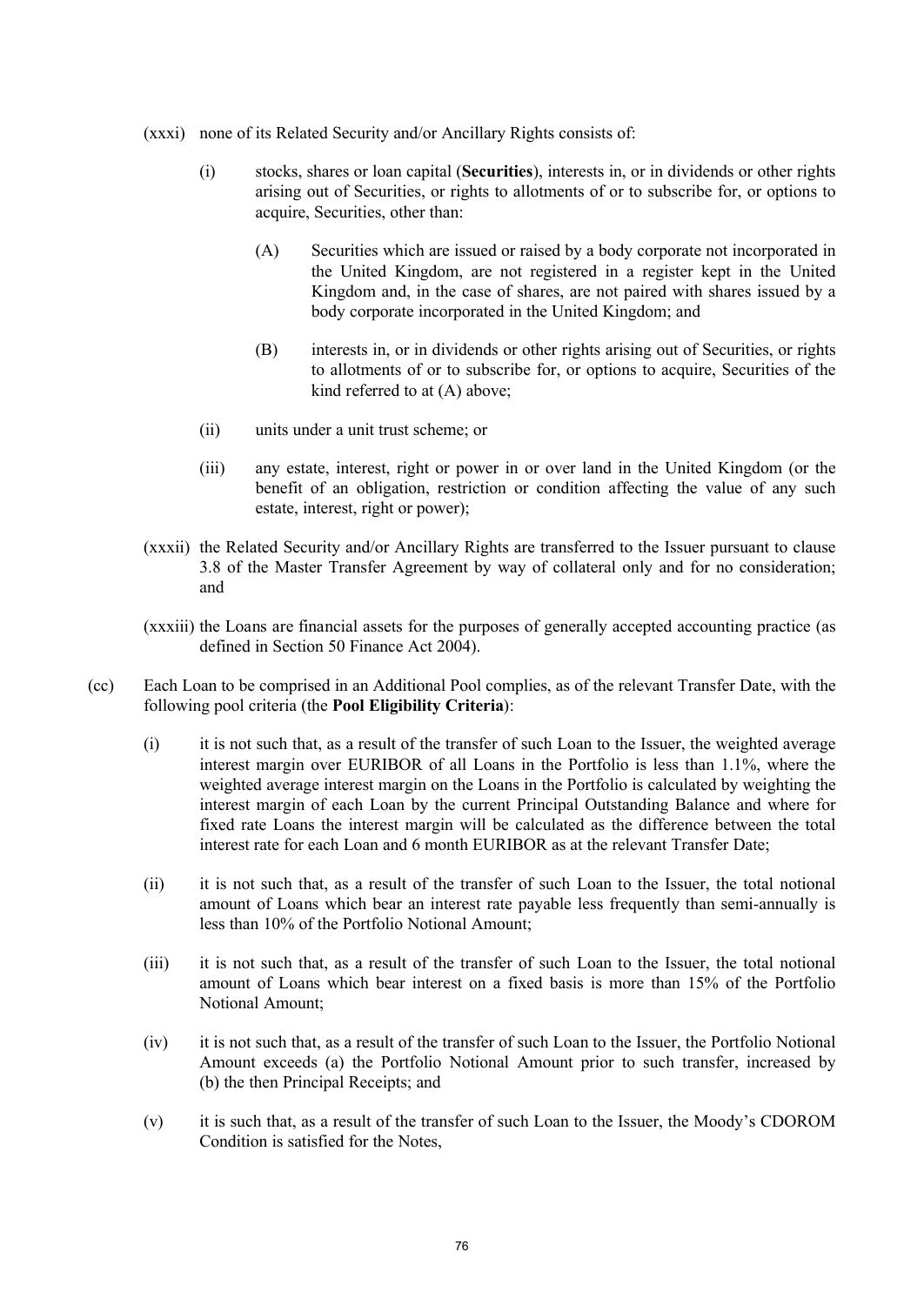(xxxi) none of its Related Security and/or Ancillary Rights consists of:

(i) stocks, shares or loan capital (**Securities**), interests in, or in dividends or other rights arising out of Securities, or rights to allotments of or to subscribe for, or options to acquire, Securities, other than:

(A) Securities which are issued or raised by a body corporate not incorporated in the United Kingdom, are not registered in a register kept in the United Kingdom and, in the case of shares, are not paired with shares issued by a body corporate incorporated in the United Kingdom; and

(B) interests in, or in dividends or other rights arising out of Securities, or rights to allotments of or to subscribe for, or options to acquire, Securities of the kind referred to at (A) above;

(ii) units under a unit trust scheme; or

(iii) any estate, interest, right or power in or over land in the United Kingdom (or the benefit of an obligation, restriction or condition affecting the value of any such estate, interest, right or power);

(xxxii) the Related Security and/or Ancillary Rights are transferred to the Issuer pursuant to clause 3.8 of the Master Transfer Agreement by way of collateral only and for no consideration; and

(xxxiii) the Loans are financial assets for the purposes of generally accepted accounting practice (as defined in Section 50 Finance Act 2004).

(cc) Each Loan to be comprised in an Additional Pool complies, as of the relevant Transfer Date, with the following pool criteria (the **Pool Eligibility Criteria**):

(i) it is not such that, as a result of the transfer of such Loan to the Issuer, the weighted average interest margin over EURIBOR of all Loans in the Portfolio is less than 1.1%, where the weighted average interest margin on the Loans in the Portfolio is calculated by weighting the interest margin of each Loan by the current Principal Outstanding Balance and where for fixed rate Loans the interest margin will be calculated as the difference between the total interest rate for each Loan and 6 month EURIBOR as at the relevant Transfer Date;

(ii) it is not such that, as a result of the transfer of such Loan to the Issuer, the total notional amount of Loans which bear an interest rate payable less frequently than semi-annually is less than 10% of the Portfolio Notional Amount;

(iii) it is not such that, as a result of the transfer of such Loan to the Issuer, the total notional amount of Loans which bear interest on a fixed basis is more than 15% of the Portfolio Notional Amount;

(iv) it is not such that, as a result of the transfer of such Loan to the Issuer, the Portfolio Notional Amount exceeds (a) the Portfolio Notional Amount prior to such transfer, increased by (b) the then Principal Receipts; and

(v) it is such that, as a result of the transfer of such Loan to the Issuer, the Moody's CDOROM Condition is satisfied for the Notes,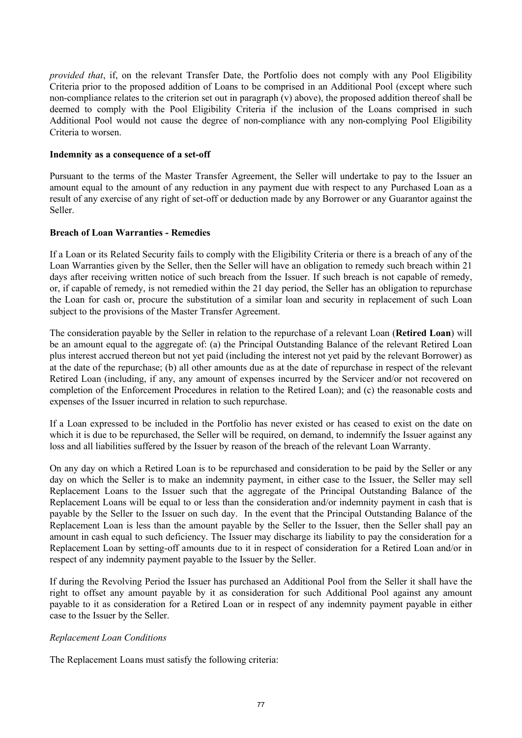*provided that*, if, on the relevant Transfer Date, the Portfolio does not comply with any Pool Eligibility Criteria prior to the proposed addition of Loans to be comprised in an Additional Pool (except where such non-compliance relates to the criterion set out in paragraph (v) above), the proposed addition thereof shall be deemed to comply with the Pool Eligibility Criteria if the inclusion of the Loans comprised in such Additional Pool would not cause the degree of non-compliance with any non-complying Pool Eligibility Criteria to worsen.

**Indemnity as a consequence of a set-off**

Pursuant to the terms of the Master Transfer Agreement, the Seller will undertake to pay to the Issuer an amount equal to the amount of any reduction in any payment due with respect to any Purchased Loan as a result of any exercise of any right of set-off or deduction made by any Borrower or any Guarantor against the Seller.

**Breach of Loan Warranties - Remedies**

If a Loan or its Related Security fails to comply with the Eligibility Criteria or there is a breach of any of the Loan Warranties given by the Seller, then the Seller will have an obligation to remedy such breach within 21 days after receiving written notice of such breach from the Issuer. If such breach is not capable of remedy, or, if capable of remedy, is not remedied within the 21 day period, the Seller has an obligation to repurchase the Loan for cash or, procure the substitution of a similar loan and security in replacement of such Loan subject to the provisions of the Master Transfer Agreement.

The consideration payable by the Seller in relation to the repurchase of a relevant Loan (**Retired Loan**) will be an amount equal to the aggregate of: (a) the Principal Outstanding Balance of the relevant Retired Loan plus interest accrued thereon but not yet paid (including the interest not yet paid by the relevant Borrower) as at the date of the repurchase; (b) all other amounts due as at the date of repurchase in respect of the relevant Retired Loan (including, if any, any amount of expenses incurred by the Servicer and/or not recovered on completion of the Enforcement Procedures in relation to the Retired Loan); and (c) the reasonable costs and expenses of the Issuer incurred in relation to such repurchase.

If a Loan expressed to be included in the Portfolio has never existed or has ceased to exist on the date on which it is due to be repurchased, the Seller will be required, on demand, to indemnify the Issuer against any loss and all liabilities suffered by the Issuer by reason of the breach of the relevant Loan Warranty.

On any day on which a Retired Loan is to be repurchased and consideration to be paid by the Seller or any day on which the Seller is to make an indemnity payment, in either case to the Issuer, the Seller may sell Replacement Loans to the Issuer such that the aggregate of the Principal Outstanding Balance of the Replacement Loans will be equal to or less than the consideration and/or indemnity payment in cash that is payable by the Seller to the Issuer on such day. In the event that the Principal Outstanding Balance of the Replacement Loan is less than the amount payable by the Seller to the Issuer, then the Seller shall pay an amount in cash equal to such deficiency. The Issuer may discharge its liability to pay the consideration for a Replacement Loan by setting-off amounts due to it in respect of consideration for a Retired Loan and/or in respect of any indemnity payment payable to the Issuer by the Seller.

If during the Revolving Period the Issuer has purchased an Additional Pool from the Seller it shall have the right to offset any amount payable by it as consideration for such Additional Pool against any amount payable to it as consideration for a Retired Loan or in respect of any indemnity payment payable in either case to the Issuer by the Seller.

*Replacement Loan Conditions*

The Replacement Loans must satisfy the following criteria: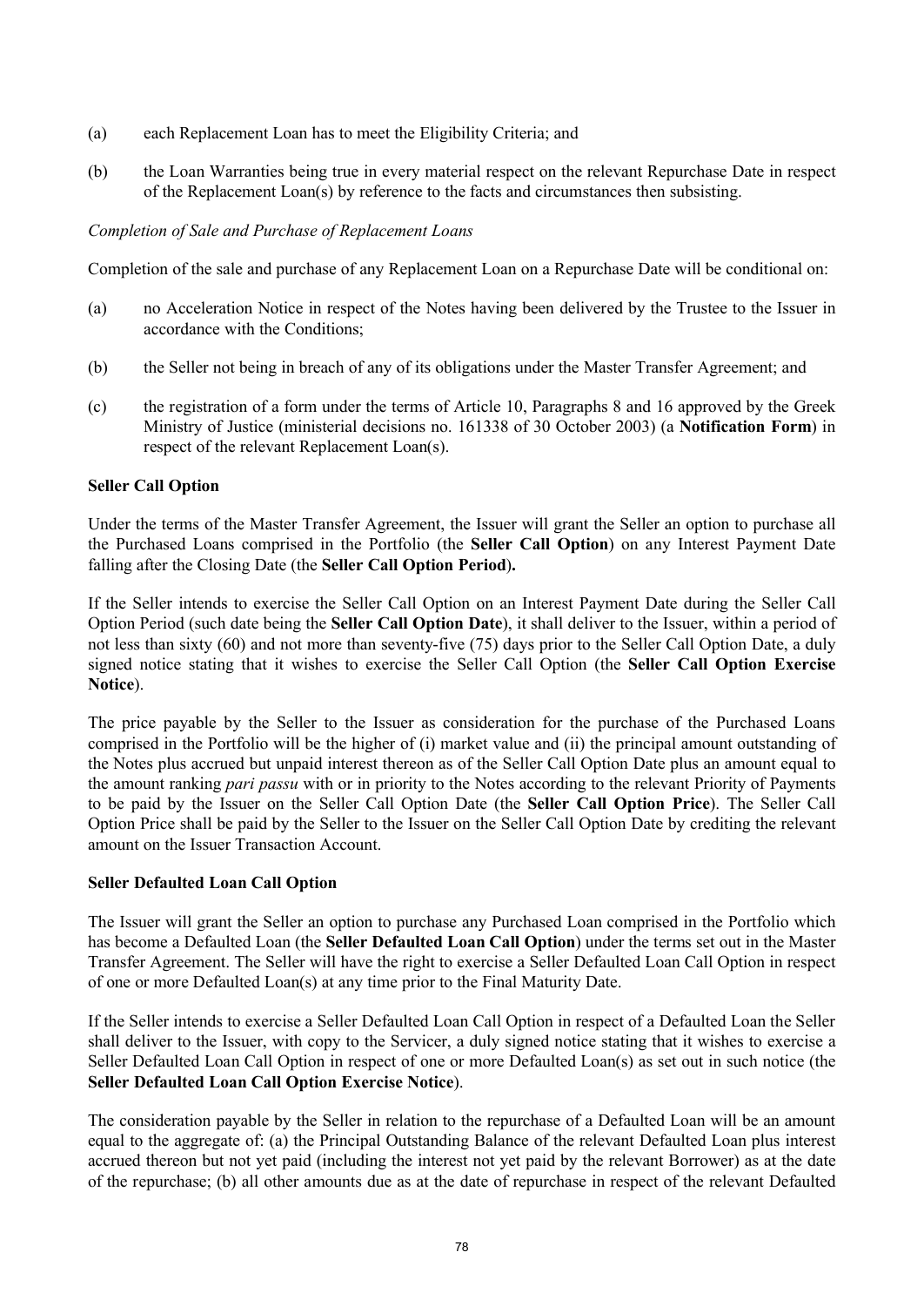(a) each Replacement Loan has to meet the Eligibility Criteria; and

(b) the Loan Warranties being true in every material respect on the relevant Repurchase Date in respect of the Replacement Loan(s) by reference to the facts and circumstances then subsisting.

*Completion of Sale and Purchase of Replacement Loans*

Completion of the sale and purchase of any Replacement Loan on a Repurchase Date will be conditional on:

(a) no Acceleration Notice in respect of the Notes having been delivered by the Trustee to the Issuer in accordance with the Conditions;

(b) the Seller not being in breach of any of its obligations under the Master Transfer Agreement; and

(c) the registration of a form under the terms of Article 10, Paragraphs 8 and 16 approved by the Greek Ministry of Justice (ministerial decisions no. 161338 of 30 October 2003) (a **Notification Form**) in respect of the relevant Replacement Loan(s).

**Seller Call Option**

Under the terms of the Master Transfer Agreement, the Issuer will grant the Seller an option to purchase all the Purchased Loans comprised in the Portfolio (the **Seller Call Option**) on any Interest Payment Date falling after the Closing Date (the **Seller Call Option Period**).

If the Seller intends to exercise the Seller Call Option on an Interest Payment Date during the Seller Call Option Period (such date being the **Seller Call Option Date**), it shall deliver to the Issuer, within a period of not less than sixty (60) and not more than seventy-five (75) days prior to the Seller Call Option Date, a duly signed notice stating that it wishes to exercise the Seller Call Option (the **Seller Call Option Exercise Notice**).

The price payable by the Seller to the Issuer as consideration for the purchase of the Purchased Loans comprised in the Portfolio will be the higher of (i) market value and (ii) the principal amount outstanding of the Notes plus accrued but unpaid interest thereon as of the Seller Call Option Date plus an amount equal to the amount ranking *pari passu* with or in priority to the Notes according to the relevant Priority of Payments to be paid by the Issuer on the Seller Call Option Date (the **Seller Call Option Price**). The Seller Call Option Price shall be paid by the Seller to the Issuer on the Seller Call Option Date by crediting the relevant amount on the Issuer Transaction Account.

**Seller Defaulted Loan Call Option**

The Issuer will grant the Seller an option to purchase any Purchased Loan comprised in the Portfolio which has become a Defaulted Loan (the **Seller Defaulted Loan Call Option**) under the terms set out in the Master Transfer Agreement. The Seller will have the right to exercise a Seller Defaulted Loan Call Option in respect of one or more Defaulted Loan(s) at any time prior to the Final Maturity Date.

If the Seller intends to exercise a Seller Defaulted Loan Call Option in respect of a Defaulted Loan the Seller shall deliver to the Issuer, with copy to the Servicer, a duly signed notice stating that it wishes to exercise a Seller Defaulted Loan Call Option in respect of one or more Defaulted Loan(s) as set out in such notice (the **Seller Defaulted Loan Call Option Exercise Notice**).

The consideration payable by the Seller in relation to the repurchase of a Defaulted Loan will be an amount equal to the aggregate of: (a) the Principal Outstanding Balance of the relevant Defaulted Loan plus interest accrued thereon but not yet paid (including the interest not yet paid by the relevant Borrower) as at the date of the repurchase; (b) all other amounts due as at the date of repurchase in respect of the relevant Defaulted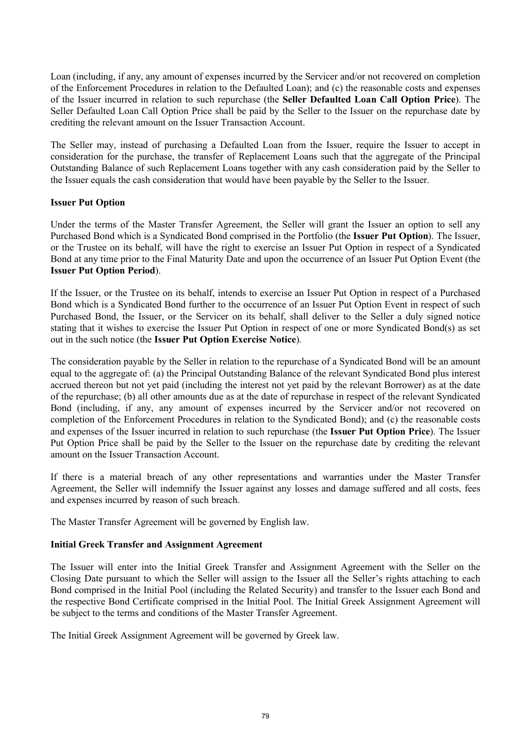Loan (including, if any, any amount of expenses incurred by the Servicer and/or not recovered on completion of the Enforcement Procedures in relation to the Defaulted Loan); and (c) the reasonable costs and expenses of the Issuer incurred in relation to such repurchase (the **Seller Defaulted Loan Call Option Price**). The Seller Defaulted Loan Call Option Price shall be paid by the Seller to the Issuer on the repurchase date by crediting the relevant amount on the Issuer Transaction Account.

The Seller may, instead of purchasing a Defaulted Loan from the Issuer, require the Issuer to accept in consideration for the purchase, the transfer of Replacement Loans such that the aggregate of the Principal Outstanding Balance of such Replacement Loans together with any cash consideration paid by the Seller to the Issuer equals the cash consideration that would have been payable by the Seller to the Issuer.

**Issuer Put Option**

Under the terms of the Master Transfer Agreement, the Seller will grant the Issuer an option to sell any Purchased Bond which is a Syndicated Bond comprised in the Portfolio (the **Issuer Put Option**). The Issuer, or the Trustee on its behalf, will have the right to exercise an Issuer Put Option in respect of a Syndicated Bond at any time prior to the Final Maturity Date and upon the occurrence of an Issuer Put Option Event (the **Issuer Put Option Period**).

If the Issuer, or the Trustee on its behalf, intends to exercise an Issuer Put Option in respect of a Purchased Bond which is a Syndicated Bond further to the occurrence of an Issuer Put Option Event in respect of such Purchased Bond, the Issuer, or the Servicer on its behalf, shall deliver to the Seller a duly signed notice stating that it wishes to exercise the Issuer Put Option in respect of one or more Syndicated Bond(s) as set out in the such notice (the **Issuer Put Option Exercise Notice**).

The consideration payable by the Seller in relation to the repurchase of a Syndicated Bond will be an amount equal to the aggregate of: (a) the Principal Outstanding Balance of the relevant Syndicated Bond plus interest accrued thereon but not yet paid (including the interest not yet paid by the relevant Borrower) as at the date of the repurchase; (b) all other amounts due as at the date of repurchase in respect of the relevant Syndicated Bond (including, if any, any amount of expenses incurred by the Servicer and/or not recovered on completion of the Enforcement Procedures in relation to the Syndicated Bond); and (c) the reasonable costs and expenses of the Issuer incurred in relation to such repurchase (the **Issuer Put Option Price**). The Issuer Put Option Price shall be paid by the Seller to the Issuer on the repurchase date by crediting the relevant amount on the Issuer Transaction Account.

If there is a material breach of any other representations and warranties under the Master Transfer Agreement, the Seller will indemnify the Issuer against any losses and damage suffered and all costs, fees and expenses incurred by reason of such breach.

The Master Transfer Agreement will be governed by English law.

**Initial Greek Transfer and Assignment Agreement**

The Issuer will enter into the Initial Greek Transfer and Assignment Agreement with the Seller on the Closing Date pursuant to which the Seller will assign to the Issuer all the Seller's rights attaching to each Bond comprised in the Initial Pool (including the Related Security) and transfer to the Issuer each Bond and the respective Bond Certificate comprised in the Initial Pool. The Initial Greek Assignment Agreement will be subject to the terms and conditions of the Master Transfer Agreement.

The Initial Greek Assignment Agreement will be governed by Greek law.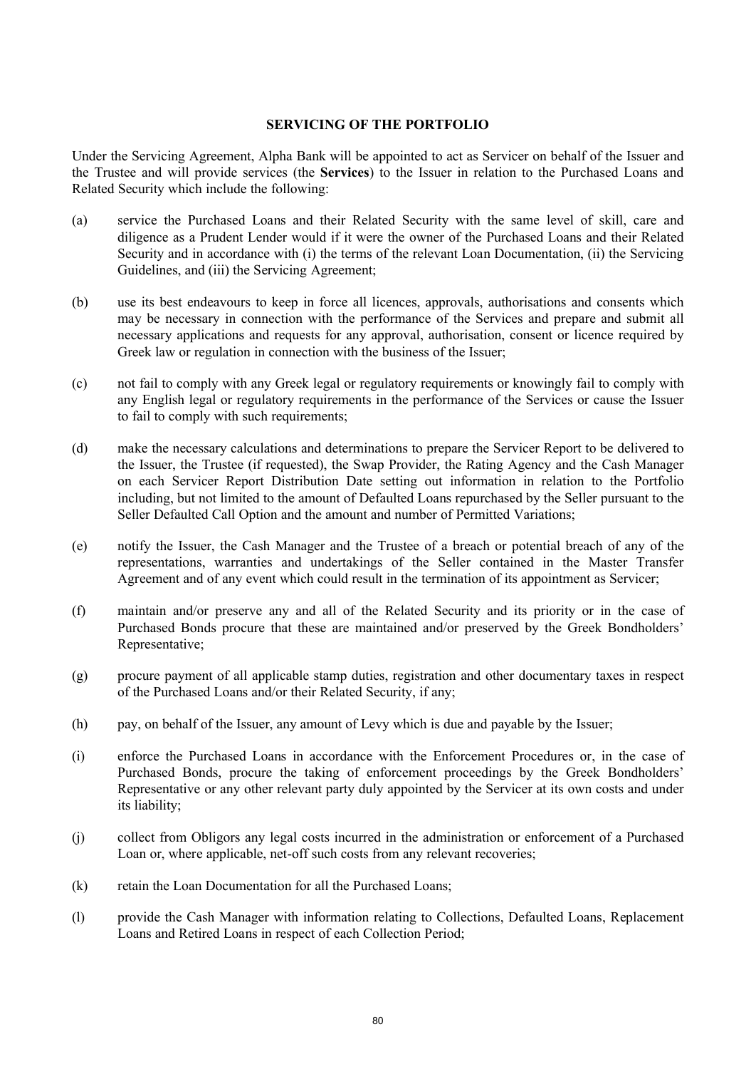## SERVICING OF THE PORTFOLIO

Under the Servicing Agreement, Alpha Bank will be appointed to act as Servicer on behalf of the Issuer and the Trustee and will provide services (the **Services**) to the Issuer in relation to the Purchased Loans and Related Security which include the following:

(a) service the Purchased Loans and their Related Security with the same level of skill, care and diligence as a Prudent Lender would if it were the owner of the Purchased Loans and their Related Security and in accordance with (i) the terms of the relevant Loan Documentation, (ii) the Servicing Guidelines, and (iii) the Servicing Agreement;

(b) use its best endeavours to keep in force all licences, approvals, authorisations and consents which may be necessary in connection with the performance of the Services and prepare and submit all necessary applications and requests for any approval, authorisation, consent or licence required by Greek law or regulation in connection with the business of the Issuer;

(c) not fail to comply with any Greek legal or regulatory requirements or knowingly fail to comply with any English legal or regulatory requirements in the performance of the Services or cause the Issuer to fail to comply with such requirements;

(d) make the necessary calculations and determinations to prepare the Servicer Report to be delivered to the Issuer, the Trustee (if requested), the Swap Provider, the Rating Agency and the Cash Manager on each Servicer Report Distribution Date setting out information in relation to the Portfolio including, but not limited to the amount of Defaulted Loans repurchased by the Seller pursuant to the Seller Defaulted Call Option and the amount and number of Permitted Variations;

(e) notify the Issuer, the Cash Manager and the Trustee of a breach or potential breach of any of the representations, warranties and undertakings of the Seller contained in the Master Transfer Agreement and of any event which could result in the termination of its appointment as Servicer;

(f) maintain and/or preserve any and all of the Related Security and its priority or in the case of Purchased Bonds procure that these are maintained and/or preserved by the Greek Bondholders' Representative;

(g) procure payment of all applicable stamp duties, registration and other documentary taxes in respect of the Purchased Loans and/or their Related Security, if any;

(h) pay, on behalf of the Issuer, any amount of Levy which is due and payable by the Issuer;

(i) enforce the Purchased Loans in accordance with the Enforcement Procedures or, in the case of Purchased Bonds, procure the taking of enforcement proceedings by the Greek Bondholders' Representative or any other relevant party duly appointed by the Servicer at its own costs and under its liability;

(j) collect from Obligors any legal costs incurred in the administration or enforcement of a Purchased Loan or, where applicable, net-off such costs from any relevant recoveries;

(k) retain the Loan Documentation for all the Purchased Loans;

(l) provide the Cash Manager with information relating to Collections, Defaulted Loans, Replacement Loans and Retired Loans in respect of each Collection Period;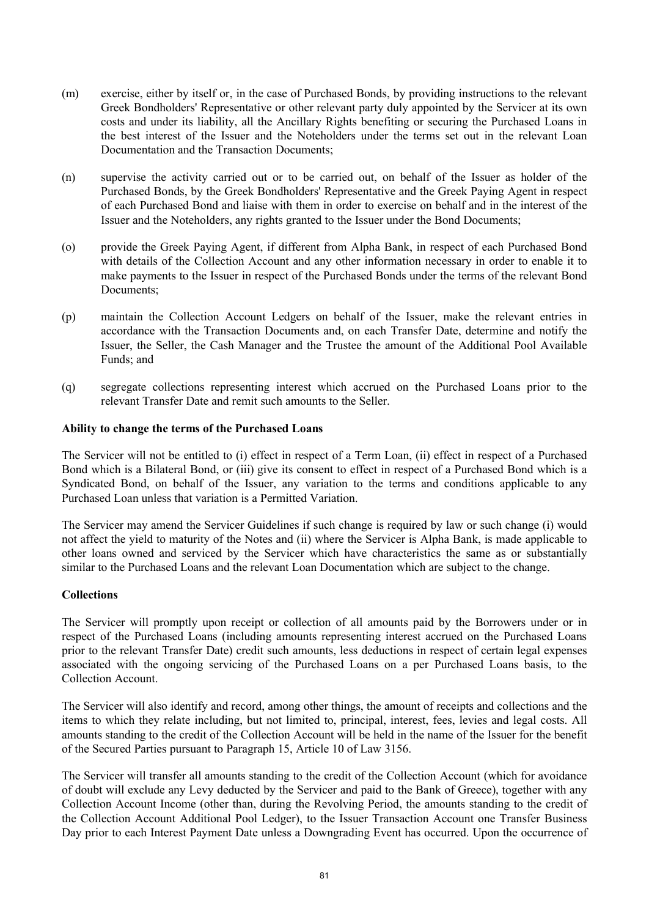(m) exercise, either by itself or, in the case of Purchased Bonds, by providing instructions to the relevant Greek Bondholders' Representative or other relevant party duly appointed by the Servicer at its own costs and under its liability, all the Ancillary Rights benefiting or securing the Purchased Loans in the best interest of the Issuer and the Noteholders under the terms set out in the relevant Loan Documentation and the Transaction Documents;

(n) supervise the activity carried out or to be carried out, on behalf of the Issuer as holder of the Purchased Bonds, by the Greek Bondholders' Representative and the Greek Paying Agent in respect of each Purchased Bond and liaise with them in order to exercise on behalf and in the interest of the Issuer and the Noteholders, any rights granted to the Issuer under the Bond Documents;

(o) provide the Greek Paying Agent, if different from Alpha Bank, in respect of each Purchased Bond with details of the Collection Account and any other information necessary in order to enable it to make payments to the Issuer in respect of the Purchased Bonds under the terms of the relevant Bond Documents;

(p) maintain the Collection Account Ledgers on behalf of the Issuer, make the relevant entries in accordance with the Transaction Documents and, on each Transfer Date, determine and notify the Issuer, the Seller, the Cash Manager and the Trustee the amount of the Additional Pool Available Funds; and

(q) segregate collections representing interest which accrued on the Purchased Loans prior to the relevant Transfer Date and remit such amounts to the Seller.

**Ability to change the terms of the Purchased Loans**

The Servicer will not be entitled to (i) effect in respect of a Term Loan, (ii) effect in respect of a Purchased Bond which is a Bilateral Bond, or (iii) give its consent to effect in respect of a Purchased Bond which is a Syndicated Bond, on behalf of the Issuer, any variation to the terms and conditions applicable to any Purchased Loan unless that variation is a Permitted Variation.

The Servicer may amend the Servicer Guidelines if such change is required by law or such change (i) would not affect the yield to maturity of the Notes and (ii) where the Servicer is Alpha Bank, is made applicable to other loans owned and serviced by the Servicer which have characteristics the same as or substantially similar to the Purchased Loans and the relevant Loan Documentation which are subject to the change.

**Collections**

The Servicer will promptly upon receipt or collection of all amounts paid by the Borrowers under or in respect of the Purchased Loans (including amounts representing interest accrued on the Purchased Loans prior to the relevant Transfer Date) credit such amounts, less deductions in respect of certain legal expenses associated with the ongoing servicing of the Purchased Loans on a per Purchased Loans basis, to the Collection Account.

The Servicer will also identify and record, among other things, the amount of receipts and collections and the items to which they relate including, but not limited to, principal, interest, fees, levies and legal costs. All amounts standing to the credit of the Collection Account will be held in the name of the Issuer for the benefit of the Secured Parties pursuant to Paragraph 15, Article 10 of Law 3156.

The Servicer will transfer all amounts standing to the credit of the Collection Account (which for avoidance of doubt will exclude any Levy deducted by the Servicer and paid to the Bank of Greece), together with any Collection Account Income (other than, during the Revolving Period, the amounts standing to the credit of the Collection Account Additional Pool Ledger), to the Issuer Transaction Account one Transfer Business Day prior to each Interest Payment Date unless a Downgrading Event has occurred. Upon the occurrence of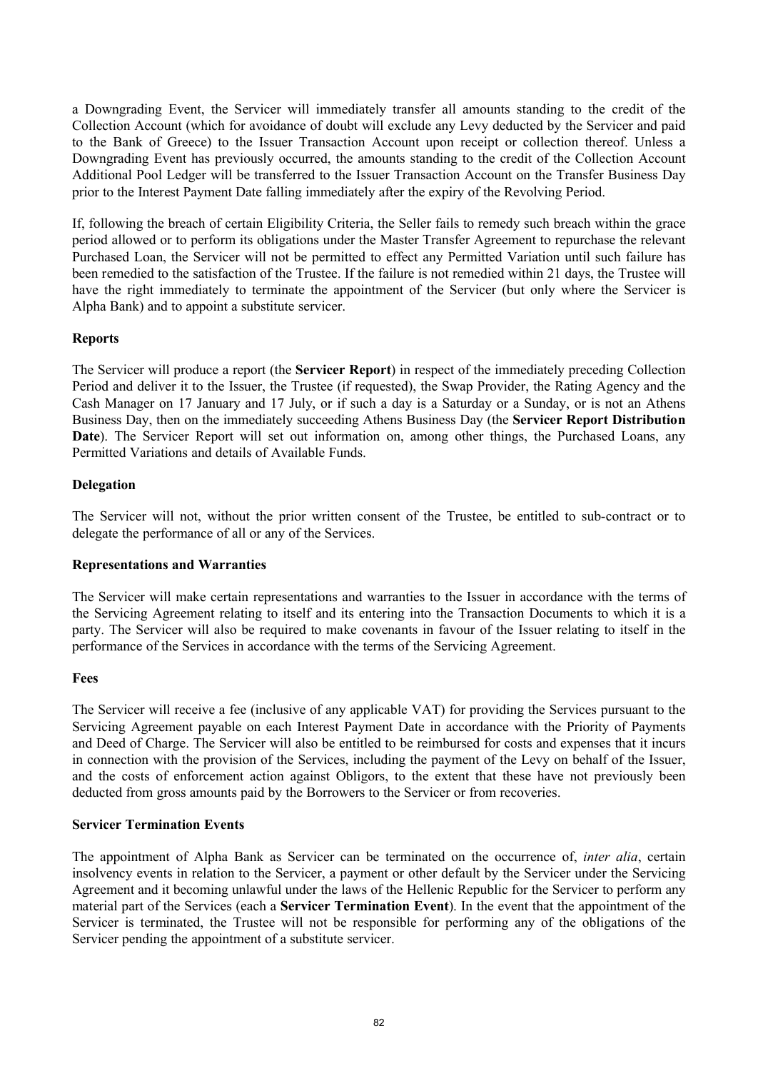a Downgrading Event, the Servicer will immediately transfer all amounts standing to the credit of the Collection Account (which for avoidance of doubt will exclude any Levy deducted by the Servicer and paid to the Bank of Greece) to the Issuer Transaction Account upon receipt or collection thereof. Unless a Downgrading Event has previously occurred, the amounts standing to the credit of the Collection Account Additional Pool Ledger will be transferred to the Issuer Transaction Account on the Transfer Business Day prior to the Interest Payment Date falling immediately after the expiry of the Revolving Period.

If, following the breach of certain Eligibility Criteria, the Seller fails to remedy such breach within the grace period allowed or to perform its obligations under the Master Transfer Agreement to repurchase the relevant Purchased Loan, the Servicer will not be permitted to effect any Permitted Variation until such failure has been remedied to the satisfaction of the Trustee. If the failure is not remedied within 21 days, the Trustee will have the right immediately to terminate the appointment of the Servicer (but only where the Servicer is Alpha Bank) and to appoint a substitute servicer.

**Reports**

The Servicer will produce a report (the **Servicer Report**) in respect of the immediately preceding Collection Period and deliver it to the Issuer, the Trustee (if requested), the Swap Provider, the Rating Agency and the Cash Manager on 17 January and 17 July, or if such a day is a Saturday or a Sunday, or is not an Athens Business Day, then on the immediately succeeding Athens Business Day (the **Servicer Report Distribution Date**). The Servicer Report will set out information on, among other things, the Purchased Loans, any Permitted Variations and details of Available Funds.

**Delegation**

The Servicer will not, without the prior written consent of the Trustee, be entitled to sub-contract or to delegate the performance of all or any of the Services.

**Representations and Warranties**

The Servicer will make certain representations and warranties to the Issuer in accordance with the terms of the Servicing Agreement relating to itself and its entering into the Transaction Documents to which it is a party. The Servicer will also be required to make covenants in favour of the Issuer relating to itself in the performance of the Services in accordance with the terms of the Servicing Agreement.

**Fees**

The Servicer will receive a fee (inclusive of any applicable VAT) for providing the Services pursuant to the Servicing Agreement payable on each Interest Payment Date in accordance with the Priority of Payments and Deed of Charge. The Servicer will also be entitled to be reimbursed for costs and expenses that it incurs in connection with the provision of the Services, including the payment of the Levy on behalf of the Issuer, and the costs of enforcement action against Obligors, to the extent that these have not previously been deducted from gross amounts paid by the Borrowers to the Servicer or from recoveries.

**Servicer Termination Events**

The appointment of Alpha Bank as Servicer can be terminated on the occurrence of, *inter alia*, certain insolvency events in relation to the Servicer, a payment or other default by the Servicer under the Servicing Agreement and it becoming unlawful under the laws of the Hellenic Republic for the Servicer to perform any material part of the Services (each a **Servicer Termination Event**). In the event that the appointment of the Servicer is terminated, the Trustee will not be responsible for performing any of the obligations of the Servicer pending the appointment of a substitute servicer.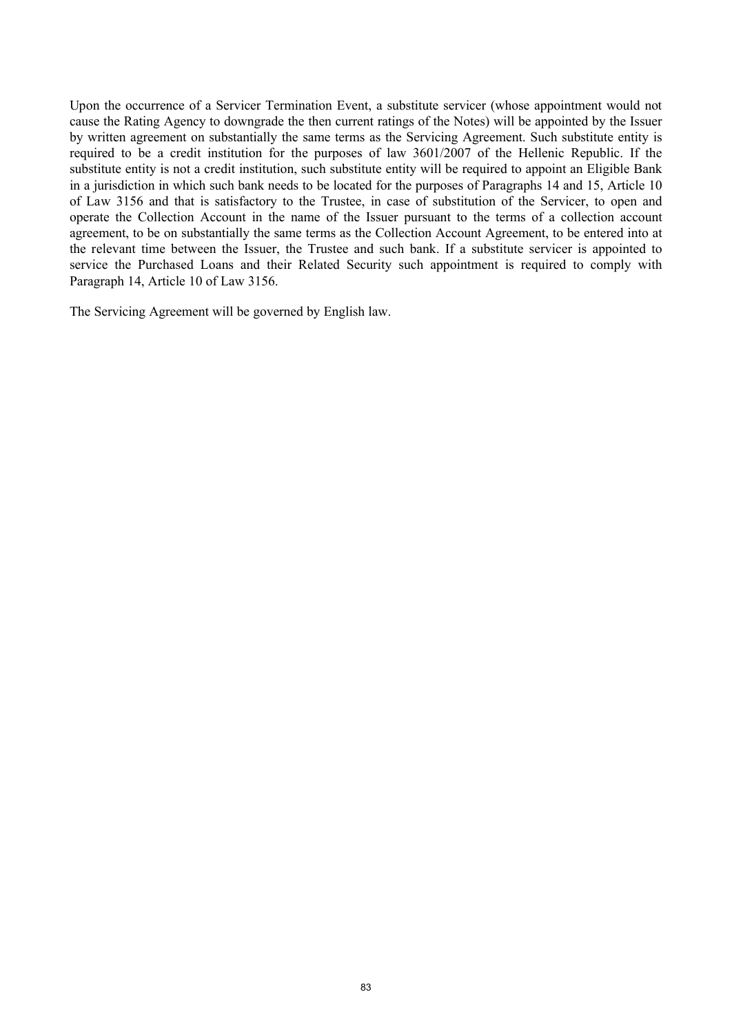Upon the occurrence of a Servicer Termination Event, a substitute servicer (whose appointment would not cause the Rating Agency to downgrade the then current ratings of the Notes) will be appointed by the Issuer by written agreement on substantially the same terms as the Servicing Agreement. Such substitute entity is required to be a credit institution for the purposes of law 3601/2007 of the Hellenic Republic. If the substitute entity is not a credit institution, such substitute entity will be required to appoint an Eligible Bank in a jurisdiction in which such bank needs to be located for the purposes of Paragraphs 14 and 15, Article 10 of Law 3156 and that is satisfactory to the Trustee, in case of substitution of the Servicer, to open and operate the Collection Account in the name of the Issuer pursuant to the terms of a collection account agreement, to be on substantially the same terms as the Collection Account Agreement, to be entered into at the relevant time between the Issuer, the Trustee and such bank. If a substitute servicer is appointed to service the Purchased Loans and their Related Security such appointment is required to comply with Paragraph 14, Article 10 of Law 3156.

The Servicing Agreement will be governed by English law.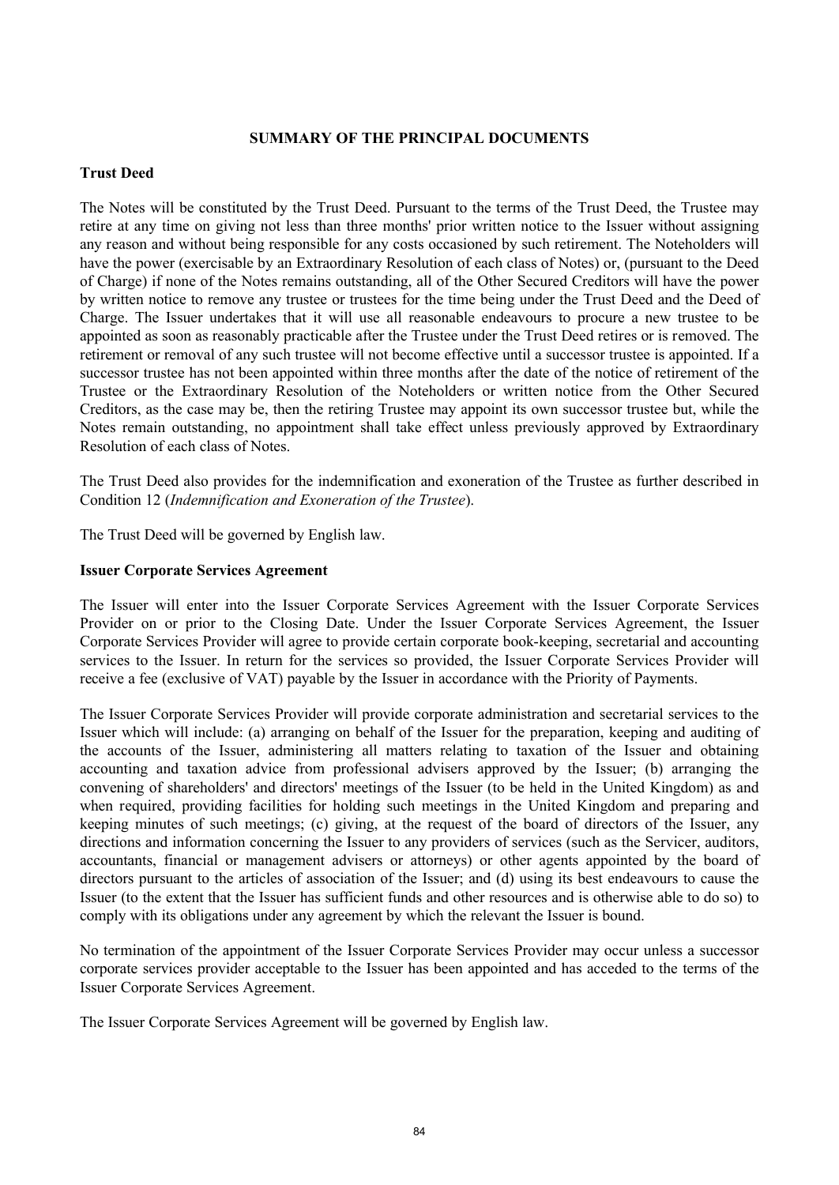## SUMMARY OF THE PRINCIPAL DOCUMENTS

### Trust Deed

The Notes will be constituted by the Trust Deed. Pursuant to the terms of the Trust Deed, the Trustee may retire at any time on giving not less than three months' prior written notice to the Issuer without assigning any reason and without being responsible for any costs occasioned by such retirement. The Noteholders will have the power (exercisable by an Extraordinary Resolution of each class of Notes) or, (pursuant to the Deed of Charge) if none of the Notes remains outstanding, all of the Other Secured Creditors will have the power by written notice to remove any trustee or trustees for the time being under the Trust Deed and the Deed of Charge. The Issuer undertakes that it will use all reasonable endeavours to procure a new trustee to be appointed as soon as reasonably practicable after the Trustee under the Trust Deed retires or is removed. The retirement or removal of any such trustee will not become effective until a successor trustee is appointed. If a successor trustee has not been appointed within three months after the date of the notice of retirement of the Trustee or the Extraordinary Resolution of the Noteholders or written notice from the Other Secured Creditors, as the case may be, then the retiring Trustee may appoint its own successor trustee but, while the Notes remain outstanding, no appointment shall take effect unless previously approved by Extraordinary Resolution of each class of Notes.

The Trust Deed also provides for the indemnification and exoneration of the Trustee as further described in Condition 12 (*Indemnification and Exoneration of the Trustee*).

The Trust Deed will be governed by English law.

### Issuer Corporate Services Agreement

The Issuer will enter into the Issuer Corporate Services Agreement with the Issuer Corporate Services Provider on or prior to the Closing Date. Under the Issuer Corporate Services Agreement, the Issuer Corporate Services Provider will agree to provide certain corporate book-keeping, secretarial and accounting services to the Issuer. In return for the services so provided, the Issuer Corporate Services Provider will receive a fee (exclusive of VAT) payable by the Issuer in accordance with the Priority of Payments.

The Issuer Corporate Services Provider will provide corporate administration and secretarial services to the Issuer which will include: (a) arranging on behalf of the Issuer for the preparation, keeping and auditing of the accounts of the Issuer, administering all matters relating to taxation of the Issuer and obtaining accounting and taxation advice from professional advisers approved by the Issuer; (b) arranging the convening of shareholders' and directors' meetings of the Issuer (to be held in the United Kingdom) as and when required, providing facilities for holding such meetings in the United Kingdom and preparing and keeping minutes of such meetings; (c) giving, at the request of the board of directors of the Issuer, any directions and information concerning the Issuer to any providers of services (such as the Servicer, auditors, accountants, financial or management advisers or attorneys) or other agents appointed by the board of directors pursuant to the articles of association of the Issuer; and (d) using its best endeavours to cause the Issuer (to the extent that the Issuer has sufficient funds and other resources and is otherwise able to do so) to comply with its obligations under any agreement by which the relevant the Issuer is bound.

No termination of the appointment of the Issuer Corporate Services Provider may occur unless a successor corporate services provider acceptable to the Issuer has been appointed and has acceded to the terms of the Issuer Corporate Services Agreement.

The Issuer Corporate Services Agreement will be governed by English law.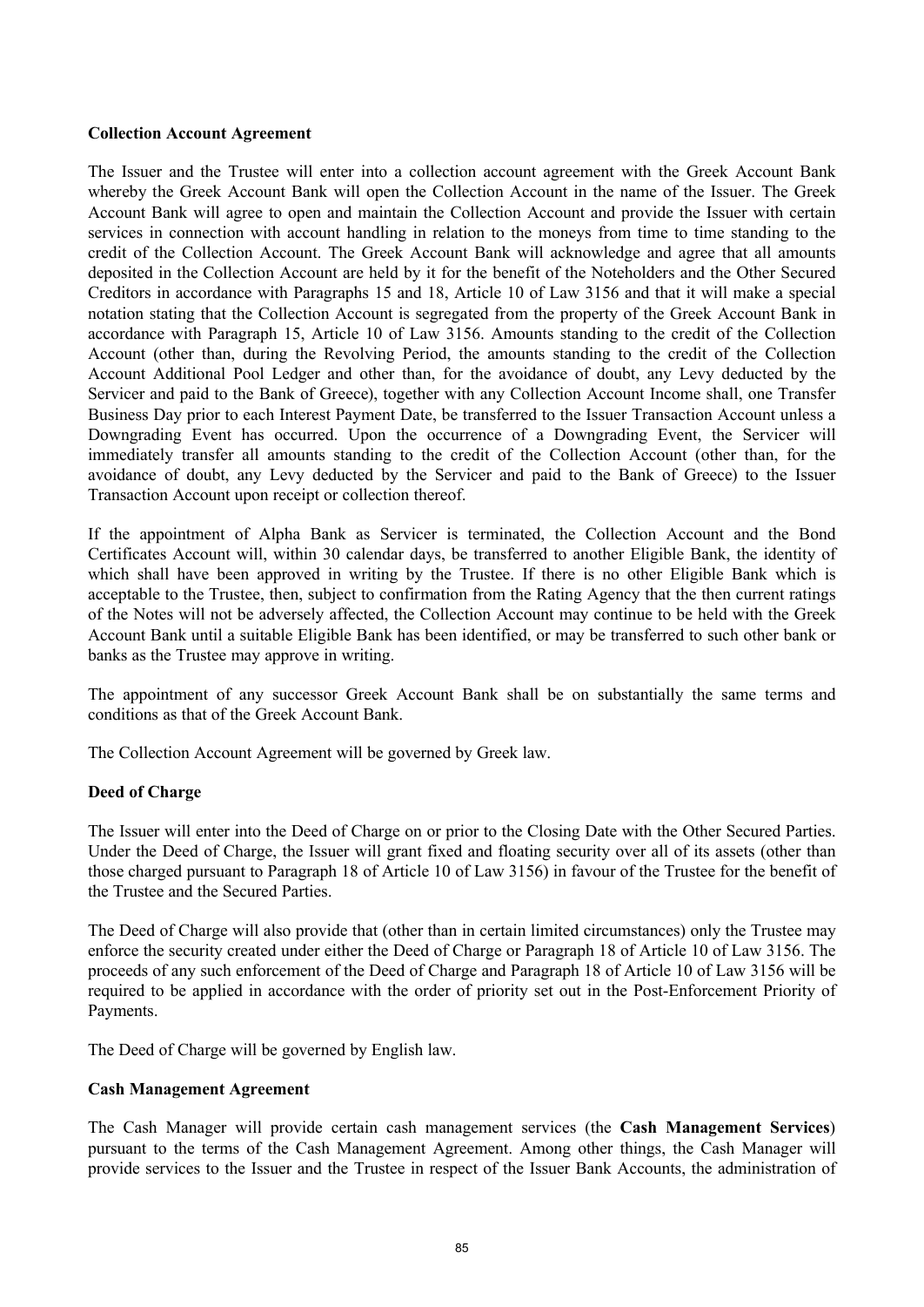**Collection Account Agreement**

The Issuer and the Trustee will enter into a collection account agreement with the Greek Account Bank whereby the Greek Account Bank will open the Collection Account in the name of the Issuer. The Greek Account Bank will agree to open and maintain the Collection Account and provide the Issuer with certain services in connection with account handling in relation to the moneys from time to time standing to the credit of the Collection Account. The Greek Account Bank will acknowledge and agree that all amounts deposited in the Collection Account are held by it for the benefit of the Noteholders and the Other Secured Creditors in accordance with Paragraphs 15 and 18, Article 10 of Law 3156 and that it will make a special notation stating that the Collection Account is segregated from the property of the Greek Account Bank in accordance with Paragraph 15, Article 10 of Law 3156. Amounts standing to the credit of the Collection Account (other than, during the Revolving Period, the amounts standing to the credit of the Collection Account Additional Pool Ledger and other than, for the avoidance of doubt, any Levy deducted by the Servicer and paid to the Bank of Greece), together with any Collection Account Income shall, one Transfer Business Day prior to each Interest Payment Date, be transferred to the Issuer Transaction Account unless a Downgrading Event has occurred. Upon the occurrence of a Downgrading Event, the Servicer will immediately transfer all amounts standing to the credit of the Collection Account (other than, for the avoidance of doubt, any Levy deducted by the Servicer and paid to the Bank of Greece) to the Issuer Transaction Account upon receipt or collection thereof.

If the appointment of Alpha Bank as Servicer is terminated, the Collection Account and the Bond Certificates Account will, within 30 calendar days, be transferred to another Eligible Bank, the identity of which shall have been approved in writing by the Trustee. If there is no other Eligible Bank which is acceptable to the Trustee, then, subject to confirmation from the Rating Agency that the then current ratings of the Notes will not be adversely affected, the Collection Account may continue to be held with the Greek Account Bank until a suitable Eligible Bank has been identified, or may be transferred to such other bank or banks as the Trustee may approve in writing.

The appointment of any successor Greek Account Bank shall be on substantially the same terms and conditions as that of the Greek Account Bank.

The Collection Account Agreement will be governed by Greek law.

**Deed of Charge**

The Issuer will enter into the Deed of Charge on or prior to the Closing Date with the Other Secured Parties. Under the Deed of Charge, the Issuer will grant fixed and floating security over all of its assets (other than those charged pursuant to Paragraph 18 of Article 10 of Law 3156) in favour of the Trustee for the benefit of the Trustee and the Secured Parties.

The Deed of Charge will also provide that (other than in certain limited circumstances) only the Trustee may enforce the security created under either the Deed of Charge or Paragraph 18 of Article 10 of Law 3156. The proceeds of any such enforcement of the Deed of Charge and Paragraph 18 of Article 10 of Law 3156 will be required to be applied in accordance with the order of priority set out in the Post-Enforcement Priority of Payments.

The Deed of Charge will be governed by English law.

**Cash Management Agreement**

The Cash Manager will provide certain cash management services (the **Cash Management Services**) pursuant to the terms of the Cash Management Agreement. Among other things, the Cash Manager will provide services to the Issuer and the Trustee in respect of the Issuer Bank Accounts, the administration of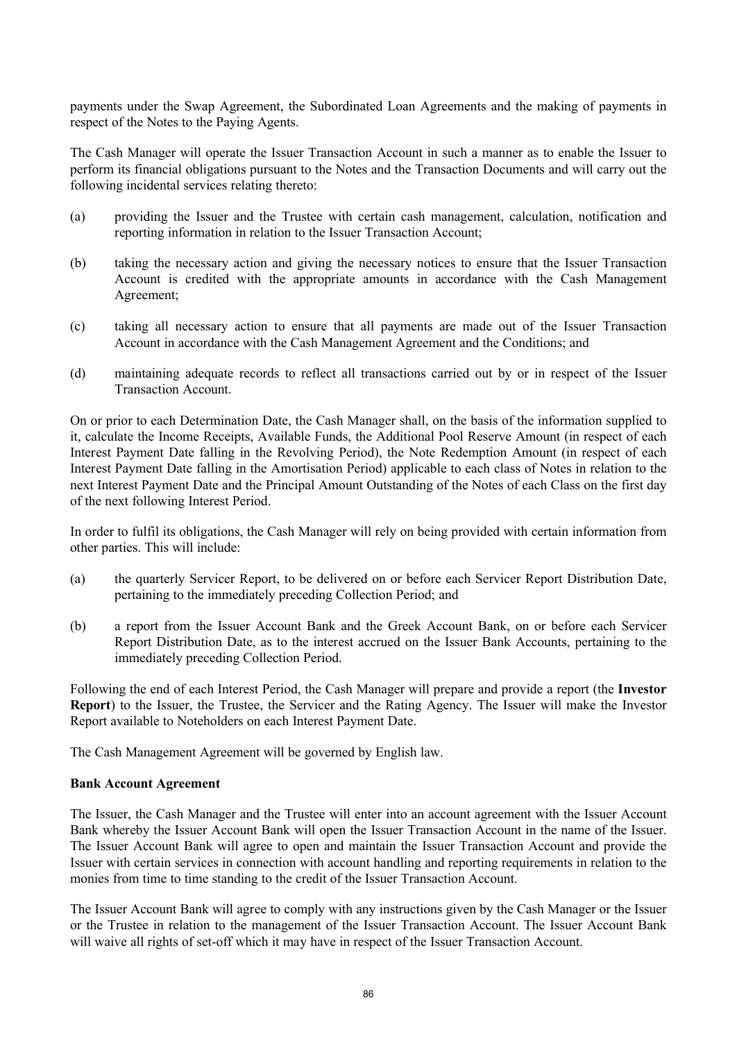payments under the Swap Agreement, the Subordinated Loan Agreements and the making of payments in respect of the Notes to the Paying Agents.

The Cash Manager will operate the Issuer Transaction Account in such a manner as to enable the Issuer to perform its financial obligations pursuant to the Notes and the Transaction Documents and will carry out the following incidental services relating thereto:

(a) providing the Issuer and the Trustee with certain cash management, calculation, notification and reporting information in relation to the Issuer Transaction Account;

(b) taking the necessary action and giving the necessary notices to ensure that the Issuer Transaction Account is credited with the appropriate amounts in accordance with the Cash Management Agreement;

(c) taking all necessary action to ensure that all payments are made out of the Issuer Transaction Account in accordance with the Cash Management Agreement and the Conditions; and

(d) maintaining adequate records to reflect all transactions carried out by or in respect of the Issuer Transaction Account.

On or prior to each Determination Date, the Cash Manager shall, on the basis of the information supplied to it, calculate the Income Receipts, Available Funds, the Additional Pool Reserve Amount (in respect of each Interest Payment Date falling in the Revolving Period), the Note Redemption Amount (in respect of each Interest Payment Date falling in the Amortisation Period) applicable to each class of Notes in relation to the next Interest Payment Date and the Principal Amount Outstanding of the Notes of each Class on the first day of the next following Interest Period.

In order to fulfil its obligations, the Cash Manager will rely on being provided with certain information from other parties. This will include:

(a) the quarterly Servicer Report, to be delivered on or before each Servicer Report Distribution Date, pertaining to the immediately preceding Collection Period; and

(b) a report from the Issuer Account Bank and the Greek Account Bank, on or before each Servicer Report Distribution Date, as to the interest accrued on the Issuer Bank Accounts, pertaining to the immediately preceding Collection Period.

Following the end of each Interest Period, the Cash Manager will prepare and provide a report (the **Investor Report**) to the Issuer, the Trustee, the Servicer and the Rating Agency. The Issuer will make the Investor Report available to Noteholders on each Interest Payment Date.

The Cash Management Agreement will be governed by English law.

**Bank Account Agreement**

The Issuer, the Cash Manager and the Trustee will enter into an account agreement with the Issuer Account Bank whereby the Issuer Account Bank will open the Issuer Transaction Account in the name of the Issuer. The Issuer Account Bank will agree to open and maintain the Issuer Transaction Account and provide the Issuer with certain services in connection with account handling and reporting requirements in relation to the monies from time to time standing to the credit of the Issuer Transaction Account.

The Issuer Account Bank will agree to comply with any instructions given by the Cash Manager or the Issuer or the Trustee in relation to the management of the Issuer Transaction Account. The Issuer Account Bank will waive all rights of set-off which it may have in respect of the Issuer Transaction Account.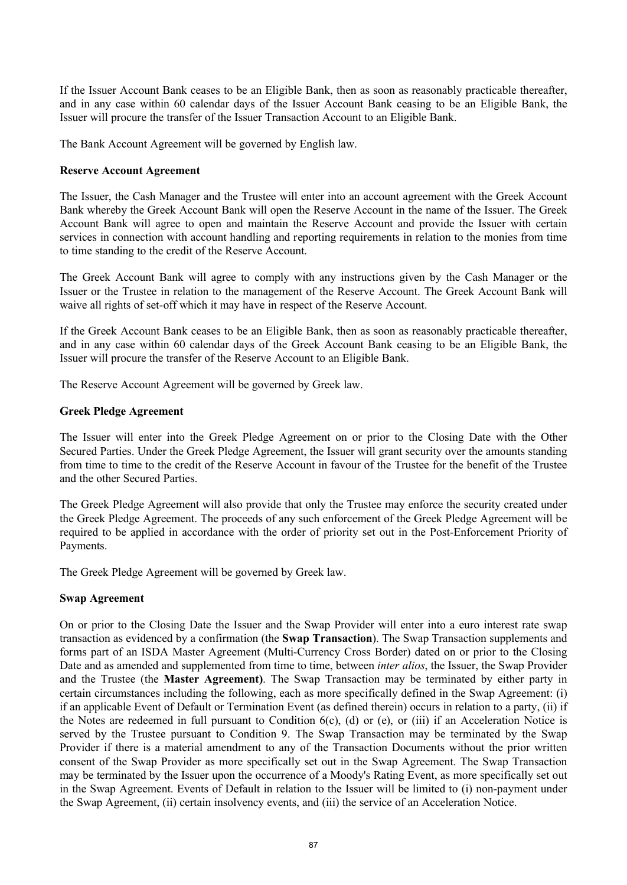If the Issuer Account Bank ceases to be an Eligible Bank, then as soon as reasonably practicable thereafter, and in any case within 60 calendar days of the Issuer Account Bank ceasing to be an Eligible Bank, the Issuer will procure the transfer of the Issuer Transaction Account to an Eligible Bank.

The Bank Account Agreement will be governed by English law.

**Reserve Account Agreement**

The Issuer, the Cash Manager and the Trustee will enter into an account agreement with the Greek Account Bank whereby the Greek Account Bank will open the Reserve Account in the name of the Issuer. The Greek Account Bank will agree to open and maintain the Reserve Account and provide the Issuer with certain services in connection with account handling and reporting requirements in relation to the monies from time to time standing to the credit of the Reserve Account.

The Greek Account Bank will agree to comply with any instructions given by the Cash Manager or the Issuer or the Trustee in relation to the management of the Reserve Account. The Greek Account Bank will waive all rights of set-off which it may have in respect of the Reserve Account.

If the Greek Account Bank ceases to be an Eligible Bank, then as soon as reasonably practicable thereafter, and in any case within 60 calendar days of the Greek Account Bank ceasing to be an Eligible Bank, the Issuer will procure the transfer of the Reserve Account to an Eligible Bank.

The Reserve Account Agreement will be governed by Greek law.

**Greek Pledge Agreement**

The Issuer will enter into the Greek Pledge Agreement on or prior to the Closing Date with the Other Secured Parties. Under the Greek Pledge Agreement, the Issuer will grant security over the amounts standing from time to time to the credit of the Reserve Account in favour of the Trustee for the benefit of the Trustee and the other Secured Parties.

The Greek Pledge Agreement will also provide that only the Trustee may enforce the security created under the Greek Pledge Agreement. The proceeds of any such enforcement of the Greek Pledge Agreement will be required to be applied in accordance with the order of priority set out in the Post-Enforcement Priority of Payments.

The Greek Pledge Agreement will be governed by Greek law.

**Swap Agreement**

On or prior to the Closing Date the Issuer and the Swap Provider will enter into a euro interest rate swap transaction as evidenced by a confirmation (the **Swap Transaction**). The Swap Transaction supplements and forms part of an ISDA Master Agreement (Multi-Currency Cross Border) dated on or prior to the Closing Date and as amended and supplemented from time to time, between *inter alios*, the Issuer, the Swap Provider and the Trustee (the **Master Agreement)**. The Swap Transaction may be terminated by either party in certain circumstances including the following, each as more specifically defined in the Swap Agreement: (i) if an applicable Event of Default or Termination Event (as defined therein) occurs in relation to a party, (ii) if the Notes are redeemed in full pursuant to Condition 6(c), (d) or (e), or (iii) if an Acceleration Notice is served by the Trustee pursuant to Condition 9. The Swap Transaction may be terminated by the Swap Provider if there is a material amendment to any of the Transaction Documents without the prior written consent of the Swap Provider as more specifically set out in the Swap Agreement. The Swap Transaction may be terminated by the Issuer upon the occurrence of a Moody's Rating Event, as more specifically set out in the Swap Agreement. Events of Default in relation to the Issuer will be limited to (i) non-payment under the Swap Agreement, (ii) certain insolvency events, and (iii) the service of an Acceleration Notice.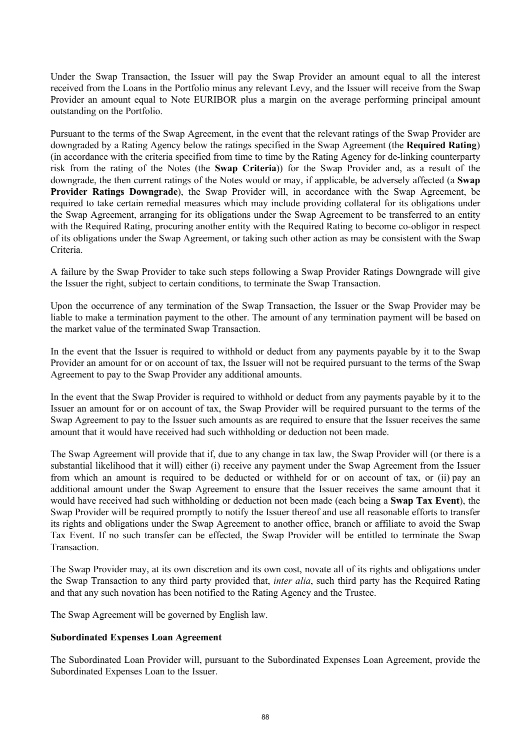Under the Swap Transaction, the Issuer will pay the Swap Provider an amount equal to all the interest received from the Loans in the Portfolio minus any relevant Levy, and the Issuer will receive from the Swap Provider an amount equal to Note EURIBOR plus a margin on the average performing principal amount outstanding on the Portfolio.

Pursuant to the terms of the Swap Agreement, in the event that the relevant ratings of the Swap Provider are downgraded by a Rating Agency below the ratings specified in the Swap Agreement (the **Required Rating**) (in accordance with the criteria specified from time to time by the Rating Agency for de-linking counterparty risk from the rating of the Notes (the **Swap Criteria**)) for the Swap Provider and, as a result of the downgrade, the then current ratings of the Notes would or may, if applicable, be adversely affected (a **Swap Provider Ratings Downgrade**), the Swap Provider will, in accordance with the Swap Agreement, be required to take certain remedial measures which may include providing collateral for its obligations under the Swap Agreement, arranging for its obligations under the Swap Agreement to be transferred to an entity with the Required Rating, procuring another entity with the Required Rating to become co-obligor in respect of its obligations under the Swap Agreement, or taking such other action as may be consistent with the Swap Criteria.

A failure by the Swap Provider to take such steps following a Swap Provider Ratings Downgrade will give the Issuer the right, subject to certain conditions, to terminate the Swap Transaction.

Upon the occurrence of any termination of the Swap Transaction, the Issuer or the Swap Provider may be liable to make a termination payment to the other. The amount of any termination payment will be based on the market value of the terminated Swap Transaction.

In the event that the Issuer is required to withhold or deduct from any payments payable by it to the Swap Provider an amount for or on account of tax, the Issuer will not be required pursuant to the terms of the Swap Agreement to pay to the Swap Provider any additional amounts.

In the event that the Swap Provider is required to withhold or deduct from any payments payable by it to the Issuer an amount for or on account of tax, the Swap Provider will be required pursuant to the terms of the Swap Agreement to pay to the Issuer such amounts as are required to ensure that the Issuer receives the same amount that it would have received had such withholding or deduction not been made.

The Swap Agreement will provide that if, due to any change in tax law, the Swap Provider will (or there is a substantial likelihood that it will) either (i) receive any payment under the Swap Agreement from the Issuer from which an amount is required to be deducted or withheld for or on account of tax, or (ii) pay an additional amount under the Swap Agreement to ensure that the Issuer receives the same amount that it would have received had such withholding or deduction not been made (each being a **Swap Tax Event**), the Swap Provider will be required promptly to notify the Issuer thereof and use all reasonable efforts to transfer its rights and obligations under the Swap Agreement to another office, branch or affiliate to avoid the Swap Tax Event. If no such transfer can be effected, the Swap Provider will be entitled to terminate the Swap Transaction.

The Swap Provider may, at its own discretion and its own cost, novate all of its rights and obligations under the Swap Transaction to any third party provided that, *inter alia*, such third party has the Required Rating and that any such novation has been notified to the Rating Agency and the Trustee.

The Swap Agreement will be governed by English law.

**Subordinated Expenses Loan Agreement**

The Subordinated Loan Provider will, pursuant to the Subordinated Expenses Loan Agreement, provide the Subordinated Expenses Loan to the Issuer.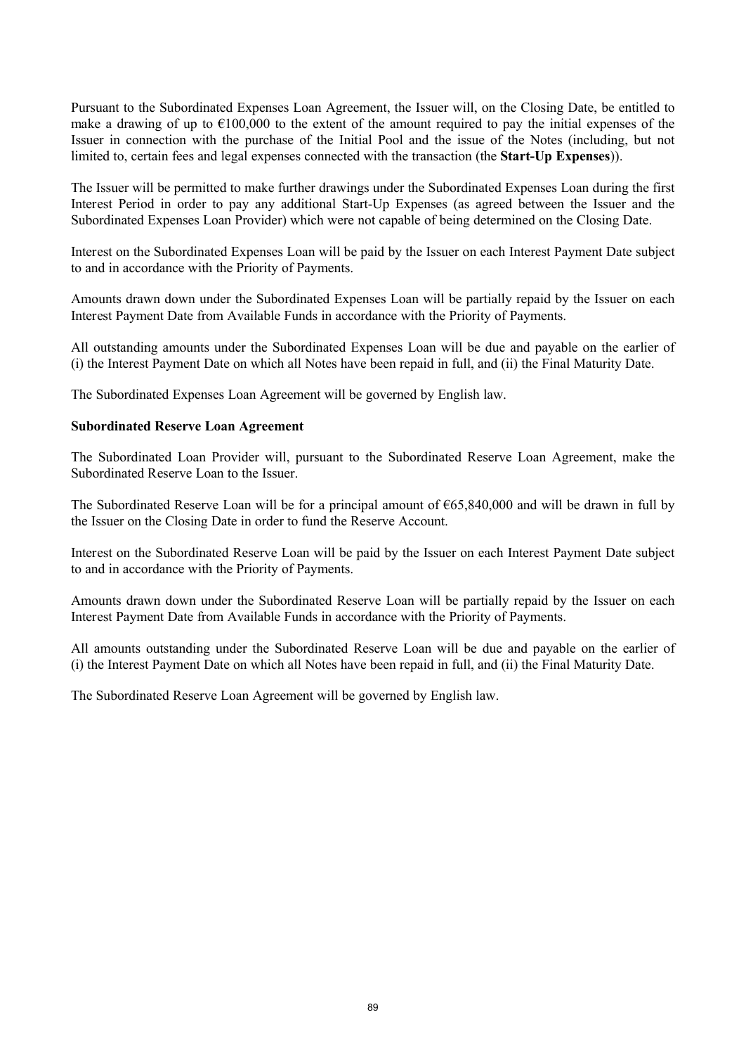Pursuant to the Subordinated Expenses Loan Agreement, the Issuer will, on the Closing Date, be entitled to make a drawing of up to €100,000 to the extent of the amount required to pay the initial expenses of the Issuer in connection with the purchase of the Initial Pool and the issue of the Notes (including, but not limited to, certain fees and legal expenses connected with the transaction (the **Start-Up Expenses**)).

The Issuer will be permitted to make further drawings under the Subordinated Expenses Loan during the first Interest Period in order to pay any additional Start-Up Expenses (as agreed between the Issuer and the Subordinated Expenses Loan Provider) which were not capable of being determined on the Closing Date.

Interest on the Subordinated Expenses Loan will be paid by the Issuer on each Interest Payment Date subject to and in accordance with the Priority of Payments.

Amounts drawn down under the Subordinated Expenses Loan will be partially repaid by the Issuer on each Interest Payment Date from Available Funds in accordance with the Priority of Payments.

All outstanding amounts under the Subordinated Expenses Loan will be due and payable on the earlier of (i) the Interest Payment Date on which all Notes have been repaid in full, and (ii) the Final Maturity Date.

The Subordinated Expenses Loan Agreement will be governed by English law.

**Subordinated Reserve Loan Agreement**

The Subordinated Loan Provider will, pursuant to the Subordinated Reserve Loan Agreement, make the Subordinated Reserve Loan to the Issuer.

The Subordinated Reserve Loan will be for a principal amount of €65,840,000 and will be drawn in full by the Issuer on the Closing Date in order to fund the Reserve Account.

Interest on the Subordinated Reserve Loan will be paid by the Issuer on each Interest Payment Date subject to and in accordance with the Priority of Payments.

Amounts drawn down under the Subordinated Reserve Loan will be partially repaid by the Issuer on each Interest Payment Date from Available Funds in accordance with the Priority of Payments.

All amounts outstanding under the Subordinated Reserve Loan will be due and payable on the earlier of (i) the Interest Payment Date on which all Notes have been repaid in full, and (ii) the Final Maturity Date.

The Subordinated Reserve Loan Agreement will be governed by English law.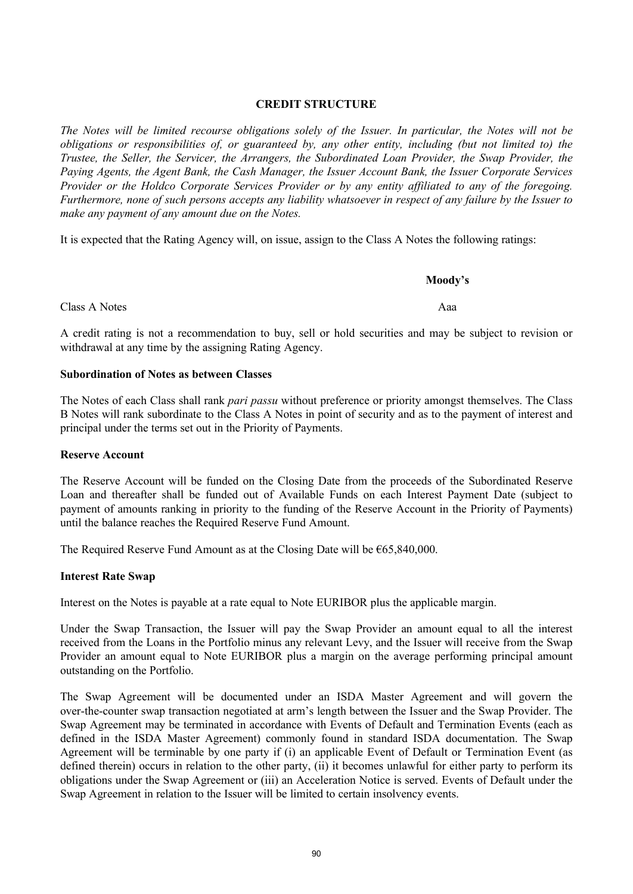# CREDIT STRUCTURE

*The Notes will be limited recourse obligations solely of the Issuer. In particular, the Notes will not be obligations or responsibilities of, or guaranteed by, any other entity, including (but not limited to) the Trustee, the Seller, the Servicer, the Arrangers, the Subordinated Loan Provider, the Swap Provider, the Paying Agents, the Agent Bank, the Cash Manager, the Issuer Account Bank, the Issuer Corporate Services Provider or the Holdco Corporate Services Provider or by any entity affiliated to any of the foregoing. Furthermore, none of such persons accepts any liability whatsoever in respect of any failure by the Issuer to make any payment of any amount due on the Notes.*

It is expected that the Rating Agency will, on issue, assign to the Class A Notes the following ratings:

| | **Moody's** |
|---|---|
| Class A Notes | Aaa |

A credit rating is not a recommendation to buy, sell or hold securities and may be subject to revision or withdrawal at any time by the assigning Rating Agency.

**Subordination of Notes as between Classes**

The Notes of each Class shall rank *pari passu* without preference or priority amongst themselves. The Class B Notes will rank subordinate to the Class A Notes in point of security and as to the payment of interest and principal under the terms set out in the Priority of Payments.

**Reserve Account**

The Reserve Account will be funded on the Closing Date from the proceeds of the Subordinated Reserve Loan and thereafter shall be funded out of Available Funds on each Interest Payment Date (subject to payment of amounts ranking in priority to the funding of the Reserve Account in the Priority of Payments) until the balance reaches the Required Reserve Fund Amount.

The Required Reserve Fund Amount as at the Closing Date will be €65,840,000.

**Interest Rate Swap**

Interest on the Notes is payable at a rate equal to Note EURIBOR plus the applicable margin.

Under the Swap Transaction, the Issuer will pay the Swap Provider an amount equal to all the interest received from the Loans in the Portfolio minus any relevant Levy, and the Issuer will receive from the Swap Provider an amount equal to Note EURIBOR plus a margin on the average performing principal amount outstanding on the Portfolio.

The Swap Agreement will be documented under an ISDA Master Agreement and will govern the over-the-counter swap transaction negotiated at arm's length between the Issuer and the Swap Provider. The Swap Agreement may be terminated in accordance with Events of Default and Termination Events (each as defined in the ISDA Master Agreement) commonly found in standard ISDA documentation. The Swap Agreement will be terminable by one party if (i) an applicable Event of Default or Termination Event (as defined therein) occurs in relation to the other party, (ii) it becomes unlawful for either party to perform its obligations under the Swap Agreement or (iii) an Acceleration Notice is served. Events of Default under the Swap Agreement in relation to the Issuer will be limited to certain insolvency events.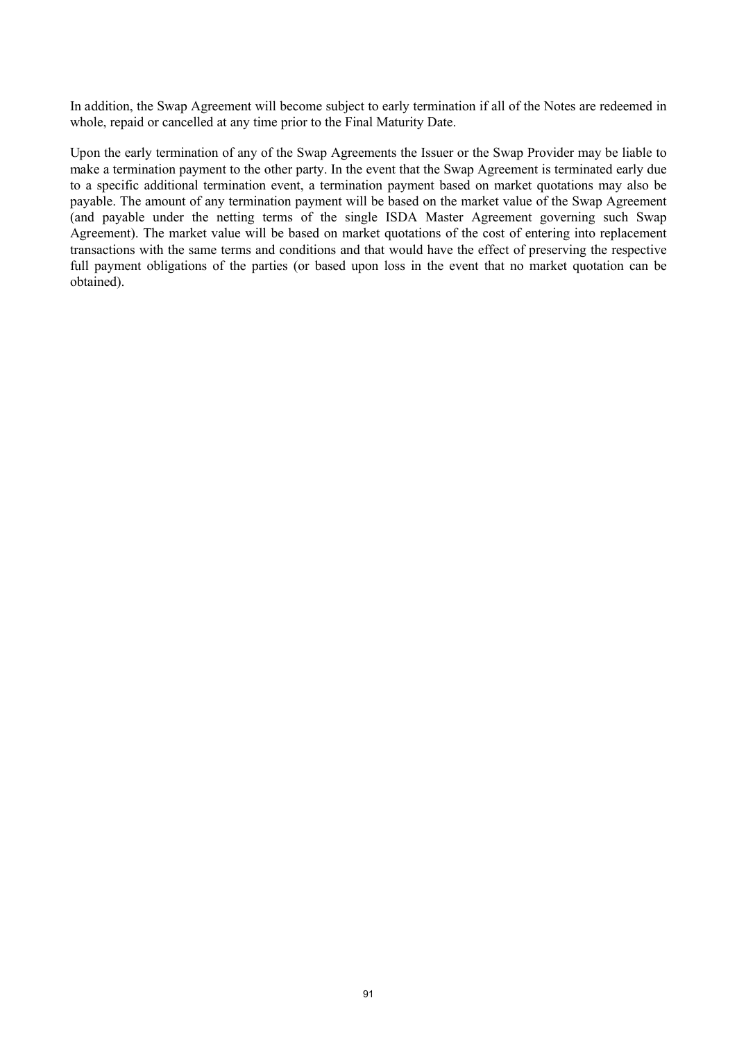In addition, the Swap Agreement will become subject to early termination if all of the Notes are redeemed in whole, repaid or cancelled at any time prior to the Final Maturity Date.

Upon the early termination of any of the Swap Agreements the Issuer or the Swap Provider may be liable to make a termination payment to the other party. In the event that the Swap Agreement is terminated early due to a specific additional termination event, a termination payment based on market quotations may also be payable. The amount of any termination payment will be based on the market value of the Swap Agreement (and payable under the netting terms of the single ISDA Master Agreement governing such Swap Agreement). The market value will be based on market quotations of the cost of entering into replacement transactions with the same terms and conditions and that would have the effect of preserving the respective full payment obligations of the parties (or based upon loss in the event that no market quotation can be obtained).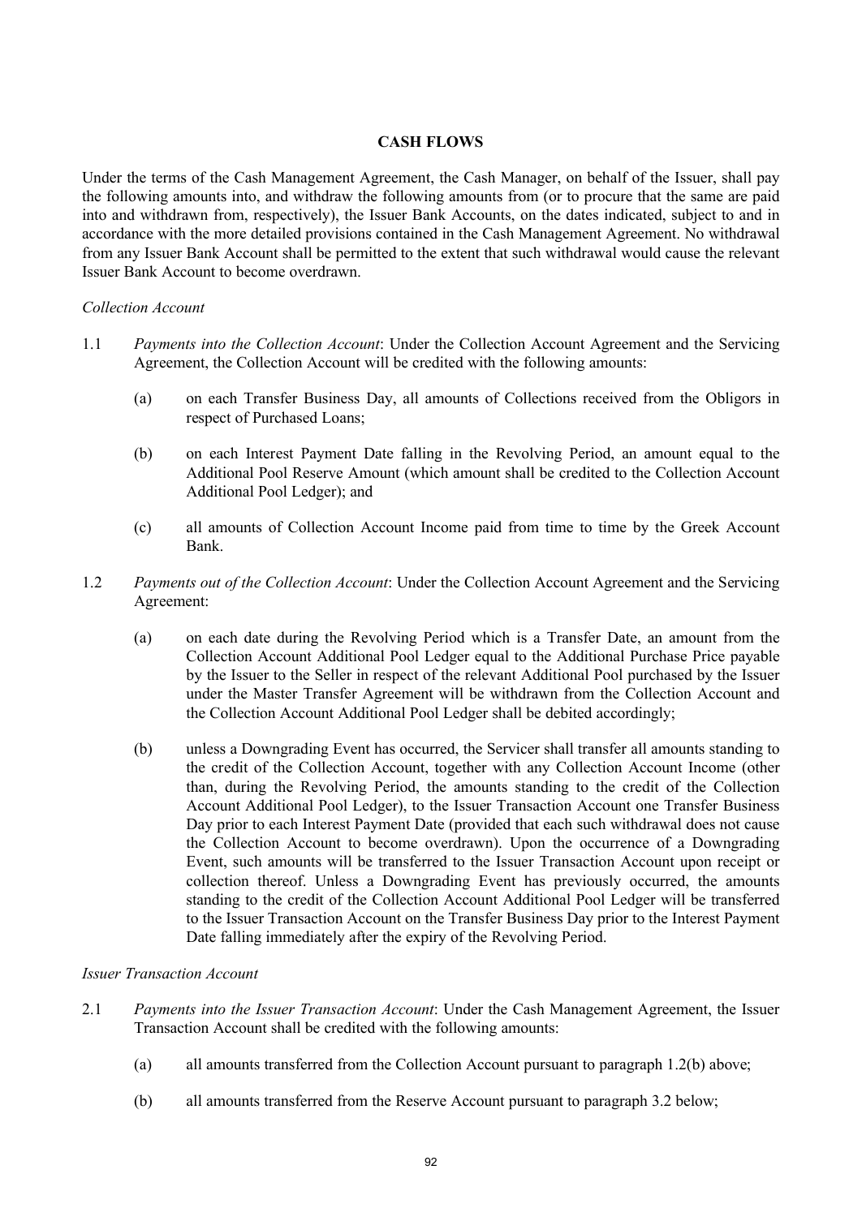## CASH FLOWS

Under the terms of the Cash Management Agreement, the Cash Manager, on behalf of the Issuer, shall pay the following amounts into, and withdraw the following amounts from (or to procure that the same are paid into and withdrawn from, respectively), the Issuer Bank Accounts, on the dates indicated, subject to and in accordance with the more detailed provisions contained in the Cash Management Agreement. No withdrawal from any Issuer Bank Account shall be permitted to the extent that such withdrawal would cause the relevant Issuer Bank Account to become overdrawn.

*Collection Account*

1.1 *Payments into the Collection Account*: Under the Collection Account Agreement and the Servicing Agreement, the Collection Account will be credited with the following amounts:

   (a) on each Transfer Business Day, all amounts of Collections received from the Obligors in respect of Purchased Loans;

   (b) on each Interest Payment Date falling in the Revolving Period, an amount equal to the Additional Pool Reserve Amount (which amount shall be credited to the Collection Account Additional Pool Ledger); and

   (c) all amounts of Collection Account Income paid from time to time by the Greek Account Bank.

1.2 *Payments out of the Collection Account*: Under the Collection Account Agreement and the Servicing Agreement:

   (a) on each date during the Revolving Period which is a Transfer Date, an amount from the Collection Account Additional Pool Ledger equal to the Additional Purchase Price payable by the Issuer to the Seller in respect of the relevant Additional Pool purchased by the Issuer under the Master Transfer Agreement will be withdrawn from the Collection Account and the Collection Account Additional Pool Ledger shall be debited accordingly;

   (b) unless a Downgrading Event has occurred, the Servicer shall transfer all amounts standing to the credit of the Collection Account, together with any Collection Account Income (other than, during the Revolving Period, the amounts standing to the credit of the Collection Account Additional Pool Ledger), to the Issuer Transaction Account one Transfer Business Day prior to each Interest Payment Date (provided that each such withdrawal does not cause the Collection Account to become overdrawn). Upon the occurrence of a Downgrading Event, such amounts will be transferred to the Issuer Transaction Account upon receipt or collection thereof. Unless a Downgrading Event has previously occurred, the amounts standing to the credit of the Collection Account Additional Pool Ledger will be transferred to the Issuer Transaction Account on the Transfer Business Day prior to the Interest Payment Date falling immediately after the expiry of the Revolving Period.

*Issuer Transaction Account*

2.1 *Payments into the Issuer Transaction Account*: Under the Cash Management Agreement, the Issuer Transaction Account shall be credited with the following amounts:

   (a) all amounts transferred from the Collection Account pursuant to paragraph 1.2(b) above;

   (b) all amounts transferred from the Reserve Account pursuant to paragraph 3.2 below;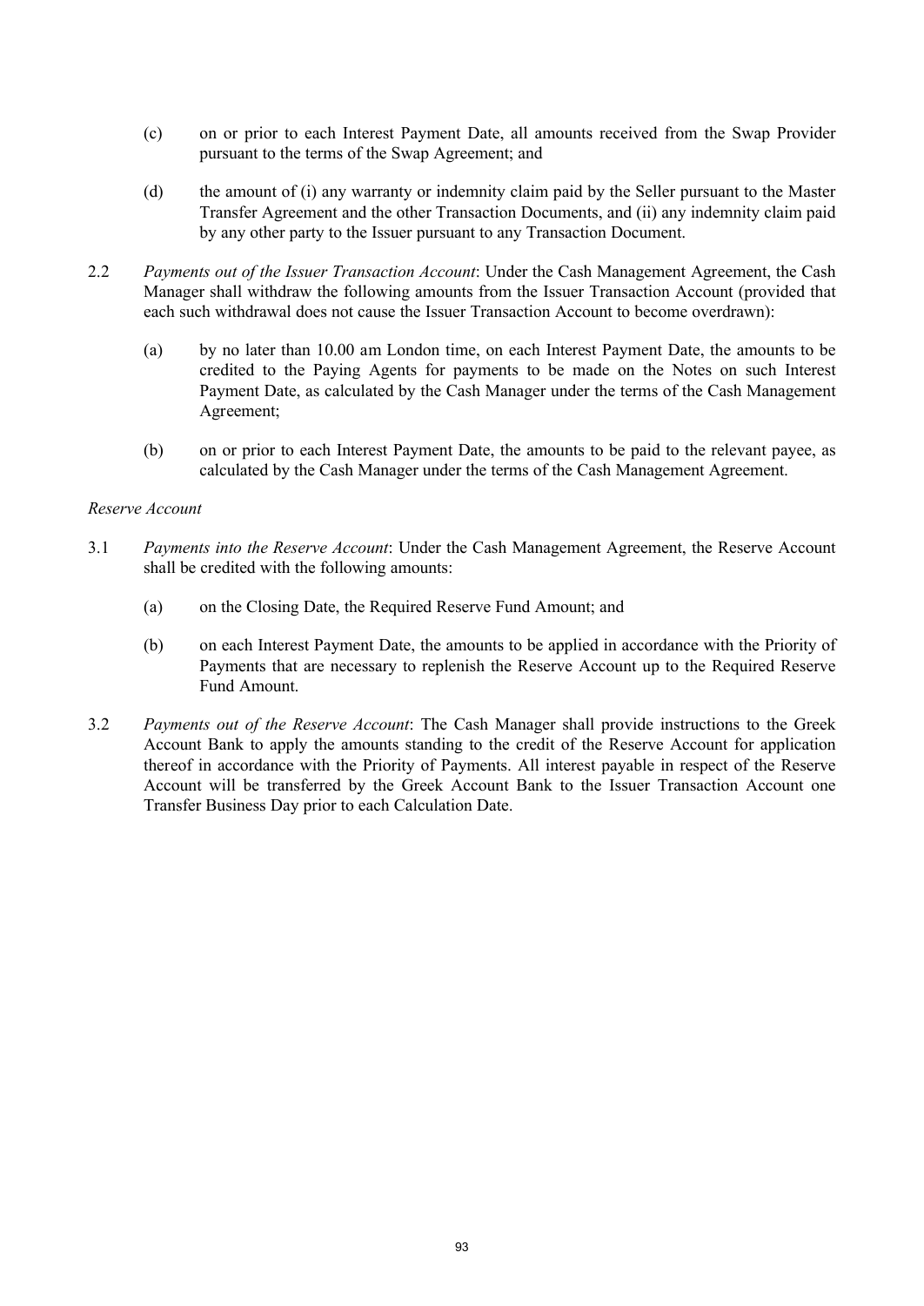(c) on or prior to each Interest Payment Date, all amounts received from the Swap Provider pursuant to the terms of the Swap Agreement; and

(d) the amount of (i) any warranty or indemnity claim paid by the Seller pursuant to the Master Transfer Agreement and the other Transaction Documents, and (ii) any indemnity claim paid by any other party to the Issuer pursuant to any Transaction Document.

2.2 *Payments out of the Issuer Transaction Account*: Under the Cash Management Agreement, the Cash Manager shall withdraw the following amounts from the Issuer Transaction Account (provided that each such withdrawal does not cause the Issuer Transaction Account to become overdrawn):

(a) by no later than 10.00 am London time, on each Interest Payment Date, the amounts to be credited to the Paying Agents for payments to be made on the Notes on such Interest Payment Date, as calculated by the Cash Manager under the terms of the Cash Management Agreement;

(b) on or prior to each Interest Payment Date, the amounts to be paid to the relevant payee, as calculated by the Cash Manager under the terms of the Cash Management Agreement.

*Reserve Account*

3.1 *Payments into the Reserve Account*: Under the Cash Management Agreement, the Reserve Account shall be credited with the following amounts:

(a) on the Closing Date, the Required Reserve Fund Amount; and

(b) on each Interest Payment Date, the amounts to be applied in accordance with the Priority of Payments that are necessary to replenish the Reserve Account up to the Required Reserve Fund Amount.

3.2 *Payments out of the Reserve Account*: The Cash Manager shall provide instructions to the Greek Account Bank to apply the amounts standing to the credit of the Reserve Account for application thereof in accordance with the Priority of Payments. All interest payable in respect of the Reserve Account will be transferred by the Greek Account Bank to the Issuer Transaction Account one Transfer Business Day prior to each Calculation Date.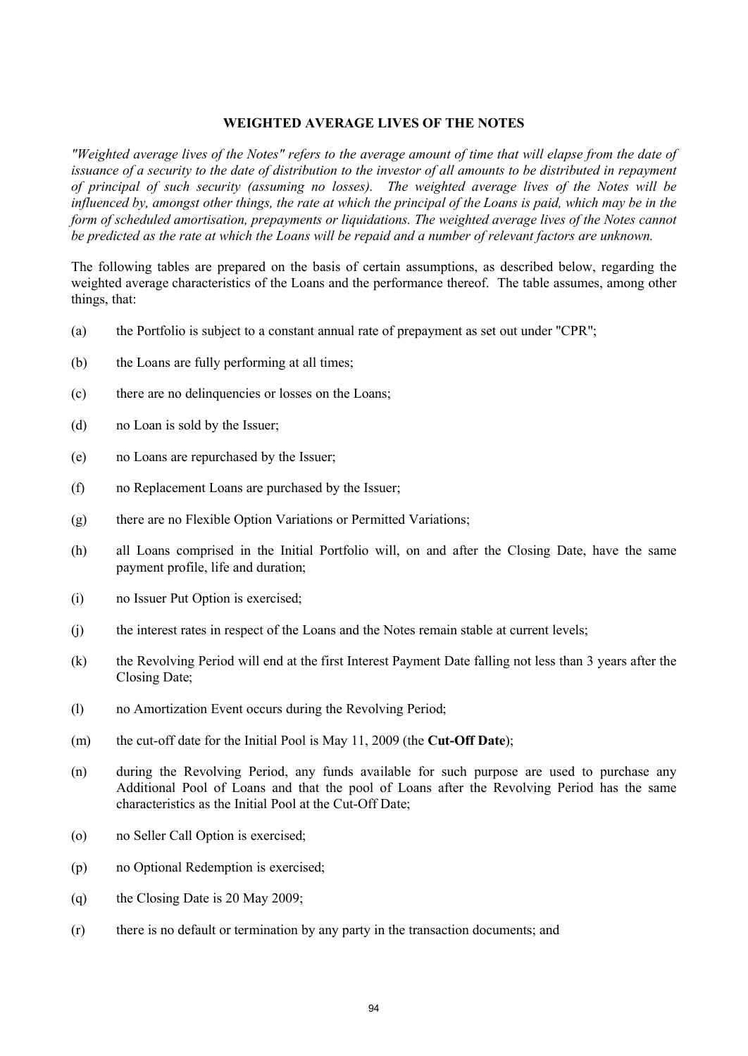## WEIGHTED AVERAGE LIVES OF THE NOTES

*"Weighted average lives of the Notes" refers to the average amount of time that will elapse from the date of issuance of a security to the date of distribution to the investor of all amounts to be distributed in repayment of principal of such security (assuming no losses). The weighted average lives of the Notes will be influenced by, amongst other things, the rate at which the principal of the Loans is paid, which may be in the form of scheduled amortisation, prepayments or liquidations. The weighted average lives of the Notes cannot be predicted as the rate at which the Loans will be repaid and a number of relevant factors are unknown.*

The following tables are prepared on the basis of certain assumptions, as described below, regarding the weighted average characteristics of the Loans and the performance thereof. The table assumes, among other things, that:

(a) the Portfolio is subject to a constant annual rate of prepayment as set out under "CPR";

(b) the Loans are fully performing at all times;

(c) there are no delinquencies or losses on the Loans;

(d) no Loan is sold by the Issuer;

(e) no Loans are repurchased by the Issuer;

(f) no Replacement Loans are purchased by the Issuer;

(g) there are no Flexible Option Variations or Permitted Variations;

(h) all Loans comprised in the Initial Portfolio will, on and after the Closing Date, have the same payment profile, life and duration;

(i) no Issuer Put Option is exercised;

(j) the interest rates in respect of the Loans and the Notes remain stable at current levels;

(k) the Revolving Period will end at the first Interest Payment Date falling not less than 3 years after the Closing Date;

(l) no Amortization Event occurs during the Revolving Period;

(m) the cut-off date for the Initial Pool is May 11, 2009 (the **Cut-Off Date**);

(n) during the Revolving Period, any funds available for such purpose are used to purchase any Additional Pool of Loans and that the pool of Loans after the Revolving Period has the same characteristics as the Initial Pool at the Cut-Off Date;

(o) no Seller Call Option is exercised;

(p) no Optional Redemption is exercised;

(q) the Closing Date is 20 May 2009;

(r) there is no default or termination by any party in the transaction documents; and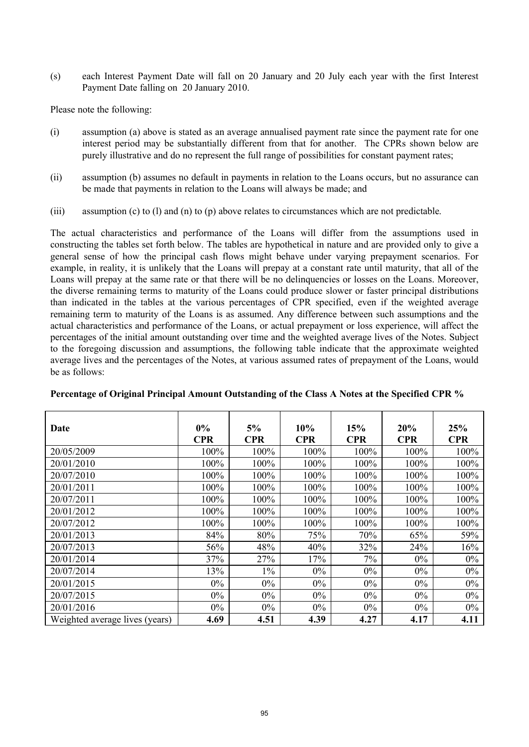(s) each Interest Payment Date will fall on 20 January and 20 July each year with the first Interest Payment Date falling on 20 January 2010.

Please note the following:

(i) assumption (a) above is stated as an average annualised payment rate since the payment rate for one interest period may be substantially different from that for another. The CPRs shown below are purely illustrative and do no represent the full range of possibilities for constant payment rates;

(ii) assumption (b) assumes no default in payments in relation to the Loans occurs, but no assurance can be made that payments in relation to the Loans will always be made; and

(iii) assumption (c) to (l) and (n) to (p) above relates to circumstances which are not predictable.

The actual characteristics and performance of the Loans will differ from the assumptions used in constructing the tables set forth below. The tables are hypothetical in nature and are provided only to give a general sense of how the principal cash flows might behave under varying prepayment scenarios. For example, in reality, it is unlikely that the Loans will prepay at a constant rate until maturity, that all of the Loans will prepay at the same rate or that there will be no delinquencies or losses on the Loans. Moreover, the diverse remaining terms to maturity of the Loans could produce slower or faster principal distributions than indicated in the tables at the various percentages of CPR specified, even if the weighted average remaining term to maturity of the Loans is as assumed. Any difference between such assumptions and the actual characteristics and performance of the Loans, or actual prepayment or loss experience, will affect the percentages of the initial amount outstanding over time and the weighted average lives of the Notes. Subject to the foregoing discussion and assumptions, the following table indicate that the approximate weighted average lives and the percentages of the Notes, at various assumed rates of prepayment of the Loans, would be as follows:

**Percentage of Original Principal Amount Outstanding of the Class A Notes at the Specified CPR %**

| Date | 0% CPR | 5% CPR | 10% CPR | 15% CPR | 20% CPR | 25% CPR |
|---|---|---|---|---|---|---|
| 20/05/2009 | 100% | 100% | 100% | 100% | 100% | 100% |
| 20/01/2010 | 100% | 100% | 100% | 100% | 100% | 100% |
| 20/07/2010 | 100% | 100% | 100% | 100% | 100% | 100% |
| 20/01/2011 | 100% | 100% | 100% | 100% | 100% | 100% |
| 20/07/2011 | 100% | 100% | 100% | 100% | 100% | 100% |
| 20/01/2012 | 100% | 100% | 100% | 100% | 100% | 100% |
| 20/07/2012 | 100% | 100% | 100% | 100% | 100% | 100% |
| 20/01/2013 | 84% | 80% | 75% | 70% | 65% | 59% |
| 20/07/2013 | 56% | 48% | 40% | 32% | 24% | 16% |
| 20/01/2014 | 37% | 27% | 17% | 7% | 0% | 0% |
| 20/07/2014 | 13% | 1% | 0% | 0% | 0% | 0% |
| 20/01/2015 | 0% | 0% | 0% | 0% | 0% | 0% |
| 20/07/2015 | 0% | 0% | 0% | 0% | 0% | 0% |
| 20/01/2016 | 0% | 0% | 0% | 0% | 0% | 0% |
| Weighted average lives (years) | **4.69** | **4.51** | **4.39** | **4.27** | **4.17** | **4.11** |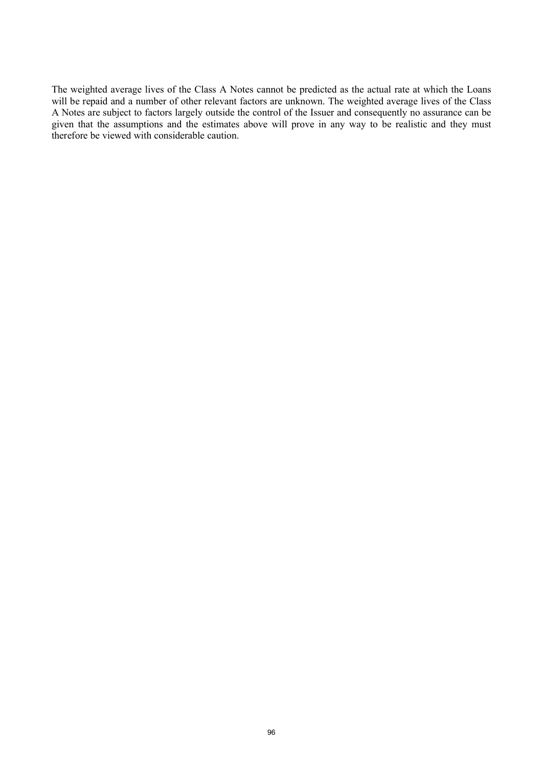The weighted average lives of the Class A Notes cannot be predicted as the actual rate at which the Loans will be repaid and a number of other relevant factors are unknown. The weighted average lives of the Class A Notes are subject to factors largely outside the control of the Issuer and consequently no assurance can be given that the assumptions and the estimates above will prove in any way to be realistic and they must therefore be viewed with considerable caution.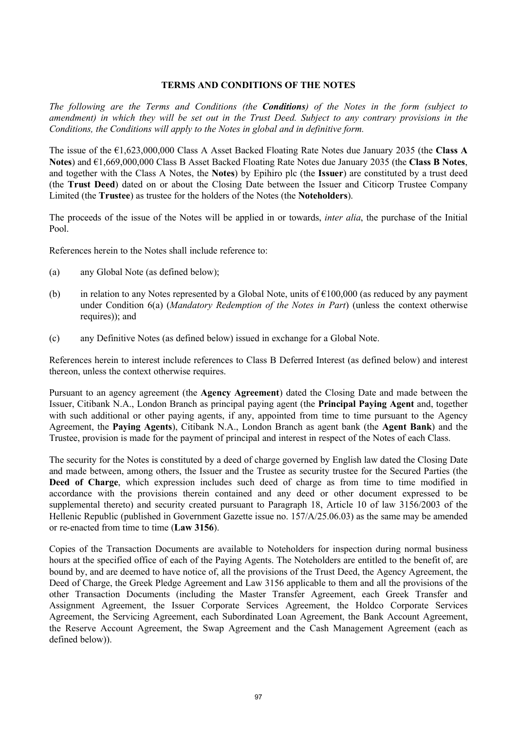# TERMS AND CONDITIONS OF THE NOTES

*The following are the Terms and Conditions (the* ***Conditions****) of the Notes in the form (subject to amendment) in which they will be set out in the Trust Deed. Subject to any contrary provisions in the Conditions, the Conditions will apply to the Notes in global and in definitive form.*

The issue of the €1,623,000,000 Class A Asset Backed Floating Rate Notes due January 2035 (the **Class A Notes**) and €1,669,000,000 Class B Asset Backed Floating Rate Notes due January 2035 (the **Class B Notes**, and together with the Class A Notes, the **Notes**) by Epihiro plc (the **Issuer**) are constituted by a trust deed (the **Trust Deed**) dated on or about the Closing Date between the Issuer and Citicorp Trustee Company Limited (the **Trustee**) as trustee for the holders of the Notes (the **Noteholders**).

The proceeds of the issue of the Notes will be applied in or towards, *inter alia*, the purchase of the Initial Pool.

References herein to the Notes shall include reference to:

(a) any Global Note (as defined below);

(b) in relation to any Notes represented by a Global Note, units of €100,000 (as reduced by any payment under Condition 6(a) (*Mandatory Redemption of the Notes in Part*) (unless the context otherwise requires)); and

(c) any Definitive Notes (as defined below) issued in exchange for a Global Note.

References herein to interest include references to Class B Deferred Interest (as defined below) and interest thereon, unless the context otherwise requires.

Pursuant to an agency agreement (the **Agency Agreement**) dated the Closing Date and made between the Issuer, Citibank N.A., London Branch as principal paying agent (the **Principal Paying Agent** and, together with such additional or other paying agents, if any, appointed from time to time pursuant to the Agency Agreement, the **Paying Agents**), Citibank N.A., London Branch as agent bank (the **Agent Bank**) and the Trustee, provision is made for the payment of principal and interest in respect of the Notes of each Class.

The security for the Notes is constituted by a deed of charge governed by English law dated the Closing Date and made between, among others, the Issuer and the Trustee as security trustee for the Secured Parties (the **Deed of Charge**, which expression includes such deed of charge as from time to time modified in accordance with the provisions therein contained and any deed or other document expressed to be supplemental thereto) and security created pursuant to Paragraph 18, Article 10 of law 3156/2003 of the Hellenic Republic (published in Government Gazette issue no. 157/A/25.06.03) as the same may be amended or re-enacted from time to time (**Law 3156**).

Copies of the Transaction Documents are available to Noteholders for inspection during normal business hours at the specified office of each of the Paying Agents. The Noteholders are entitled to the benefit of, are bound by, and are deemed to have notice of, all the provisions of the Trust Deed, the Agency Agreement, the Deed of Charge, the Greek Pledge Agreement and Law 3156 applicable to them and all the provisions of the other Transaction Documents (including the Master Transfer Agreement, each Greek Transfer and Assignment Agreement, the Issuer Corporate Services Agreement, the Holdco Corporate Services Agreement, the Servicing Agreement, each Subordinated Loan Agreement, the Bank Account Agreement, the Reserve Account Agreement, the Swap Agreement and the Cash Management Agreement (each as defined below)).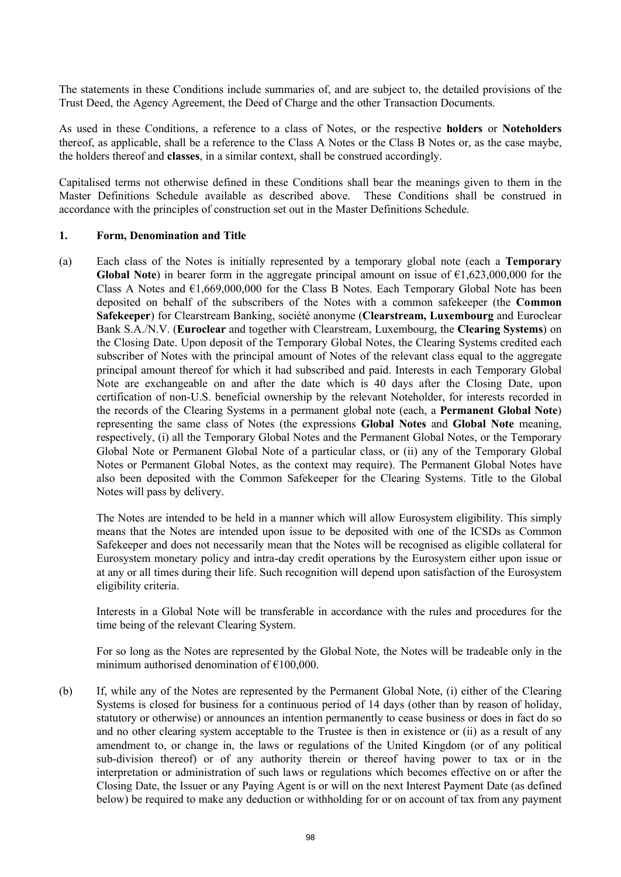The statements in these Conditions include summaries of, and are subject to, the detailed provisions of the Trust Deed, the Agency Agreement, the Deed of Charge and the other Transaction Documents.

As used in these Conditions, a reference to a class of Notes, or the respective **holders** or **Noteholders** thereof, as applicable, shall be a reference to the Class A Notes or the Class B Notes or, as the case maybe, the holders thereof and **classes**, in a similar context, shall be construed accordingly.

Capitalised terms not otherwise defined in these Conditions shall bear the meanings given to them in the Master Definitions Schedule available as described above. These Conditions shall be construed in accordance with the principles of construction set out in the Master Definitions Schedule.

### 1. Form, Denomination and Title

(a) Each class of the Notes is initially represented by a temporary global note (each a **Temporary Global Note**) in bearer form in the aggregate principal amount on issue of €1,623,000,000 for the Class A Notes and €1,669,000,000 for the Class B Notes. Each Temporary Global Note has been deposited on behalf of the subscribers of the Notes with a common safekeeper (the **Common Safekeeper**) for Clearstream Banking, société anonyme (**Clearstream, Luxembourg** and Euroclear Bank S.A./N.V. (**Euroclear** and together with Clearstream, Luxembourg, the **Clearing Systems**) on the Closing Date. Upon deposit of the Temporary Global Notes, the Clearing Systems credited each subscriber of Notes with the principal amount of Notes of the relevant class equal to the aggregate principal amount thereof for which it had subscribed and paid. Interests in each Temporary Global Note are exchangeable on and after the date which is 40 days after the Closing Date, upon certification of non-U.S. beneficial ownership by the relevant Noteholder, for interests recorded in the records of the Clearing Systems in a permanent global note (each, a **Permanent Global Note**) representing the same class of Notes (the expressions **Global Notes** and **Global Note** meaning, respectively, (i) all the Temporary Global Notes and the Permanent Global Notes, or the Temporary Global Note or Permanent Global Note of a particular class, or (ii) any of the Temporary Global Notes or Permanent Global Notes, as the context may require). The Permanent Global Notes have also been deposited with the Common Safekeeper for the Clearing Systems. Title to the Global Notes will pass by delivery.

The Notes are intended to be held in a manner which will allow Eurosystem eligibility. This simply means that the Notes are intended upon issue to be deposited with one of the ICSDs as Common Safekeeper and does not necessarily mean that the Notes will be recognised as eligible collateral for Eurosystem monetary policy and intra-day credit operations by the Eurosystem either upon issue or at any or all times during their life. Such recognition will depend upon satisfaction of the Eurosystem eligibility criteria.

Interests in a Global Note will be transferable in accordance with the rules and procedures for the time being of the relevant Clearing System.

For so long as the Notes are represented by the Global Note, the Notes will be tradeable only in the minimum authorised denomination of €100,000.

(b) If, while any of the Notes are represented by the Permanent Global Note, (i) either of the Clearing Systems is closed for business for a continuous period of 14 days (other than by reason of holiday, statutory or otherwise) or announces an intention permanently to cease business or does in fact do so and no other clearing system acceptable to the Trustee is then in existence or (ii) as a result of any amendment to, or change in, the laws or regulations of the United Kingdom (or of any political sub-division thereof) or of any authority therein or thereof having power to tax or in the interpretation or administration of such laws or regulations which becomes effective on or after the Closing Date, the Issuer or any Paying Agent is or will on the next Interest Payment Date (as defined below) be required to make any deduction or withholding for or on account of tax from any payment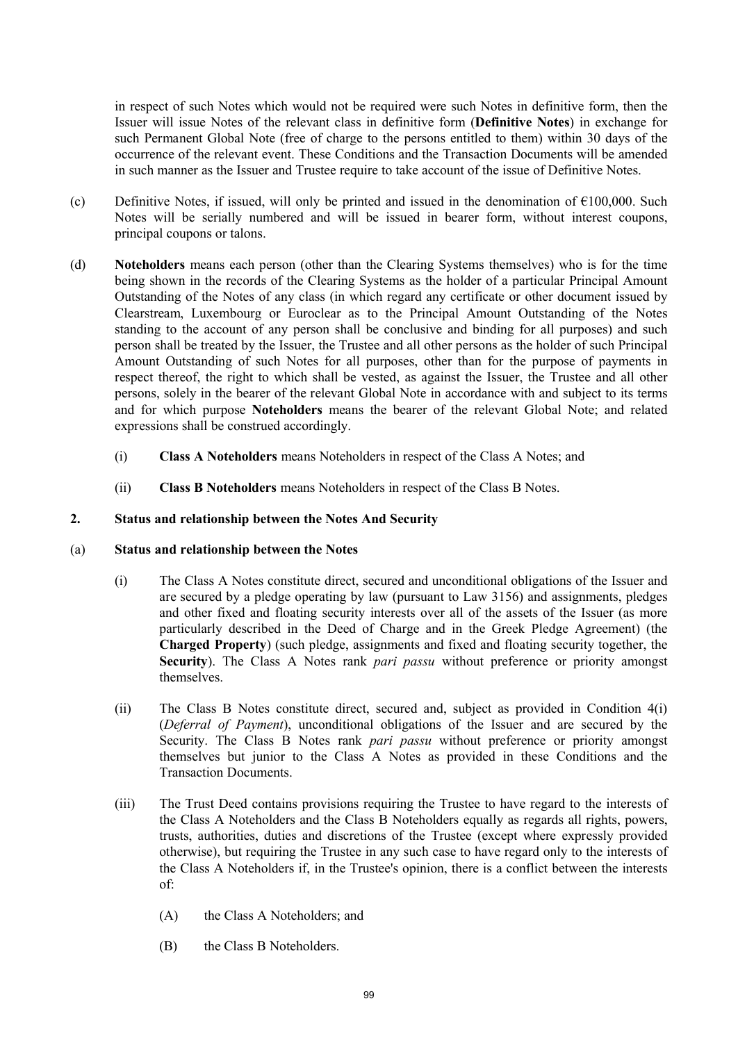in respect of such Notes which would not be required were such Notes in definitive form, then the Issuer will issue Notes of the relevant class in definitive form (**Definitive Notes**) in exchange for such Permanent Global Note (free of charge to the persons entitled to them) within 30 days of the occurrence of the relevant event. These Conditions and the Transaction Documents will be amended in such manner as the Issuer and Trustee require to take account of the issue of Definitive Notes.

(c) Definitive Notes, if issued, will only be printed and issued in the denomination of €100,000. Such Notes will be serially numbered and will be issued in bearer form, without interest coupons, principal coupons or talons.

(d) **Noteholders** means each person (other than the Clearing Systems themselves) who is for the time being shown in the records of the Clearing Systems as the holder of a particular Principal Amount Outstanding of the Notes of any class (in which regard any certificate or other document issued by Clearstream, Luxembourg or Euroclear as to the Principal Amount Outstanding of the Notes standing to the account of any person shall be conclusive and binding for all purposes) and such person shall be treated by the Issuer, the Trustee and all other persons as the holder of such Principal Amount Outstanding of such Notes for all purposes, other than for the purpose of payments in respect thereof, the right to which shall be vested, as against the Issuer, the Trustee and all other persons, solely in the bearer of the relevant Global Note in accordance with and subject to its terms and for which purpose **Noteholders** means the bearer of the relevant Global Note; and related expressions shall be construed accordingly.

   (i) **Class A Noteholders** means Noteholders in respect of the Class A Notes; and

   (ii) **Class B Noteholders** means Noteholders in respect of the Class B Notes.

## 2. Status and relationship between the Notes And Security

### (a) Status and relationship between the Notes

   (i) The Class A Notes constitute direct, secured and unconditional obligations of the Issuer and are secured by a pledge operating by law (pursuant to Law 3156) and assignments, pledges and other fixed and floating security interests over all of the assets of the Issuer (as more particularly described in the Deed of Charge and in the Greek Pledge Agreement) (the **Charged Property**) (such pledge, assignments and fixed and floating security together, the **Security**). The Class A Notes rank *pari passu* without preference or priority amongst themselves.

   (ii) The Class B Notes constitute direct, secured and, subject as provided in Condition 4(i) (*Deferral of Payment*), unconditional obligations of the Issuer and are secured by the Security. The Class B Notes rank *pari passu* without preference or priority amongst themselves but junior to the Class A Notes as provided in these Conditions and the Transaction Documents.

   (iii) The Trust Deed contains provisions requiring the Trustee to have regard to the interests of the Class A Noteholders and the Class B Noteholders equally as regards all rights, powers, trusts, authorities, duties and discretions of the Trustee (except where expressly provided otherwise), but requiring the Trustee in any such case to have regard only to the interests of the Class A Noteholders if, in the Trustee's opinion, there is a conflict between the interests of:

      (A) the Class A Noteholders; and

      (B) the Class B Noteholders.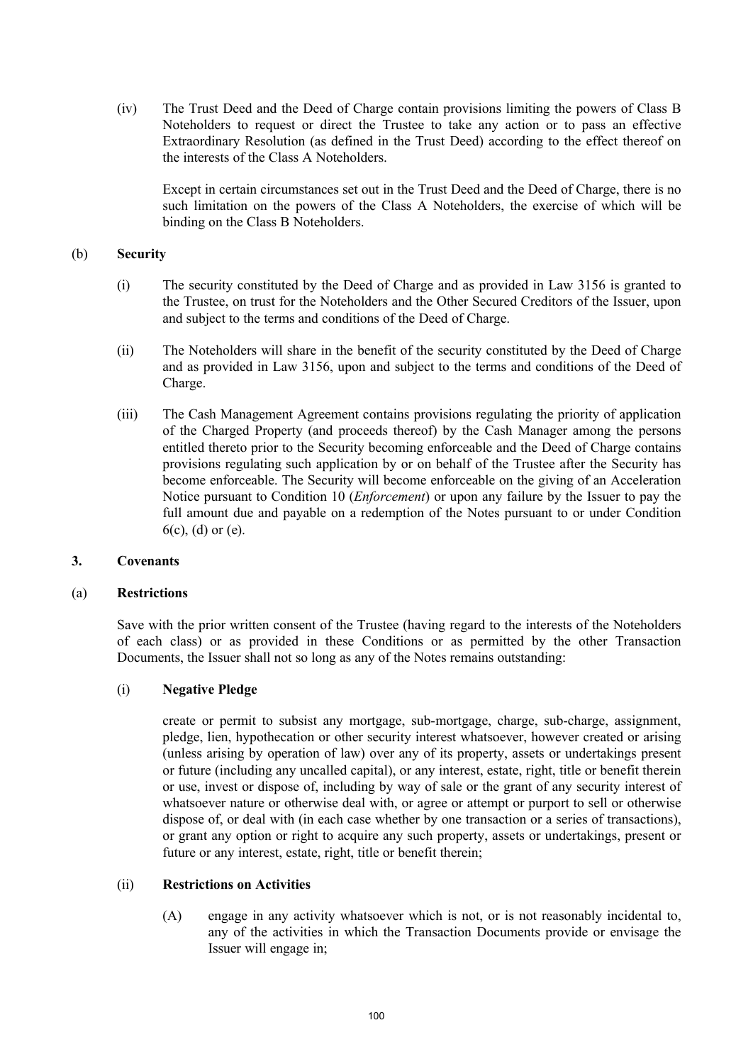(iv) The Trust Deed and the Deed of Charge contain provisions limiting the powers of Class B Noteholders to request or direct the Trustee to take any action or to pass an effective Extraordinary Resolution (as defined in the Trust Deed) according to the effect thereof on the interests of the Class A Noteholders.

Except in certain circumstances set out in the Trust Deed and the Deed of Charge, there is no such limitation on the powers of the Class A Noteholders, the exercise of which will be binding on the Class B Noteholders.

(b) **Security**

(i) The security constituted by the Deed of Charge and as provided in Law 3156 is granted to the Trustee, on trust for the Noteholders and the Other Secured Creditors of the Issuer, upon and subject to the terms and conditions of the Deed of Charge.

(ii) The Noteholders will share in the benefit of the security constituted by the Deed of Charge and as provided in Law 3156, upon and subject to the terms and conditions of the Deed of Charge.

(iii) The Cash Management Agreement contains provisions regulating the priority of application of the Charged Property (and proceeds thereof) by the Cash Manager among the persons entitled thereto prior to the Security becoming enforceable and the Deed of Charge contains provisions regulating such application by or on behalf of the Trustee after the Security has become enforceable. The Security will become enforceable on the giving of an Acceleration Notice pursuant to Condition 10 (*Enforcement*) or upon any failure by the Issuer to pay the full amount due and payable on a redemption of the Notes pursuant to or under Condition 6(c), (d) or (e).

## 3. Covenants

(a) **Restrictions**

Save with the prior written consent of the Trustee (having regard to the interests of the Noteholders of each class) or as provided in these Conditions or as permitted by the other Transaction Documents, the Issuer shall not so long as any of the Notes remains outstanding:

(i) **Negative Pledge**

create or permit to subsist any mortgage, sub-mortgage, charge, sub-charge, assignment, pledge, lien, hypothecation or other security interest whatsoever, however created or arising (unless arising by operation of law) over any of its property, assets or undertakings present or future (including any uncalled capital), or any interest, estate, right, title or benefit therein or use, invest or dispose of, including by way of sale or the grant of any security interest of whatsoever nature or otherwise deal with, or agree or attempt or purport to sell or otherwise dispose of, or deal with (in each case whether by one transaction or a series of transactions), or grant any option or right to acquire any such property, assets or undertakings, present or future or any interest, estate, right, title or benefit therein;

(ii) **Restrictions on Activities**

(A) engage in any activity whatsoever which is not, or is not reasonably incidental to, any of the activities in which the Transaction Documents provide or envisage the Issuer will engage in;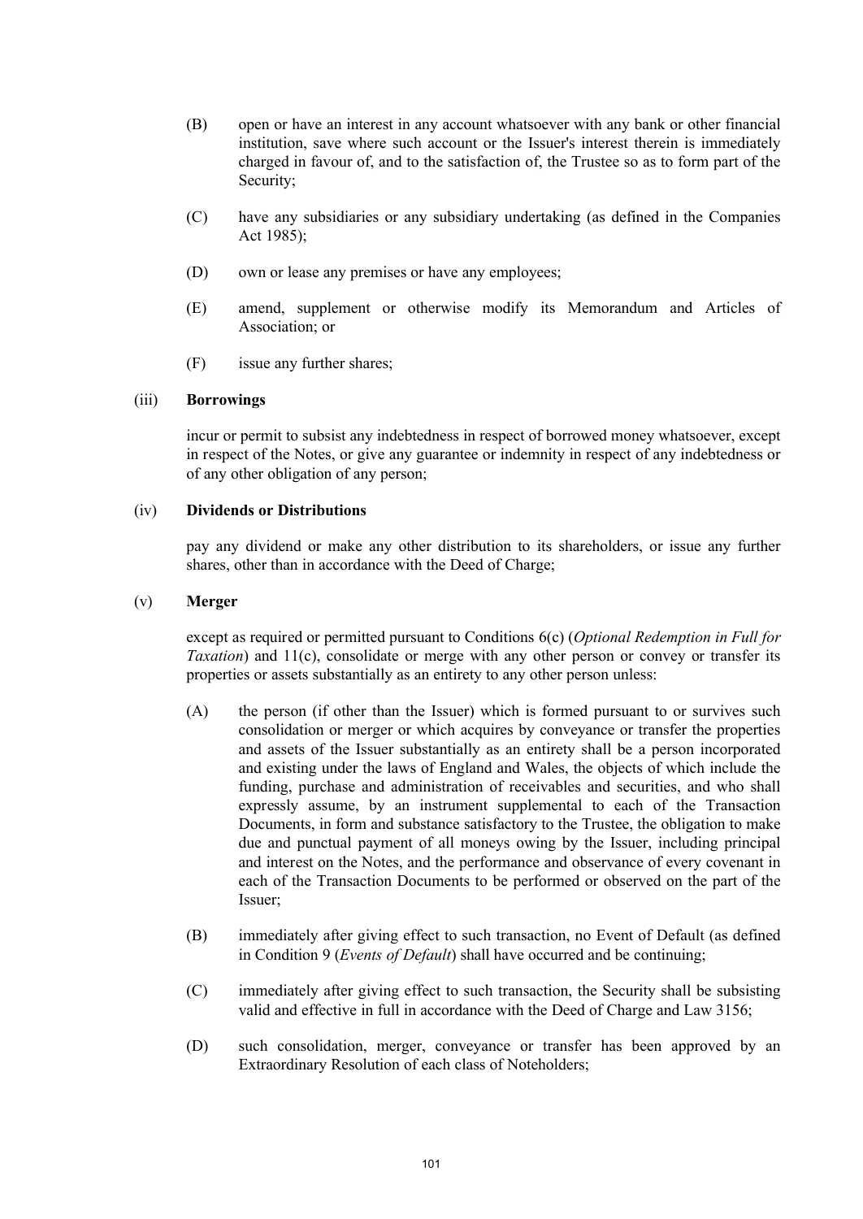(B) open or have an interest in any account whatsoever with any bank or other financial institution, save where such account or the Issuer's interest therein is immediately charged in favour of, and to the satisfaction of, the Trustee so as to form part of the Security;

(C) have any subsidiaries or any subsidiary undertaking (as defined in the Companies Act 1985);

(D) own or lease any premises or have any employees;

(E) amend, supplement or otherwise modify its Memorandum and Articles of Association; or

(F) issue any further shares;

(iii) **Borrowings**

incur or permit to subsist any indebtedness in respect of borrowed money whatsoever, except in respect of the Notes, or give any guarantee or indemnity in respect of any indebtedness or of any other obligation of any person;

(iv) **Dividends or Distributions**

pay any dividend or make any other distribution to its shareholders, or issue any further shares, other than in accordance with the Deed of Charge;

(v) **Merger**

except as required or permitted pursuant to Conditions 6(c) (*Optional Redemption in Full for Taxation*) and 11(c), consolidate or merge with any other person or convey or transfer its properties or assets substantially as an entirety to any other person unless:

(A) the person (if other than the Issuer) which is formed pursuant to or survives such consolidation or merger or which acquires by conveyance or transfer the properties and assets of the Issuer substantially as an entirety shall be a person incorporated and existing under the laws of England and Wales, the objects of which include the funding, purchase and administration of receivables and securities, and who shall expressly assume, by an instrument supplemental to each of the Transaction Documents, in form and substance satisfactory to the Trustee, the obligation to make due and punctual payment of all moneys owing by the Issuer, including principal and interest on the Notes, and the performance and observance of every covenant in each of the Transaction Documents to be performed or observed on the part of the Issuer;

(B) immediately after giving effect to such transaction, no Event of Default (as defined in Condition 9 (*Events of Default*) shall have occurred and be continuing;

(C) immediately after giving effect to such transaction, the Security shall be subsisting valid and effective in full in accordance with the Deed of Charge and Law 3156;

(D) such consolidation, merger, conveyance or transfer has been approved by an Extraordinary Resolution of each class of Noteholders;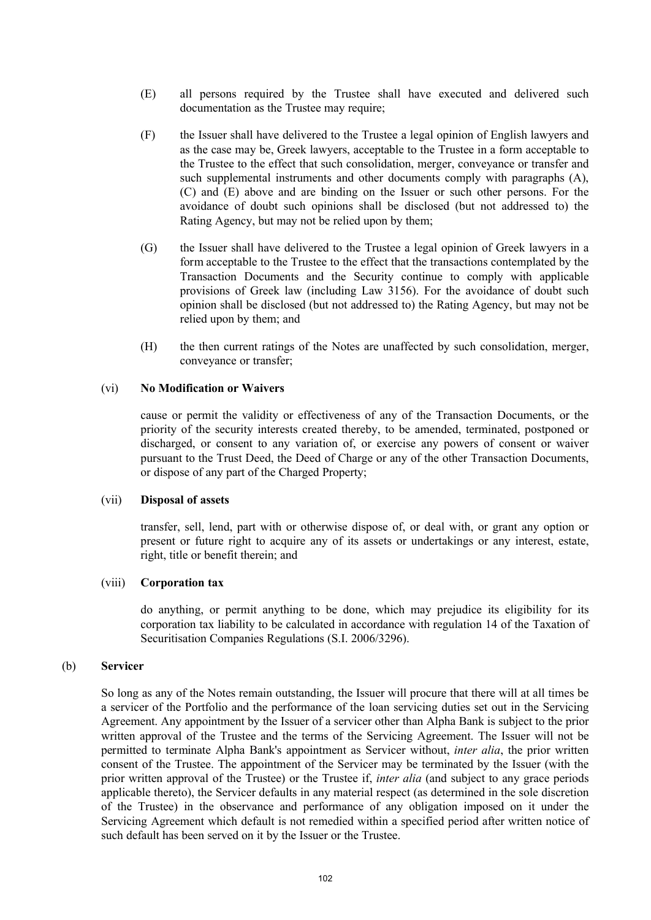(E) all persons required by the Trustee shall have executed and delivered such documentation as the Trustee may require;

(F) the Issuer shall have delivered to the Trustee a legal opinion of English lawyers and as the case may be, Greek lawyers, acceptable to the Trustee in a form acceptable to the Trustee to the effect that such consolidation, merger, conveyance or transfer and such supplemental instruments and other documents comply with paragraphs (A), (C) and (E) above and are binding on the Issuer or such other persons. For the avoidance of doubt such opinions shall be disclosed (but not addressed to) the Rating Agency, but may not be relied upon by them;

(G) the Issuer shall have delivered to the Trustee a legal opinion of Greek lawyers in a form acceptable to the Trustee to the effect that the transactions contemplated by the Transaction Documents and the Security continue to comply with applicable provisions of Greek law (including Law 3156). For the avoidance of doubt such opinion shall be disclosed (but not addressed to) the Rating Agency, but may not be relied upon by them; and

(H) the then current ratings of the Notes are unaffected by such consolidation, merger, conveyance or transfer;

(vi) **No Modification or Waivers**

cause or permit the validity or effectiveness of any of the Transaction Documents, or the priority of the security interests created thereby, to be amended, terminated, postponed or discharged, or consent to any variation of, or exercise any powers of consent or waiver pursuant to the Trust Deed, the Deed of Charge or any of the other Transaction Documents, or dispose of any part of the Charged Property;

(vii) **Disposal of assets**

transfer, sell, lend, part with or otherwise dispose of, or deal with, or grant any option or present or future right to acquire any of its assets or undertakings or any interest, estate, right, title or benefit therein; and

(viii) **Corporation tax**

do anything, or permit anything to be done, which may prejudice its eligibility for its corporation tax liability to be calculated in accordance with regulation 14 of the Taxation of Securitisation Companies Regulations (S.I. 2006/3296).

(b) **Servicer**

So long as any of the Notes remain outstanding, the Issuer will procure that there will at all times be a servicer of the Portfolio and the performance of the loan servicing duties set out in the Servicing Agreement. Any appointment by the Issuer of a servicer other than Alpha Bank is subject to the prior written approval of the Trustee and the terms of the Servicing Agreement. The Issuer will not be permitted to terminate Alpha Bank's appointment as Servicer without, *inter alia*, the prior written consent of the Trustee. The appointment of the Servicer may be terminated by the Issuer (with the prior written approval of the Trustee) or the Trustee if, *inter alia* (and subject to any grace periods applicable thereto), the Servicer defaults in any material respect (as determined in the sole discretion of the Trustee) in the observance and performance of any obligation imposed on it under the Servicing Agreement which default is not remedied within a specified period after written notice of such default has been served on it by the Issuer or the Trustee.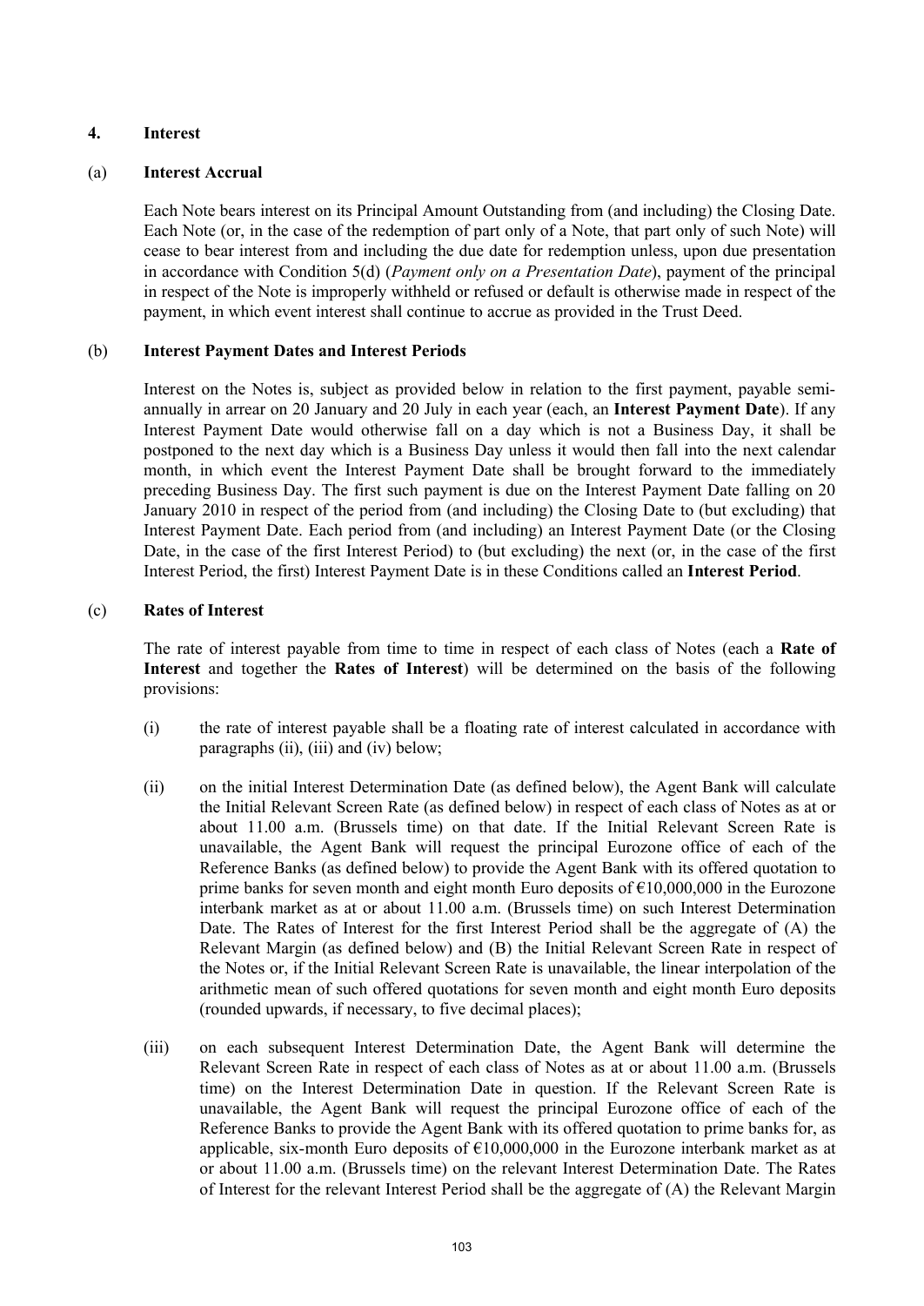## 4. Interest

### (a) Interest Accrual

Each Note bears interest on its Principal Amount Outstanding from (and including) the Closing Date. Each Note (or, in the case of the redemption of part only of a Note, that part only of such Note) will cease to bear interest from and including the due date for redemption unless, upon due presentation in accordance with Condition 5(d) (*Payment only on a Presentation Date*), payment of the principal in respect of the Note is improperly withheld or refused or default is otherwise made in respect of the payment, in which event interest shall continue to accrue as provided in the Trust Deed.

### (b) Interest Payment Dates and Interest Periods

Interest on the Notes is, subject as provided below in relation to the first payment, payable semi-annually in arrear on 20 January and 20 July in each year (each, an **Interest Payment Date**). If any Interest Payment Date would otherwise fall on a day which is not a Business Day, it shall be postponed to the next day which is a Business Day unless it would then fall into the next calendar month, in which event the Interest Payment Date shall be brought forward to the immediately preceding Business Day. The first such payment is due on the Interest Payment Date falling on 20 January 2010 in respect of the period from (and including) the Closing Date to (but excluding) that Interest Payment Date. Each period from (and including) an Interest Payment Date (or the Closing Date, in the case of the first Interest Period) to (but excluding) the next (or, in the case of the first Interest Period, the first) Interest Payment Date is in these Conditions called an **Interest Period**.

### (c) Rates of Interest

The rate of interest payable from time to time in respect of each class of Notes (each a **Rate of Interest** and together the **Rates of Interest**) will be determined on the basis of the following provisions:

(i) the rate of interest payable shall be a floating rate of interest calculated in accordance with paragraphs (ii), (iii) and (iv) below;

(ii) on the initial Interest Determination Date (as defined below), the Agent Bank will calculate the Initial Relevant Screen Rate (as defined below) in respect of each class of Notes as at or about 11.00 a.m. (Brussels time) on that date. If the Initial Relevant Screen Rate is unavailable, the Agent Bank will request the principal Eurozone office of each of the Reference Banks (as defined below) to provide the Agent Bank with its offered quotation to prime banks for seven month and eight month Euro deposits of €10,000,000 in the Eurozone interbank market as at or about 11.00 a.m. (Brussels time) on such Interest Determination Date. The Rates of Interest for the first Interest Period shall be the aggregate of (A) the Relevant Margin (as defined below) and (B) the Initial Relevant Screen Rate in respect of the Notes or, if the Initial Relevant Screen Rate is unavailable, the linear interpolation of the arithmetic mean of such offered quotations for seven month and eight month Euro deposits (rounded upwards, if necessary, to five decimal places);

(iii) on each subsequent Interest Determination Date, the Agent Bank will determine the Relevant Screen Rate in respect of each class of Notes as at or about 11.00 a.m. (Brussels time) on the Interest Determination Date in question. If the Relevant Screen Rate is unavailable, the Agent Bank will request the principal Eurozone office of each of the Reference Banks to provide the Agent Bank with its offered quotation to prime banks for, as applicable, six-month Euro deposits of €10,000,000 in the Eurozone interbank market as at or about 11.00 a.m. (Brussels time) on the relevant Interest Determination Date. The Rates of Interest for the relevant Interest Period shall be the aggregate of (A) the Relevant Margin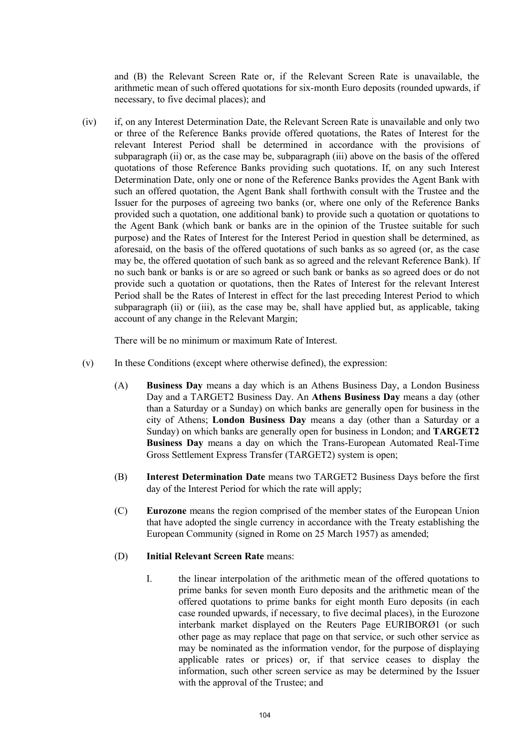and (B) the Relevant Screen Rate or, if the Relevant Screen Rate is unavailable, the arithmetic mean of such offered quotations for six-month Euro deposits (rounded upwards, if necessary, to five decimal places); and

(iv) if, on any Interest Determination Date, the Relevant Screen Rate is unavailable and only two or three of the Reference Banks provide offered quotations, the Rates of Interest for the relevant Interest Period shall be determined in accordance with the provisions of subparagraph (ii) or, as the case may be, subparagraph (iii) above on the basis of the offered quotations of those Reference Banks providing such quotations. If, on any such Interest Determination Date, only one or none of the Reference Banks provides the Agent Bank with such an offered quotation, the Agent Bank shall forthwith consult with the Trustee and the Issuer for the purposes of agreeing two banks (or, where one only of the Reference Banks provided such a quotation, one additional bank) to provide such a quotation or quotations to the Agent Bank (which bank or banks are in the opinion of the Trustee suitable for such purpose) and the Rates of Interest for the Interest Period in question shall be determined, as aforesaid, on the basis of the offered quotations of such banks as so agreed (or, as the case may be, the offered quotation of such bank as so agreed and the relevant Reference Bank). If no such bank or banks is or are so agreed or such bank or banks as so agreed does or do not provide such a quotation or quotations, then the Rates of Interest for the relevant Interest Period shall be the Rates of Interest in effect for the last preceding Interest Period to which subparagraph (ii) or (iii), as the case may be, shall have applied but, as applicable, taking account of any change in the Relevant Margin;

There will be no minimum or maximum Rate of Interest.

(v) In these Conditions (except where otherwise defined), the expression:

(A) **Business Day** means a day which is an Athens Business Day, a London Business Day and a TARGET2 Business Day. An **Athens Business Day** means a day (other than a Saturday or a Sunday) on which banks are generally open for business in the city of Athens; **London Business Day** means a day (other than a Saturday or a Sunday) on which banks are generally open for business in London; and **TARGET2 Business Day** means a day on which the Trans-European Automated Real-Time Gross Settlement Express Transfer (TARGET2) system is open;

(B) **Interest Determination Date** means two TARGET2 Business Days before the first day of the Interest Period for which the rate will apply;

(C) **Eurozone** means the region comprised of the member states of the European Union that have adopted the single currency in accordance with the Treaty establishing the European Community (signed in Rome on 25 March 1957) as amended;

(D) **Initial Relevant Screen Rate** means:

I. the linear interpolation of the arithmetic mean of the offered quotations to prime banks for seven month Euro deposits and the arithmetic mean of the offered quotations to prime banks for eight month Euro deposits (in each case rounded upwards, if necessary, to five decimal places), in the Eurozone interbank market displayed on the Reuters Page EURIBORØ1 (or such other page as may replace that page on that service, or such other service as may be nominated as the information vendor, for the purpose of displaying applicable rates or prices) or, if that service ceases to display the information, such other screen service as may be determined by the Issuer with the approval of the Trustee; and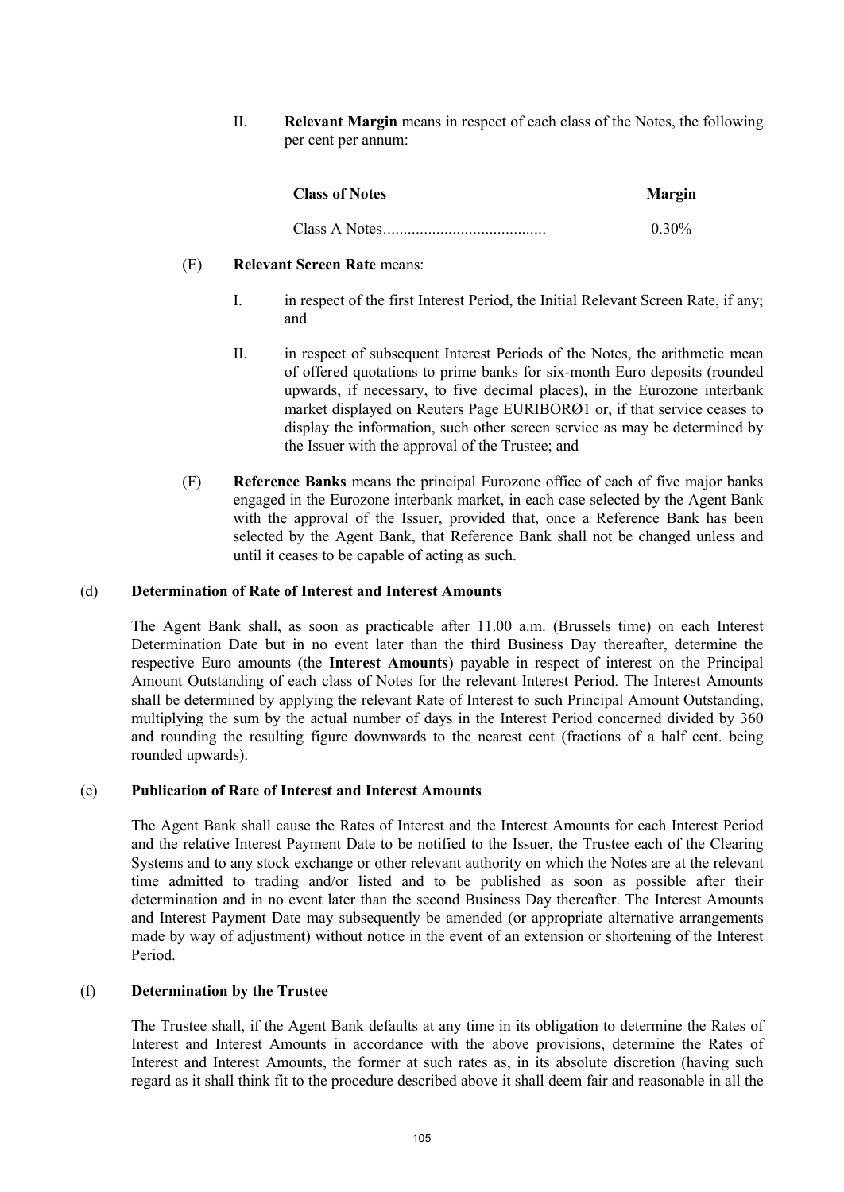II. **Relevant Margin** means in respect of each class of the Notes, the following per cent per annum:

| Class of Notes | Margin |
|---|---|
| Class A Notes........................................ | 0.30% |

(E) **Relevant Screen Rate** means:

I. in respect of the first Interest Period, the Initial Relevant Screen Rate, if any; and

II. in respect of subsequent Interest Periods of the Notes, the arithmetic mean of offered quotations to prime banks for six-month Euro deposits (rounded upwards, if necessary, to five decimal places), in the Eurozone interbank market displayed on Reuters Page EURIBORØ1 or, if that service ceases to display the information, such other screen service as may be determined by the Issuer with the approval of the Trustee; and

(F) **Reference Banks** means the principal Eurozone office of each of five major banks engaged in the Eurozone interbank market, in each case selected by the Agent Bank with the approval of the Issuer, provided that, once a Reference Bank has been selected by the Agent Bank, that Reference Bank shall not be changed unless and until it ceases to be capable of acting as such.

### (d) Determination of Rate of Interest and Interest Amounts

The Agent Bank shall, as soon as practicable after 11.00 a.m. (Brussels time) on each Interest Determination Date but in no event later than the third Business Day thereafter, determine the respective Euro amounts (the **Interest Amounts**) payable in respect of interest on the Principal Amount Outstanding of each class of Notes for the relevant Interest Period. The Interest Amounts shall be determined by applying the relevant Rate of Interest to such Principal Amount Outstanding, multiplying the sum by the actual number of days in the Interest Period concerned divided by 360 and rounding the resulting figure downwards to the nearest cent (fractions of a half cent. being rounded upwards).

### (e) Publication of Rate of Interest and Interest Amounts

The Agent Bank shall cause the Rates of Interest and the Interest Amounts for each Interest Period and the relative Interest Payment Date to be notified to the Issuer, the Trustee each of the Clearing Systems and to any stock exchange or other relevant authority on which the Notes are at the relevant time admitted to trading and/or listed and to be published as soon as possible after their determination and in no event later than the second Business Day thereafter. The Interest Amounts and Interest Payment Date may subsequently be amended (or appropriate alternative arrangements made by way of adjustment) without notice in the event of an extension or shortening of the Interest Period.

### (f) Determination by the Trustee

The Trustee shall, if the Agent Bank defaults at any time in its obligation to determine the Rates of Interest and Interest Amounts in accordance with the above provisions, determine the Rates of Interest and Interest Amounts, the former at such rates as, in its absolute discretion (having such regard as it shall think fit to the procedure described above it shall deem fair and reasonable in all the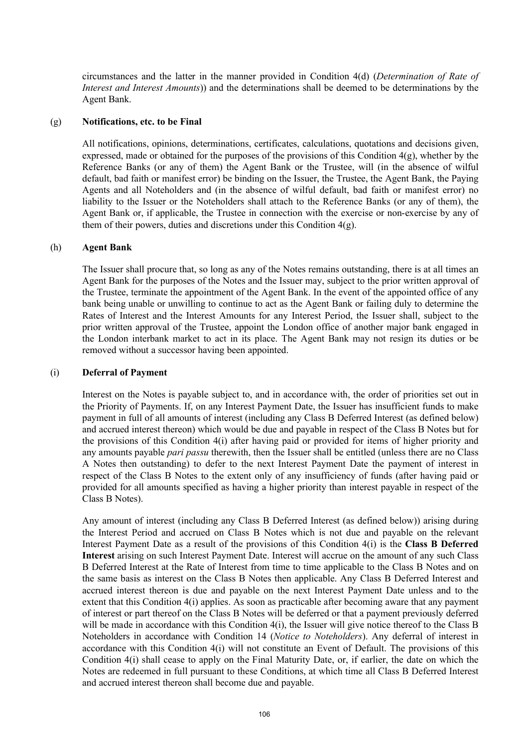circumstances and the latter in the manner provided in Condition 4(d) (*Determination of Rate of Interest and Interest Amounts*)) and the determinations shall be deemed to be determinations by the Agent Bank.

### (g) **Notifications, etc. to be Final**

All notifications, opinions, determinations, certificates, calculations, quotations and decisions given, expressed, made or obtained for the purposes of the provisions of this Condition 4(g), whether by the Reference Banks (or any of them) the Agent Bank or the Trustee, will (in the absence of wilful default, bad faith or manifest error) be binding on the Issuer, the Trustee, the Agent Bank, the Paying Agents and all Noteholders and (in the absence of wilful default, bad faith or manifest error) no liability to the Issuer or the Noteholders shall attach to the Reference Banks (or any of them), the Agent Bank or, if applicable, the Trustee in connection with the exercise or non-exercise by any of them of their powers, duties and discretions under this Condition 4(g).

### (h) **Agent Bank**

The Issuer shall procure that, so long as any of the Notes remains outstanding, there is at all times an Agent Bank for the purposes of the Notes and the Issuer may, subject to the prior written approval of the Trustee, terminate the appointment of the Agent Bank. In the event of the appointed office of any bank being unable or unwilling to continue to act as the Agent Bank or failing duly to determine the Rates of Interest and the Interest Amounts for any Interest Period, the Issuer shall, subject to the prior written approval of the Trustee, appoint the London office of another major bank engaged in the London interbank market to act in its place. The Agent Bank may not resign its duties or be removed without a successor having been appointed.

### (i) **Deferral of Payment**

Interest on the Notes is payable subject to, and in accordance with, the order of priorities set out in the Priority of Payments. If, on any Interest Payment Date, the Issuer has insufficient funds to make payment in full of all amounts of interest (including any Class B Deferred Interest (as defined below) and accrued interest thereon) which would be due and payable in respect of the Class B Notes but for the provisions of this Condition 4(i) after having paid or provided for items of higher priority and any amounts payable *pari passu* therewith, then the Issuer shall be entitled (unless there are no Class A Notes then outstanding) to defer to the next Interest Payment Date the payment of interest in respect of the Class B Notes to the extent only of any insufficiency of funds (after having paid or provided for all amounts specified as having a higher priority than interest payable in respect of the Class B Notes).

Any amount of interest (including any Class B Deferred Interest (as defined below)) arising during the Interest Period and accrued on Class B Notes which is not due and payable on the relevant Interest Payment Date as a result of the provisions of this Condition 4(i) is the **Class B Deferred Interest** arising on such Interest Payment Date. Interest will accrue on the amount of any such Class B Deferred Interest at the Rate of Interest from time to time applicable to the Class B Notes and on the same basis as interest on the Class B Notes then applicable. Any Class B Deferred Interest and accrued interest thereon is due and payable on the next Interest Payment Date unless and to the extent that this Condition 4(i) applies. As soon as practicable after becoming aware that any payment of interest or part thereof on the Class B Notes will be deferred or that a payment previously deferred will be made in accordance with this Condition 4(i), the Issuer will give notice thereof to the Class B Noteholders in accordance with Condition 14 (*Notice to Noteholders*). Any deferral of interest in accordance with this Condition 4(i) will not constitute an Event of Default. The provisions of this Condition 4(i) shall cease to apply on the Final Maturity Date, or, if earlier, the date on which the Notes are redeemed in full pursuant to these Conditions, at which time all Class B Deferred Interest and accrued interest thereon shall become due and payable.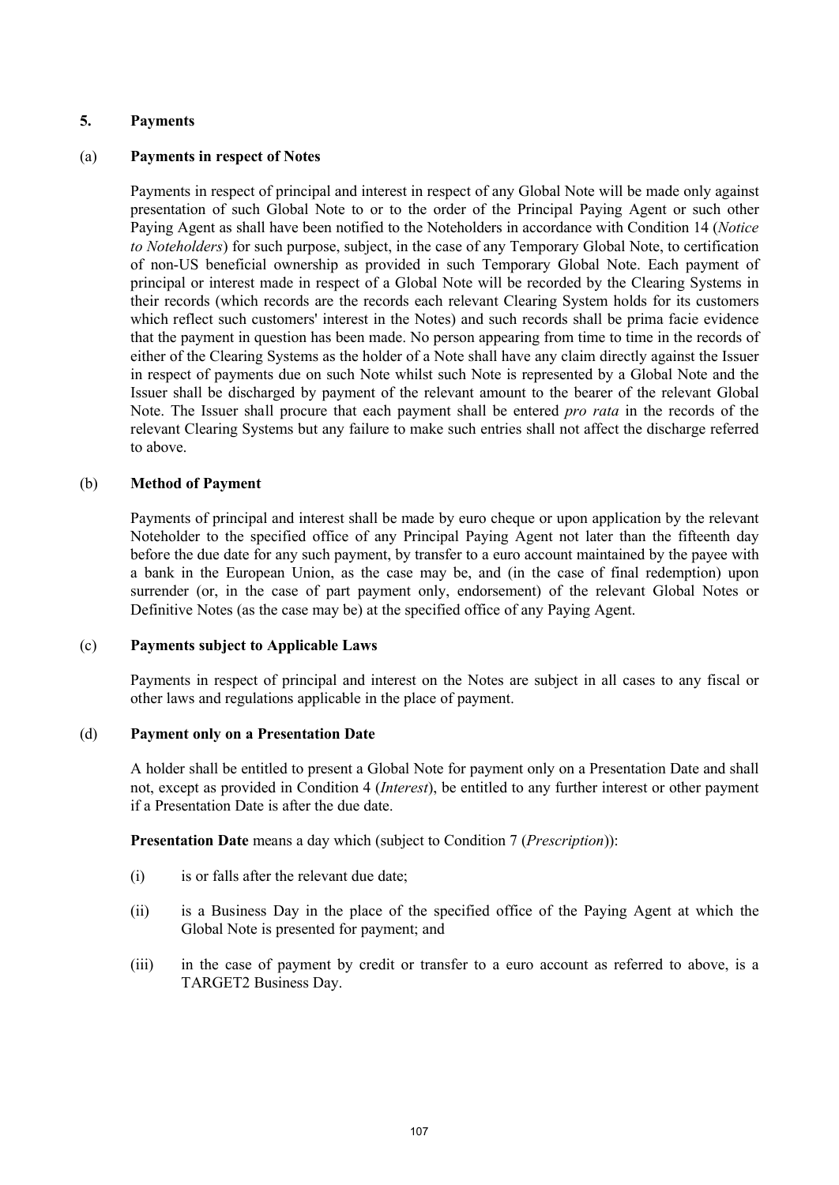## 5. Payments

### (a) Payments in respect of Notes

Payments in respect of principal and interest in respect of any Global Note will be made only against presentation of such Global Note to or to the order of the Principal Paying Agent or such other Paying Agent as shall have been notified to the Noteholders in accordance with Condition 14 (*Notice to Noteholders*) for such purpose, subject, in the case of any Temporary Global Note, to certification of non-US beneficial ownership as provided in such Temporary Global Note. Each payment of principal or interest made in respect of a Global Note will be recorded by the Clearing Systems in their records (which records are the records each relevant Clearing System holds for its customers which reflect such customers' interest in the Notes) and such records shall be prima facie evidence that the payment in question has been made. No person appearing from time to time in the records of either of the Clearing Systems as the holder of a Note shall have any claim directly against the Issuer in respect of payments due on such Note whilst such Note is represented by a Global Note and the Issuer shall be discharged by payment of the relevant amount to the bearer of the relevant Global Note. The Issuer shall procure that each payment shall be entered *pro rata* in the records of the relevant Clearing Systems but any failure to make such entries shall not affect the discharge referred to above.

### (b) Method of Payment

Payments of principal and interest shall be made by euro cheque or upon application by the relevant Noteholder to the specified office of any Principal Paying Agent not later than the fifteenth day before the due date for any such payment, by transfer to a euro account maintained by the payee with a bank in the European Union, as the case may be, and (in the case of final redemption) upon surrender (or, in the case of part payment only, endorsement) of the relevant Global Notes or Definitive Notes (as the case may be) at the specified office of any Paying Agent.

### (c) Payments subject to Applicable Laws

Payments in respect of principal and interest on the Notes are subject in all cases to any fiscal or other laws and regulations applicable in the place of payment.

### (d) Payment only on a Presentation Date

A holder shall be entitled to present a Global Note for payment only on a Presentation Date and shall not, except as provided in Condition 4 (*Interest*), be entitled to any further interest or other payment if a Presentation Date is after the due date.

**Presentation Date** means a day which (subject to Condition 7 (*Prescription*)):

(i) is or falls after the relevant due date;

(ii) is a Business Day in the place of the specified office of the Paying Agent at which the Global Note is presented for payment; and

(iii) in the case of payment by credit or transfer to a euro account as referred to above, is a TARGET2 Business Day.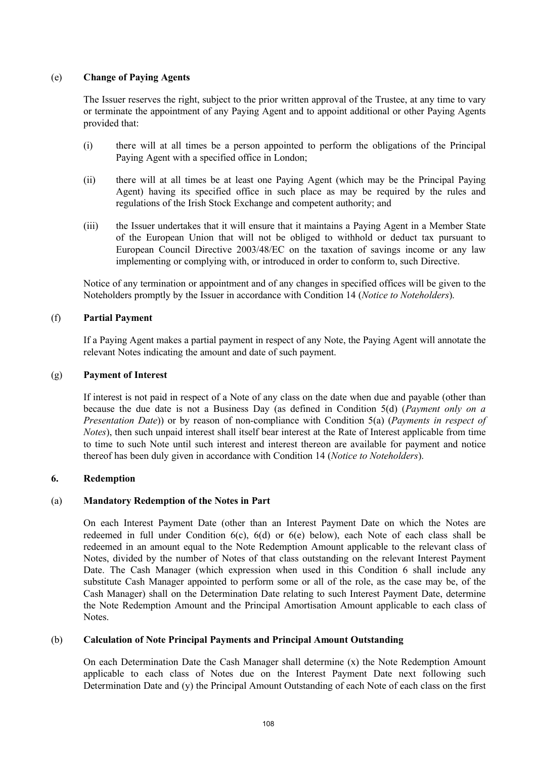(e) **Change of Paying Agents**

The Issuer reserves the right, subject to the prior written approval of the Trustee, at any time to vary or terminate the appointment of any Paying Agent and to appoint additional or other Paying Agents provided that:

(i) there will at all times be a person appointed to perform the obligations of the Principal Paying Agent with a specified office in London;

(ii) there will at all times be at least one Paying Agent (which may be the Principal Paying Agent) having its specified office in such place as may be required by the rules and regulations of the Irish Stock Exchange and competent authority; and

(iii) the Issuer undertakes that it will ensure that it maintains a Paying Agent in a Member State of the European Union that will not be obliged to withhold or deduct tax pursuant to European Council Directive 2003/48/EC on the taxation of savings income or any law implementing or complying with, or introduced in order to conform to, such Directive.

Notice of any termination or appointment and of any changes in specified offices will be given to the Noteholders promptly by the Issuer in accordance with Condition 14 (*Notice to Noteholders*).

(f) **Partial Payment**

If a Paying Agent makes a partial payment in respect of any Note, the Paying Agent will annotate the relevant Notes indicating the amount and date of such payment.

(g) **Payment of Interest**

If interest is not paid in respect of a Note of any class on the date when due and payable (other than because the due date is not a Business Day (as defined in Condition 5(d) (*Payment only on a Presentation Date*)) or by reason of non-compliance with Condition 5(a) (*Payments in respect of Notes*), then such unpaid interest shall itself bear interest at the Rate of Interest applicable from time to time to such Note until such interest and interest thereon are available for payment and notice thereof has been duly given in accordance with Condition 14 (*Notice to Noteholders*).

**6. Redemption**

(a) **Mandatory Redemption of the Notes in Part**

On each Interest Payment Date (other than an Interest Payment Date on which the Notes are redeemed in full under Condition 6(c), 6(d) or 6(e) below), each Note of each class shall be redeemed in an amount equal to the Note Redemption Amount applicable to the relevant class of Notes, divided by the number of Notes of that class outstanding on the relevant Interest Payment Date. The Cash Manager (which expression when used in this Condition 6 shall include any substitute Cash Manager appointed to perform some or all of the role, as the case may be, of the Cash Manager) shall on the Determination Date relating to such Interest Payment Date, determine the Note Redemption Amount and the Principal Amortisation Amount applicable to each class of Notes.

(b) **Calculation of Note Principal Payments and Principal Amount Outstanding**

On each Determination Date the Cash Manager shall determine (x) the Note Redemption Amount applicable to each class of Notes due on the Interest Payment Date next following such Determination Date and (y) the Principal Amount Outstanding of each Note of each class on the first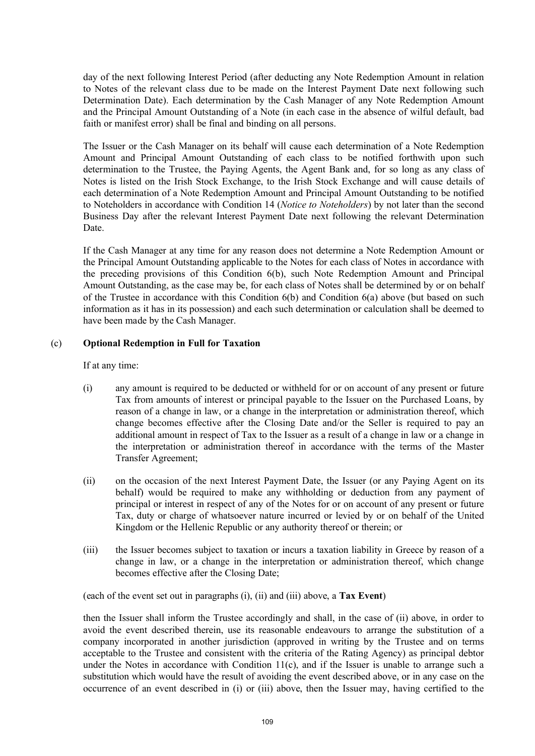day of the next following Interest Period (after deducting any Note Redemption Amount in relation to Notes of the relevant class due to be made on the Interest Payment Date next following such Determination Date). Each determination by the Cash Manager of any Note Redemption Amount and the Principal Amount Outstanding of a Note (in each case in the absence of wilful default, bad faith or manifest error) shall be final and binding on all persons.

The Issuer or the Cash Manager on its behalf will cause each determination of a Note Redemption Amount and Principal Amount Outstanding of each class to be notified forthwith upon such determination to the Trustee, the Paying Agents, the Agent Bank and, for so long as any class of Notes is listed on the Irish Stock Exchange, to the Irish Stock Exchange and will cause details of each determination of a Note Redemption Amount and Principal Amount Outstanding to be notified to Noteholders in accordance with Condition 14 (*Notice to Noteholders*) by not later than the second Business Day after the relevant Interest Payment Date next following the relevant Determination Date.

If the Cash Manager at any time for any reason does not determine a Note Redemption Amount or the Principal Amount Outstanding applicable to the Notes for each class of Notes in accordance with the preceding provisions of this Condition 6(b), such Note Redemption Amount and Principal Amount Outstanding, as the case may be, for each class of Notes shall be determined by or on behalf of the Trustee in accordance with this Condition 6(b) and Condition 6(a) above (but based on such information as it has in its possession) and each such determination or calculation shall be deemed to have been made by the Cash Manager.

(c) **Optional Redemption in Full for Taxation**

If at any time:

(i) any amount is required to be deducted or withheld for or on account of any present or future Tax from amounts of interest or principal payable to the Issuer on the Purchased Loans, by reason of a change in law, or a change in the interpretation or administration thereof, which change becomes effective after the Closing Date and/or the Seller is required to pay an additional amount in respect of Tax to the Issuer as a result of a change in law or a change in the interpretation or administration thereof in accordance with the terms of the Master Transfer Agreement;

(ii) on the occasion of the next Interest Payment Date, the Issuer (or any Paying Agent on its behalf) would be required to make any withholding or deduction from any payment of principal or interest in respect of any of the Notes for or on account of any present or future Tax, duty or charge of whatsoever nature incurred or levied by or on behalf of the United Kingdom or the Hellenic Republic or any authority thereof or therein; or

(iii) the Issuer becomes subject to taxation or incurs a taxation liability in Greece by reason of a change in law, or a change in the interpretation or administration thereof, which change becomes effective after the Closing Date;

(each of the event set out in paragraphs (i), (ii) and (iii) above, a **Tax Event**)

then the Issuer shall inform the Trustee accordingly and shall, in the case of (ii) above, in order to avoid the event described therein, use its reasonable endeavours to arrange the substitution of a company incorporated in another jurisdiction (approved in writing by the Trustee and on terms acceptable to the Trustee and consistent with the criteria of the Rating Agency) as principal debtor under the Notes in accordance with Condition 11(c), and if the Issuer is unable to arrange such a substitution which would have the result of avoiding the event described above, or in any case on the occurrence of an event described in (i) or (iii) above, then the Issuer may, having certified to the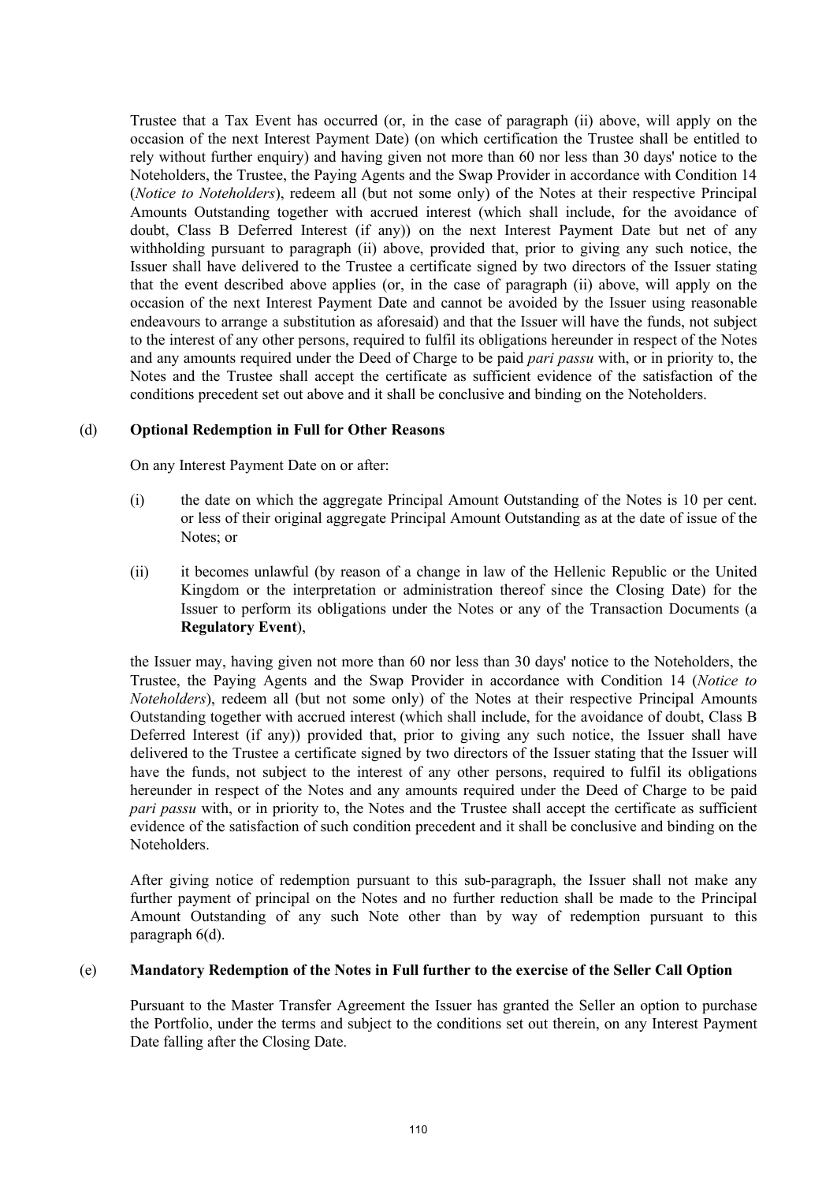Trustee that a Tax Event has occurred (or, in the case of paragraph (ii) above, will apply on the occasion of the next Interest Payment Date) (on which certification the Trustee shall be entitled to rely without further enquiry) and having given not more than 60 nor less than 30 days' notice to the Noteholders, the Trustee, the Paying Agents and the Swap Provider in accordance with Condition 14 (*Notice to Noteholders*), redeem all (but not some only) of the Notes at their respective Principal Amounts Outstanding together with accrued interest (which shall include, for the avoidance of doubt, Class B Deferred Interest (if any)) on the next Interest Payment Date but net of any withholding pursuant to paragraph (ii) above, provided that, prior to giving any such notice, the Issuer shall have delivered to the Trustee a certificate signed by two directors of the Issuer stating that the event described above applies (or, in the case of paragraph (ii) above, will apply on the occasion of the next Interest Payment Date and cannot be avoided by the Issuer using reasonable endeavours to arrange a substitution as aforesaid) and that the Issuer will have the funds, not subject to the interest of any other persons, required to fulfil its obligations hereunder in respect of the Notes and any amounts required under the Deed of Charge to be paid *pari passu* with, or in priority to, the Notes and the Trustee shall accept the certificate as sufficient evidence of the satisfaction of the conditions precedent set out above and it shall be conclusive and binding on the Noteholders.

(d) **Optional Redemption in Full for Other Reasons**

On any Interest Payment Date on or after:

(i) the date on which the aggregate Principal Amount Outstanding of the Notes is 10 per cent. or less of their original aggregate Principal Amount Outstanding as at the date of issue of the Notes; or

(ii) it becomes unlawful (by reason of a change in law of the Hellenic Republic or the United Kingdom or the interpretation or administration thereof since the Closing Date) for the Issuer to perform its obligations under the Notes or any of the Transaction Documents (a **Regulatory Event**),

the Issuer may, having given not more than 60 nor less than 30 days' notice to the Noteholders, the Trustee, the Paying Agents and the Swap Provider in accordance with Condition 14 (*Notice to Noteholders*), redeem all (but not some only) of the Notes at their respective Principal Amounts Outstanding together with accrued interest (which shall include, for the avoidance of doubt, Class B Deferred Interest (if any)) provided that, prior to giving any such notice, the Issuer shall have delivered to the Trustee a certificate signed by two directors of the Issuer stating that the Issuer will have the funds, not subject to the interest of any other persons, required to fulfil its obligations hereunder in respect of the Notes and any amounts required under the Deed of Charge to be paid *pari passu* with, or in priority to, the Notes and the Trustee shall accept the certificate as sufficient evidence of the satisfaction of such condition precedent and it shall be conclusive and binding on the Noteholders.

After giving notice of redemption pursuant to this sub-paragraph, the Issuer shall not make any further payment of principal on the Notes and no further reduction shall be made to the Principal Amount Outstanding of any such Note other than by way of redemption pursuant to this paragraph 6(d).

(e) **Mandatory Redemption of the Notes in Full further to the exercise of the Seller Call Option**

Pursuant to the Master Transfer Agreement the Issuer has granted the Seller an option to purchase the Portfolio, under the terms and subject to the conditions set out therein, on any Interest Payment Date falling after the Closing Date.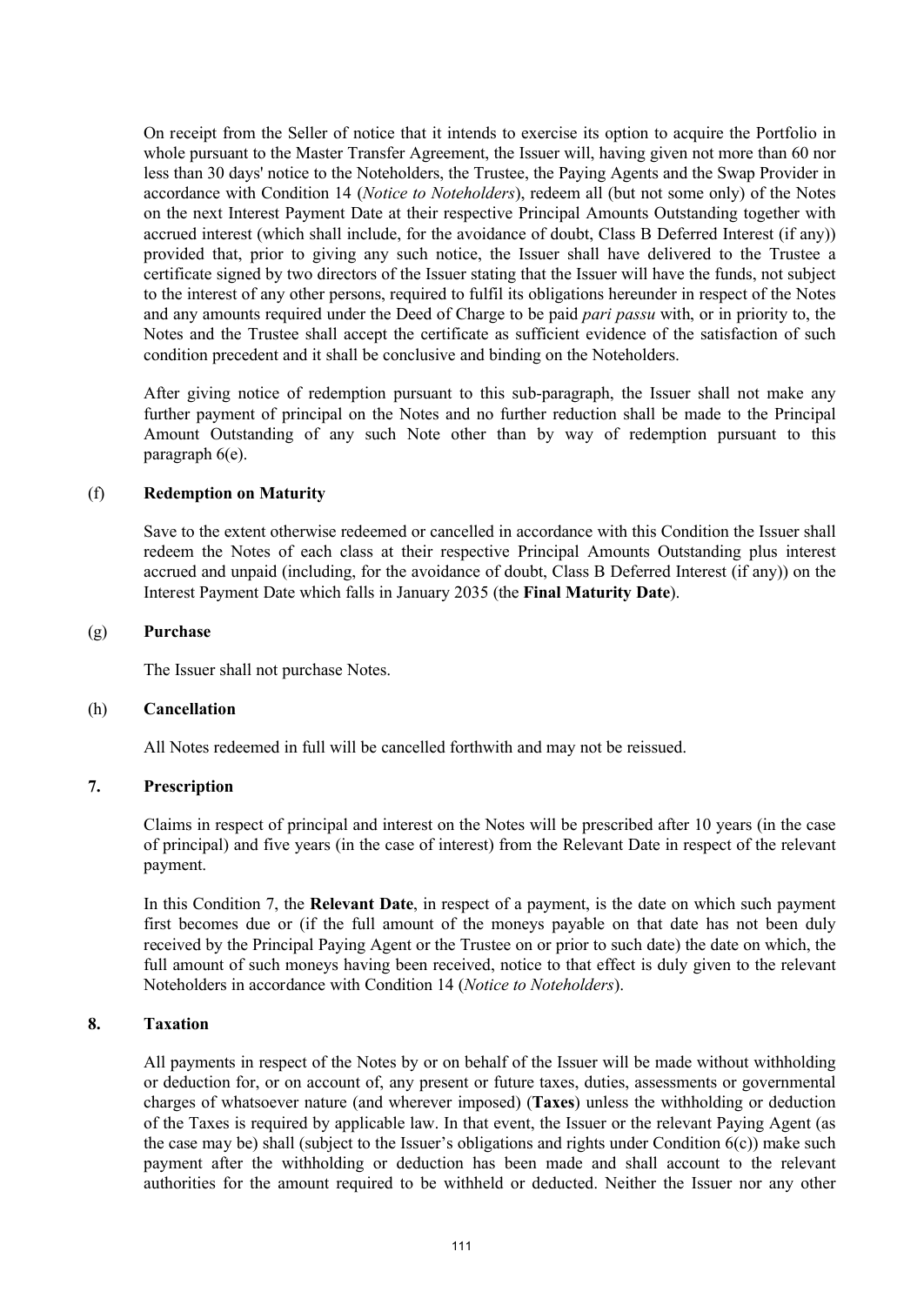On receipt from the Seller of notice that it intends to exercise its option to acquire the Portfolio in whole pursuant to the Master Transfer Agreement, the Issuer will, having given not more than 60 nor less than 30 days' notice to the Noteholders, the Trustee, the Paying Agents and the Swap Provider in accordance with Condition 14 (*Notice to Noteholders*), redeem all (but not some only) of the Notes on the next Interest Payment Date at their respective Principal Amounts Outstanding together with accrued interest (which shall include, for the avoidance of doubt, Class B Deferred Interest (if any)) provided that, prior to giving any such notice, the Issuer shall have delivered to the Trustee a certificate signed by two directors of the Issuer stating that the Issuer will have the funds, not subject to the interest of any other persons, required to fulfil its obligations hereunder in respect of the Notes and any amounts required under the Deed of Charge to be paid *pari passu* with, or in priority to, the Notes and the Trustee shall accept the certificate as sufficient evidence of the satisfaction of such condition precedent and it shall be conclusive and binding on the Noteholders.

After giving notice of redemption pursuant to this sub-paragraph, the Issuer shall not make any further payment of principal on the Notes and no further reduction shall be made to the Principal Amount Outstanding of any such Note other than by way of redemption pursuant to this paragraph 6(e).

(f) **Redemption on Maturity**

Save to the extent otherwise redeemed or cancelled in accordance with this Condition the Issuer shall redeem the Notes of each class at their respective Principal Amounts Outstanding plus interest accrued and unpaid (including, for the avoidance of doubt, Class B Deferred Interest (if any)) on the Interest Payment Date which falls in January 2035 (the **Final Maturity Date**).

(g) **Purchase**

The Issuer shall not purchase Notes.

(h) **Cancellation**

All Notes redeemed in full will be cancelled forthwith and may not be reissued.

## 7. Prescription

Claims in respect of principal and interest on the Notes will be prescribed after 10 years (in the case of principal) and five years (in the case of interest) from the Relevant Date in respect of the relevant payment.

In this Condition 7, the **Relevant Date**, in respect of a payment, is the date on which such payment first becomes due or (if the full amount of the moneys payable on that date has not been duly received by the Principal Paying Agent or the Trustee on or prior to such date) the date on which, the full amount of such moneys having been received, notice to that effect is duly given to the relevant Noteholders in accordance with Condition 14 (*Notice to Noteholders*).

## 8. Taxation

All payments in respect of the Notes by or on behalf of the Issuer will be made without withholding or deduction for, or on account of, any present or future taxes, duties, assessments or governmental charges of whatsoever nature (and wherever imposed) (**Taxes**) unless the withholding or deduction of the Taxes is required by applicable law. In that event, the Issuer or the relevant Paying Agent (as the case may be) shall (subject to the Issuer's obligations and rights under Condition 6(c)) make such payment after the withholding or deduction has been made and shall account to the relevant authorities for the amount required to be withheld or deducted. Neither the Issuer nor any other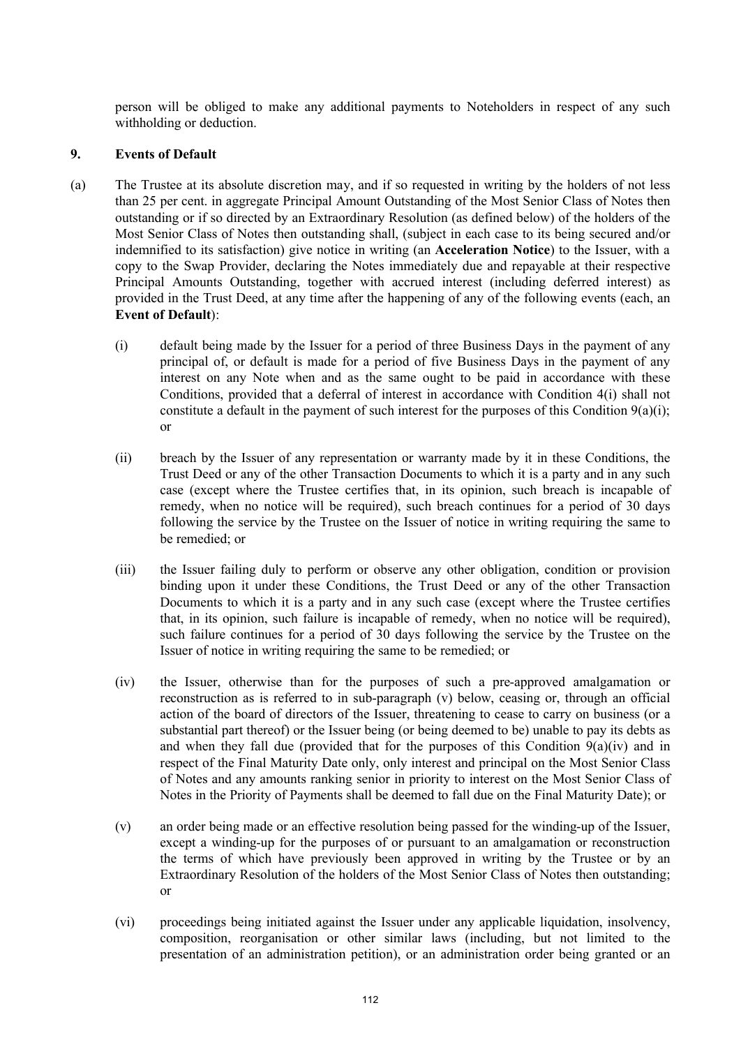person will be obliged to make any additional payments to Noteholders in respect of any such withholding or deduction.

## 9. Events of Default

(a) The Trustee at its absolute discretion may, and if so requested in writing by the holders of not less than 25 per cent. in aggregate Principal Amount Outstanding of the Most Senior Class of Notes then outstanding or if so directed by an Extraordinary Resolution (as defined below) of the holders of the Most Senior Class of Notes then outstanding shall, (subject in each case to its being secured and/or indemnified to its satisfaction) give notice in writing (an **Acceleration Notice**) to the Issuer, with a copy to the Swap Provider, declaring the Notes immediately due and repayable at their respective Principal Amounts Outstanding, together with accrued interest (including deferred interest) as provided in the Trust Deed, at any time after the happening of any of the following events (each, an **Event of Default**):

(i) default being made by the Issuer for a period of three Business Days in the payment of any principal of, or default is made for a period of five Business Days in the payment of any interest on any Note when and as the same ought to be paid in accordance with these Conditions, provided that a deferral of interest in accordance with Condition 4(i) shall not constitute a default in the payment of such interest for the purposes of this Condition 9(a)(i); or

(ii) breach by the Issuer of any representation or warranty made by it in these Conditions, the Trust Deed or any of the other Transaction Documents to which it is a party and in any such case (except where the Trustee certifies that, in its opinion, such breach is incapable of remedy, when no notice will be required), such breach continues for a period of 30 days following the service by the Trustee on the Issuer of notice in writing requiring the same to be remedied; or

(iii) the Issuer failing duly to perform or observe any other obligation, condition or provision binding upon it under these Conditions, the Trust Deed or any of the other Transaction Documents to which it is a party and in any such case (except where the Trustee certifies that, in its opinion, such failure is incapable of remedy, when no notice will be required), such failure continues for a period of 30 days following the service by the Trustee on the Issuer of notice in writing requiring the same to be remedied; or

(iv) the Issuer, otherwise than for the purposes of such a pre-approved amalgamation or reconstruction as is referred to in sub-paragraph (v) below, ceasing or, through an official action of the board of directors of the Issuer, threatening to cease to carry on business (or a substantial part thereof) or the Issuer being (or being deemed to be) unable to pay its debts as and when they fall due (provided that for the purposes of this Condition 9(a)(iv) and in respect of the Final Maturity Date only, only interest and principal on the Most Senior Class of Notes and any amounts ranking senior in priority to interest on the Most Senior Class of Notes in the Priority of Payments shall be deemed to fall due on the Final Maturity Date); or

(v) an order being made or an effective resolution being passed for the winding-up of the Issuer, except a winding-up for the purposes of or pursuant to an amalgamation or reconstruction the terms of which have previously been approved in writing by the Trustee or by an Extraordinary Resolution of the holders of the Most Senior Class of Notes then outstanding; or

(vi) proceedings being initiated against the Issuer under any applicable liquidation, insolvency, composition, reorganisation or other similar laws (including, but not limited to the presentation of an administration petition), or an administration order being granted or an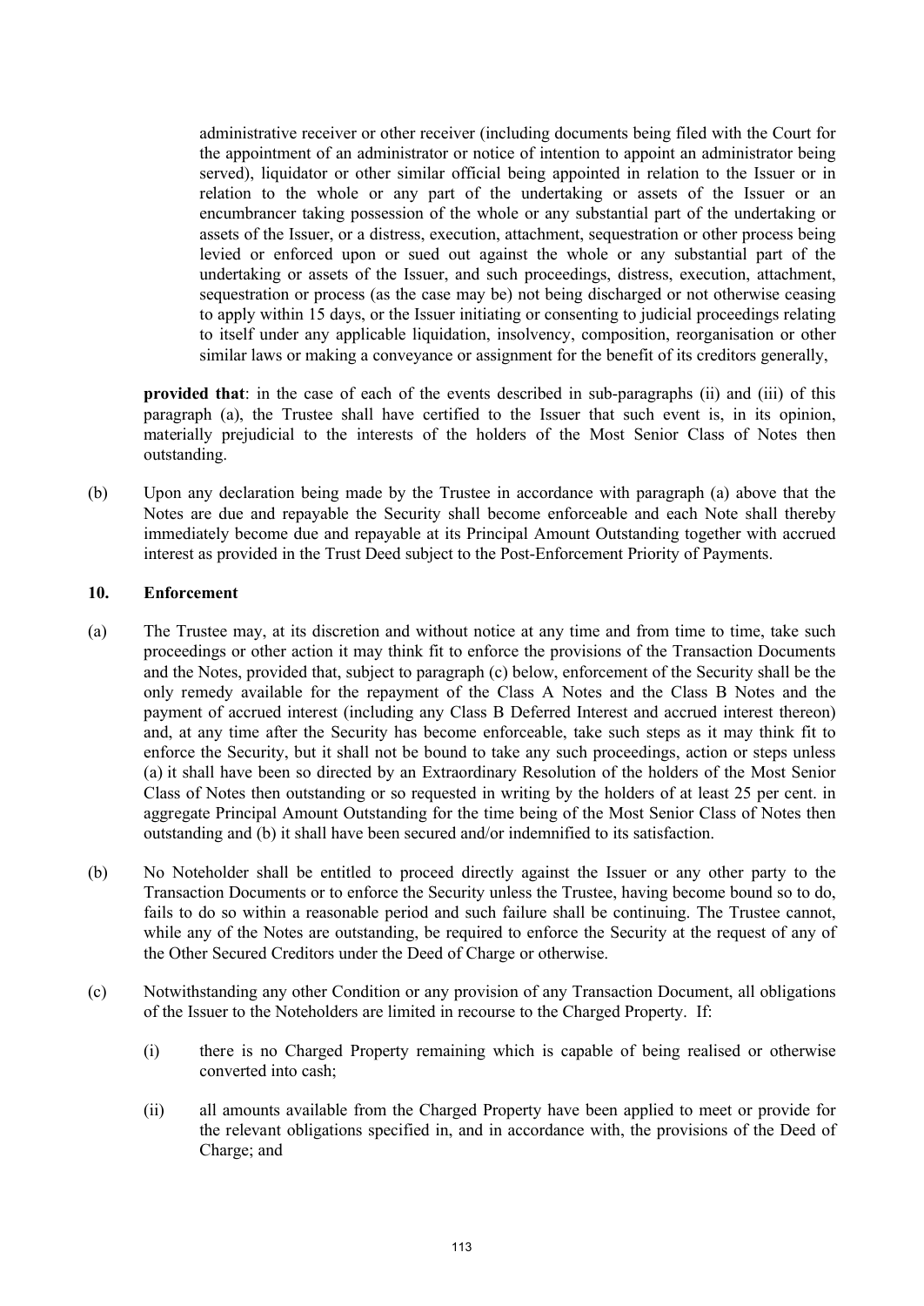administrative receiver or other receiver (including documents being filed with the Court for the appointment of an administrator or notice of intention to appoint an administrator being served), liquidator or other similar official being appointed in relation to the Issuer or in relation to the whole or any part of the undertaking or assets of the Issuer or an encumbrancer taking possession of the whole or any substantial part of the undertaking or assets of the Issuer, or a distress, execution, attachment, sequestration or other process being levied or enforced upon or sued out against the whole or any substantial part of the undertaking or assets of the Issuer, and such proceedings, distress, execution, attachment, sequestration or process (as the case may be) not being discharged or not otherwise ceasing to apply within 15 days, or the Issuer initiating or consenting to judicial proceedings relating to itself under any applicable liquidation, insolvency, composition, reorganisation or other similar laws or making a conveyance or assignment for the benefit of its creditors generally,

**provided that**: in the case of each of the events described in sub-paragraphs (ii) and (iii) of this paragraph (a), the Trustee shall have certified to the Issuer that such event is, in its opinion, materially prejudicial to the interests of the holders of the Most Senior Class of Notes then outstanding.

(b) Upon any declaration being made by the Trustee in accordance with paragraph (a) above that the Notes are due and repayable the Security shall become enforceable and each Note shall thereby immediately become due and repayable at its Principal Amount Outstanding together with accrued interest as provided in the Trust Deed subject to the Post-Enforcement Priority of Payments.

## 10. Enforcement

(a) The Trustee may, at its discretion and without notice at any time and from time to time, take such proceedings or other action it may think fit to enforce the provisions of the Transaction Documents and the Notes, provided that, subject to paragraph (c) below, enforcement of the Security shall be the only remedy available for the repayment of the Class A Notes and the Class B Notes and the payment of accrued interest (including any Class B Deferred Interest and accrued interest thereon) and, at any time after the Security has become enforceable, take such steps as it may think fit to enforce the Security, but it shall not be bound to take any such proceedings, action or steps unless (a) it shall have been so directed by an Extraordinary Resolution of the holders of the Most Senior Class of Notes then outstanding or so requested in writing by the holders of at least 25 per cent. in aggregate Principal Amount Outstanding for the time being of the Most Senior Class of Notes then outstanding and (b) it shall have been secured and/or indemnified to its satisfaction.

(b) No Noteholder shall be entitled to proceed directly against the Issuer or any other party to the Transaction Documents or to enforce the Security unless the Trustee, having become bound so to do, fails to do so within a reasonable period and such failure shall be continuing. The Trustee cannot, while any of the Notes are outstanding, be required to enforce the Security at the request of any of the Other Secured Creditors under the Deed of Charge or otherwise.

(c) Notwithstanding any other Condition or any provision of any Transaction Document, all obligations of the Issuer to the Noteholders are limited in recourse to the Charged Property. If:

   (i) there is no Charged Property remaining which is capable of being realised or otherwise converted into cash;

   (ii) all amounts available from the Charged Property have been applied to meet or provide for the relevant obligations specified in, and in accordance with, the provisions of the Deed of Charge; and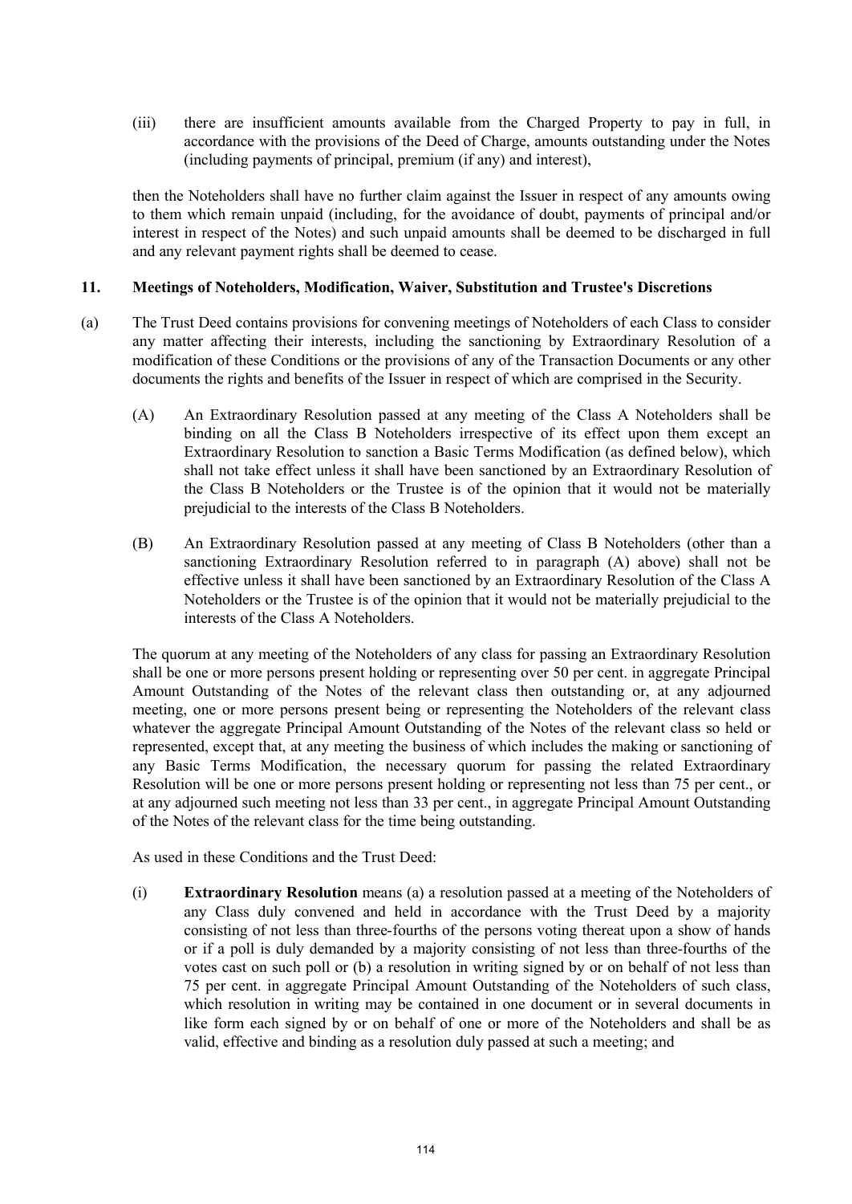(iii) there are insufficient amounts available from the Charged Property to pay in full, in accordance with the provisions of the Deed of Charge, amounts outstanding under the Notes (including payments of principal, premium (if any) and interest),

then the Noteholders shall have no further claim against the Issuer in respect of any amounts owing to them which remain unpaid (including, for the avoidance of doubt, payments of principal and/or interest in respect of the Notes) and such unpaid amounts shall be deemed to be discharged in full and any relevant payment rights shall be deemed to cease.

## 11. Meetings of Noteholders, Modification, Waiver, Substitution and Trustee's Discretions

(a) The Trust Deed contains provisions for convening meetings of Noteholders of each Class to consider any matter affecting their interests, including the sanctioning by Extraordinary Resolution of a modification of these Conditions or the provisions of any of the Transaction Documents or any other documents the rights and benefits of the Issuer in respect of which are comprised in the Security.

(A) An Extraordinary Resolution passed at any meeting of the Class A Noteholders shall be binding on all the Class B Noteholders irrespective of its effect upon them except an Extraordinary Resolution to sanction a Basic Terms Modification (as defined below), which shall not take effect unless it shall have been sanctioned by an Extraordinary Resolution of the Class B Noteholders or the Trustee is of the opinion that it would not be materially prejudicial to the interests of the Class B Noteholders.

(B) An Extraordinary Resolution passed at any meeting of Class B Noteholders (other than a sanctioning Extraordinary Resolution referred to in paragraph (A) above) shall not be effective unless it shall have been sanctioned by an Extraordinary Resolution of the Class A Noteholders or the Trustee is of the opinion that it would not be materially prejudicial to the interests of the Class A Noteholders.

The quorum at any meeting of the Noteholders of any class for passing an Extraordinary Resolution shall be one or more persons present holding or representing over 50 per cent. in aggregate Principal Amount Outstanding of the Notes of the relevant class then outstanding or, at any adjourned meeting, one or more persons present being or representing the Noteholders of the relevant class whatever the aggregate Principal Amount Outstanding of the Notes of the relevant class so held or represented, except that, at any meeting the business of which includes the making or sanctioning of any Basic Terms Modification, the necessary quorum for passing the related Extraordinary Resolution will be one or more persons present holding or representing not less than 75 per cent., or at any adjourned such meeting not less than 33 per cent., in aggregate Principal Amount Outstanding of the Notes of the relevant class for the time being outstanding.

As used in these Conditions and the Trust Deed:

(i) **Extraordinary Resolution** means (a) a resolution passed at a meeting of the Noteholders of any Class duly convened and held in accordance with the Trust Deed by a majority consisting of not less than three-fourths of the persons voting thereat upon a show of hands or if a poll is duly demanded by a majority consisting of not less than three-fourths of the votes cast on such poll or (b) a resolution in writing signed by or on behalf of not less than 75 per cent. in aggregate Principal Amount Outstanding of the Noteholders of such class, which resolution in writing may be contained in one document or in several documents in like form each signed by or on behalf of one or more of the Noteholders and shall be as valid, effective and binding as a resolution duly passed at such a meeting; and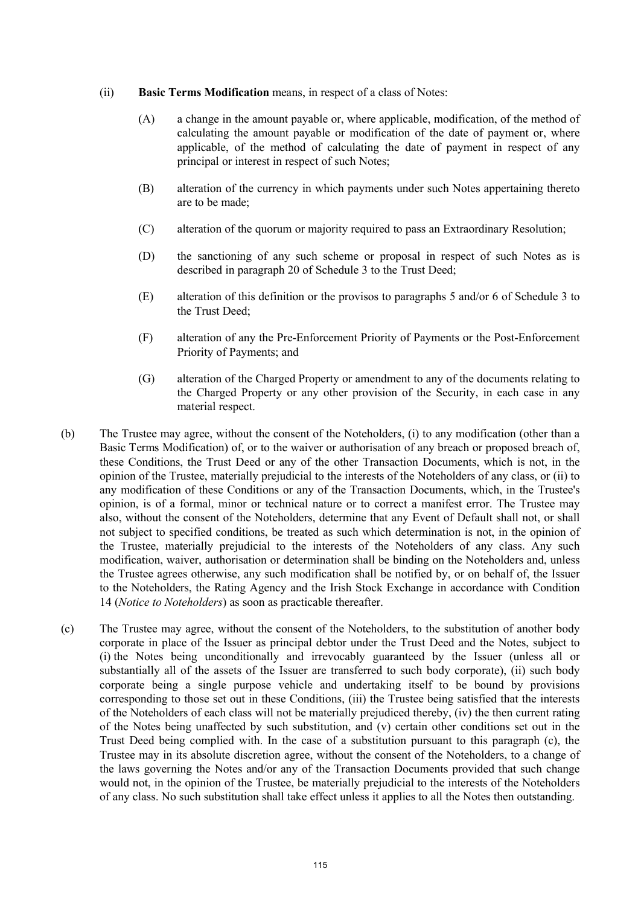(ii) **Basic Terms Modification** means, in respect of a class of Notes:

(A) a change in the amount payable or, where applicable, modification, of the method of calculating the amount payable or modification of the date of payment or, where applicable, of the method of calculating the date of payment in respect of any principal or interest in respect of such Notes;

(B) alteration of the currency in which payments under such Notes appertaining thereto are to be made;

(C) alteration of the quorum or majority required to pass an Extraordinary Resolution;

(D) the sanctioning of any such scheme or proposal in respect of such Notes as is described in paragraph 20 of Schedule 3 to the Trust Deed;

(E) alteration of this definition or the provisos to paragraphs 5 and/or 6 of Schedule 3 to the Trust Deed;

(F) alteration of any the Pre-Enforcement Priority of Payments or the Post-Enforcement Priority of Payments; and

(G) alteration of the Charged Property or amendment to any of the documents relating to the Charged Property or any other provision of the Security, in each case in any material respect.

(b) The Trustee may agree, without the consent of the Noteholders, (i) to any modification (other than a Basic Terms Modification) of, or to the waiver or authorisation of any breach or proposed breach of, these Conditions, the Trust Deed or any of the other Transaction Documents, which is not, in the opinion of the Trustee, materially prejudicial to the interests of the Noteholders of any class, or (ii) to any modification of these Conditions or any of the Transaction Documents, which, in the Trustee's opinion, is of a formal, minor or technical nature or to correct a manifest error. The Trustee may also, without the consent of the Noteholders, determine that any Event of Default shall not, or shall not subject to specified conditions, be treated as such which determination is not, in the opinion of the Trustee, materially prejudicial to the interests of the Noteholders of any class. Any such modification, waiver, authorisation or determination shall be binding on the Noteholders and, unless the Trustee agrees otherwise, any such modification shall be notified by, or on behalf of, the Issuer to the Noteholders, the Rating Agency and the Irish Stock Exchange in accordance with Condition 14 (*Notice to Noteholders*) as soon as practicable thereafter.

(c) The Trustee may agree, without the consent of the Noteholders, to the substitution of another body corporate in place of the Issuer as principal debtor under the Trust Deed and the Notes, subject to (i) the Notes being unconditionally and irrevocably guaranteed by the Issuer (unless all or substantially all of the assets of the Issuer are transferred to such body corporate), (ii) such body corporate being a single purpose vehicle and undertaking itself to be bound by provisions corresponding to those set out in these Conditions, (iii) the Trustee being satisfied that the interests of the Noteholders of each class will not be materially prejudiced thereby, (iv) the then current rating of the Notes being unaffected by such substitution, and (v) certain other conditions set out in the Trust Deed being complied with. In the case of a substitution pursuant to this paragraph (c), the Trustee may in its absolute discretion agree, without the consent of the Noteholders, to a change of the laws governing the Notes and/or any of the Transaction Documents provided that such change would not, in the opinion of the Trustee, be materially prejudicial to the interests of the Noteholders of any class. No such substitution shall take effect unless it applies to all the Notes then outstanding.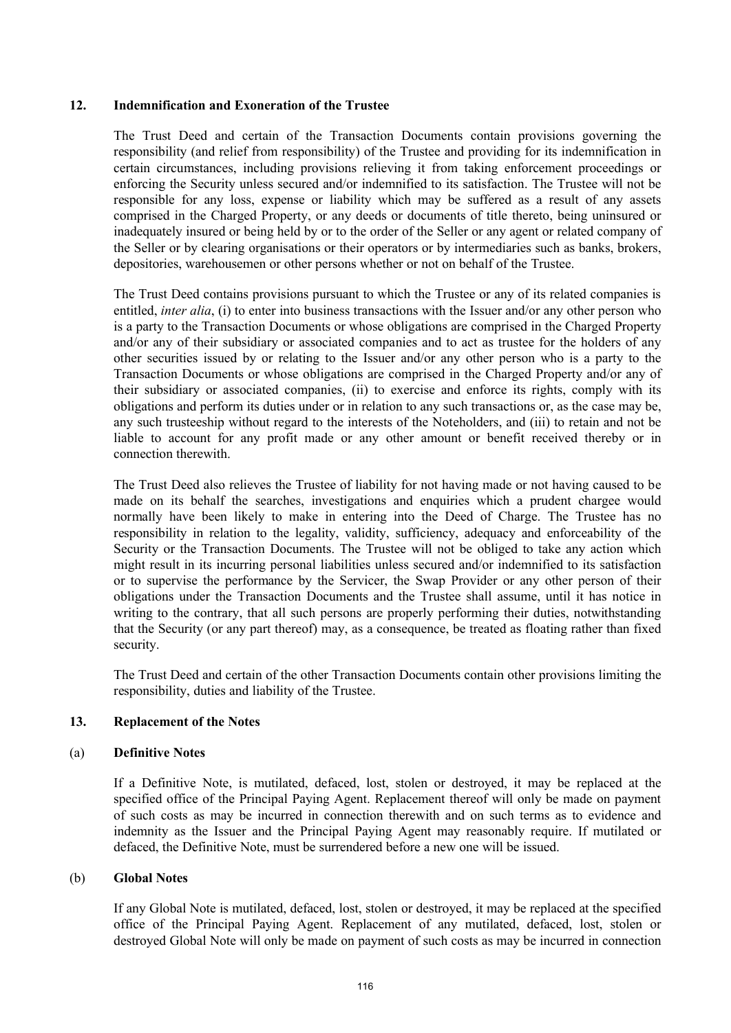## 12. Indemnification and Exoneration of the Trustee

The Trust Deed and certain of the Transaction Documents contain provisions governing the responsibility (and relief from responsibility) of the Trustee and providing for its indemnification in certain circumstances, including provisions relieving it from taking enforcement proceedings or enforcing the Security unless secured and/or indemnified to its satisfaction. The Trustee will not be responsible for any loss, expense or liability which may be suffered as a result of any assets comprised in the Charged Property, or any deeds or documents of title thereto, being uninsured or inadequately insured or being held by or to the order of the Seller or any agent or related company of the Seller or by clearing organisations or their operators or by intermediaries such as banks, brokers, depositories, warehousemen or other persons whether or not on behalf of the Trustee.

The Trust Deed contains provisions pursuant to which the Trustee or any of its related companies is entitled, *inter alia*, (i) to enter into business transactions with the Issuer and/or any other person who is a party to the Transaction Documents or whose obligations are comprised in the Charged Property and/or any of their subsidiary or associated companies and to act as trustee for the holders of any other securities issued by or relating to the Issuer and/or any other person who is a party to the Transaction Documents or whose obligations are comprised in the Charged Property and/or any of their subsidiary or associated companies, (ii) to exercise and enforce its rights, comply with its obligations and perform its duties under or in relation to any such transactions or, as the case may be, any such trusteeship without regard to the interests of the Noteholders, and (iii) to retain and not be liable to account for any profit made or any other amount or benefit received thereby or in connection therewith.

The Trust Deed also relieves the Trustee of liability for not having made or not having caused to be made on its behalf the searches, investigations and enquiries which a prudent chargee would normally have been likely to make in entering into the Deed of Charge. The Trustee has no responsibility in relation to the legality, validity, sufficiency, adequacy and enforceability of the Security or the Transaction Documents. The Trustee will not be obliged to take any action which might result in its incurring personal liabilities unless secured and/or indemnified to its satisfaction or to supervise the performance by the Servicer, the Swap Provider or any other person of their obligations under the Transaction Documents and the Trustee shall assume, until it has notice in writing to the contrary, that all such persons are properly performing their duties, notwithstanding that the Security (or any part thereof) may, as a consequence, be treated as floating rather than fixed security.

The Trust Deed and certain of the other Transaction Documents contain other provisions limiting the responsibility, duties and liability of the Trustee.

## 13. Replacement of the Notes

### (a) Definitive Notes

If a Definitive Note, is mutilated, defaced, lost, stolen or destroyed, it may be replaced at the specified office of the Principal Paying Agent. Replacement thereof will only be made on payment of such costs as may be incurred in connection therewith and on such terms as to evidence and indemnity as the Issuer and the Principal Paying Agent may reasonably require. If mutilated or defaced, the Definitive Note, must be surrendered before a new one will be issued.

### (b) Global Notes

If any Global Note is mutilated, defaced, lost, stolen or destroyed, it may be replaced at the specified office of the Principal Paying Agent. Replacement of any mutilated, defaced, lost, stolen or destroyed Global Note will only be made on payment of such costs as may be incurred in connection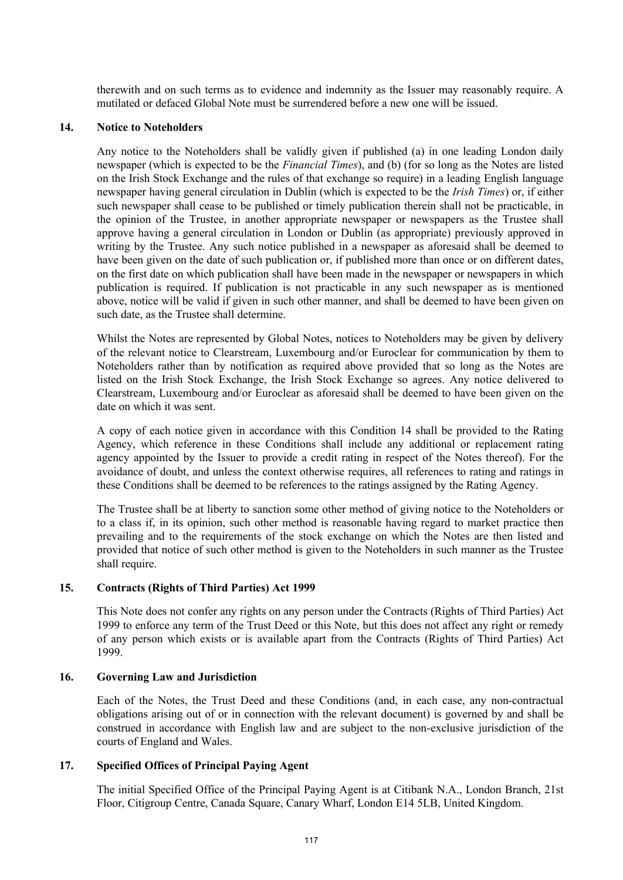therewith and on such terms as to evidence and indemnity as the Issuer may reasonably require. A mutilated or defaced Global Note must be surrendered before a new one will be issued.

## 14. Notice to Noteholders

Any notice to the Noteholders shall be validly given if published (a) in one leading London daily newspaper (which is expected to be the *Financial Times*), and (b) (for so long as the Notes are listed on the Irish Stock Exchange and the rules of that exchange so require) in a leading English language newspaper having general circulation in Dublin (which is expected to be the *Irish Times*) or, if either such newspaper shall cease to be published or timely publication therein shall not be practicable, in the opinion of the Trustee, in another appropriate newspaper or newspapers as the Trustee shall approve having a general circulation in London or Dublin (as appropriate) previously approved in writing by the Trustee. Any such notice published in a newspaper as aforesaid shall be deemed to have been given on the date of such publication or, if published more than once or on different dates, on the first date on which publication shall have been made in the newspaper or newspapers in which publication is required. If publication is not practicable in any such newspaper as is mentioned above, notice will be valid if given in such other manner, and shall be deemed to have been given on such date, as the Trustee shall determine.

Whilst the Notes are represented by Global Notes, notices to Noteholders may be given by delivery of the relevant notice to Clearstream, Luxembourg and/or Euroclear for communication by them to Noteholders rather than by notification as required above provided that so long as the Notes are listed on the Irish Stock Exchange, the Irish Stock Exchange so agrees. Any notice delivered to Clearstream, Luxembourg and/or Euroclear as aforesaid shall be deemed to have been given on the date on which it was sent.

A copy of each notice given in accordance with this Condition 14 shall be provided to the Rating Agency, which reference in these Conditions shall include any additional or replacement rating agency appointed by the Issuer to provide a credit rating in respect of the Notes thereof). For the avoidance of doubt, and unless the context otherwise requires, all references to rating and ratings in these Conditions shall be deemed to be references to the ratings assigned by the Rating Agency.

The Trustee shall be at liberty to sanction some other method of giving notice to the Noteholders or to a class if, in its opinion, such other method is reasonable having regard to market practice then prevailing and to the requirements of the stock exchange on which the Notes are then listed and provided that notice of such other method is given to the Noteholders in such manner as the Trustee shall require.

## 15. Contracts (Rights of Third Parties) Act 1999

This Note does not confer any rights on any person under the Contracts (Rights of Third Parties) Act 1999 to enforce any term of the Trust Deed or this Note, but this does not affect any right or remedy of any person which exists or is available apart from the Contracts (Rights of Third Parties) Act 1999.

## 16. Governing Law and Jurisdiction

Each of the Notes, the Trust Deed and these Conditions (and, in each case, any non-contractual obligations arising out of or in connection with the relevant document) is governed by and shall be construed in accordance with English law and are subject to the non-exclusive jurisdiction of the courts of England and Wales.

## 17. Specified Offices of Principal Paying Agent

The initial Specified Office of the Principal Paying Agent is at Citibank N.A., London Branch, 21st Floor, Citigroup Centre, Canada Square, Canary Wharf, London E14 5LB, United Kingdom.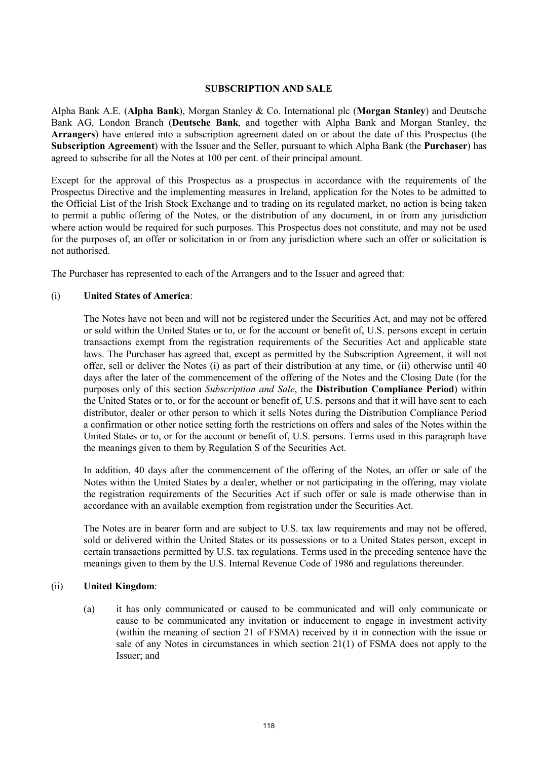## SUBSCRIPTION AND SALE

Alpha Bank A.E. (**Alpha Bank**), Morgan Stanley & Co. International plc (**Morgan Stanley**) and Deutsche Bank AG, London Branch (**Deutsche Bank**, and together with Alpha Bank and Morgan Stanley, the **Arrangers**) have entered into a subscription agreement dated on or about the date of this Prospectus (the **Subscription Agreement**) with the Issuer and the Seller, pursuant to which Alpha Bank (the **Purchaser**) has agreed to subscribe for all the Notes at 100 per cent. of their principal amount.

Except for the approval of this Prospectus as a prospectus in accordance with the requirements of the Prospectus Directive and the implementing measures in Ireland, application for the Notes to be admitted to the Official List of the Irish Stock Exchange and to trading on its regulated market, no action is being taken to permit a public offering of the Notes, or the distribution of any document, in or from any jurisdiction where action would be required for such purposes. This Prospectus does not constitute, and may not be used for the purposes of, an offer or solicitation in or from any jurisdiction where such an offer or solicitation is not authorised.

The Purchaser has represented to each of the Arrangers and to the Issuer and agreed that:

(i) **United States of America**:

The Notes have not been and will not be registered under the Securities Act, and may not be offered or sold within the United States or to, or for the account or benefit of, U.S. persons except in certain transactions exempt from the registration requirements of the Securities Act and applicable state laws. The Purchaser has agreed that, except as permitted by the Subscription Agreement, it will not offer, sell or deliver the Notes (i) as part of their distribution at any time, or (ii) otherwise until 40 days after the later of the commencement of the offering of the Notes and the Closing Date (for the purposes only of this section *Subscription and Sale*, the **Distribution Compliance Period**) within the United States or to, or for the account or benefit of, U.S. persons and that it will have sent to each distributor, dealer or other person to which it sells Notes during the Distribution Compliance Period a confirmation or other notice setting forth the restrictions on offers and sales of the Notes within the United States or to, or for the account or benefit of, U.S. persons. Terms used in this paragraph have the meanings given to them by Regulation S of the Securities Act.

In addition, 40 days after the commencement of the offering of the Notes, an offer or sale of the Notes within the United States by a dealer, whether or not participating in the offering, may violate the registration requirements of the Securities Act if such offer or sale is made otherwise than in accordance with an available exemption from registration under the Securities Act.

The Notes are in bearer form and are subject to U.S. tax law requirements and may not be offered, sold or delivered within the United States or its possessions or to a United States person, except in certain transactions permitted by U.S. tax regulations. Terms used in the preceding sentence have the meanings given to them by the U.S. Internal Revenue Code of 1986 and regulations thereunder.

(ii) **United Kingdom**:

(a) it has only communicated or caused to be communicated and will only communicate or cause to be communicated any invitation or inducement to engage in investment activity (within the meaning of section 21 of FSMA) received by it in connection with the issue or sale of any Notes in circumstances in which section 21(1) of FSMA does not apply to the Issuer; and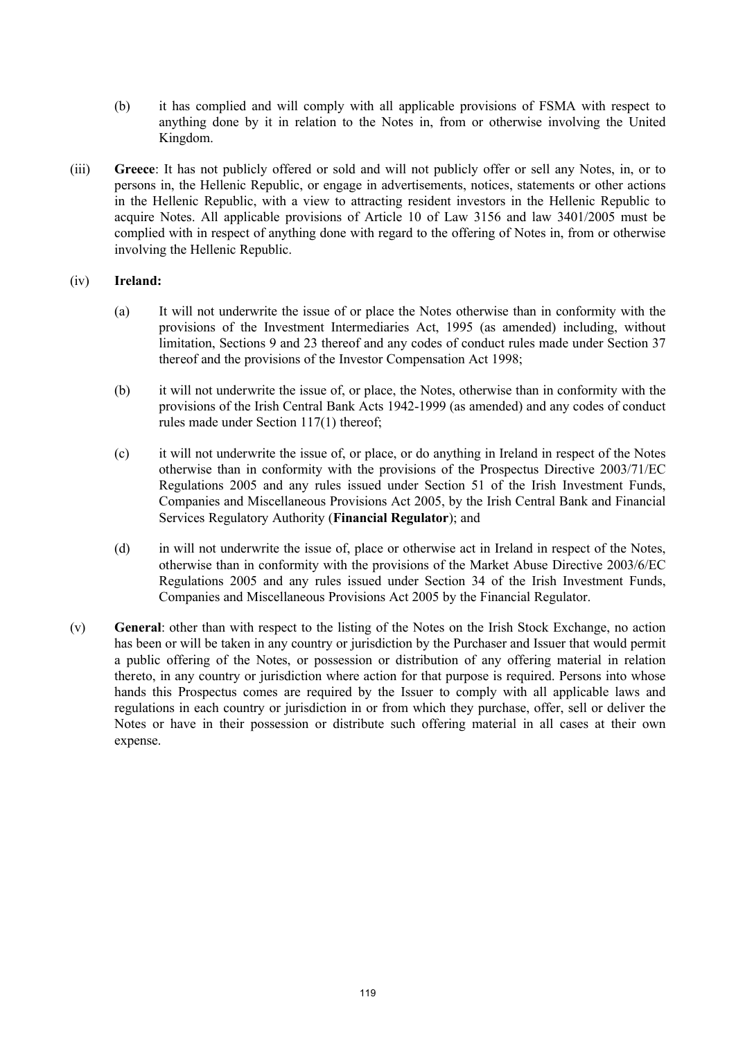(b) it has complied and will comply with all applicable provisions of FSMA with respect to anything done by it in relation to the Notes in, from or otherwise involving the United Kingdom.

(iii) **Greece**: It has not publicly offered or sold and will not publicly offer or sell any Notes, in, or to persons in, the Hellenic Republic, or engage in advertisements, notices, statements or other actions in the Hellenic Republic, with a view to attracting resident investors in the Hellenic Republic to acquire Notes. All applicable provisions of Article 10 of Law 3156 and law 3401/2005 must be complied with in respect of anything done with regard to the offering of Notes in, from or otherwise involving the Hellenic Republic.

(iv) **Ireland:**

(a) It will not underwrite the issue of or place the Notes otherwise than in conformity with the provisions of the Investment Intermediaries Act, 1995 (as amended) including, without limitation, Sections 9 and 23 thereof and any codes of conduct rules made under Section 37 thereof and the provisions of the Investor Compensation Act 1998;

(b) it will not underwrite the issue of, or place, the Notes, otherwise than in conformity with the provisions of the Irish Central Bank Acts 1942-1999 (as amended) and any codes of conduct rules made under Section 117(1) thereof;

(c) it will not underwrite the issue of, or place, or do anything in Ireland in respect of the Notes otherwise than in conformity with the provisions of the Prospectus Directive 2003/71/EC Regulations 2005 and any rules issued under Section 51 of the Irish Investment Funds, Companies and Miscellaneous Provisions Act 2005, by the Irish Central Bank and Financial Services Regulatory Authority (**Financial Regulator**); and

(d) in will not underwrite the issue of, place or otherwise act in Ireland in respect of the Notes, otherwise than in conformity with the provisions of the Market Abuse Directive 2003/6/EC Regulations 2005 and any rules issued under Section 34 of the Irish Investment Funds, Companies and Miscellaneous Provisions Act 2005 by the Financial Regulator.

(v) **General**: other than with respect to the listing of the Notes on the Irish Stock Exchange, no action has been or will be taken in any country or jurisdiction by the Purchaser and Issuer that would permit a public offering of the Notes, or possession or distribution of any offering material in relation thereto, in any country or jurisdiction where action for that purpose is required. Persons into whose hands this Prospectus comes are required by the Issuer to comply with all applicable laws and regulations in each country or jurisdiction in or from which they purchase, offer, sell or deliver the Notes or have in their possession or distribute such offering material in all cases at their own expense.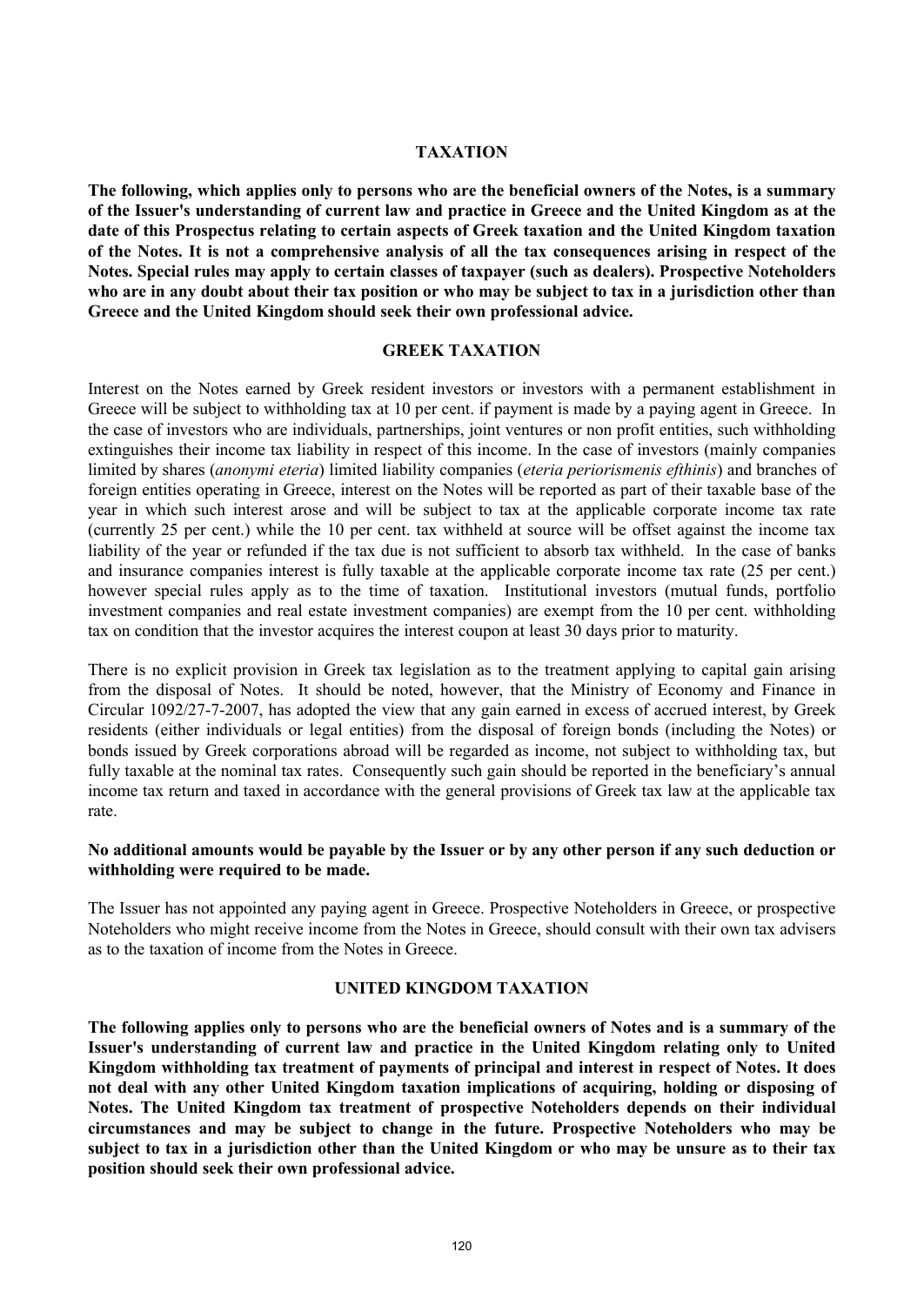# TAXATION

**The following, which applies only to persons who are the beneficial owners of the Notes, is a summary of the Issuer's understanding of current law and practice in Greece and the United Kingdom as at the date of this Prospectus relating to certain aspects of Greek taxation and the United Kingdom taxation of the Notes. It is not a comprehensive analysis of all the tax consequences arising in respect of the Notes. Special rules may apply to certain classes of taxpayer (such as dealers). Prospective Noteholders who are in any doubt about their tax position or who may be subject to tax in a jurisdiction other than Greece and the United Kingdom should seek their own professional advice.**

## GREEK TAXATION

Interest on the Notes earned by Greek resident investors or investors with a permanent establishment in Greece will be subject to withholding tax at 10 per cent. if payment is made by a paying agent in Greece. In the case of investors who are individuals, partnerships, joint ventures or non profit entities, such withholding extinguishes their income tax liability in respect of this income. In the case of investors (mainly companies limited by shares (*anonymi eteria*) limited liability companies (*eteria periorismenis efthinis*) and branches of foreign entities operating in Greece, interest on the Notes will be reported as part of their taxable base of the year in which such interest arose and will be subject to tax at the applicable corporate income tax rate (currently 25 per cent.) while the 10 per cent. tax withheld at source will be offset against the income tax liability of the year or refunded if the tax due is not sufficient to absorb tax withheld. In the case of banks and insurance companies interest is fully taxable at the applicable corporate income tax rate (25 per cent.) however special rules apply as to the time of taxation. Institutional investors (mutual funds, portfolio investment companies and real estate investment companies) are exempt from the 10 per cent. withholding tax on condition that the investor acquires the interest coupon at least 30 days prior to maturity.

There is no explicit provision in Greek tax legislation as to the treatment applying to capital gain arising from the disposal of Notes. It should be noted, however, that the Ministry of Economy and Finance in Circular 1092/27-7-2007, has adopted the view that any gain earned in excess of accrued interest, by Greek residents (either individuals or legal entities) from the disposal of foreign bonds (including the Notes) or bonds issued by Greek corporations abroad will be regarded as income, not subject to withholding tax, but fully taxable at the nominal tax rates. Consequently such gain should be reported in the beneficiary's annual income tax return and taxed in accordance with the general provisions of Greek tax law at the applicable tax rate.

**No additional amounts would be payable by the Issuer or by any other person if any such deduction or withholding were required to be made.**

The Issuer has not appointed any paying agent in Greece. Prospective Noteholders in Greece, or prospective Noteholders who might receive income from the Notes in Greece, should consult with their own tax advisers as to the taxation of income from the Notes in Greece.

## UNITED KINGDOM TAXATION

**The following applies only to persons who are the beneficial owners of Notes and is a summary of the Issuer's understanding of current law and practice in the United Kingdom relating only to United Kingdom withholding tax treatment of payments of principal and interest in respect of Notes. It does not deal with any other United Kingdom taxation implications of acquiring, holding or disposing of Notes. The United Kingdom tax treatment of prospective Noteholders depends on their individual circumstances and may be subject to change in the future. Prospective Noteholders who may be subject to tax in a jurisdiction other than the United Kingdom or who may be unsure as to their tax position should seek their own professional advice.**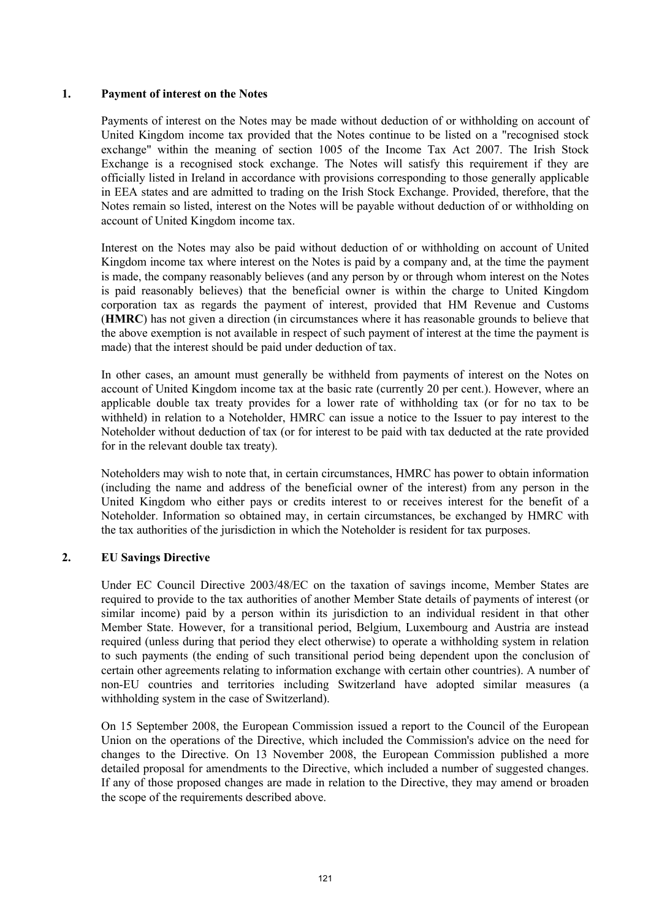## 1. Payment of interest on the Notes

Payments of interest on the Notes may be made without deduction of or withholding on account of United Kingdom income tax provided that the Notes continue to be listed on a "recognised stock exchange" within the meaning of section 1005 of the Income Tax Act 2007. The Irish Stock Exchange is a recognised stock exchange. The Notes will satisfy this requirement if they are officially listed in Ireland in accordance with provisions corresponding to those generally applicable in EEA states and are admitted to trading on the Irish Stock Exchange. Provided, therefore, that the Notes remain so listed, interest on the Notes will be payable without deduction of or withholding on account of United Kingdom income tax.

Interest on the Notes may also be paid without deduction of or withholding on account of United Kingdom income tax where interest on the Notes is paid by a company and, at the time the payment is made, the company reasonably believes (and any person by or through whom interest on the Notes is paid reasonably believes) that the beneficial owner is within the charge to United Kingdom corporation tax as regards the payment of interest, provided that HM Revenue and Customs (**HMRC**) has not given a direction (in circumstances where it has reasonable grounds to believe that the above exemption is not available in respect of such payment of interest at the time the payment is made) that the interest should be paid under deduction of tax.

In other cases, an amount must generally be withheld from payments of interest on the Notes on account of United Kingdom income tax at the basic rate (currently 20 per cent.). However, where an applicable double tax treaty provides for a lower rate of withholding tax (or for no tax to be withheld) in relation to a Noteholder, HMRC can issue a notice to the Issuer to pay interest to the Noteholder without deduction of tax (or for interest to be paid with tax deducted at the rate provided for in the relevant double tax treaty).

Noteholders may wish to note that, in certain circumstances, HMRC has power to obtain information (including the name and address of the beneficial owner of the interest) from any person in the United Kingdom who either pays or credits interest to or receives interest for the benefit of a Noteholder. Information so obtained may, in certain circumstances, be exchanged by HMRC with the tax authorities of the jurisdiction in which the Noteholder is resident for tax purposes.

## 2. EU Savings Directive

Under EC Council Directive 2003/48/EC on the taxation of savings income, Member States are required to provide to the tax authorities of another Member State details of payments of interest (or similar income) paid by a person within its jurisdiction to an individual resident in that other Member State. However, for a transitional period, Belgium, Luxembourg and Austria are instead required (unless during that period they elect otherwise) to operate a withholding system in relation to such payments (the ending of such transitional period being dependent upon the conclusion of certain other agreements relating to information exchange with certain other countries). A number of non-EU countries and territories including Switzerland have adopted similar measures (a withholding system in the case of Switzerland).

On 15 September 2008, the European Commission issued a report to the Council of the European Union on the operations of the Directive, which included the Commission's advice on the need for changes to the Directive. On 13 November 2008, the European Commission published a more detailed proposal for amendments to the Directive, which included a number of suggested changes. If any of those proposed changes are made in relation to the Directive, they may amend or broaden the scope of the requirements described above.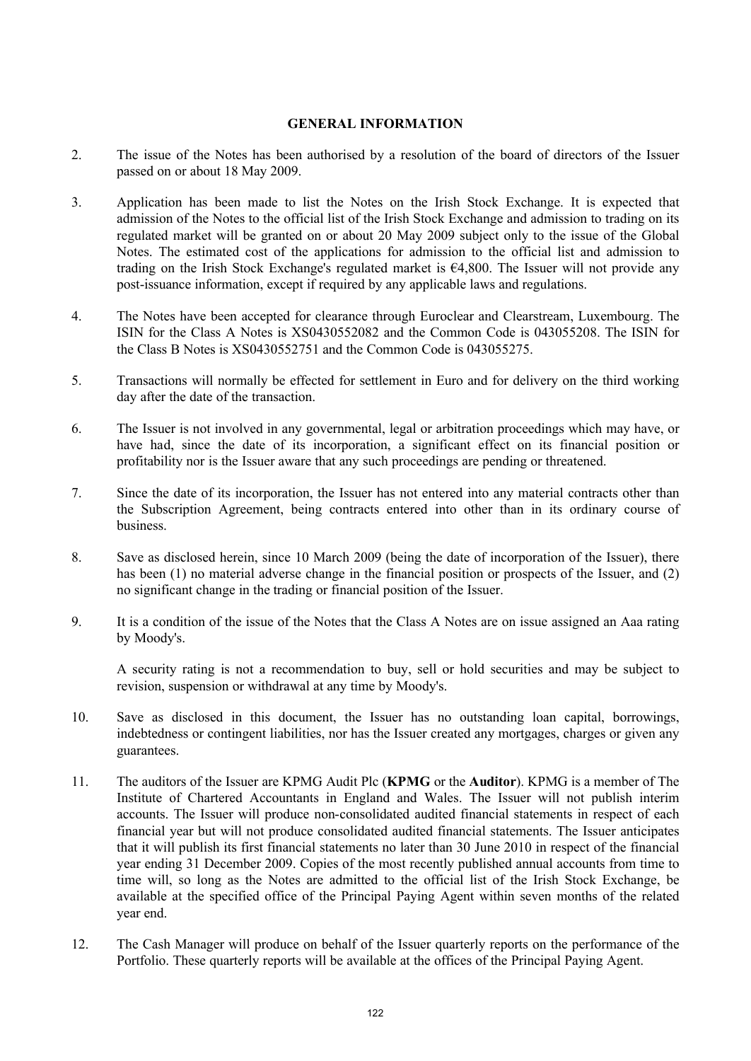## GENERAL INFORMATION

2. The issue of the Notes has been authorised by a resolution of the board of directors of the Issuer passed on or about 18 May 2009.

3. Application has been made to list the Notes on the Irish Stock Exchange. It is expected that admission of the Notes to the official list of the Irish Stock Exchange and admission to trading on its regulated market will be granted on or about 20 May 2009 subject only to the issue of the Global Notes. The estimated cost of the applications for admission to the official list and admission to trading on the Irish Stock Exchange's regulated market is €4,800. The Issuer will not provide any post-issuance information, except if required by any applicable laws and regulations.

4. The Notes have been accepted for clearance through Euroclear and Clearstream, Luxembourg. The ISIN for the Class A Notes is XS0430552082 and the Common Code is 043055208. The ISIN for the Class B Notes is XS0430552751 and the Common Code is 043055275.

5. Transactions will normally be effected for settlement in Euro and for delivery on the third working day after the date of the transaction.

6. The Issuer is not involved in any governmental, legal or arbitration proceedings which may have, or have had, since the date of its incorporation, a significant effect on its financial position or profitability nor is the Issuer aware that any such proceedings are pending or threatened.

7. Since the date of its incorporation, the Issuer has not entered into any material contracts other than the Subscription Agreement, being contracts entered into other than in its ordinary course of business.

8. Save as disclosed herein, since 10 March 2009 (being the date of incorporation of the Issuer), there has been (1) no material adverse change in the financial position or prospects of the Issuer, and (2) no significant change in the trading or financial position of the Issuer.

9. It is a condition of the issue of the Notes that the Class A Notes are on issue assigned an Aaa rating by Moody's.

   A security rating is not a recommendation to buy, sell or hold securities and may be subject to revision, suspension or withdrawal at any time by Moody's.

10. Save as disclosed in this document, the Issuer has no outstanding loan capital, borrowings, indebtedness or contingent liabilities, nor has the Issuer created any mortgages, charges or given any guarantees.

11. The auditors of the Issuer are KPMG Audit Plc (**KPMG** or the **Auditor**). KPMG is a member of The Institute of Chartered Accountants in England and Wales. The Issuer will not publish interim accounts. The Issuer will produce non-consolidated audited financial statements in respect of each financial year but will not produce consolidated audited financial statements. The Issuer anticipates that it will publish its first financial statements no later than 30 June 2010 in respect of the financial year ending 31 December 2009. Copies of the most recently published annual accounts from time to time will, so long as the Notes are admitted to the official list of the Irish Stock Exchange, be available at the specified office of the Principal Paying Agent within seven months of the related year end.

12. The Cash Manager will produce on behalf of the Issuer quarterly reports on the performance of the Portfolio. These quarterly reports will be available at the offices of the Principal Paying Agent.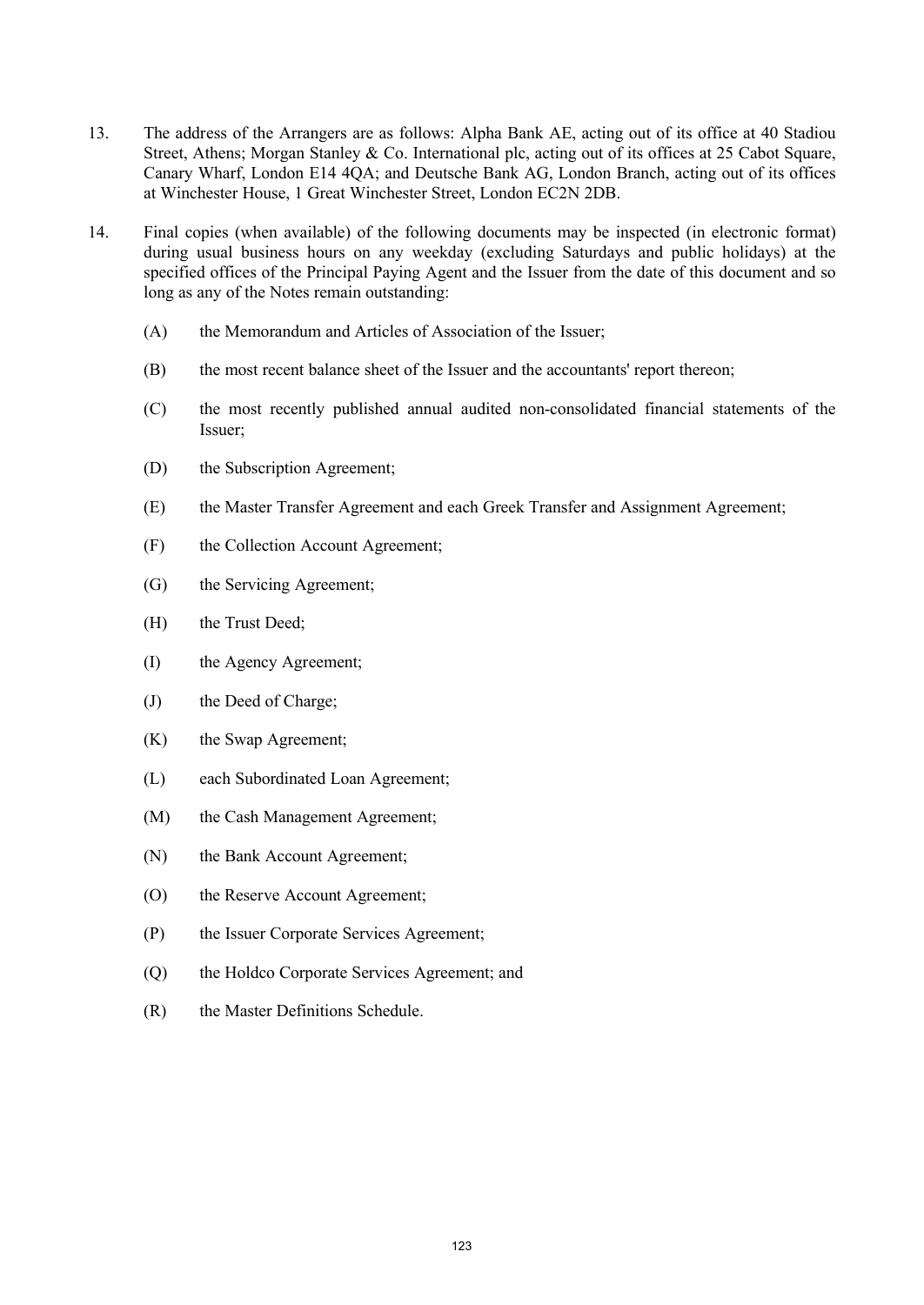13. The address of the Arrangers are as follows: Alpha Bank AE, acting out of its office at 40 Stadiou Street, Athens; Morgan Stanley & Co. International plc, acting out of its offices at 25 Cabot Square, Canary Wharf, London E14 4QA; and Deutsche Bank AG, London Branch, acting out of its offices at Winchester House, 1 Great Winchester Street, London EC2N 2DB.

14. Final copies (when available) of the following documents may be inspected (in electronic format) during usual business hours on any weekday (excluding Saturdays and public holidays) at the specified offices of the Principal Paying Agent and the Issuer from the date of this document and so long as any of the Notes remain outstanding:

    (A) the Memorandum and Articles of Association of the Issuer;

    (B) the most recent balance sheet of the Issuer and the accountants' report thereon;

    (C) the most recently published annual audited non-consolidated financial statements of the Issuer;

    (D) the Subscription Agreement;

    (E) the Master Transfer Agreement and each Greek Transfer and Assignment Agreement;

    (F) the Collection Account Agreement;

    (G) the Servicing Agreement;

    (H) the Trust Deed;

    (I) the Agency Agreement;

    (J) the Deed of Charge;

    (K) the Swap Agreement;

    (L) each Subordinated Loan Agreement;

    (M) the Cash Management Agreement;

    (N) the Bank Account Agreement;

    (O) the Reserve Account Agreement;

    (P) the Issuer Corporate Services Agreement;

    (Q) the Holdco Corporate Services Agreement; and

    (R) the Master Definitions Schedule.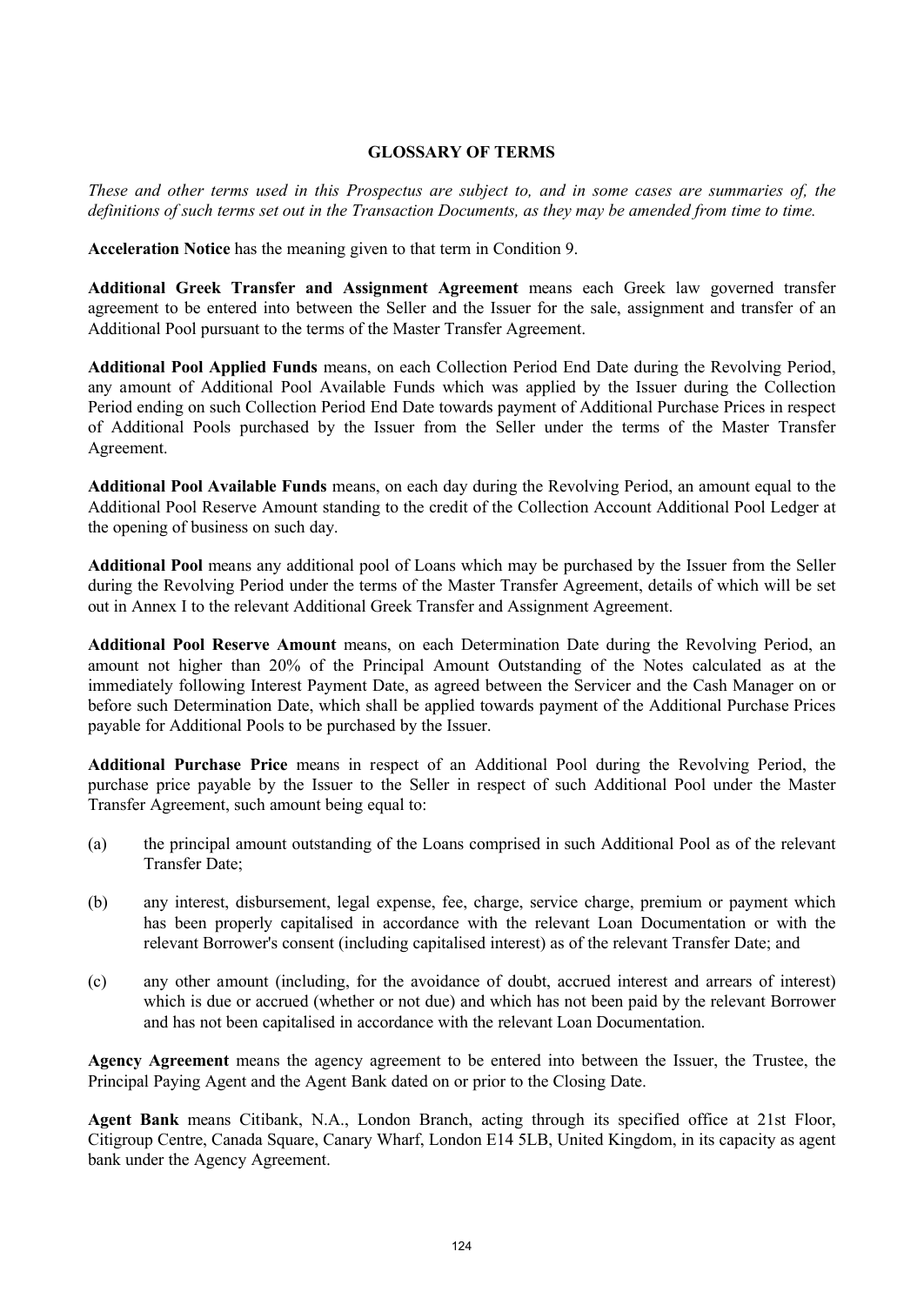## GLOSSARY OF TERMS

*These and other terms used in this Prospectus are subject to, and in some cases are summaries of, the definitions of such terms set out in the Transaction Documents, as they may be amended from time to time.*

**Acceleration Notice** has the meaning given to that term in Condition 9.

**Additional Greek Transfer and Assignment Agreement** means each Greek law governed transfer agreement to be entered into between the Seller and the Issuer for the sale, assignment and transfer of an Additional Pool pursuant to the terms of the Master Transfer Agreement.

**Additional Pool Applied Funds** means, on each Collection Period End Date during the Revolving Period, any amount of Additional Pool Available Funds which was applied by the Issuer during the Collection Period ending on such Collection Period End Date towards payment of Additional Purchase Prices in respect of Additional Pools purchased by the Issuer from the Seller under the terms of the Master Transfer Agreement.

**Additional Pool Available Funds** means, on each day during the Revolving Period, an amount equal to the Additional Pool Reserve Amount standing to the credit of the Collection Account Additional Pool Ledger at the opening of business on such day.

**Additional Pool** means any additional pool of Loans which may be purchased by the Issuer from the Seller during the Revolving Period under the terms of the Master Transfer Agreement, details of which will be set out in Annex I to the relevant Additional Greek Transfer and Assignment Agreement.

**Additional Pool Reserve Amount** means, on each Determination Date during the Revolving Period, an amount not higher than 20% of the Principal Amount Outstanding of the Notes calculated as at the immediately following Interest Payment Date, as agreed between the Servicer and the Cash Manager on or before such Determination Date, which shall be applied towards payment of the Additional Purchase Prices payable for Additional Pools to be purchased by the Issuer.

**Additional Purchase Price** means in respect of an Additional Pool during the Revolving Period, the purchase price payable by the Issuer to the Seller in respect of such Additional Pool under the Master Transfer Agreement, such amount being equal to:

(a) the principal amount outstanding of the Loans comprised in such Additional Pool as of the relevant Transfer Date;

(b) any interest, disbursement, legal expense, fee, charge, service charge, premium or payment which has been properly capitalised in accordance with the relevant Loan Documentation or with the relevant Borrower's consent (including capitalised interest) as of the relevant Transfer Date; and

(c) any other amount (including, for the avoidance of doubt, accrued interest and arrears of interest) which is due or accrued (whether or not due) and which has not been paid by the relevant Borrower and has not been capitalised in accordance with the relevant Loan Documentation.

**Agency Agreement** means the agency agreement to be entered into between the Issuer, the Trustee, the Principal Paying Agent and the Agent Bank dated on or prior to the Closing Date.

**Agent Bank** means Citibank, N.A., London Branch, acting through its specified office at 21st Floor, Citigroup Centre, Canada Square, Canary Wharf, London E14 5LB, United Kingdom, in its capacity as agent bank under the Agency Agreement.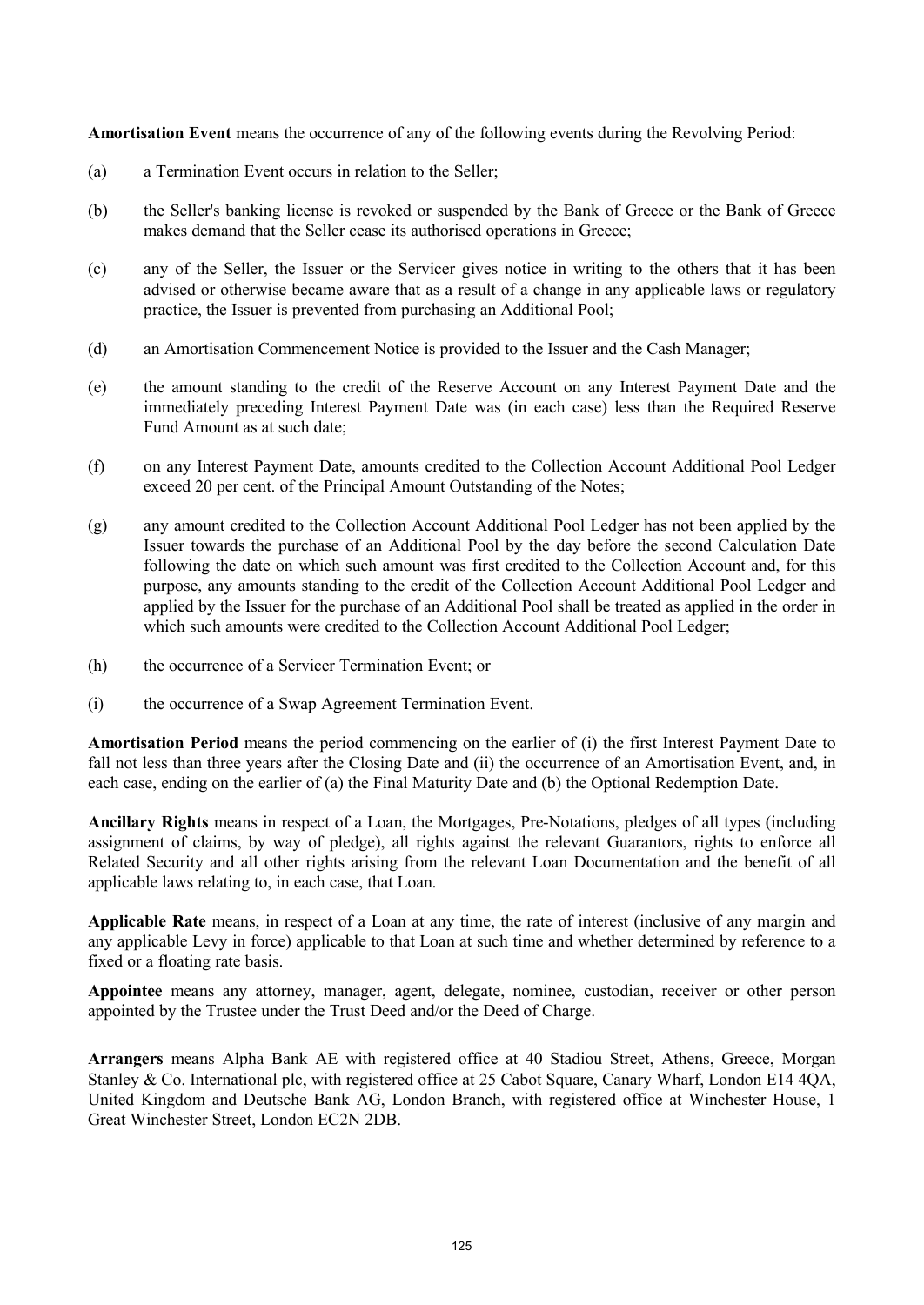**Amortisation Event** means the occurrence of any of the following events during the Revolving Period:

(a) a Termination Event occurs in relation to the Seller;

(b) the Seller's banking license is revoked or suspended by the Bank of Greece or the Bank of Greece makes demand that the Seller cease its authorised operations in Greece;

(c) any of the Seller, the Issuer or the Servicer gives notice in writing to the others that it has been advised or otherwise became aware that as a result of a change in any applicable laws or regulatory practice, the Issuer is prevented from purchasing an Additional Pool;

(d) an Amortisation Commencement Notice is provided to the Issuer and the Cash Manager;

(e) the amount standing to the credit of the Reserve Account on any Interest Payment Date and the immediately preceding Interest Payment Date was (in each case) less than the Required Reserve Fund Amount as at such date;

(f) on any Interest Payment Date, amounts credited to the Collection Account Additional Pool Ledger exceed 20 per cent. of the Principal Amount Outstanding of the Notes;

(g) any amount credited to the Collection Account Additional Pool Ledger has not been applied by the Issuer towards the purchase of an Additional Pool by the day before the second Calculation Date following the date on which such amount was first credited to the Collection Account and, for this purpose, any amounts standing to the credit of the Collection Account Additional Pool Ledger and applied by the Issuer for the purchase of an Additional Pool shall be treated as applied in the order in which such amounts were credited to the Collection Account Additional Pool Ledger;

(h) the occurrence of a Servicer Termination Event; or

(i) the occurrence of a Swap Agreement Termination Event.

**Amortisation Period** means the period commencing on the earlier of (i) the first Interest Payment Date to fall not less than three years after the Closing Date and (ii) the occurrence of an Amortisation Event, and, in each case, ending on the earlier of (a) the Final Maturity Date and (b) the Optional Redemption Date.

**Ancillary Rights** means in respect of a Loan, the Mortgages, Pre-Notations, pledges of all types (including assignment of claims, by way of pledge), all rights against the relevant Guarantors, rights to enforce all Related Security and all other rights arising from the relevant Loan Documentation and the benefit of all applicable laws relating to, in each case, that Loan.

**Applicable Rate** means, in respect of a Loan at any time, the rate of interest (inclusive of any margin and any applicable Levy in force) applicable to that Loan at such time and whether determined by reference to a fixed or a floating rate basis.

**Appointee** means any attorney, manager, agent, delegate, nominee, custodian, receiver or other person appointed by the Trustee under the Trust Deed and/or the Deed of Charge.

**Arrangers** means Alpha Bank AE with registered office at 40 Stadiou Street, Athens, Greece, Morgan Stanley & Co. International plc, with registered office at 25 Cabot Square, Canary Wharf, London E14 4QA, United Kingdom and Deutsche Bank AG, London Branch, with registered office at Winchester House, 1 Great Winchester Street, London EC2N 2DB.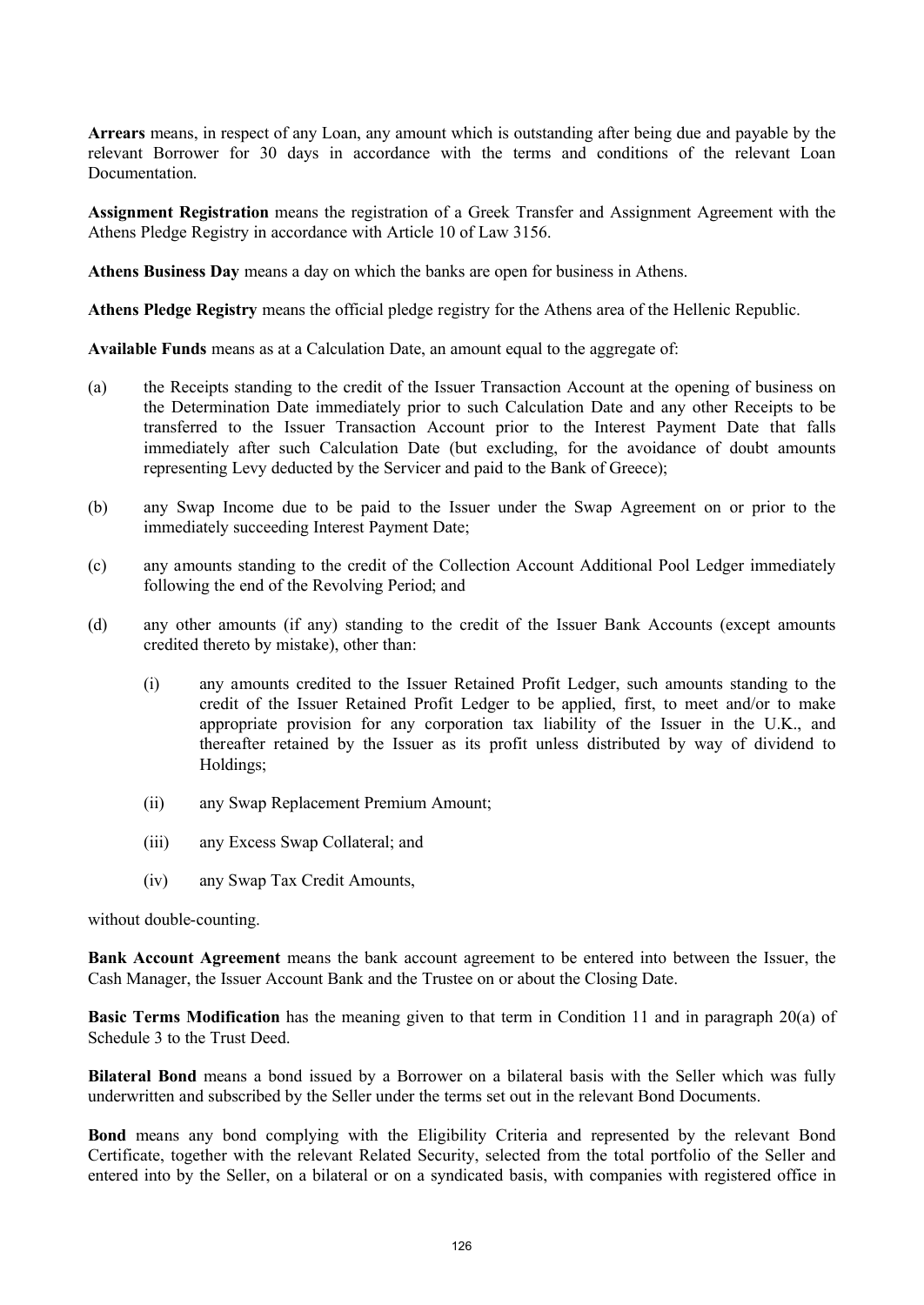**Arrears** means, in respect of any Loan, any amount which is outstanding after being due and payable by the relevant Borrower for 30 days in accordance with the terms and conditions of the relevant Loan Documentation.

**Assignment Registration** means the registration of a Greek Transfer and Assignment Agreement with the Athens Pledge Registry in accordance with Article 10 of Law 3156.

**Athens Business Day** means a day on which the banks are open for business in Athens.

**Athens Pledge Registry** means the official pledge registry for the Athens area of the Hellenic Republic.

**Available Funds** means as at a Calculation Date, an amount equal to the aggregate of:

(a) the Receipts standing to the credit of the Issuer Transaction Account at the opening of business on the Determination Date immediately prior to such Calculation Date and any other Receipts to be transferred to the Issuer Transaction Account prior to the Interest Payment Date that falls immediately after such Calculation Date (but excluding, for the avoidance of doubt amounts representing Levy deducted by the Servicer and paid to the Bank of Greece);

(b) any Swap Income due to be paid to the Issuer under the Swap Agreement on or prior to the immediately succeeding Interest Payment Date;

(c) any amounts standing to the credit of the Collection Account Additional Pool Ledger immediately following the end of the Revolving Period; and

(d) any other amounts (if any) standing to the credit of the Issuer Bank Accounts (except amounts credited thereto by mistake), other than:

   (i) any amounts credited to the Issuer Retained Profit Ledger, such amounts standing to the credit of the Issuer Retained Profit Ledger to be applied, first, to meet and/or to make appropriate provision for any corporation tax liability of the Issuer in the U.K., and thereafter retained by the Issuer as its profit unless distributed by way of dividend to Holdings;

   (ii) any Swap Replacement Premium Amount;

   (iii) any Excess Swap Collateral; and

   (iv) any Swap Tax Credit Amounts,

without double-counting.

**Bank Account Agreement** means the bank account agreement to be entered into between the Issuer, the Cash Manager, the Issuer Account Bank and the Trustee on or about the Closing Date.

**Basic Terms Modification** has the meaning given to that term in Condition 11 and in paragraph 20(a) of Schedule 3 to the Trust Deed.

**Bilateral Bond** means a bond issued by a Borrower on a bilateral basis with the Seller which was fully underwritten and subscribed by the Seller under the terms set out in the relevant Bond Documents.

**Bond** means any bond complying with the Eligibility Criteria and represented by the relevant Bond Certificate, together with the relevant Related Security, selected from the total portfolio of the Seller and entered into by the Seller, on a bilateral or on a syndicated basis, with companies with registered office in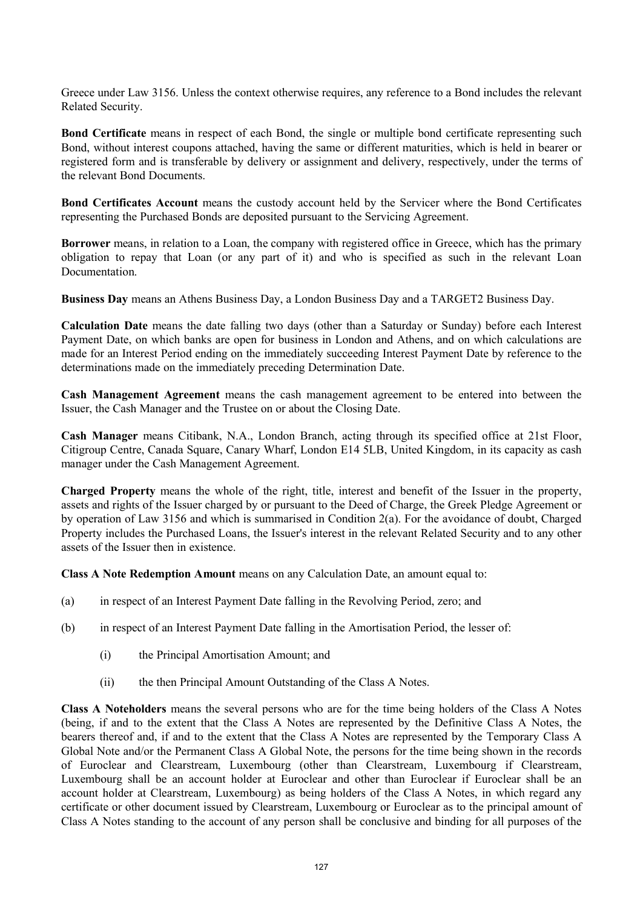Greece under Law 3156. Unless the context otherwise requires, any reference to a Bond includes the relevant Related Security.

**Bond Certificate** means in respect of each Bond, the single or multiple bond certificate representing such Bond, without interest coupons attached, having the same or different maturities, which is held in bearer or registered form and is transferable by delivery or assignment and delivery, respectively, under the terms of the relevant Bond Documents.

**Bond Certificates Account** means the custody account held by the Servicer where the Bond Certificates representing the Purchased Bonds are deposited pursuant to the Servicing Agreement.

**Borrower** means, in relation to a Loan, the company with registered office in Greece, which has the primary obligation to repay that Loan (or any part of it) and who is specified as such in the relevant Loan Documentation.

**Business Day** means an Athens Business Day, a London Business Day and a TARGET2 Business Day.

**Calculation Date** means the date falling two days (other than a Saturday or Sunday) before each Interest Payment Date, on which banks are open for business in London and Athens, and on which calculations are made for an Interest Period ending on the immediately succeeding Interest Payment Date by reference to the determinations made on the immediately preceding Determination Date.

**Cash Management Agreement** means the cash management agreement to be entered into between the Issuer, the Cash Manager and the Trustee on or about the Closing Date.

**Cash Manager** means Citibank, N.A., London Branch, acting through its specified office at 21st Floor, Citigroup Centre, Canada Square, Canary Wharf, London E14 5LB, United Kingdom, in its capacity as cash manager under the Cash Management Agreement.

**Charged Property** means the whole of the right, title, interest and benefit of the Issuer in the property, assets and rights of the Issuer charged by or pursuant to the Deed of Charge, the Greek Pledge Agreement or by operation of Law 3156 and which is summarised in Condition 2(a). For the avoidance of doubt, Charged Property includes the Purchased Loans, the Issuer's interest in the relevant Related Security and to any other assets of the Issuer then in existence.

**Class A Note Redemption Amount** means on any Calculation Date, an amount equal to:

(a) in respect of an Interest Payment Date falling in the Revolving Period, zero; and

(b) in respect of an Interest Payment Date falling in the Amortisation Period, the lesser of:

  (i) the Principal Amortisation Amount; and

  (ii) the then Principal Amount Outstanding of the Class A Notes.

**Class A Noteholders** means the several persons who are for the time being holders of the Class A Notes (being, if and to the extent that the Class A Notes are represented by the Definitive Class A Notes, the bearers thereof and, if and to the extent that the Class A Notes are represented by the Temporary Class A Global Note and/or the Permanent Class A Global Note, the persons for the time being shown in the records of Euroclear and Clearstream, Luxembourg (other than Clearstream, Luxembourg if Clearstream, Luxembourg shall be an account holder at Euroclear and other than Euroclear if Euroclear shall be an account holder at Clearstream, Luxembourg) as being holders of the Class A Notes, in which regard any certificate or other document issued by Clearstream, Luxembourg or Euroclear as to the principal amount of Class A Notes standing to the account of any person shall be conclusive and binding for all purposes of the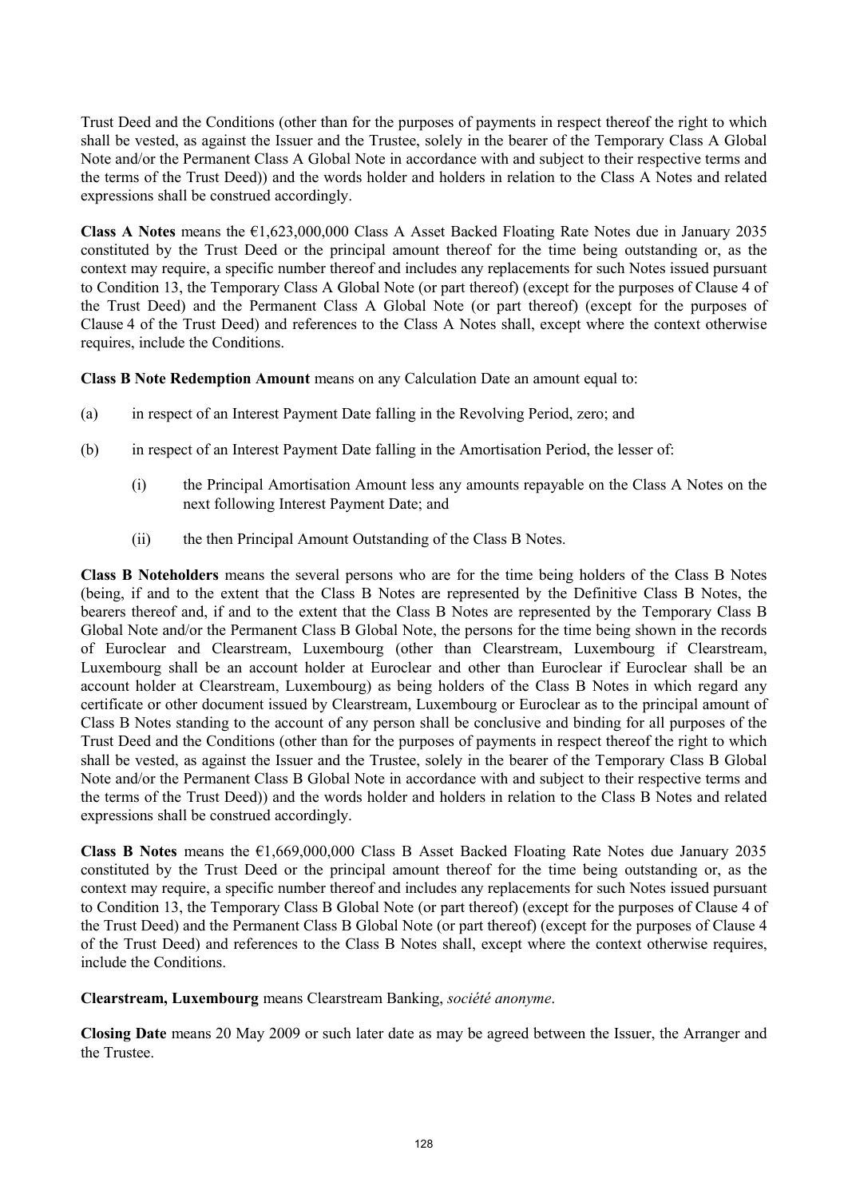Trust Deed and the Conditions (other than for the purposes of payments in respect thereof the right to which shall be vested, as against the Issuer and the Trustee, solely in the bearer of the Temporary Class A Global Note and/or the Permanent Class A Global Note in accordance with and subject to their respective terms and the terms of the Trust Deed)) and the words holder and holders in relation to the Class A Notes and related expressions shall be construed accordingly.

**Class A Notes** means the €1,623,000,000 Class A Asset Backed Floating Rate Notes due in January 2035 constituted by the Trust Deed or the principal amount thereof for the time being outstanding or, as the context may require, a specific number thereof and includes any replacements for such Notes issued pursuant to Condition 13, the Temporary Class A Global Note (or part thereof) (except for the purposes of Clause 4 of the Trust Deed) and the Permanent Class A Global Note (or part thereof) (except for the purposes of Clause 4 of the Trust Deed) and references to the Class A Notes shall, except where the context otherwise requires, include the Conditions.

**Class B Note Redemption Amount** means on any Calculation Date an amount equal to:

(a) in respect of an Interest Payment Date falling in the Revolving Period, zero; and

(b) in respect of an Interest Payment Date falling in the Amortisation Period, the lesser of:

   (i) the Principal Amortisation Amount less any amounts repayable on the Class A Notes on the next following Interest Payment Date; and

   (ii) the then Principal Amount Outstanding of the Class B Notes.

**Class B Noteholders** means the several persons who are for the time being holders of the Class B Notes (being, if and to the extent that the Class B Notes are represented by the Definitive Class B Notes, the bearers thereof and, if and to the extent that the Class B Notes are represented by the Temporary Class B Global Note and/or the Permanent Class B Global Note, the persons for the time being shown in the records of Euroclear and Clearstream, Luxembourg (other than Clearstream, Luxembourg if Clearstream, Luxembourg shall be an account holder at Euroclear and other than Euroclear if Euroclear shall be an account holder at Clearstream, Luxembourg) as being holders of the Class B Notes in which regard any certificate or other document issued by Clearstream, Luxembourg or Euroclear as to the principal amount of Class B Notes standing to the account of any person shall be conclusive and binding for all purposes of the Trust Deed and the Conditions (other than for the purposes of payments in respect thereof the right to which shall be vested, as against the Issuer and the Trustee, solely in the bearer of the Temporary Class B Global Note and/or the Permanent Class B Global Note in accordance with and subject to their respective terms and the terms of the Trust Deed)) and the words holder and holders in relation to the Class B Notes and related expressions shall be construed accordingly.

**Class B Notes** means the €1,669,000,000 Class B Asset Backed Floating Rate Notes due January 2035 constituted by the Trust Deed or the principal amount thereof for the time being outstanding or, as the context may require, a specific number thereof and includes any replacements for such Notes issued pursuant to Condition 13, the Temporary Class B Global Note (or part thereof) (except for the purposes of Clause 4 of the Trust Deed) and the Permanent Class B Global Note (or part thereof) (except for the purposes of Clause 4 of the Trust Deed) and references to the Class B Notes shall, except where the context otherwise requires, include the Conditions.

**Clearstream, Luxembourg** means Clearstream Banking, *société anonyme*.

**Closing Date** means 20 May 2009 or such later date as may be agreed between the Issuer, the Arranger and the Trustee.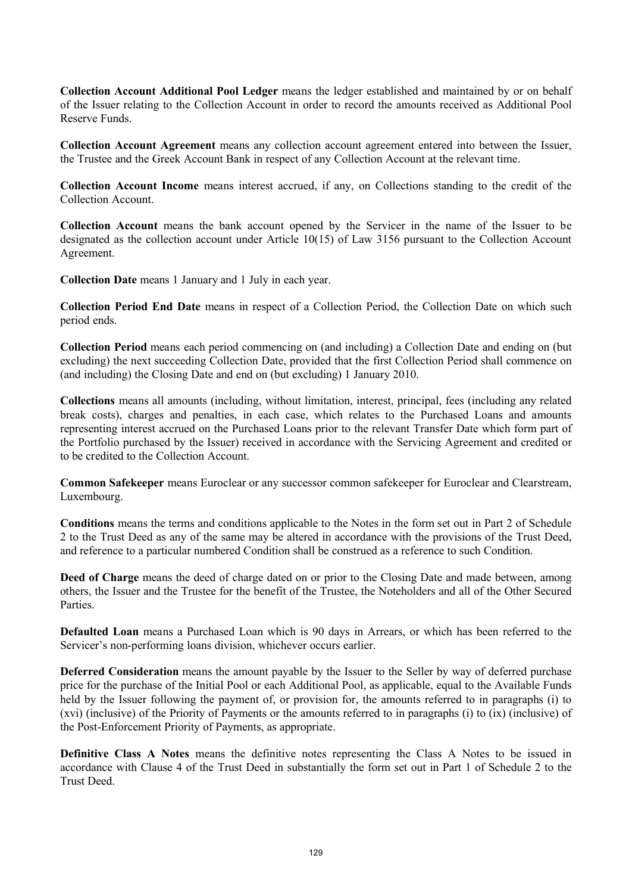**Collection Account Additional Pool Ledger** means the ledger established and maintained by or on behalf of the Issuer relating to the Collection Account in order to record the amounts received as Additional Pool Reserve Funds.

**Collection Account Agreement** means any collection account agreement entered into between the Issuer, the Trustee and the Greek Account Bank in respect of any Collection Account at the relevant time.

**Collection Account Income** means interest accrued, if any, on Collections standing to the credit of the Collection Account.

**Collection Account** means the bank account opened by the Servicer in the name of the Issuer to be designated as the collection account under Article 10(15) of Law 3156 pursuant to the Collection Account Agreement.

**Collection Date** means 1 January and 1 July in each year.

**Collection Period End Date** means in respect of a Collection Period, the Collection Date on which such period ends.

**Collection Period** means each period commencing on (and including) a Collection Date and ending on (but excluding) the next succeeding Collection Date, provided that the first Collection Period shall commence on (and including) the Closing Date and end on (but excluding) 1 January 2010.

**Collections** means all amounts (including, without limitation, interest, principal, fees (including any related break costs), charges and penalties, in each case, which relates to the Purchased Loans and amounts representing interest accrued on the Purchased Loans prior to the relevant Transfer Date which form part of the Portfolio purchased by the Issuer) received in accordance with the Servicing Agreement and credited or to be credited to the Collection Account.

**Common Safekeeper** means Euroclear or any successor common safekeeper for Euroclear and Clearstream, Luxembourg.

**Conditions** means the terms and conditions applicable to the Notes in the form set out in Part 2 of Schedule 2 to the Trust Deed as any of the same may be altered in accordance with the provisions of the Trust Deed, and reference to a particular numbered Condition shall be construed as a reference to such Condition.

**Deed of Charge** means the deed of charge dated on or prior to the Closing Date and made between, among others, the Issuer and the Trustee for the benefit of the Trustee, the Noteholders and all of the Other Secured Parties.

**Defaulted Loan** means a Purchased Loan which is 90 days in Arrears, or which has been referred to the Servicer's non-performing loans division, whichever occurs earlier.

**Deferred Consideration** means the amount payable by the Issuer to the Seller by way of deferred purchase price for the purchase of the Initial Pool or each Additional Pool, as applicable, equal to the Available Funds held by the Issuer following the payment of, or provision for, the amounts referred to in paragraphs (i) to (xvi) (inclusive) of the Priority of Payments or the amounts referred to in paragraphs (i) to (ix) (inclusive) of the Post-Enforcement Priority of Payments, as appropriate.

**Definitive Class A Notes** means the definitive notes representing the Class A Notes to be issued in accordance with Clause 4 of the Trust Deed in substantially the form set out in Part 1 of Schedule 2 to the Trust Deed.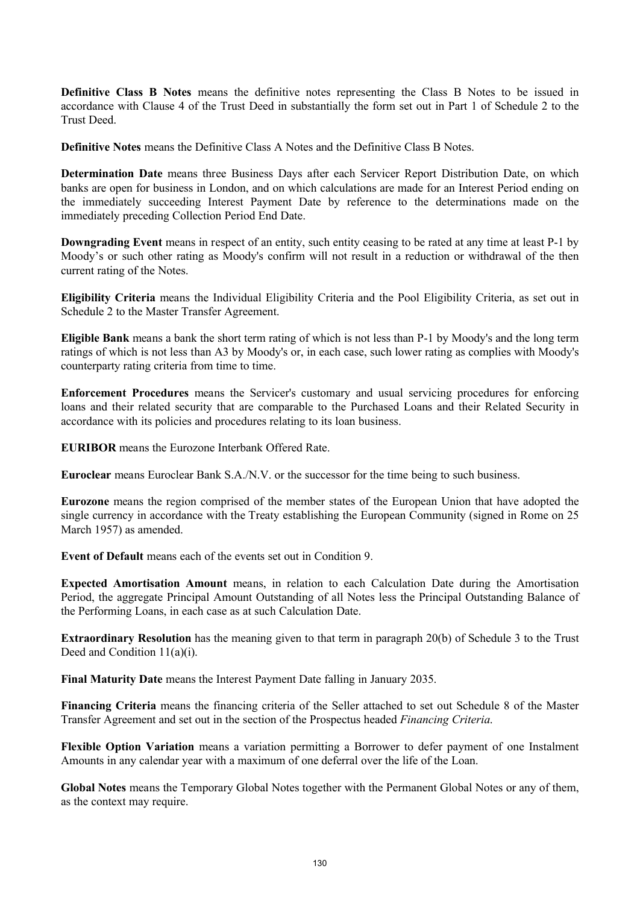**Definitive Class B Notes** means the definitive notes representing the Class B Notes to be issued in accordance with Clause 4 of the Trust Deed in substantially the form set out in Part 1 of Schedule 2 to the Trust Deed.

**Definitive Notes** means the Definitive Class A Notes and the Definitive Class B Notes.

**Determination Date** means three Business Days after each Servicer Report Distribution Date, on which banks are open for business in London, and on which calculations are made for an Interest Period ending on the immediately succeeding Interest Payment Date by reference to the determinations made on the immediately preceding Collection Period End Date.

**Downgrading Event** means in respect of an entity, such entity ceasing to be rated at any time at least P-1 by Moody's or such other rating as Moody's confirm will not result in a reduction or withdrawal of the then current rating of the Notes.

**Eligibility Criteria** means the Individual Eligibility Criteria and the Pool Eligibility Criteria, as set out in Schedule 2 to the Master Transfer Agreement.

**Eligible Bank** means a bank the short term rating of which is not less than P-1 by Moody's and the long term ratings of which is not less than A3 by Moody's or, in each case, such lower rating as complies with Moody's counterparty rating criteria from time to time.

**Enforcement Procedures** means the Servicer's customary and usual servicing procedures for enforcing loans and their related security that are comparable to the Purchased Loans and their Related Security in accordance with its policies and procedures relating to its loan business.

**EURIBOR** means the Eurozone Interbank Offered Rate.

**Euroclear** means Euroclear Bank S.A./N.V. or the successor for the time being to such business.

**Eurozone** means the region comprised of the member states of the European Union that have adopted the single currency in accordance with the Treaty establishing the European Community (signed in Rome on 25 March 1957) as amended.

**Event of Default** means each of the events set out in Condition 9.

**Expected Amortisation Amount** means, in relation to each Calculation Date during the Amortisation Period, the aggregate Principal Amount Outstanding of all Notes less the Principal Outstanding Balance of the Performing Loans, in each case as at such Calculation Date.

**Extraordinary Resolution** has the meaning given to that term in paragraph 20(b) of Schedule 3 to the Trust Deed and Condition 11(a)(i).

**Final Maturity Date** means the Interest Payment Date falling in January 2035.

**Financing Criteria** means the financing criteria of the Seller attached to set out Schedule 8 of the Master Transfer Agreement and set out in the section of the Prospectus headed *Financing Criteria*.

**Flexible Option Variation** means a variation permitting a Borrower to defer payment of one Instalment Amounts in any calendar year with a maximum of one deferral over the life of the Loan.

**Global Notes** means the Temporary Global Notes together with the Permanent Global Notes or any of them, as the context may require.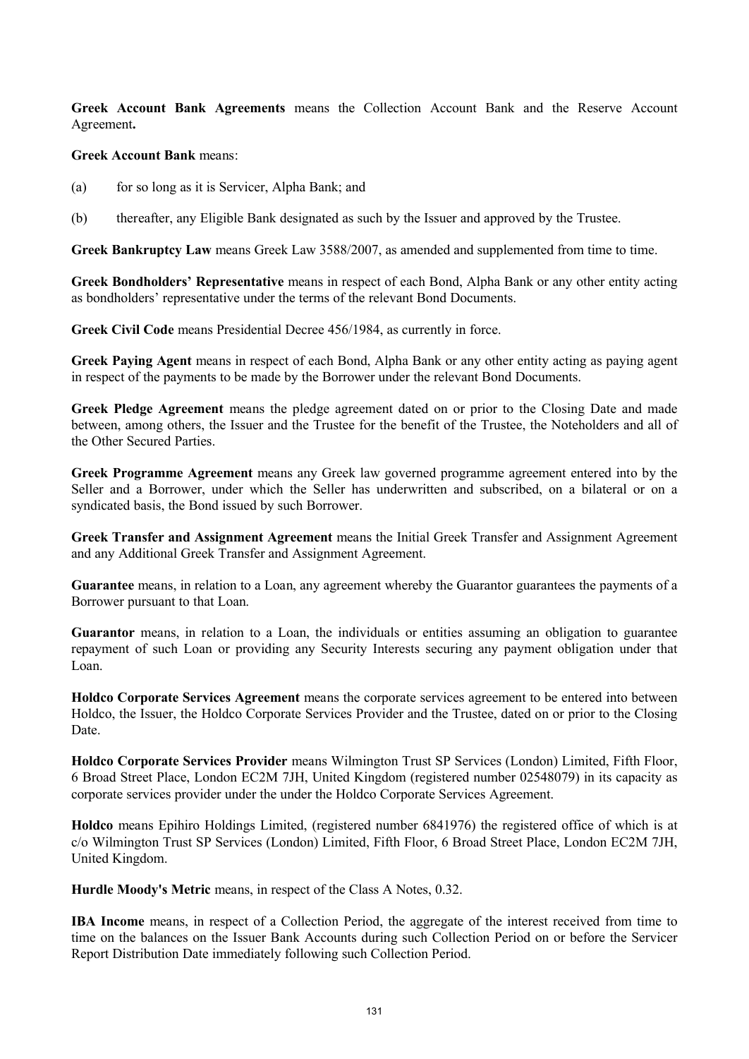**Greek Account Bank Agreements** means the Collection Account Bank and the Reserve Account Agreement**.**

**Greek Account Bank** means:

(a) for so long as it is Servicer, Alpha Bank; and

(b) thereafter, any Eligible Bank designated as such by the Issuer and approved by the Trustee.

**Greek Bankruptcy Law** means Greek Law 3588/2007, as amended and supplemented from time to time.

**Greek Bondholders' Representative** means in respect of each Bond, Alpha Bank or any other entity acting as bondholders' representative under the terms of the relevant Bond Documents.

**Greek Civil Code** means Presidential Decree 456/1984, as currently in force.

**Greek Paying Agent** means in respect of each Bond, Alpha Bank or any other entity acting as paying agent in respect of the payments to be made by the Borrower under the relevant Bond Documents.

**Greek Pledge Agreement** means the pledge agreement dated on or prior to the Closing Date and made between, among others, the Issuer and the Trustee for the benefit of the Trustee, the Noteholders and all of the Other Secured Parties.

**Greek Programme Agreement** means any Greek law governed programme agreement entered into by the Seller and a Borrower, under which the Seller has underwritten and subscribed, on a bilateral or on a syndicated basis, the Bond issued by such Borrower.

**Greek Transfer and Assignment Agreement** means the Initial Greek Transfer and Assignment Agreement and any Additional Greek Transfer and Assignment Agreement.

**Guarantee** means, in relation to a Loan, any agreement whereby the Guarantor guarantees the payments of a Borrower pursuant to that Loan.

**Guarantor** means, in relation to a Loan, the individuals or entities assuming an obligation to guarantee repayment of such Loan or providing any Security Interests securing any payment obligation under that Loan.

**Holdco Corporate Services Agreement** means the corporate services agreement to be entered into between Holdco, the Issuer, the Holdco Corporate Services Provider and the Trustee, dated on or prior to the Closing Date.

**Holdco Corporate Services Provider** means Wilmington Trust SP Services (London) Limited, Fifth Floor, 6 Broad Street Place, London EC2M 7JH, United Kingdom (registered number 02548079) in its capacity as corporate services provider under the under the Holdco Corporate Services Agreement.

**Holdco** means Epihiro Holdings Limited, (registered number 6841976) the registered office of which is at c/o Wilmington Trust SP Services (London) Limited, Fifth Floor, 6 Broad Street Place, London EC2M 7JH, United Kingdom.

**Hurdle Moody's Metric** means, in respect of the Class A Notes, 0.32.

**IBA Income** means, in respect of a Collection Period, the aggregate of the interest received from time to time on the balances on the Issuer Bank Accounts during such Collection Period on or before the Servicer Report Distribution Date immediately following such Collection Period.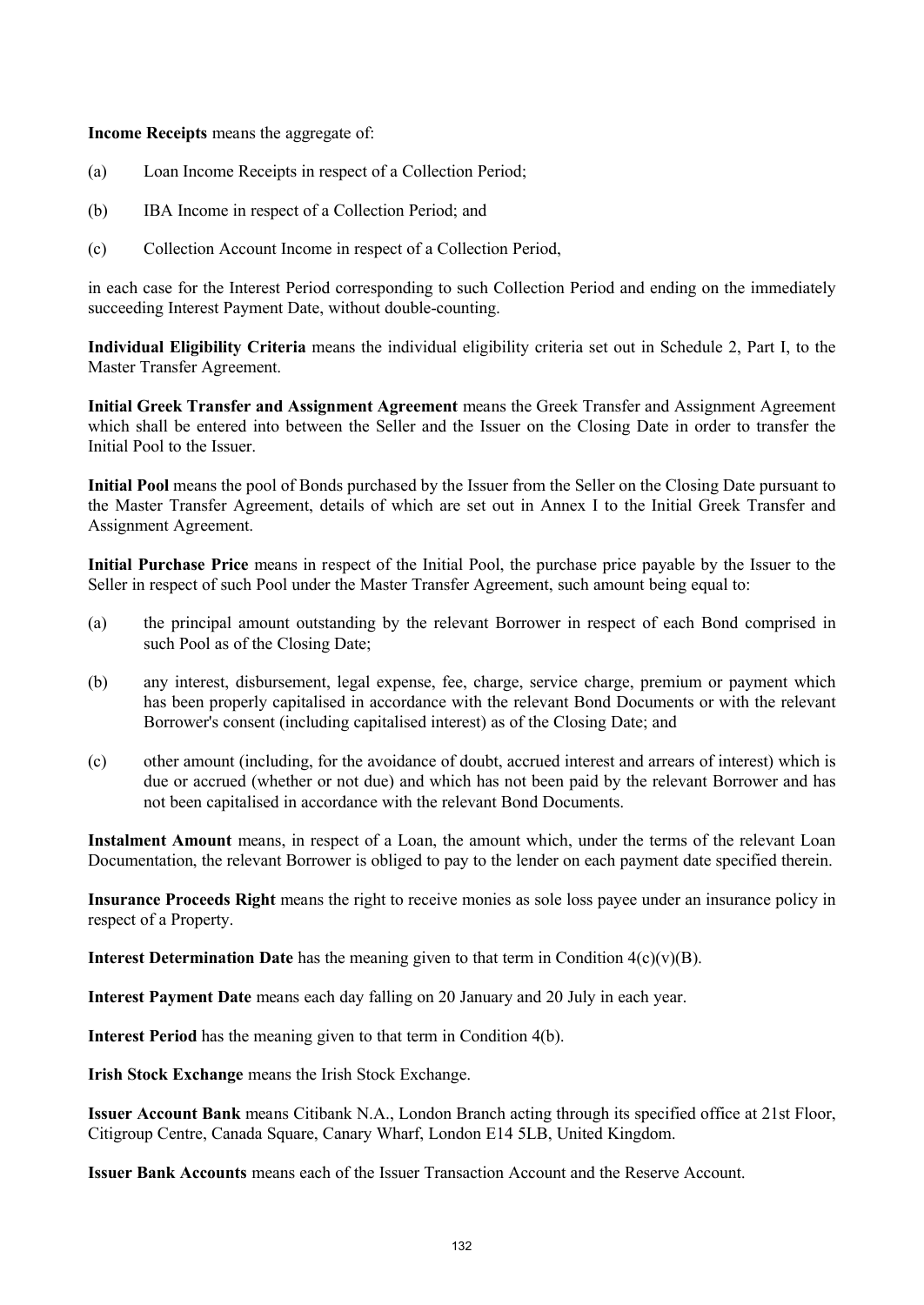**Income Receipts** means the aggregate of:

(a) Loan Income Receipts in respect of a Collection Period;

(b) IBA Income in respect of a Collection Period; and

(c) Collection Account Income in respect of a Collection Period,

in each case for the Interest Period corresponding to such Collection Period and ending on the immediately succeeding Interest Payment Date, without double-counting.

**Individual Eligibility Criteria** means the individual eligibility criteria set out in Schedule 2, Part I, to the Master Transfer Agreement.

**Initial Greek Transfer and Assignment Agreement** means the Greek Transfer and Assignment Agreement which shall be entered into between the Seller and the Issuer on the Closing Date in order to transfer the Initial Pool to the Issuer.

**Initial Pool** means the pool of Bonds purchased by the Issuer from the Seller on the Closing Date pursuant to the Master Transfer Agreement, details of which are set out in Annex I to the Initial Greek Transfer and Assignment Agreement.

**Initial Purchase Price** means in respect of the Initial Pool, the purchase price payable by the Issuer to the Seller in respect of such Pool under the Master Transfer Agreement, such amount being equal to:

(a) the principal amount outstanding by the relevant Borrower in respect of each Bond comprised in such Pool as of the Closing Date;

(b) any interest, disbursement, legal expense, fee, charge, service charge, premium or payment which has been properly capitalised in accordance with the relevant Bond Documents or with the relevant Borrower's consent (including capitalised interest) as of the Closing Date; and

(c) other amount (including, for the avoidance of doubt, accrued interest and arrears of interest) which is due or accrued (whether or not due) and which has not been paid by the relevant Borrower and has not been capitalised in accordance with the relevant Bond Documents.

**Instalment Amount** means, in respect of a Loan, the amount which, under the terms of the relevant Loan Documentation, the relevant Borrower is obliged to pay to the lender on each payment date specified therein.

**Insurance Proceeds Right** means the right to receive monies as sole loss payee under an insurance policy in respect of a Property.

**Interest Determination Date** has the meaning given to that term in Condition 4(c)(v)(B).

**Interest Payment Date** means each day falling on 20 January and 20 July in each year.

**Interest Period** has the meaning given to that term in Condition 4(b).

**Irish Stock Exchange** means the Irish Stock Exchange.

**Issuer Account Bank** means Citibank N.A., London Branch acting through its specified office at 21st Floor, Citigroup Centre, Canada Square, Canary Wharf, London E14 5LB, United Kingdom.

**Issuer Bank Accounts** means each of the Issuer Transaction Account and the Reserve Account.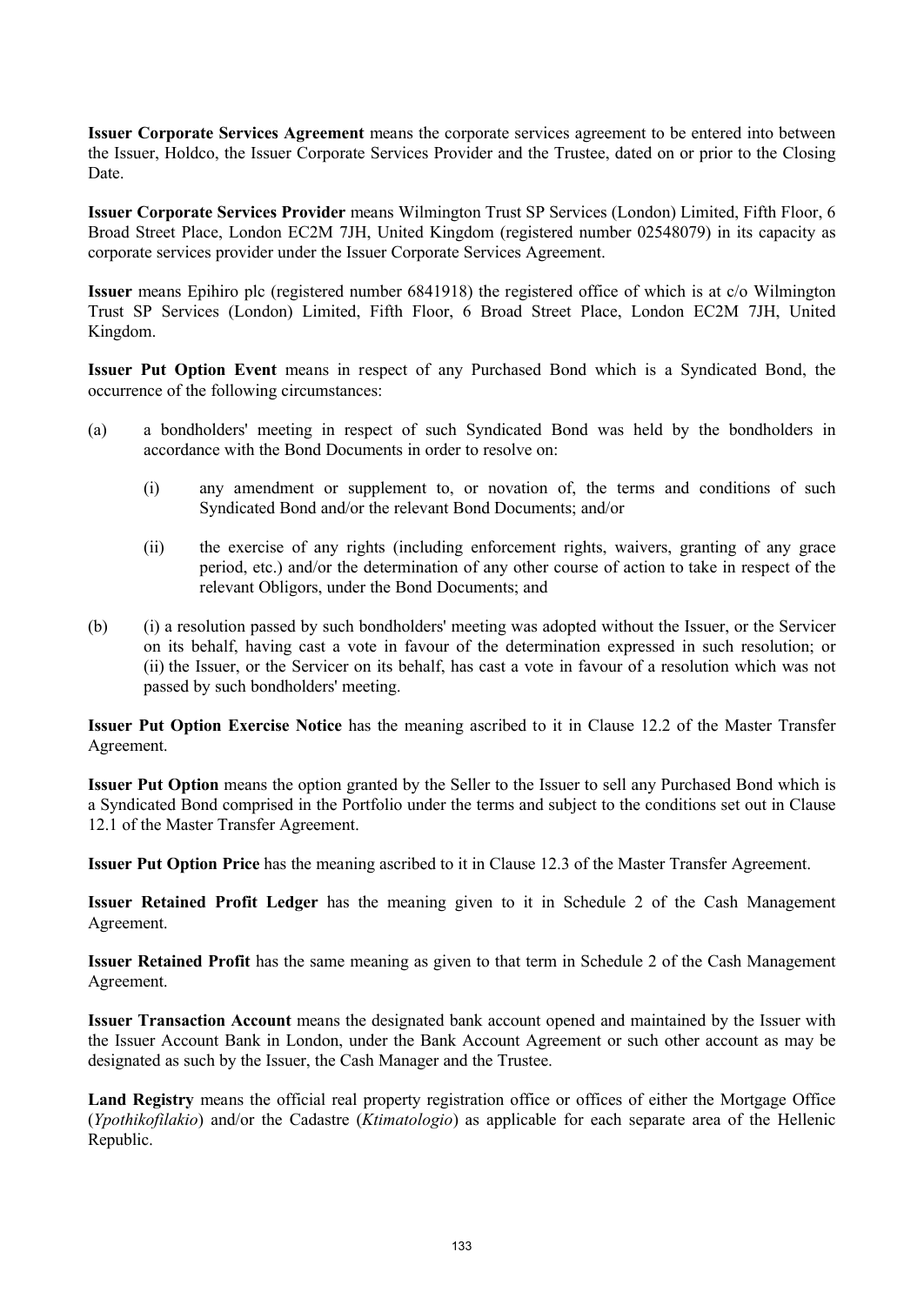**Issuer Corporate Services Agreement** means the corporate services agreement to be entered into between the Issuer, Holdco, the Issuer Corporate Services Provider and the Trustee, dated on or prior to the Closing Date.

**Issuer Corporate Services Provider** means Wilmington Trust SP Services (London) Limited, Fifth Floor, 6 Broad Street Place, London EC2M 7JH, United Kingdom (registered number 02548079) in its capacity as corporate services provider under the Issuer Corporate Services Agreement.

**Issuer** means Epihiro plc (registered number 6841918) the registered office of which is at c/o Wilmington Trust SP Services (London) Limited, Fifth Floor, 6 Broad Street Place, London EC2M 7JH, United Kingdom.

**Issuer Put Option Event** means in respect of any Purchased Bond which is a Syndicated Bond, the occurrence of the following circumstances:

(a) a bondholders' meeting in respect of such Syndicated Bond was held by the bondholders in accordance with the Bond Documents in order to resolve on:

 (i) any amendment or supplement to, or novation of, the terms and conditions of such Syndicated Bond and/or the relevant Bond Documents; and/or

 (ii) the exercise of any rights (including enforcement rights, waivers, granting of any grace period, etc.) and/or the determination of any other course of action to take in respect of the relevant Obligors, under the Bond Documents; and

(b) (i) a resolution passed by such bondholders' meeting was adopted without the Issuer, or the Servicer on its behalf, having cast a vote in favour of the determination expressed in such resolution; or (ii) the Issuer, or the Servicer on its behalf, has cast a vote in favour of a resolution which was not passed by such bondholders' meeting.

**Issuer Put Option Exercise Notice** has the meaning ascribed to it in Clause 12.2 of the Master Transfer Agreement.

**Issuer Put Option** means the option granted by the Seller to the Issuer to sell any Purchased Bond which is a Syndicated Bond comprised in the Portfolio under the terms and subject to the conditions set out in Clause 12.1 of the Master Transfer Agreement.

**Issuer Put Option Price** has the meaning ascribed to it in Clause 12.3 of the Master Transfer Agreement.

**Issuer Retained Profit Ledger** has the meaning given to it in Schedule 2 of the Cash Management Agreement.

**Issuer Retained Profit** has the same meaning as given to that term in Schedule 2 of the Cash Management Agreement.

**Issuer Transaction Account** means the designated bank account opened and maintained by the Issuer with the Issuer Account Bank in London, under the Bank Account Agreement or such other account as may be designated as such by the Issuer, the Cash Manager and the Trustee.

**Land Registry** means the official real property registration office or offices of either the Mortgage Office (*Ypothikofilakio*) and/or the Cadastre (*Ktimatologio*) as applicable for each separate area of the Hellenic Republic.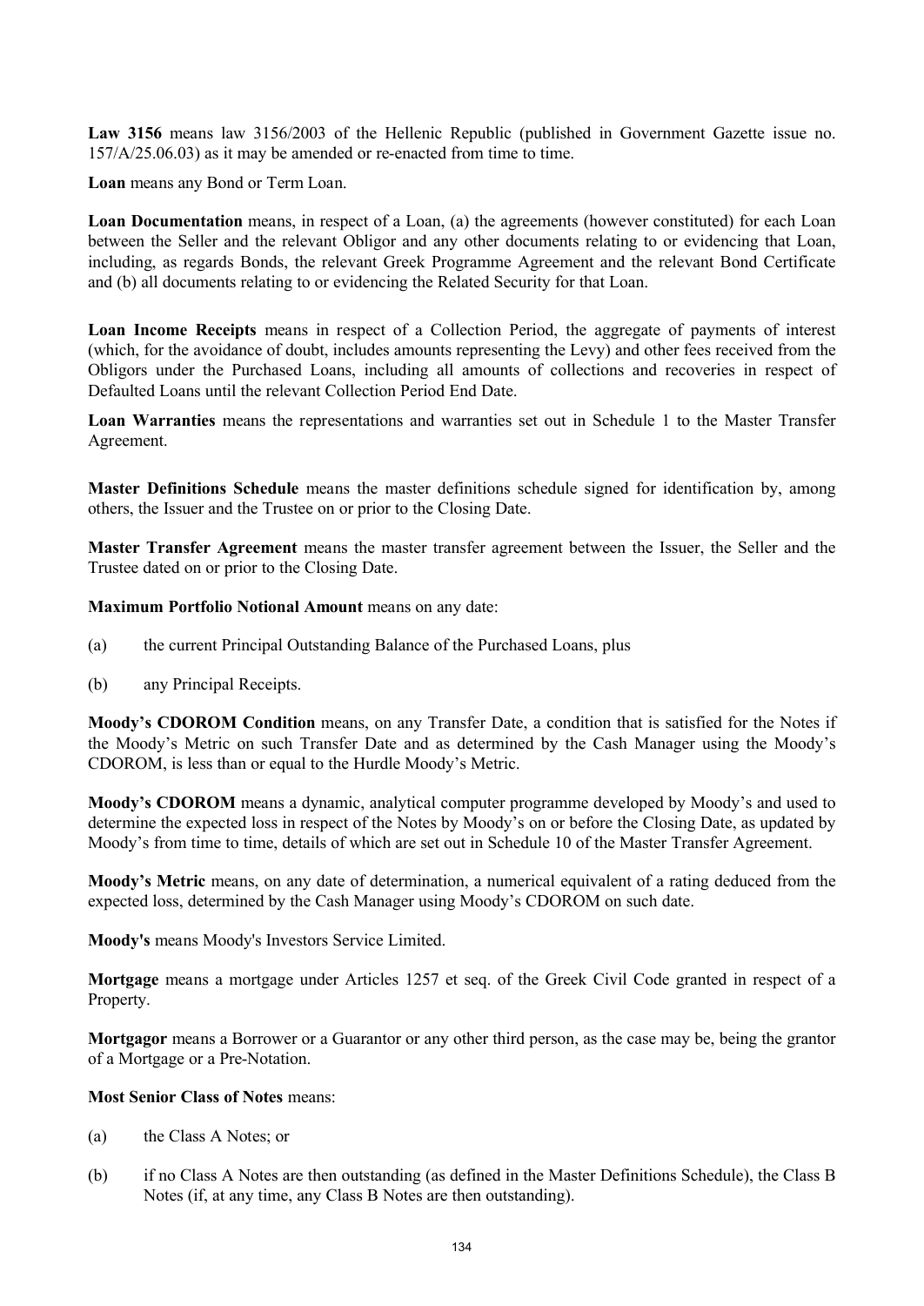**Law 3156** means law 3156/2003 of the Hellenic Republic (published in Government Gazette issue no. 157/A/25.06.03) as it may be amended or re-enacted from time to time.

**Loan** means any Bond or Term Loan.

**Loan Documentation** means, in respect of a Loan, (a) the agreements (however constituted) for each Loan between the Seller and the relevant Obligor and any other documents relating to or evidencing that Loan, including, as regards Bonds, the relevant Greek Programme Agreement and the relevant Bond Certificate and (b) all documents relating to or evidencing the Related Security for that Loan.

**Loan Income Receipts** means in respect of a Collection Period, the aggregate of payments of interest (which, for the avoidance of doubt, includes amounts representing the Levy) and other fees received from the Obligors under the Purchased Loans, including all amounts of collections and recoveries in respect of Defaulted Loans until the relevant Collection Period End Date.

**Loan Warranties** means the representations and warranties set out in Schedule 1 to the Master Transfer Agreement.

**Master Definitions Schedule** means the master definitions schedule signed for identification by, among others, the Issuer and the Trustee on or prior to the Closing Date.

**Master Transfer Agreement** means the master transfer agreement between the Issuer, the Seller and the Trustee dated on or prior to the Closing Date.

**Maximum Portfolio Notional Amount** means on any date:

(a) the current Principal Outstanding Balance of the Purchased Loans, plus

(b) any Principal Receipts.

**Moody's CDOROM Condition** means, on any Transfer Date, a condition that is satisfied for the Notes if the Moody's Metric on such Transfer Date and as determined by the Cash Manager using the Moody's CDOROM, is less than or equal to the Hurdle Moody's Metric.

**Moody's CDOROM** means a dynamic, analytical computer programme developed by Moody's and used to determine the expected loss in respect of the Notes by Moody's on or before the Closing Date, as updated by Moody's from time to time, details of which are set out in Schedule 10 of the Master Transfer Agreement.

**Moody's Metric** means, on any date of determination, a numerical equivalent of a rating deduced from the expected loss, determined by the Cash Manager using Moody's CDOROM on such date.

**Moody's** means Moody's Investors Service Limited.

**Mortgage** means a mortgage under Articles 1257 et seq. of the Greek Civil Code granted in respect of a Property.

**Mortgagor** means a Borrower or a Guarantor or any other third person, as the case may be, being the grantor of a Mortgage or a Pre-Notation.

**Most Senior Class of Notes** means:

(a) the Class A Notes; or

(b) if no Class A Notes are then outstanding (as defined in the Master Definitions Schedule), the Class B Notes (if, at any time, any Class B Notes are then outstanding).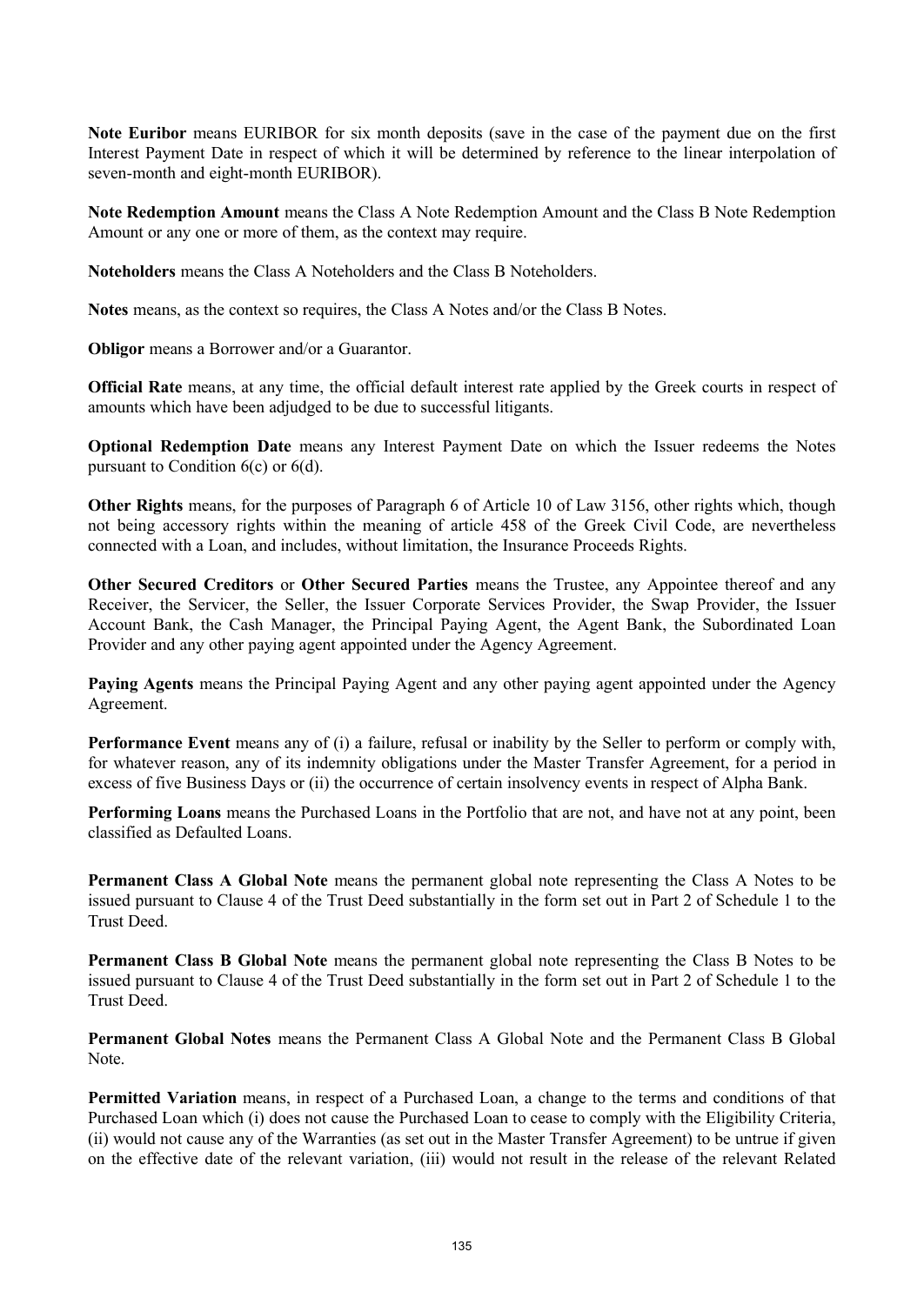**Note Euribor** means EURIBOR for six month deposits (save in the case of the payment due on the first Interest Payment Date in respect of which it will be determined by reference to the linear interpolation of seven-month and eight-month EURIBOR).

**Note Redemption Amount** means the Class A Note Redemption Amount and the Class B Note Redemption Amount or any one or more of them, as the context may require.

**Noteholders** means the Class A Noteholders and the Class B Noteholders.

**Notes** means, as the context so requires, the Class A Notes and/or the Class B Notes.

**Obligor** means a Borrower and/or a Guarantor.

**Official Rate** means, at any time, the official default interest rate applied by the Greek courts in respect of amounts which have been adjudged to be due to successful litigants.

**Optional Redemption Date** means any Interest Payment Date on which the Issuer redeems the Notes pursuant to Condition 6(c) or 6(d).

**Other Rights** means, for the purposes of Paragraph 6 of Article 10 of Law 3156, other rights which, though not being accessory rights within the meaning of article 458 of the Greek Civil Code, are nevertheless connected with a Loan, and includes, without limitation, the Insurance Proceeds Rights.

**Other Secured Creditors** or **Other Secured Parties** means the Trustee, any Appointee thereof and any Receiver, the Servicer, the Seller, the Issuer Corporate Services Provider, the Swap Provider, the Issuer Account Bank, the Cash Manager, the Principal Paying Agent, the Agent Bank, the Subordinated Loan Provider and any other paying agent appointed under the Agency Agreement.

**Paying Agents** means the Principal Paying Agent and any other paying agent appointed under the Agency Agreement.

**Performance Event** means any of (i) a failure, refusal or inability by the Seller to perform or comply with, for whatever reason, any of its indemnity obligations under the Master Transfer Agreement, for a period in excess of five Business Days or (ii) the occurrence of certain insolvency events in respect of Alpha Bank.

**Performing Loans** means the Purchased Loans in the Portfolio that are not, and have not at any point, been classified as Defaulted Loans.

**Permanent Class A Global Note** means the permanent global note representing the Class A Notes to be issued pursuant to Clause 4 of the Trust Deed substantially in the form set out in Part 2 of Schedule 1 to the Trust Deed.

**Permanent Class B Global Note** means the permanent global note representing the Class B Notes to be issued pursuant to Clause 4 of the Trust Deed substantially in the form set out in Part 2 of Schedule 1 to the Trust Deed.

**Permanent Global Notes** means the Permanent Class A Global Note and the Permanent Class B Global Note.

**Permitted Variation** means, in respect of a Purchased Loan, a change to the terms and conditions of that Purchased Loan which (i) does not cause the Purchased Loan to cease to comply with the Eligibility Criteria, (ii) would not cause any of the Warranties (as set out in the Master Transfer Agreement) to be untrue if given on the effective date of the relevant variation, (iii) would not result in the release of the relevant Related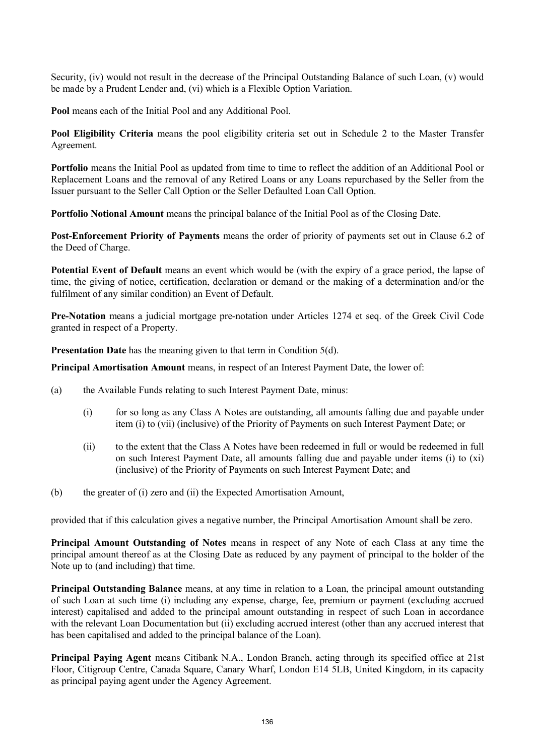Security, (iv) would not result in the decrease of the Principal Outstanding Balance of such Loan, (v) would be made by a Prudent Lender and, (vi) which is a Flexible Option Variation.

**Pool** means each of the Initial Pool and any Additional Pool.

**Pool Eligibility Criteria** means the pool eligibility criteria set out in Schedule 2 to the Master Transfer Agreement.

**Portfolio** means the Initial Pool as updated from time to time to reflect the addition of an Additional Pool or Replacement Loans and the removal of any Retired Loans or any Loans repurchased by the Seller from the Issuer pursuant to the Seller Call Option or the Seller Defaulted Loan Call Option.

**Portfolio Notional Amount** means the principal balance of the Initial Pool as of the Closing Date.

**Post-Enforcement Priority of Payments** means the order of priority of payments set out in Clause 6.2 of the Deed of Charge.

**Potential Event of Default** means an event which would be (with the expiry of a grace period, the lapse of time, the giving of notice, certification, declaration or demand or the making of a determination and/or the fulfilment of any similar condition) an Event of Default.

**Pre-Notation** means a judicial mortgage pre-notation under Articles 1274 et seq. of the Greek Civil Code granted in respect of a Property.

**Presentation Date** has the meaning given to that term in Condition 5(d).

**Principal Amortisation Amount** means, in respect of an Interest Payment Date, the lower of:

(a) the Available Funds relating to such Interest Payment Date, minus:

   (i) for so long as any Class A Notes are outstanding, all amounts falling due and payable under item (i) to (vii) (inclusive) of the Priority of Payments on such Interest Payment Date; or

   (ii) to the extent that the Class A Notes have been redeemed in full or would be redeemed in full on such Interest Payment Date, all amounts falling due and payable under items (i) to (xi) (inclusive) of the Priority of Payments on such Interest Payment Date; and

(b) the greater of (i) zero and (ii) the Expected Amortisation Amount,

provided that if this calculation gives a negative number, the Principal Amortisation Amount shall be zero.

**Principal Amount Outstanding of Notes** means in respect of any Note of each Class at any time the principal amount thereof as at the Closing Date as reduced by any payment of principal to the holder of the Note up to (and including) that time.

**Principal Outstanding Balance** means, at any time in relation to a Loan, the principal amount outstanding of such Loan at such time (i) including any expense, charge, fee, premium or payment (excluding accrued interest) capitalised and added to the principal amount outstanding in respect of such Loan in accordance with the relevant Loan Documentation but (ii) excluding accrued interest (other than any accrued interest that has been capitalised and added to the principal balance of the Loan).

**Principal Paying Agent** means Citibank N.A., London Branch, acting through its specified office at 21st Floor, Citigroup Centre, Canada Square, Canary Wharf, London E14 5LB, United Kingdom, in its capacity as principal paying agent under the Agency Agreement.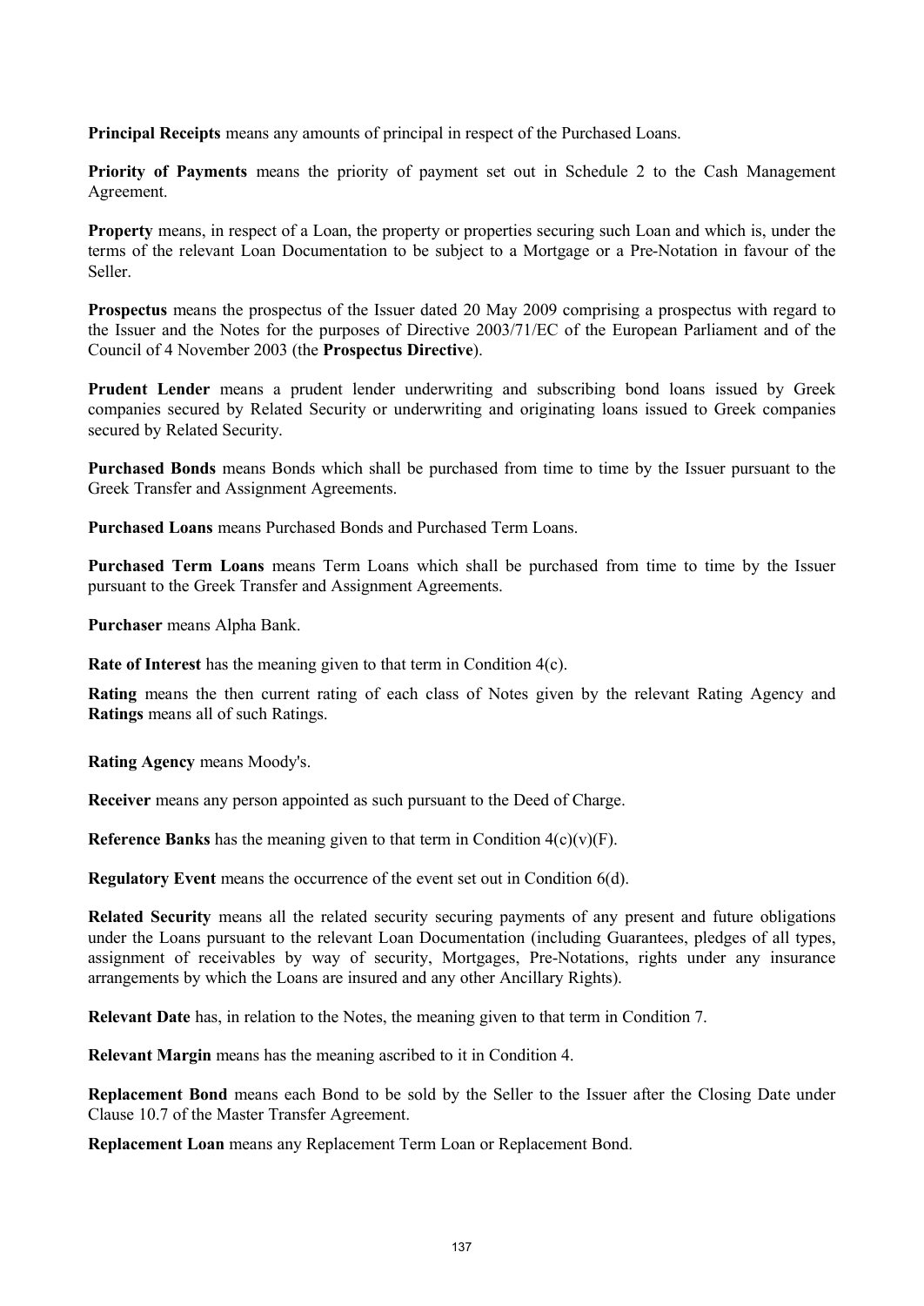**Principal Receipts** means any amounts of principal in respect of the Purchased Loans.

**Priority of Payments** means the priority of payment set out in Schedule 2 to the Cash Management Agreement.

**Property** means, in respect of a Loan, the property or properties securing such Loan and which is, under the terms of the relevant Loan Documentation to be subject to a Mortgage or a Pre-Notation in favour of the Seller.

**Prospectus** means the prospectus of the Issuer dated 20 May 2009 comprising a prospectus with regard to the Issuer and the Notes for the purposes of Directive 2003/71/EC of the European Parliament and of the Council of 4 November 2003 (the **Prospectus Directive**).

**Prudent Lender** means a prudent lender underwriting and subscribing bond loans issued by Greek companies secured by Related Security or underwriting and originating loans issued to Greek companies secured by Related Security.

**Purchased Bonds** means Bonds which shall be purchased from time to time by the Issuer pursuant to the Greek Transfer and Assignment Agreements.

**Purchased Loans** means Purchased Bonds and Purchased Term Loans.

**Purchased Term Loans** means Term Loans which shall be purchased from time to time by the Issuer pursuant to the Greek Transfer and Assignment Agreements.

**Purchaser** means Alpha Bank.

**Rate of Interest** has the meaning given to that term in Condition 4(c).

**Rating** means the then current rating of each class of Notes given by the relevant Rating Agency and **Ratings** means all of such Ratings.

**Rating Agency** means Moody's.

**Receiver** means any person appointed as such pursuant to the Deed of Charge.

**Reference Banks** has the meaning given to that term in Condition 4(c)(v)(F).

**Regulatory Event** means the occurrence of the event set out in Condition 6(d).

**Related Security** means all the related security securing payments of any present and future obligations under the Loans pursuant to the relevant Loan Documentation (including Guarantees, pledges of all types, assignment of receivables by way of security, Mortgages, Pre-Notations, rights under any insurance arrangements by which the Loans are insured and any other Ancillary Rights).

**Relevant Date** has, in relation to the Notes, the meaning given to that term in Condition 7.

**Relevant Margin** means has the meaning ascribed to it in Condition 4.

**Replacement Bond** means each Bond to be sold by the Seller to the Issuer after the Closing Date under Clause 10.7 of the Master Transfer Agreement.

**Replacement Loan** means any Replacement Term Loan or Replacement Bond.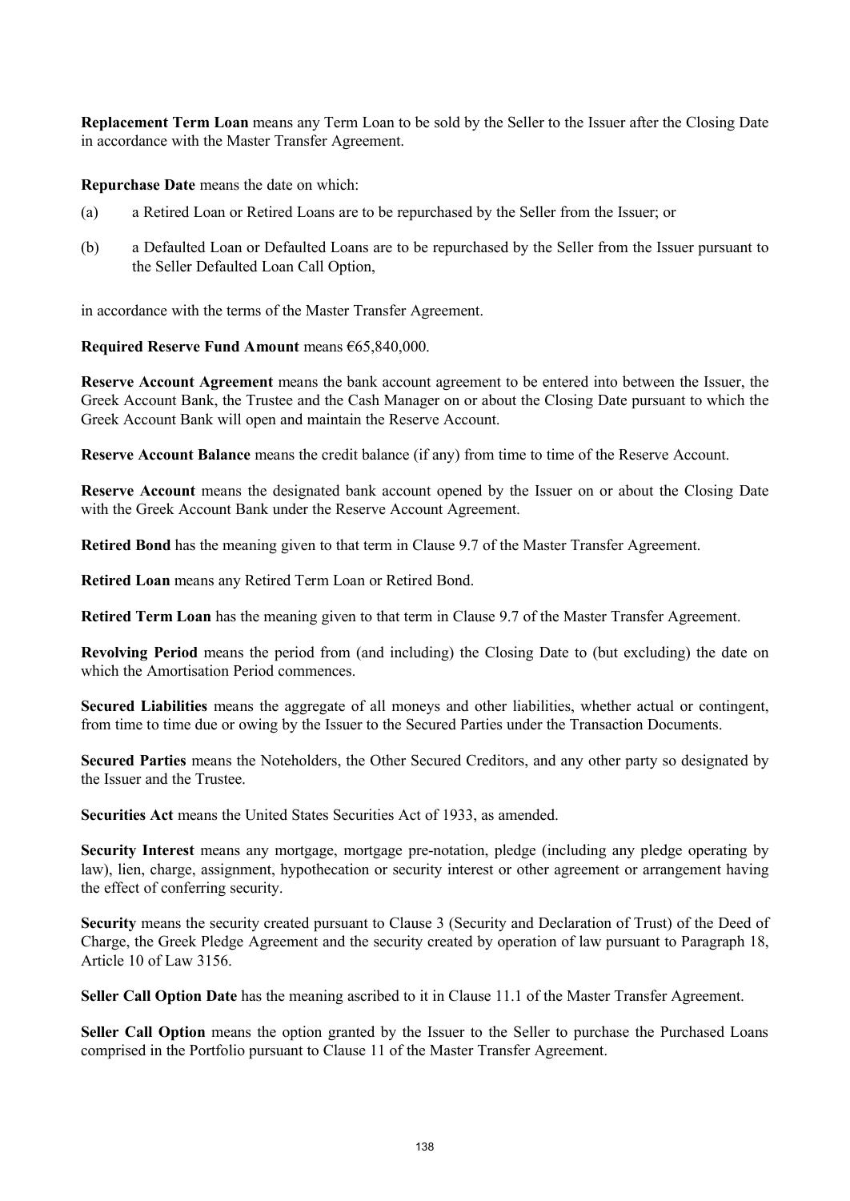**Replacement Term Loan** means any Term Loan to be sold by the Seller to the Issuer after the Closing Date in accordance with the Master Transfer Agreement.

**Repurchase Date** means the date on which:

(a) a Retired Loan or Retired Loans are to be repurchased by the Seller from the Issuer; or

(b) a Defaulted Loan or Defaulted Loans are to be repurchased by the Seller from the Issuer pursuant to the Seller Defaulted Loan Call Option,

in accordance with the terms of the Master Transfer Agreement.

**Required Reserve Fund Amount** means €65,840,000.

**Reserve Account Agreement** means the bank account agreement to be entered into between the Issuer, the Greek Account Bank, the Trustee and the Cash Manager on or about the Closing Date pursuant to which the Greek Account Bank will open and maintain the Reserve Account.

**Reserve Account Balance** means the credit balance (if any) from time to time of the Reserve Account.

**Reserve Account** means the designated bank account opened by the Issuer on or about the Closing Date with the Greek Account Bank under the Reserve Account Agreement.

**Retired Bond** has the meaning given to that term in Clause 9.7 of the Master Transfer Agreement.

**Retired Loan** means any Retired Term Loan or Retired Bond.

**Retired Term Loan** has the meaning given to that term in Clause 9.7 of the Master Transfer Agreement.

**Revolving Period** means the period from (and including) the Closing Date to (but excluding) the date on which the Amortisation Period commences.

**Secured Liabilities** means the aggregate of all moneys and other liabilities, whether actual or contingent, from time to time due or owing by the Issuer to the Secured Parties under the Transaction Documents.

**Secured Parties** means the Noteholders, the Other Secured Creditors, and any other party so designated by the Issuer and the Trustee.

**Securities Act** means the United States Securities Act of 1933, as amended.

**Security Interest** means any mortgage, mortgage pre-notation, pledge (including any pledge operating by law), lien, charge, assignment, hypothecation or security interest or other agreement or arrangement having the effect of conferring security.

**Security** means the security created pursuant to Clause 3 (Security and Declaration of Trust) of the Deed of Charge, the Greek Pledge Agreement and the security created by operation of law pursuant to Paragraph 18, Article 10 of Law 3156.

**Seller Call Option Date** has the meaning ascribed to it in Clause 11.1 of the Master Transfer Agreement.

**Seller Call Option** means the option granted by the Issuer to the Seller to purchase the Purchased Loans comprised in the Portfolio pursuant to Clause 11 of the Master Transfer Agreement.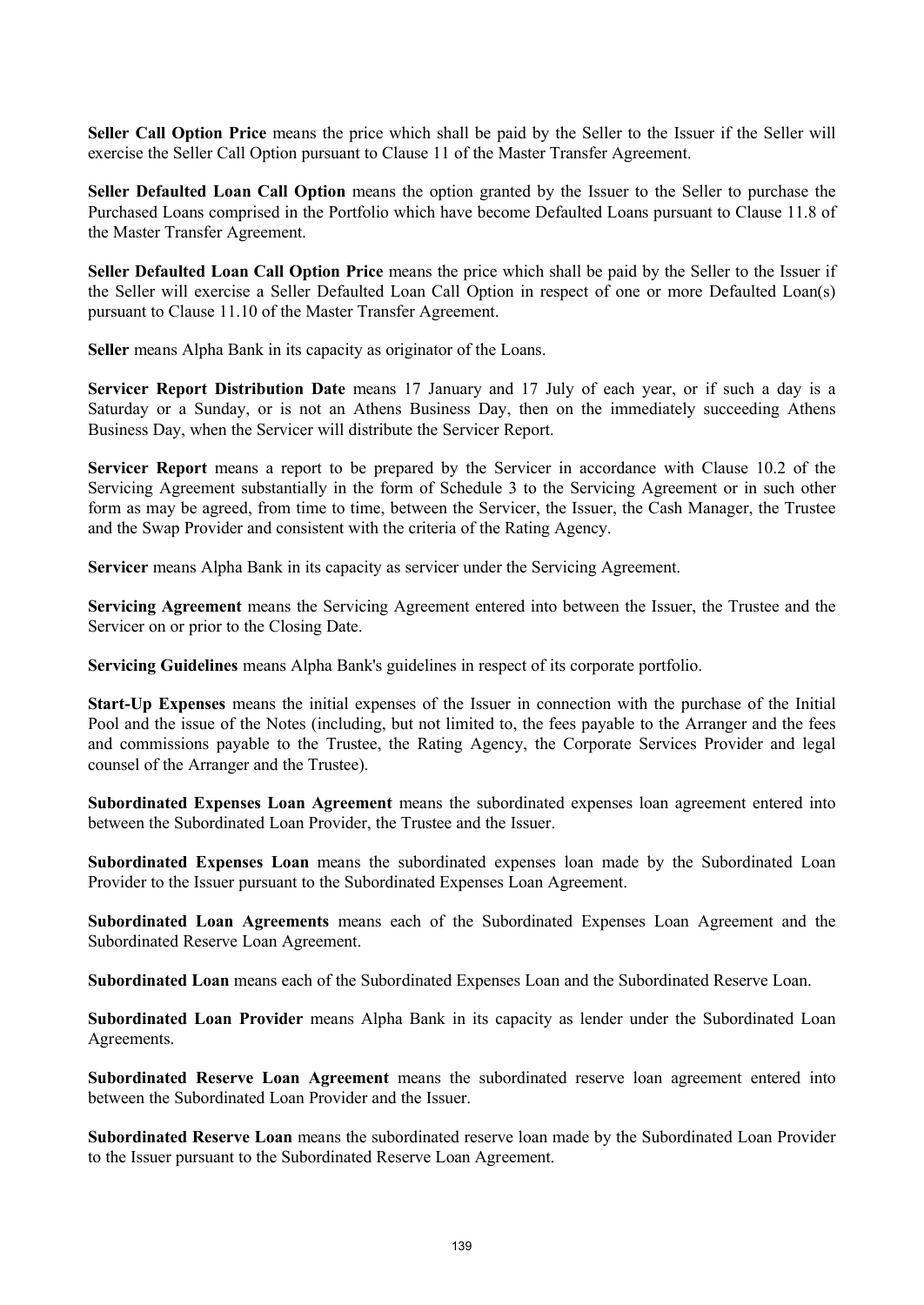**Seller Call Option Price** means the price which shall be paid by the Seller to the Issuer if the Seller will exercise the Seller Call Option pursuant to Clause 11 of the Master Transfer Agreement.

**Seller Defaulted Loan Call Option** means the option granted by the Issuer to the Seller to purchase the Purchased Loans comprised in the Portfolio which have become Defaulted Loans pursuant to Clause 11.8 of the Master Transfer Agreement.

**Seller Defaulted Loan Call Option Price** means the price which shall be paid by the Seller to the Issuer if the Seller will exercise a Seller Defaulted Loan Call Option in respect of one or more Defaulted Loan(s) pursuant to Clause 11.10 of the Master Transfer Agreement.

**Seller** means Alpha Bank in its capacity as originator of the Loans.

**Servicer Report Distribution Date** means 17 January and 17 July of each year, or if such a day is a Saturday or a Sunday, or is not an Athens Business Day, then on the immediately succeeding Athens Business Day, when the Servicer will distribute the Servicer Report.

**Servicer Report** means a report to be prepared by the Servicer in accordance with Clause 10.2 of the Servicing Agreement substantially in the form of Schedule 3 to the Servicing Agreement or in such other form as may be agreed, from time to time, between the Servicer, the Issuer, the Cash Manager, the Trustee and the Swap Provider and consistent with the criteria of the Rating Agency.

**Servicer** means Alpha Bank in its capacity as servicer under the Servicing Agreement.

**Servicing Agreement** means the Servicing Agreement entered into between the Issuer, the Trustee and the Servicer on or prior to the Closing Date.

**Servicing Guidelines** means Alpha Bank's guidelines in respect of its corporate portfolio.

**Start-Up Expenses** means the initial expenses of the Issuer in connection with the purchase of the Initial Pool and the issue of the Notes (including, but not limited to, the fees payable to the Arranger and the fees and commissions payable to the Trustee, the Rating Agency, the Corporate Services Provider and legal counsel of the Arranger and the Trustee).

**Subordinated Expenses Loan Agreement** means the subordinated expenses loan agreement entered into between the Subordinated Loan Provider, the Trustee and the Issuer.

**Subordinated Expenses Loan** means the subordinated expenses loan made by the Subordinated Loan Provider to the Issuer pursuant to the Subordinated Expenses Loan Agreement.

**Subordinated Loan Agreements** means each of the Subordinated Expenses Loan Agreement and the Subordinated Reserve Loan Agreement.

**Subordinated Loan** means each of the Subordinated Expenses Loan and the Subordinated Reserve Loan.

**Subordinated Loan Provider** means Alpha Bank in its capacity as lender under the Subordinated Loan Agreements.

**Subordinated Reserve Loan Agreement** means the subordinated reserve loan agreement entered into between the Subordinated Loan Provider and the Issuer.

**Subordinated Reserve Loan** means the subordinated reserve loan made by the Subordinated Loan Provider to the Issuer pursuant to the Subordinated Reserve Loan Agreement.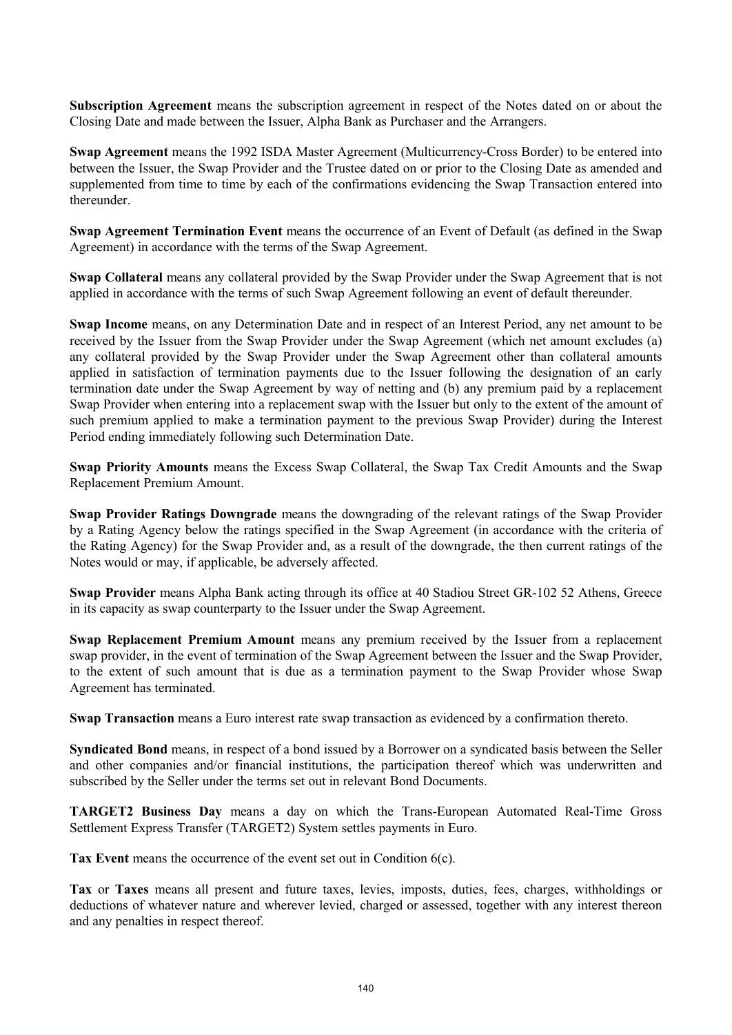**Subscription Agreement** means the subscription agreement in respect of the Notes dated on or about the Closing Date and made between the Issuer, Alpha Bank as Purchaser and the Arrangers.

**Swap Agreement** means the 1992 ISDA Master Agreement (Multicurrency-Cross Border) to be entered into between the Issuer, the Swap Provider and the Trustee dated on or prior to the Closing Date as amended and supplemented from time to time by each of the confirmations evidencing the Swap Transaction entered into thereunder.

**Swap Agreement Termination Event** means the occurrence of an Event of Default (as defined in the Swap Agreement) in accordance with the terms of the Swap Agreement.

**Swap Collateral** means any collateral provided by the Swap Provider under the Swap Agreement that is not applied in accordance with the terms of such Swap Agreement following an event of default thereunder.

**Swap Income** means, on any Determination Date and in respect of an Interest Period, any net amount to be received by the Issuer from the Swap Provider under the Swap Agreement (which net amount excludes (a) any collateral provided by the Swap Provider under the Swap Agreement other than collateral amounts applied in satisfaction of termination payments due to the Issuer following the designation of an early termination date under the Swap Agreement by way of netting and (b) any premium paid by a replacement Swap Provider when entering into a replacement swap with the Issuer but only to the extent of the amount of such premium applied to make a termination payment to the previous Swap Provider) during the Interest Period ending immediately following such Determination Date.

**Swap Priority Amounts** means the Excess Swap Collateral, the Swap Tax Credit Amounts and the Swap Replacement Premium Amount.

**Swap Provider Ratings Downgrade** means the downgrading of the relevant ratings of the Swap Provider by a Rating Agency below the ratings specified in the Swap Agreement (in accordance with the criteria of the Rating Agency) for the Swap Provider and, as a result of the downgrade, the then current ratings of the Notes would or may, if applicable, be adversely affected.

**Swap Provider** means Alpha Bank acting through its office at 40 Stadiou Street GR-102 52 Athens, Greece in its capacity as swap counterparty to the Issuer under the Swap Agreement.

**Swap Replacement Premium Amount** means any premium received by the Issuer from a replacement swap provider, in the event of termination of the Swap Agreement between the Issuer and the Swap Provider, to the extent of such amount that is due as a termination payment to the Swap Provider whose Swap Agreement has terminated.

**Swap Transaction** means a Euro interest rate swap transaction as evidenced by a confirmation thereto.

**Syndicated Bond** means, in respect of a bond issued by a Borrower on a syndicated basis between the Seller and other companies and/or financial institutions, the participation thereof which was underwritten and subscribed by the Seller under the terms set out in relevant Bond Documents.

**TARGET2 Business Day** means a day on which the Trans-European Automated Real-Time Gross Settlement Express Transfer (TARGET2) System settles payments in Euro.

**Tax Event** means the occurrence of the event set out in Condition 6(c).

**Tax** or **Taxes** means all present and future taxes, levies, imposts, duties, fees, charges, withholdings or deductions of whatever nature and wherever levied, charged or assessed, together with any interest thereon and any penalties in respect thereof.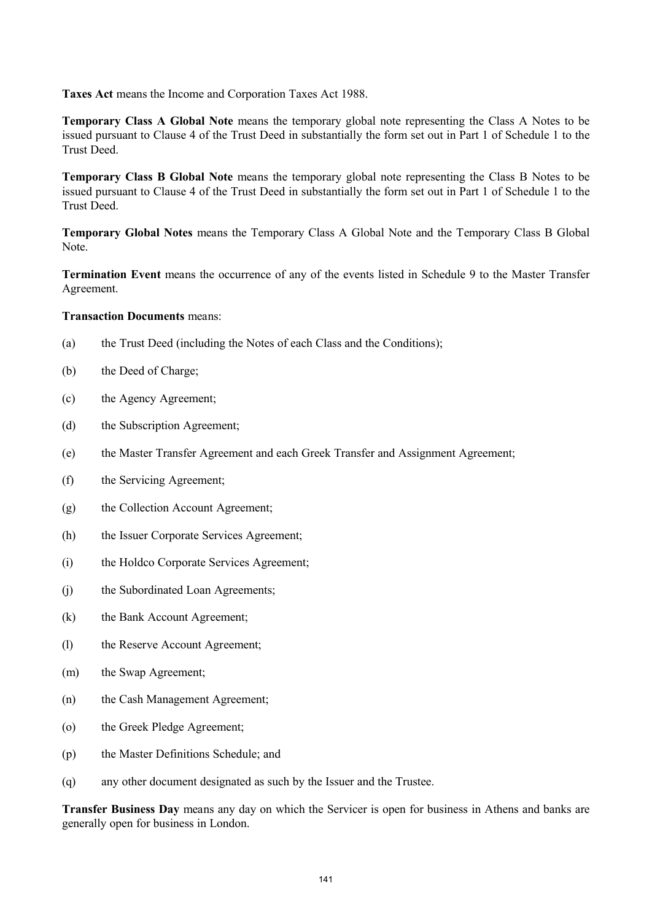**Taxes Act** means the Income and Corporation Taxes Act 1988.

**Temporary Class A Global Note** means the temporary global note representing the Class A Notes to be issued pursuant to Clause 4 of the Trust Deed in substantially the form set out in Part 1 of Schedule 1 to the Trust Deed.

**Temporary Class B Global Note** means the temporary global note representing the Class B Notes to be issued pursuant to Clause 4 of the Trust Deed in substantially the form set out in Part 1 of Schedule 1 to the Trust Deed.

**Temporary Global Notes** means the Temporary Class A Global Note and the Temporary Class B Global Note.

**Termination Event** means the occurrence of any of the events listed in Schedule 9 to the Master Transfer Agreement.

**Transaction Documents** means:

(a) the Trust Deed (including the Notes of each Class and the Conditions);

(b) the Deed of Charge;

(c) the Agency Agreement;

(d) the Subscription Agreement;

(e) the Master Transfer Agreement and each Greek Transfer and Assignment Agreement;

(f) the Servicing Agreement;

(g) the Collection Account Agreement;

(h) the Issuer Corporate Services Agreement;

(i) the Holdco Corporate Services Agreement;

(j) the Subordinated Loan Agreements;

(k) the Bank Account Agreement;

(l) the Reserve Account Agreement;

(m) the Swap Agreement;

(n) the Cash Management Agreement;

(o) the Greek Pledge Agreement;

(p) the Master Definitions Schedule; and

(q) any other document designated as such by the Issuer and the Trustee.

**Transfer Business Day** means any day on which the Servicer is open for business in Athens and banks are generally open for business in London.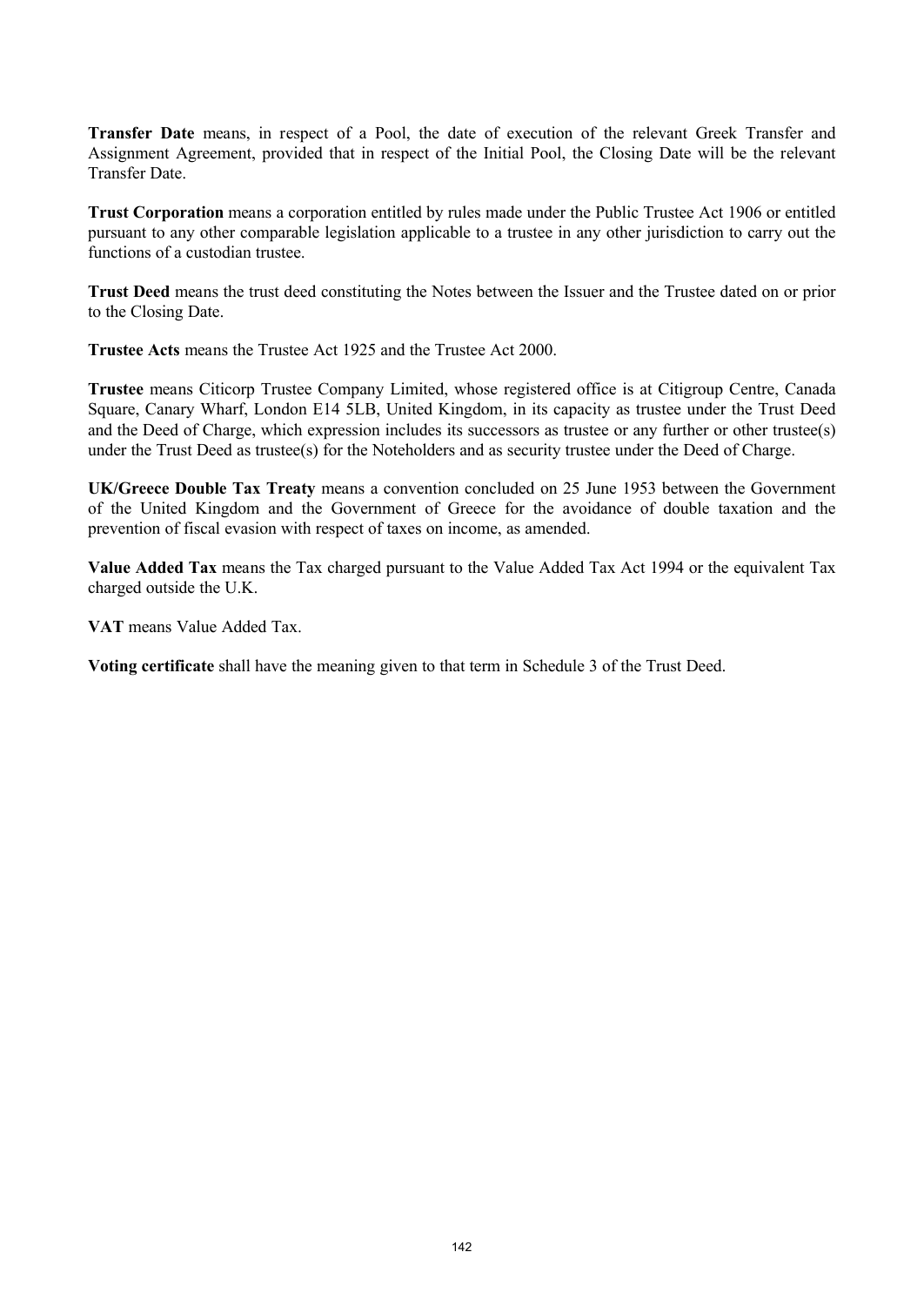**Transfer Date** means, in respect of a Pool, the date of execution of the relevant Greek Transfer and Assignment Agreement, provided that in respect of the Initial Pool, the Closing Date will be the relevant Transfer Date.

**Trust Corporation** means a corporation entitled by rules made under the Public Trustee Act 1906 or entitled pursuant to any other comparable legislation applicable to a trustee in any other jurisdiction to carry out the functions of a custodian trustee.

**Trust Deed** means the trust deed constituting the Notes between the Issuer and the Trustee dated on or prior to the Closing Date.

**Trustee Acts** means the Trustee Act 1925 and the Trustee Act 2000.

**Trustee** means Citicorp Trustee Company Limited, whose registered office is at Citigroup Centre, Canada Square, Canary Wharf, London E14 5LB, United Kingdom, in its capacity as trustee under the Trust Deed and the Deed of Charge, which expression includes its successors as trustee or any further or other trustee(s) under the Trust Deed as trustee(s) for the Noteholders and as security trustee under the Deed of Charge.

**UK/Greece Double Tax Treaty** means a convention concluded on 25 June 1953 between the Government of the United Kingdom and the Government of Greece for the avoidance of double taxation and the prevention of fiscal evasion with respect of taxes on income, as amended.

**Value Added Tax** means the Tax charged pursuant to the Value Added Tax Act 1994 or the equivalent Tax charged outside the U.K.

**VAT** means Value Added Tax.

**Voting certificate** shall have the meaning given to that term in Schedule 3 of the Trust Deed.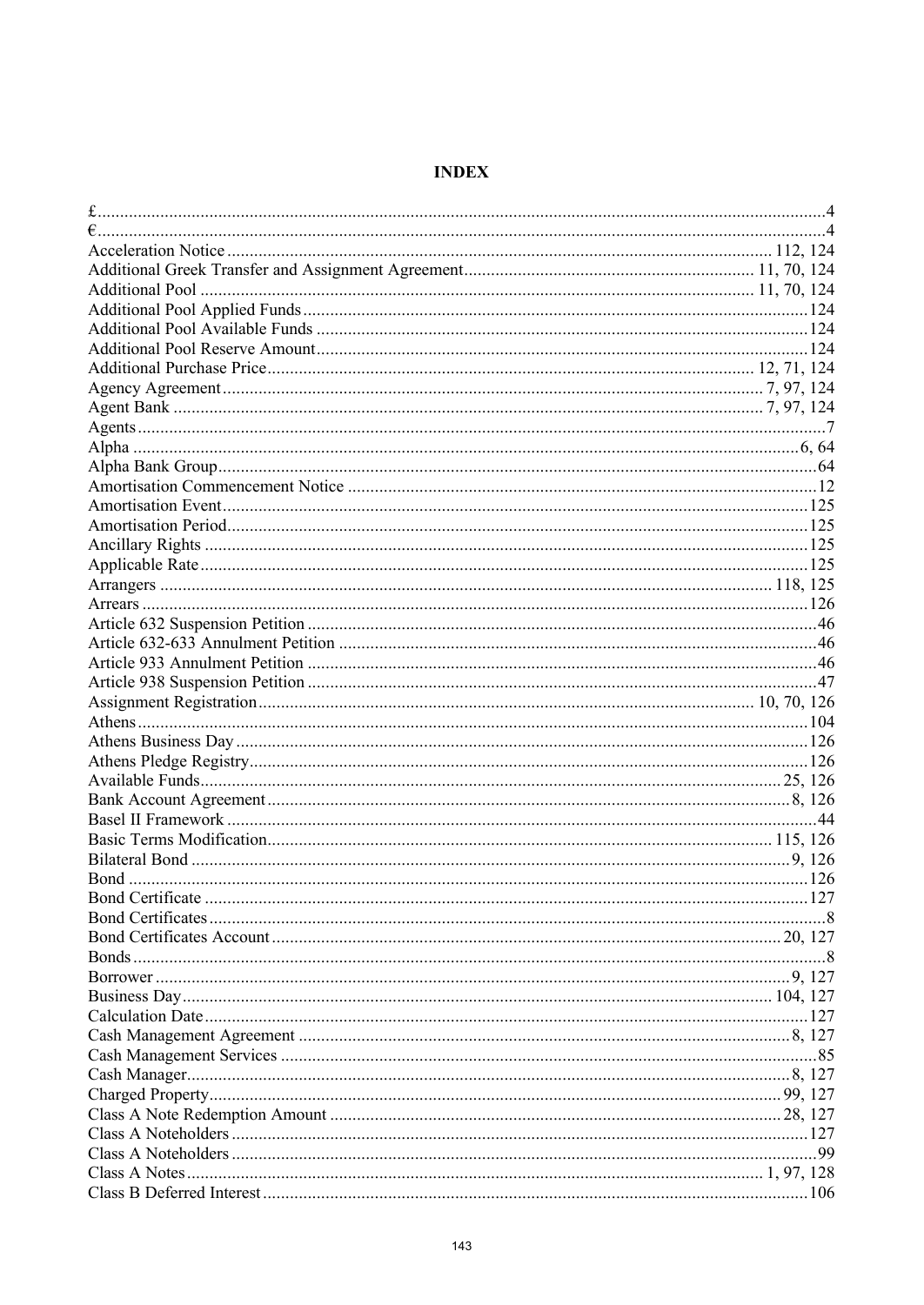# INDEX

£ ........ 4
€ ........ 4
Acceleration Notice ........ 112, 124
Additional Greek Transfer and Assignment Agreement ........ 11, 70, 124
Additional Pool ........ 11, 70, 124
Additional Pool Applied Funds ........ 124
Additional Pool Available Funds ........ 124
Additional Pool Reserve Amount ........ 124
Additional Purchase Price ........ 12, 71, 124
Agency Agreement ........ 7, 97, 124
Agent Bank ........ 7, 97, 124
Agents ........ 7
Alpha ........ 6, 64
Alpha Bank Group ........ 64
Amortisation Commencement Notice ........ 12
Amortisation Event ........ 125
Amortisation Period ........ 125
Ancillary Rights ........ 125
Applicable Rate ........ 125
Arrangers ........ 118, 125
Arrears ........ 126
Article 632 Suspension Petition ........ 46
Article 632-633 Annulment Petition ........ 46
Article 933 Annulment Petition ........ 46
Article 938 Suspension Petition ........ 47
Assignment Registration ........ 10, 70, 126
Athens ........ 104
Athens Business Day ........ 126
Athens Pledge Registry ........ 126
Available Funds ........ 25, 126
Bank Account Agreement ........ 8, 126
Basel II Framework ........ 44
Basic Terms Modification ........ 115, 126
Bilateral Bond ........ 9, 126
Bond ........ 126
Bond Certificate ........ 127
Bond Certificates ........ 8
Bond Certificates Account ........ 20, 127
Bonds ........ 8
Borrower ........ 9, 127
Business Day ........ 104, 127
Calculation Date ........ 127
Cash Management Agreement ........ 8, 127
Cash Management Services ........ 85
Cash Manager ........ 8, 127
Charged Property ........ 99, 127
Class A Note Redemption Amount ........ 28, 127
Class A Noteholders ........ 127
Class A Noteholders ........ 99
Class A Notes ........ 1, 97, 128
Class B Deferred Interest ........ 106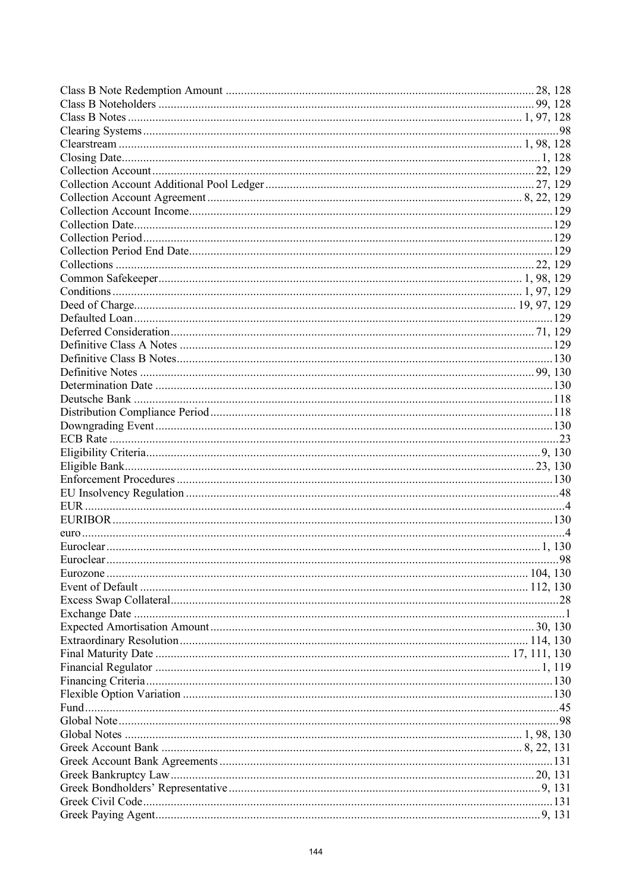Class B Note Redemption Amount .................................................................................................... 28, 128
Class B Noteholders ............................................................................................................ 99, 128
Class B Notes ............................................................................................................ 1, 97, 128
Clearing Systems ............................................................................................................ 98
Clearstream ............................................................................................................ 1, 98, 128
Closing Date ............................................................................................................ 1, 128
Collection Account ............................................................................................................ 22, 129
Collection Account Additional Pool Ledger ............................................................................................................ 27, 129
Collection Account Agreement ............................................................................................................ 8, 22, 129
Collection Account Income ............................................................................................................ 129
Collection Date ............................................................................................................ 129
Collection Period ............................................................................................................ 129
Collection Period End Date ............................................................................................................ 129
Collections ............................................................................................................ 22, 129
Common Safekeeper ............................................................................................................ 1, 98, 129
Conditions ............................................................................................................ 1, 97, 129
Deed of Charge ............................................................................................................ 19, 97, 129
Defaulted Loan ............................................................................................................ 129
Deferred Consideration ............................................................................................................ 71, 129
Definitive Class A Notes ............................................................................................................ 129
Definitive Class B Notes ............................................................................................................ 130
Definitive Notes ............................................................................................................ 99, 130
Determination Date ............................................................................................................ 130
Deutsche Bank ............................................................................................................ 118
Distribution Compliance Period ............................................................................................................ 118
Downgrading Event ............................................................................................................ 130
ECB Rate ............................................................................................................ 23
Eligibility Criteria ............................................................................................................ 9, 130
Eligible Bank ............................................................................................................ 23, 130
Enforcement Procedures ............................................................................................................ 130
EU Insolvency Regulation ............................................................................................................ 48
EUR ............................................................................................................ 4
EURIBOR ............................................................................................................ 130
euro ............................................................................................................ 4
Euroclear ............................................................................................................ 1, 130
Euroclear ............................................................................................................ 98
Eurozone ............................................................................................................ 104, 130
Event of Default ............................................................................................................ 112, 130
Excess Swap Collateral ............................................................................................................ 28
Exchange Date ............................................................................................................ 1
Expected Amortisation Amount ............................................................................................................ 30, 130
Extraordinary Resolution ............................................................................................................ 114, 130
Final Maturity Date ............................................................................................................ 17, 111, 130
Financial Regulator ............................................................................................................ 1, 119
Financing Criteria ............................................................................................................ 130
Flexible Option Variation ............................................................................................................ 130
Fund ............................................................................................................ 45
Global Note ............................................................................................................ 98
Global Notes ............................................................................................................ 1, 98, 130
Greek Account Bank ............................................................................................................ 8, 22, 131
Greek Account Bank Agreements ............................................................................................................ 131
Greek Bankruptcy Law ............................................................................................................ 20, 131
Greek Bondholders' Representative ............................................................................................................ 9, 131
Greek Civil Code ............................................................................................................ 131
Greek Paying Agent ............................................................................................................ 9, 131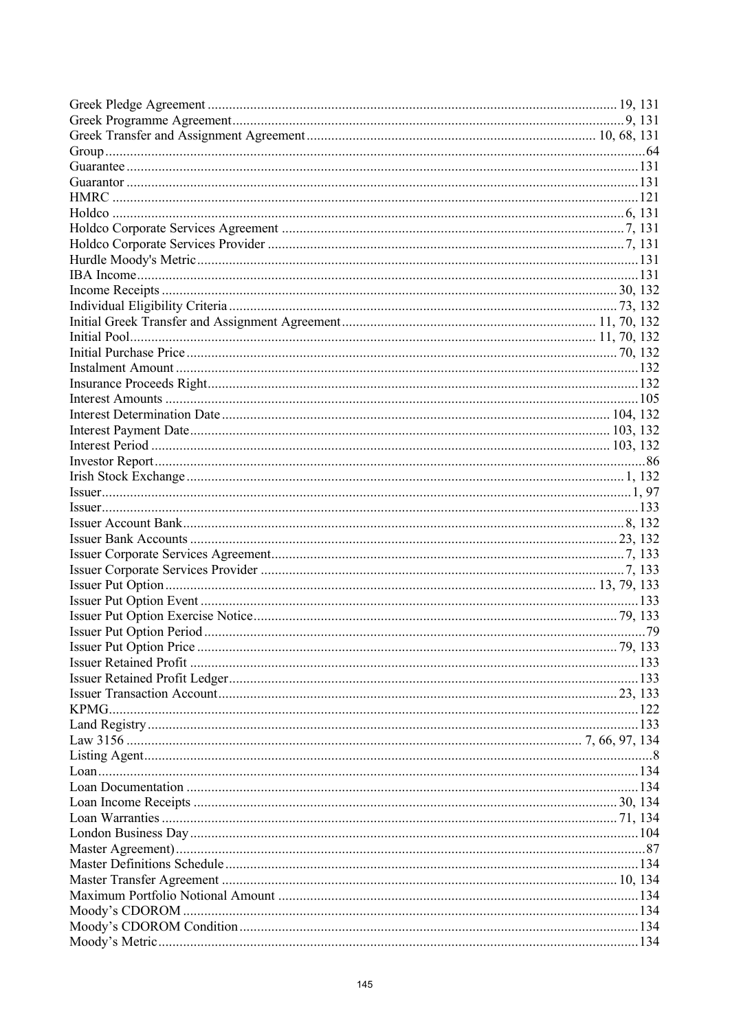Greek Pledge Agreement ...................................................................................................... 19, 131
Greek Programme Agreement.................................................................................................. 9, 131
Greek Transfer and Assignment Agreement ................................................................... 10, 68, 131
Group ...........................................................................................................................................64
Guarantee ...................................................................................................................................131
Guarantor ...................................................................................................................................131
HMRC ........................................................................................................................................121
Holdco ...................................................................................................................................6, 131
Holdco Corporate Services Agreement ..................................................................................7, 131
Holdco Corporate Services Provider ......................................................................................7, 131
Hurdle Moody's Metric...............................................................................................................131
IBA Income................................................................................................................................131
Income Receipts .....................................................................................................................30, 132
Individual Eligibility Criteria....................................................................................................73, 132
Initial Greek Transfer and Assignment Agreement...................................................... 11, 70, 132
Initial Pool.......................................................................................................................... 11, 70, 132
Initial Purchase Price ...............................................................................................................70, 132
Instalment Amount ....................................................................................................................132
Insurance Proceeds Right...........................................................................................................132
Interest Amounts ........................................................................................................................105
Interest Determination Date ...................................................................................................104, 132
Interest Payment Date..............................................................................................................103, 132
Interest Period .........................................................................................................................103, 132
Investor Report ..............................................................................................................................86
Irish Stock Exchange .................................................................................................................1, 132
Issuer........................................................................................................................................1, 97
Issuer..........................................................................................................................................133
Issuer Account Bank.................................................................................................................8, 132
Issuer Bank Accounts ..............................................................................................................23, 132
Issuer Corporate Services Agreement.........................................................................................7, 133
Issuer Corporate Services Provider ............................................................................................7, 133
Issuer Put Option ................................................................................................................ 13, 79, 133
Issuer Put Option Event ...............................................................................................................133
Issuer Put Option Exercise Notice.............................................................................................79, 133
Issuer Put Option Period ...................................................................................................................79
Issuer Put Option Price ..............................................................................................................79, 133
Issuer Retained Profit ..................................................................................................................133
Issuer Retained Profit Ledger........................................................................................................133
Issuer Transaction Account.......................................................................................................23, 133
KPMG.........................................................................................................................................122
Land Registry...............................................................................................................................133
Law 3156 ................................................................................................................... 7, 66, 97, 134
Listing Agent..................................................................................................................................8
Loan............................................................................................................................................134
Loan Documentation ...................................................................................................................134
Loan Income Receipts ..............................................................................................................30, 134
Loan Warranties ......................................................................................................................71, 134
London Business Day...................................................................................................................104
Master Agreement)..........................................................................................................................87
Master Definitions Schedule........................................................................................................134
Master Transfer Agreement ......................................................................................................10, 134
Maximum Portfolio Notional Amount ..........................................................................................134
Moody's CDOROM .....................................................................................................................134
Moody's CDOROM Condition.....................................................................................................134
Moody's Metric.............................................................................................................................134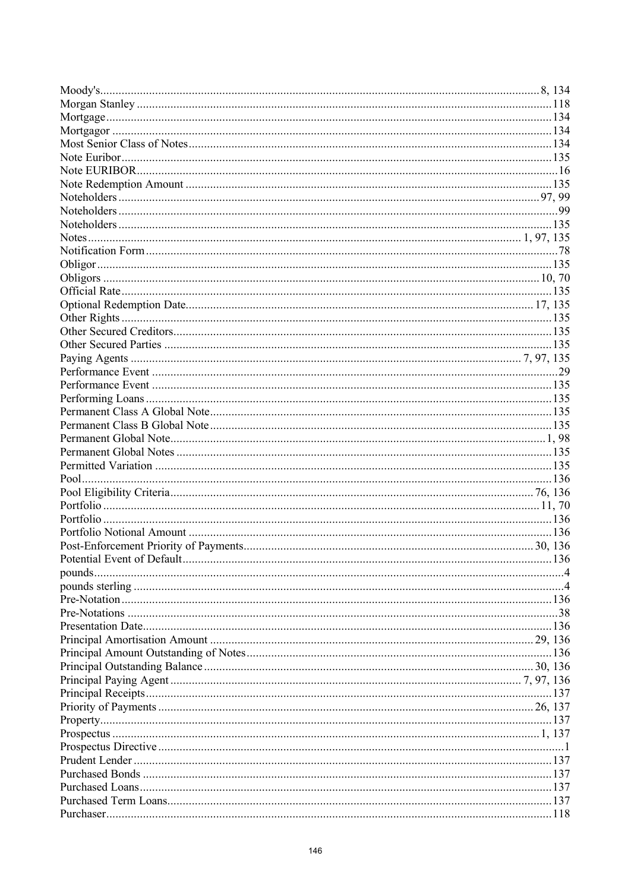Moody's....................................................................................................................................8, 134
Morgan Stanley ..........................................................................................................................118
Mortgage....................................................................................................................................134
Mortgagor ..................................................................................................................................134
Most Senior Class of Notes.........................................................................................................134
Note Euribor...............................................................................................................................135
Note EURIBOR.............................................................................................................................16
Note Redemption Amount ..........................................................................................................135
Noteholders ...............................................................................................................................97, 99
Noteholders ..................................................................................................................................99
Noteholders ................................................................................................................................135
Notes ..................................................................................................................................1, 97, 135
Notification Form ..........................................................................................................................78
Obligor.......................................................................................................................................135
Obligors ....................................................................................................................................10, 70
Official Rate................................................................................................................................135
Optional Redemption Date......................................................................................................17, 135
Other Rights ...............................................................................................................................135
Other Secured Creditors..............................................................................................................135
Other Secured Parties .................................................................................................................135
Paying Agents ........................................................................................................................7, 97, 135
Performance Event ........................................................................................................................29
Performance Event ......................................................................................................................135
Performing Loans ........................................................................................................................135
Permanent Class A Global Note...................................................................................................135
Permanent Class B Global Note...................................................................................................135
Permanent Global Note..................................................................................................................1, 98
Permanent Global Notes .............................................................................................................135
Permitted Variation ....................................................................................................................135
Pool...........................................................................................................................................136
Pool Eligibility Criteria..............................................................................................................76, 136
Portfolio ....................................................................................................................................11, 70
Portfolio .....................................................................................................................................136
Portfolio Notional Amount .........................................................................................................136
Post-Enforcement Priority of Payments....................................................................................30, 136
Potential Event of Default............................................................................................................136
pounds............................................................................................................................................4
pounds sterling ..............................................................................................................................4
Pre-Notation................................................................................................................................136
Pre-Notations ...............................................................................................................................38
Presentation Date.........................................................................................................................136
Principal Amortisation Amount ...............................................................................................29, 136
Principal Amount Outstanding of Notes......................................................................................136
Principal Outstanding Balance .................................................................................................30, 136
Principal Paying Agent ..........................................................................................................7, 97, 136
Principal Receipts........................................................................................................................137
Priority of Payments .................................................................................................................26, 137
Property......................................................................................................................................137
Prospectus ................................................................................................................................1, 137
Prospectus Directive ........................................................................................................................1
Prudent Lender ...........................................................................................................................137
Purchased Bonds ........................................................................................................................137
Purchased Loans.........................................................................................................................137
Purchased Term Loans................................................................................................................137
Purchaser....................................................................................................................................118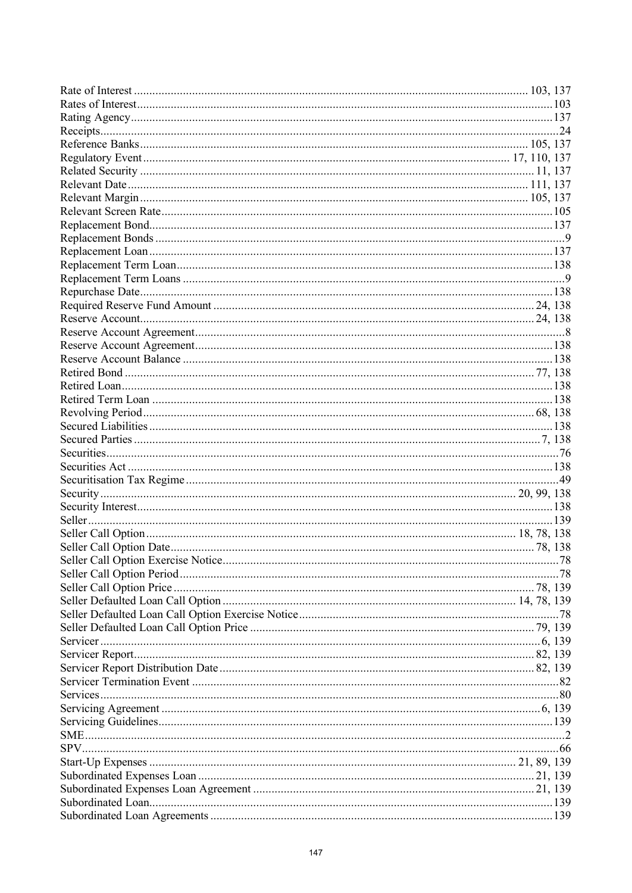Rate of Interest ........................................................................................................................ 103, 137
Rates of Interest.........................................................................................................................103
Rating Agency............................................................................................................................137
Receipts.......................................................................................................................................24
Reference Banks ................................................................................................................ 105, 137
Regulatory Event ........................................................................................................... 17, 110, 137
Related Security .................................................................................................................... 11, 137
Relevant Date .................................................................................................................... 111, 137
Relevant Margin ................................................................................................................ 105, 137
Relevant Screen Rate..................................................................................................................105
Replacement Bond......................................................................................................................137
Replacement Bonds .......................................................................................................................9
Replacement Loan.......................................................................................................................137
Replacement Term Loan.............................................................................................................138
Replacement Term Loans ...............................................................................................................9
Repurchase Date.........................................................................................................................138
Required Reserve Fund Amount ............................................................................................ 24, 138
Reserve Account.................................................................................................................... 24, 138
Reserve Account Agreement..........................................................................................................8
Reserve Account Agreement........................................................................................................138
Reserve Account Balance ............................................................................................................138
Retired Bond ......................................................................................................................... 77, 138
Retired Loan................................................................................................................................138
Retired Term Loan ......................................................................................................................138
Revolving Period................................................................................................................... 68, 138
Secured Liabilities .......................................................................................................................138
Secured Parties ....................................................................................................................... 7, 138
Securities......................................................................................................................................76
Securities Act ..............................................................................................................................138
Securitisation Tax Regime .............................................................................................................49
Security ........................................................................................................................... 20, 99, 138
Security Interest...........................................................................................................................138
Seller...........................................................................................................................................139
Seller Call Option ............................................................................................................ 18, 78, 138
Seller Call Option Date.......................................................................................................... 78, 138
Seller Call Option Exercise Notice.................................................................................................78
Seller Call Option Period ...............................................................................................................78
Seller Call Option Price .......................................................................................................... 78, 139
Seller Defaulted Loan Call Option ........................................................................................ 14, 78, 139
Seller Defaulted Loan Call Option Exercise Notice.........................................................................78
Seller Defaulted Loan Call Option Price ..................................................................................... 79, 139
Servicer ...................................................................................................................................6, 139
Servicer Report...................................................................................................................... 82, 139
Servicer Report Distribution Date ........................................................................................... 82, 139
Servicer Termination Event ...........................................................................................................82
Services.........................................................................................................................................80
Servicing Agreement .............................................................................................................. 6, 139
Servicing Guidelines....................................................................................................................139
SME................................................................................................................................................2
SPV...............................................................................................................................................66
Start-Up Expenses ............................................................................................................ 21, 89, 139
Subordinated Expenses Loan ................................................................................................. 21, 139
Subordinated Expenses Loan Agreement .............................................................................. 21, 139
Subordinated Loan.......................................................................................................................139
Subordinated Loan Agreements ..................................................................................................139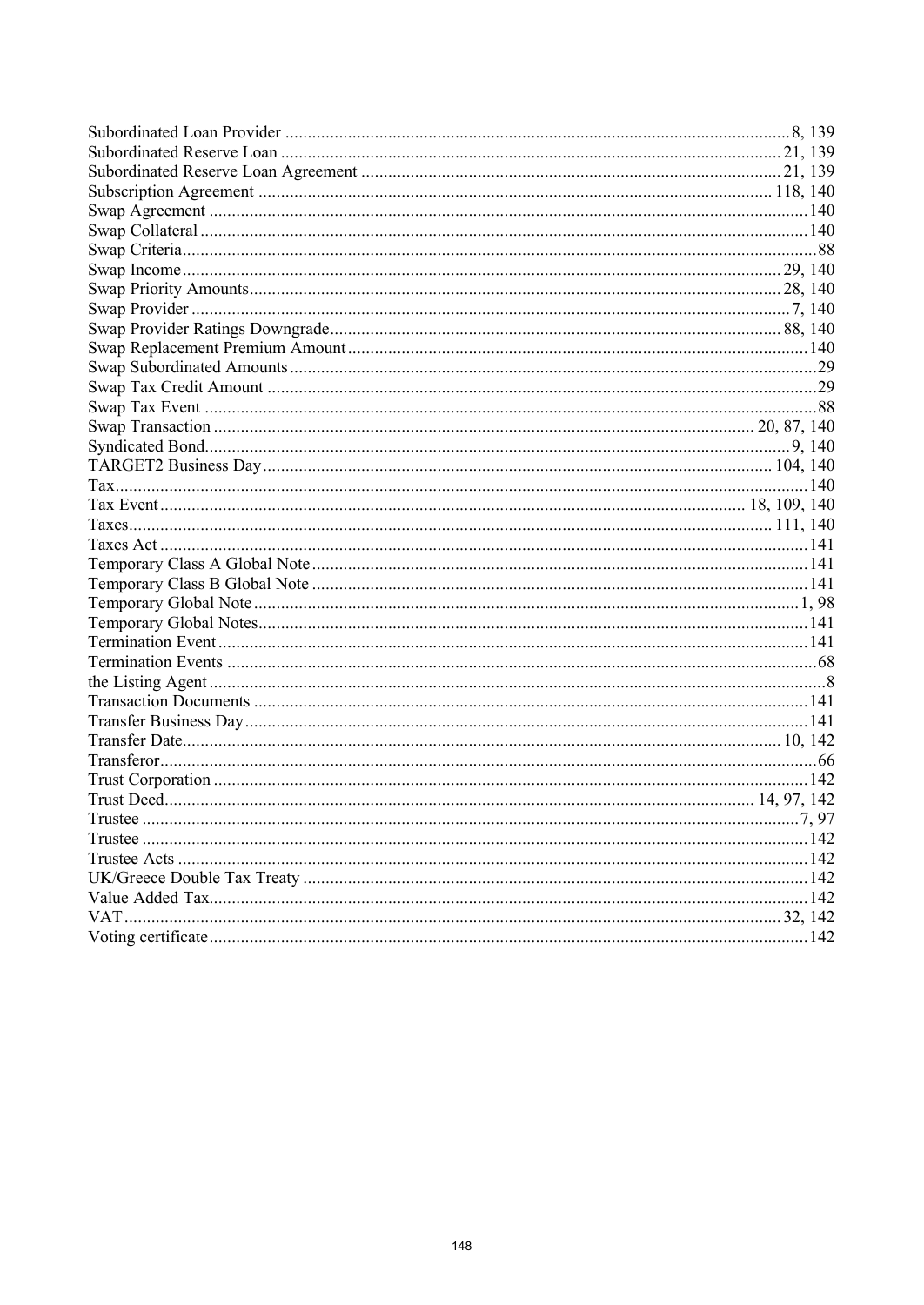Subordinated Loan Provider ................................................................................................................ 8, 139
Subordinated Reserve Loan ................................................................................................................ 21, 139
Subordinated Reserve Loan Agreement ............................................................................................. 21, 139
Subscription Agreement .................................................................................................................. 118, 140
Swap Agreement ......................................................................................................................................140
Swap Collateral ........................................................................................................................................140
Swap Criteria..............................................................................................................................................88
Swap Income....................................................................................................................................29, 140
Swap Priority Amounts....................................................................................................................28, 140
Swap Provider .......................................................................................................................................7, 140
Swap Provider Ratings Downgrade...................................................................................................88, 140
Swap Replacement Premium Amount......................................................................................................140
Swap Subordinated Amounts......................................................................................................................29
Swap Tax Credit Amount ...........................................................................................................................29
Swap Tax Event ..........................................................................................................................................88
Swap Transaction .......................................................................................................................20, 87, 140
Syndicated Bond......................................................................................................................................9, 140
TARGET2 Business Day.................................................................................................................104, 140
Tax............................................................................................................................................................140
Tax Event .......................................................................................................................................18, 109, 140
Taxes.......................................................................................................................................................111, 140
Taxes Act .................................................................................................................................................141
Temporary Class A Global Note ..............................................................................................................141
Temporary Class B Global Note ..............................................................................................................141
Temporary Global Note..........................................................................................................................1, 98
Temporary Global Notes..........................................................................................................................141
Termination Event ...................................................................................................................................141
Termination Events ....................................................................................................................................68
the Listing Agent .........................................................................................................................................8
Transaction Documents ...........................................................................................................................141
Transfer Business Day.............................................................................................................................141
Transfer Date.......................................................................................................................................10, 142
Transferor....................................................................................................................................................66
Trust Corporation ....................................................................................................................................142
Trust Deed.........................................................................................................................................14, 97, 142
Trustee .....................................................................................................................................................7, 97
Trustee ......................................................................................................................................................142
Trustee Acts .............................................................................................................................................142
UK/Greece Double Tax Treaty ................................................................................................................142
Value Added Tax.......................................................................................................................................142
VAT....................................................................................................................................................32, 142
Voting certificate......................................................................................................................................142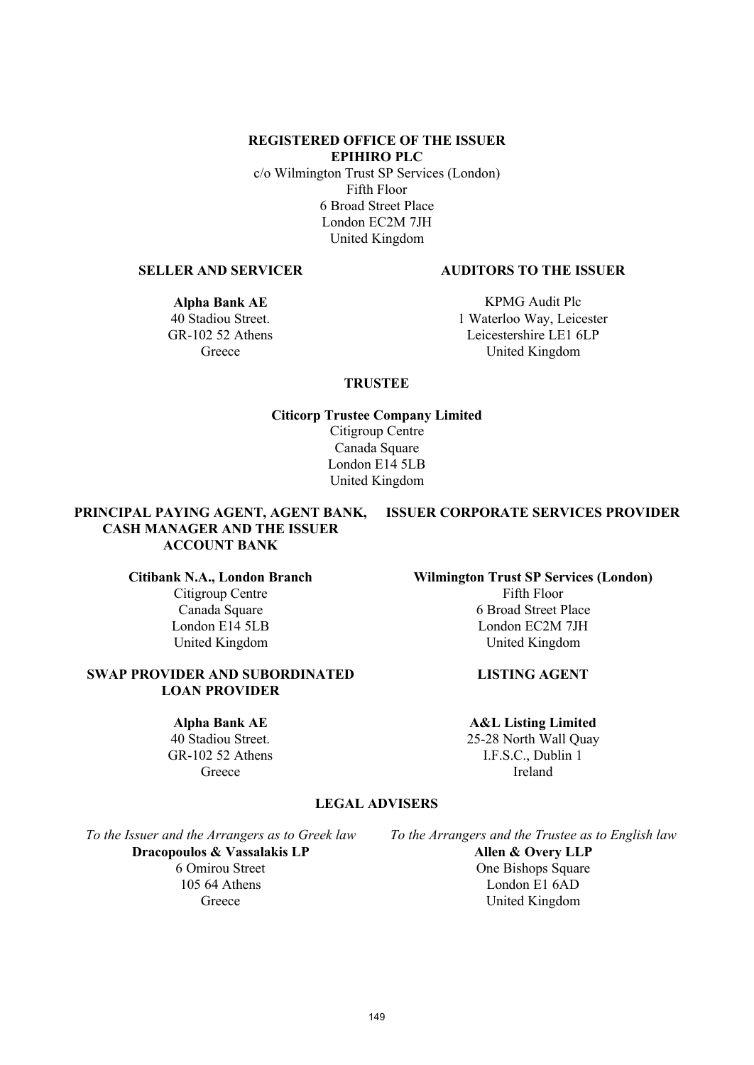**REGISTERED OFFICE OF THE ISSUER**
**EPIHIRO PLC**
c/o Wilmington Trust SP Services (London)
Fifth Floor
6 Broad Street Place
London EC2M 7JH
United Kingdom

**SELLER AND SERVICER**

**Alpha Bank AE**
40 Stadiou Street.
GR-102 52 Athens
Greece

**AUDITORS TO THE ISSUER**

KPMG Audit Plc
1 Waterloo Way, Leicester
Leicestershire LE1 6LP
United Kingdom

**TRUSTEE**

**Citicorp Trustee Company Limited**
Citigroup Centre
Canada Square
London E14 5LB
United Kingdom

**PRINCIPAL PAYING AGENT, AGENT BANK, CASH MANAGER AND THE ISSUER ACCOUNT BANK**

**Citibank N.A., London Branch**
Citigroup Centre
Canada Square
London E14 5LB
United Kingdom

**ISSUER CORPORATE SERVICES PROVIDER**

**Wilmington Trust SP Services (London)**
Fifth Floor
6 Broad Street Place
London EC2M 7JH
United Kingdom

**SWAP PROVIDER AND SUBORDINATED LOAN PROVIDER**

**Alpha Bank AE**
40 Stadiou Street.
GR-102 52 Athens
Greece

**LISTING AGENT**

**A&L Listing Limited**
25-28 North Wall Quay
I.F.S.C., Dublin 1
Ireland

**LEGAL ADVISERS**

*To the Issuer and the Arrangers as to Greek law*
**Dracopoulos & Vassalakis LP**
6 Omirou Street
105 64 Athens
Greece

*To the Arrangers and the Trustee as to English law*
**Allen & Overy LLP**
One Bishops Square
London E1 6AD
United Kingdom